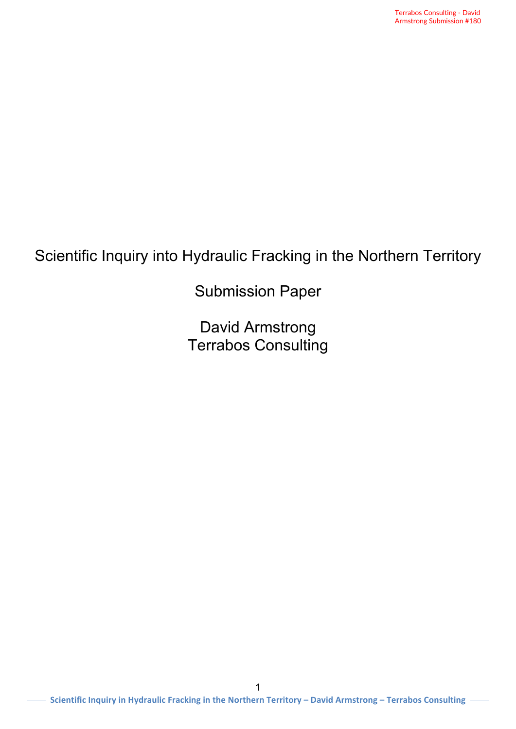# Scientific Inquiry into Hydraulic Fracking in the Northern Territory

## Submission Paper

David Armstrong
Terrabos Consulting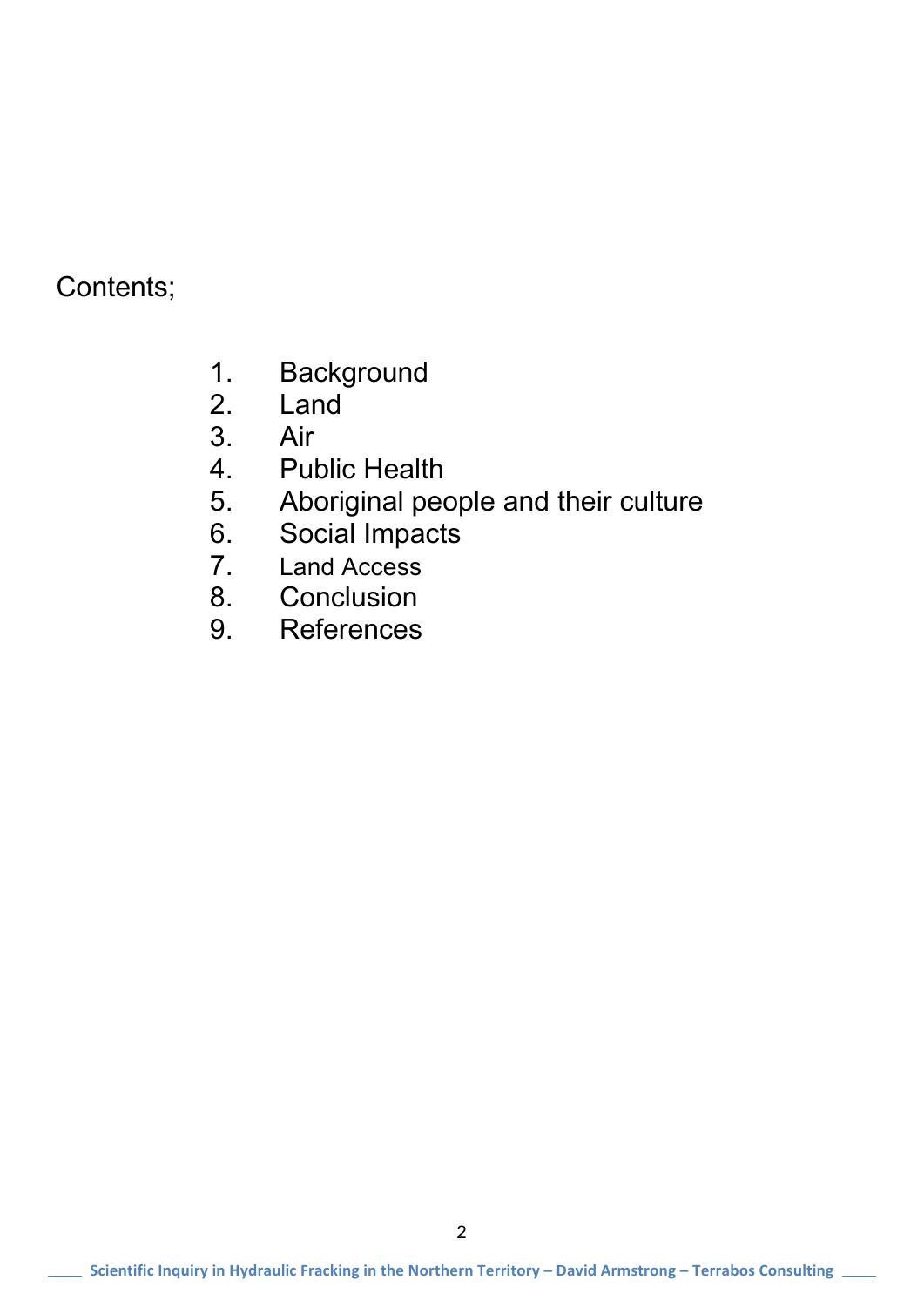Contents;

1. Background
2. Land
3. Air
4. Public Health
5. Aboriginal people and their culture
6. Social Impacts
7. Land Access
8. Conclusion
9. References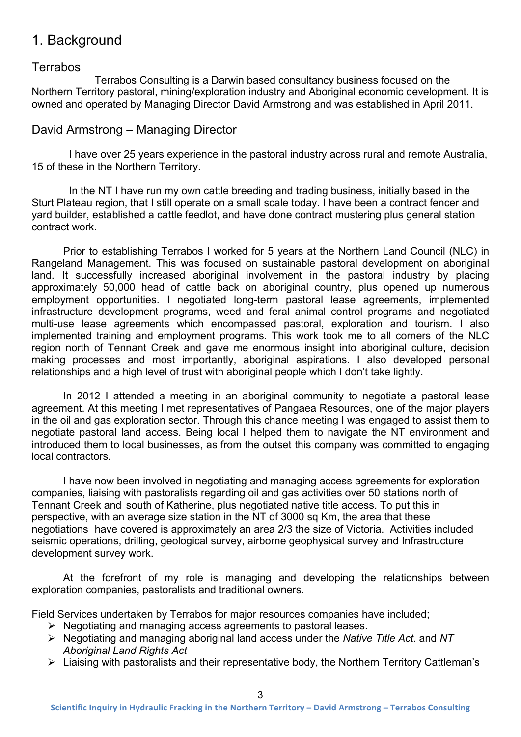# 1. Background

## Terrabos

Terrabos Consulting is a Darwin based consultancy business focused on the Northern Territory pastoral, mining/exploration industry and Aboriginal economic development. It is owned and operated by Managing Director David Armstrong and was established in April 2011.

## David Armstrong – Managing Director

I have over 25 years experience in the pastoral industry across rural and remote Australia, 15 of these in the Northern Territory.

In the NT I have run my own cattle breeding and trading business, initially based in the Sturt Plateau region, that I still operate on a small scale today. I have been a contract fencer and yard builder, established a cattle feedlot, and have done contract mustering plus general station contract work.

Prior to establishing Terrabos I worked for 5 years at the Northern Land Council (NLC) in Rangeland Management. This was focused on sustainable pastoral development on aboriginal land. It successfully increased aboriginal involvement in the pastoral industry by placing approximately 50,000 head of cattle back on aboriginal country, plus opened up numerous employment opportunities. I negotiated long-term pastoral lease agreements, implemented infrastructure development programs, weed and feral animal control programs and negotiated multi-use lease agreements which encompassed pastoral, exploration and tourism. I also implemented training and employment programs. This work took me to all corners of the NLC region north of Tennant Creek and gave me enormous insight into aboriginal culture, decision making processes and most importantly, aboriginal aspirations. I also developed personal relationships and a high level of trust with aboriginal people which I don't take lightly.

In 2012 I attended a meeting in an aboriginal community to negotiate a pastoral lease agreement. At this meeting I met representatives of Pangaea Resources, one of the major players in the oil and gas exploration sector. Through this chance meeting I was engaged to assist them to negotiate pastoral land access. Being local I helped them to navigate the NT environment and introduced them to local businesses, as from the outset this company was committed to engaging local contractors.

I have now been involved in negotiating and managing access agreements for exploration companies, liaising with pastoralists regarding oil and gas activities over 50 stations north of Tennant Creek and south of Katherine, plus negotiated native title access. To put this in perspective, with an average size station in the NT of 3000 sq Km, the area that these negotiations have covered is approximately an area 2/3 the size of Victoria. Activities included seismic operations, drilling, geological survey, airborne geophysical survey and Infrastructure development survey work.

At the forefront of my role is managing and developing the relationships between exploration companies, pastoralists and traditional owners.

Field Services undertaken by Terrabos for major resources companies have included;

- Negotiating and managing access agreements to pastoral leases.
- Negotiating and managing aboriginal land access under the *Native Title Act.* and *NT Aboriginal Land Rights Act*
- Liaising with pastoralists and their representative body, the Northern Territory Cattleman's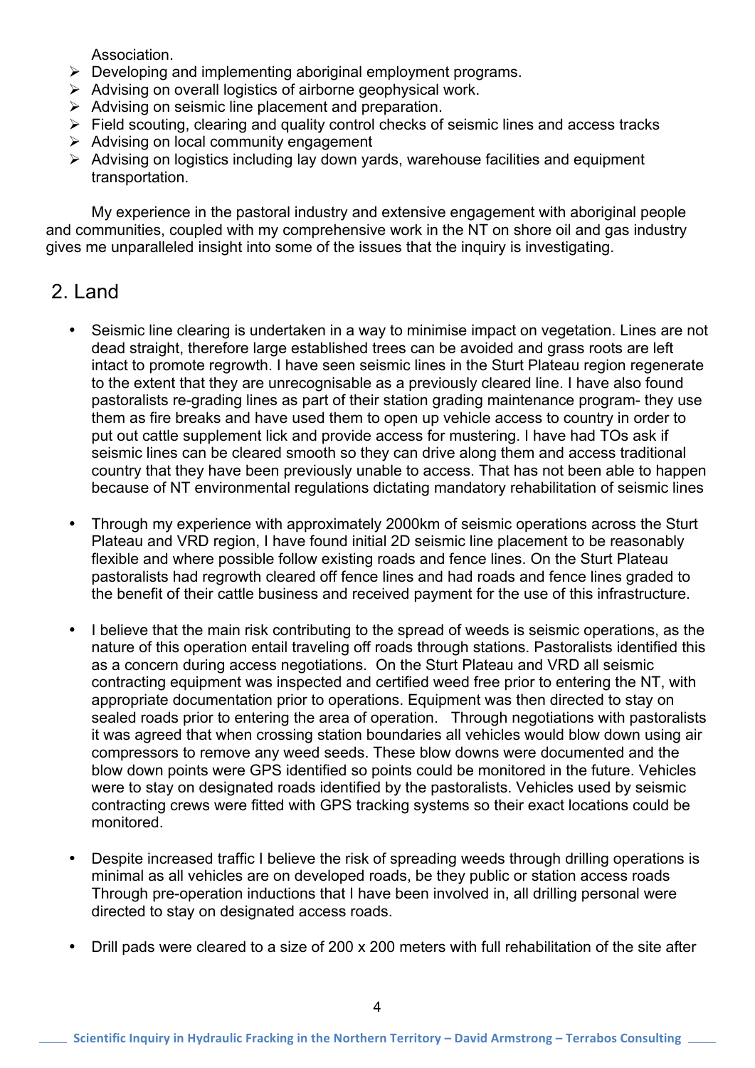Association.

- Developing and implementing aboriginal employment programs.
- Advising on overall logistics of airborne geophysical work.
- Advising on seismic line placement and preparation.
- Field scouting, clearing and quality control checks of seismic lines and access tracks
- Advising on local community engagement
- Advising on logistics including lay down yards, warehouse facilities and equipment transportation.

My experience in the pastoral industry and extensive engagement with aboriginal people and communities, coupled with my comprehensive work in the NT on shore oil and gas industry gives me unparalleled insight into some of the issues that the inquiry is investigating.

## 2. Land

- Seismic line clearing is undertaken in a way to minimise impact on vegetation. Lines are not dead straight, therefore large established trees can be avoided and grass roots are left intact to promote regrowth. I have seen seismic lines in the Sturt Plateau region regenerate to the extent that they are unrecognisable as a previously cleared line. I have also found pastoralists re-grading lines as part of their station grading maintenance program- they use them as fire breaks and have used them to open up vehicle access to country in order to put out cattle supplement lick and provide access for mustering. I have had TOs ask if seismic lines can be cleared smooth so they can drive along them and access traditional country that they have been previously unable to access. That has not been able to happen because of NT environmental regulations dictating mandatory rehabilitation of seismic lines

- Through my experience with approximately 2000km of seismic operations across the Sturt Plateau and VRD region, I have found initial 2D seismic line placement to be reasonably flexible and where possible follow existing roads and fence lines. On the Sturt Plateau pastoralists had regrowth cleared off fence lines and had roads and fence lines graded to the benefit of their cattle business and received payment for the use of this infrastructure.

- I believe that the main risk contributing to the spread of weeds is seismic operations, as the nature of this operation entail traveling off roads through stations. Pastoralists identified this as a concern during access negotiations. On the Sturt Plateau and VRD all seismic contracting equipment was inspected and certified weed free prior to entering the NT, with appropriate documentation prior to operations. Equipment was then directed to stay on sealed roads prior to entering the area of operation. Through negotiations with pastoralists it was agreed that when crossing station boundaries all vehicles would blow down using air compressors to remove any weed seeds. These blow downs were documented and the blow down points were GPS identified so points could be monitored in the future. Vehicles were to stay on designated roads identified by the pastoralists. Vehicles used by seismic contracting crews were fitted with GPS tracking systems so their exact locations could be monitored.

- Despite increased traffic I believe the risk of spreading weeds through drilling operations is minimal as all vehicles are on developed roads, be they public or station access roads Through pre-operation inductions that I have been involved in, all drilling personal were directed to stay on designated access roads.

- Drill pads were cleared to a size of 200 x 200 meters with full rehabilitation of the site after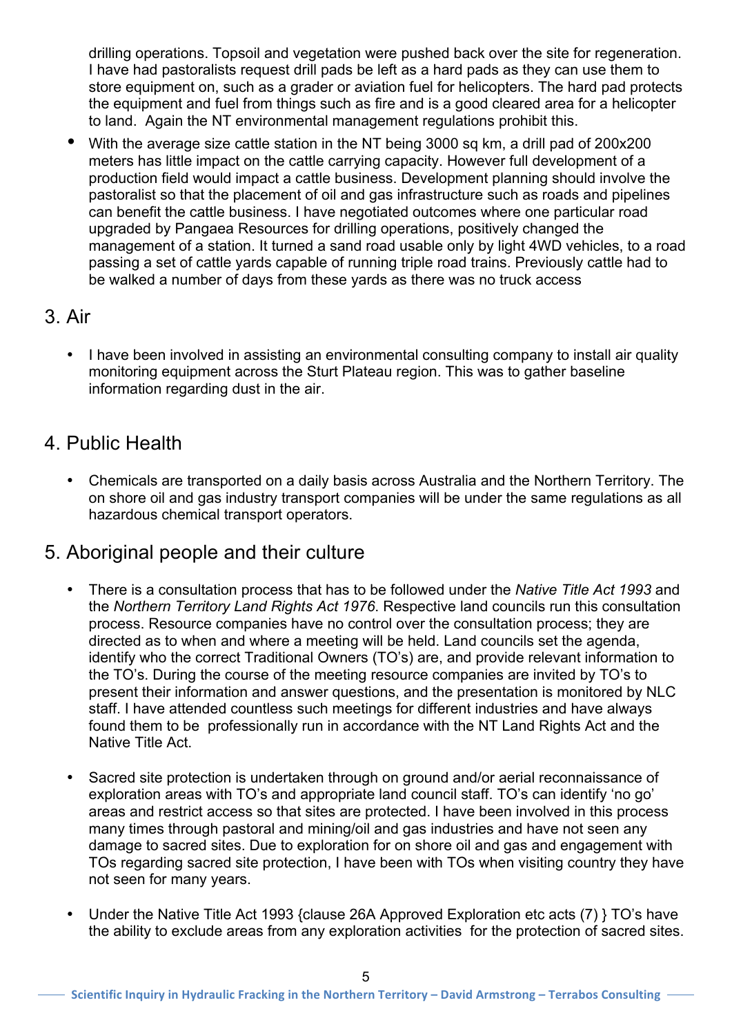drilling operations. Topsoil and vegetation were pushed back over the site for regeneration. I have had pastoralists request drill pads be left as a hard pads as they can use them to store equipment on, such as a grader or aviation fuel for helicopters. The hard pad protects the equipment and fuel from things such as fire and is a good cleared area for a helicopter to land. Again the NT environmental management regulations prohibit this.

- With the average size cattle station in the NT being 3000 sq km, a drill pad of 200x200 meters has little impact on the cattle carrying capacity. However full development of a production field would impact a cattle business. Development planning should involve the pastoralist so that the placement of oil and gas infrastructure such as roads and pipelines can benefit the cattle business. I have negotiated outcomes where one particular road upgraded by Pangaea Resources for drilling operations, positively changed the management of a station. It turned a sand road usable only by light 4WD vehicles, to a road passing a set of cattle yards capable of running triple road trains. Previously cattle had to be walked a number of days from these yards as there was no truck access

## 3. Air

- I have been involved in assisting an environmental consulting company to install air quality monitoring equipment across the Sturt Plateau region. This was to gather baseline information regarding dust in the air.

## 4. Public Health

- Chemicals are transported on a daily basis across Australia and the Northern Territory. The on shore oil and gas industry transport companies will be under the same regulations as all hazardous chemical transport operators.

## 5. Aboriginal people and their culture

- There is a consultation process that has to be followed under the *Native Title Act 1993* and the *Northern Territory Land Rights Act 1976*. Respective land councils run this consultation process. Resource companies have no control over the consultation process; they are directed as to when and where a meeting will be held. Land councils set the agenda, identify who the correct Traditional Owners (TO's) are, and provide relevant information to the TO's. During the course of the meeting resource companies are invited by TO's to present their information and answer questions, and the presentation is monitored by NLC staff. I have attended countless such meetings for different industries and have always found them to be professionally run in accordance with the NT Land Rights Act and the Native Title Act.

- Sacred site protection is undertaken through on ground and/or aerial reconnaissance of exploration areas with TO's and appropriate land council staff. TO's can identify 'no go' areas and restrict access so that sites are protected. I have been involved in this process many times through pastoral and mining/oil and gas industries and have not seen any damage to sacred sites. Due to exploration for on shore oil and gas and engagement with TOs regarding sacred site protection, I have been with TOs when visiting country they have not seen for many years.

- Under the Native Title Act 1993 {clause 26A Approved Exploration etc acts (7) } TO's have the ability to exclude areas from any exploration activities for the protection of sacred sites.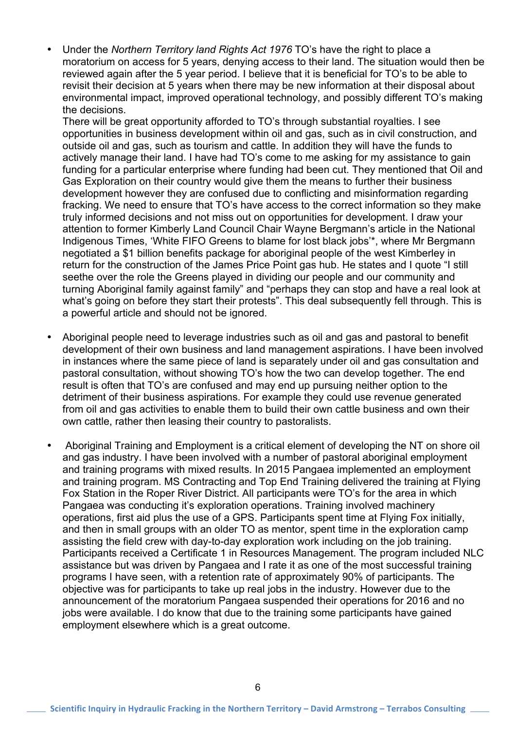- Under the *Northern Territory land Rights Act 1976* TO's have the right to place a moratorium on access for 5 years, denying access to their land. The situation would then be reviewed again after the 5 year period. I believe that it is beneficial for TO's to be able to revisit their decision at 5 years when there may be new information at their disposal about environmental impact, improved operational technology, and possibly different TO's making the decisions.
  There will be great opportunity afforded to TO's through substantial royalties. I see opportunities in business development within oil and gas, such as in civil construction, and outside oil and gas, such as tourism and cattle. In addition they will have the funds to actively manage their land. I have had TO's come to me asking for my assistance to gain funding for a particular enterprise where funding had been cut. They mentioned that Oil and Gas Exploration on their country would give them the means to further their business development however they are confused due to conflicting and misinformation regarding fracking. We need to ensure that TO's have access to the correct information so they make truly informed decisions and not miss out on opportunities for development. I draw your attention to former Kimberly Land Council Chair Wayne Bergmann's article in the National Indigenous Times, 'White FIFO Greens to blame for lost black jobs'*, where Mr Bergmann negotiated a $1 billion benefits package for aboriginal people of the west Kimberley in return for the construction of the James Price Point gas hub. He states and I quote "I still seethe over the role the Greens played in dividing our people and our community and turning Aboriginal family against family" and "perhaps they can stop and have a real look at what's going on before they start their protests". This deal subsequently fell through. This is a powerful article and should not be ignored.

- Aboriginal people need to leverage industries such as oil and gas and pastoral to benefit development of their own business and land management aspirations. I have been involved in instances where the same piece of land is separately under oil and gas consultation and pastoral consultation, without showing TO's how the two can develop together. The end result is often that TO's are confused and may end up pursuing neither option to the detriment of their business aspirations. For example they could use revenue generated from oil and gas activities to enable them to build their own cattle business and own their own cattle, rather then leasing their country to pastoralists.

- Aboriginal Training and Employment is a critical element of developing the NT on shore oil and gas industry. I have been involved with a number of pastoral aboriginal employment and training programs with mixed results. In 2015 Pangaea implemented an employment and training program. MS Contracting and Top End Training delivered the training at Flying Fox Station in the Roper River District. All participants were TO's for the area in which Pangaea was conducting it's exploration operations. Training involved machinery operations, first aid plus the use of a GPS. Participants spent time at Flying Fox initially, and then in small groups with an older TO as mentor, spent time in the exploration camp assisting the field crew with day-to-day exploration work including on the job training. Participants received a Certificate 1 in Resources Management. The program included NLC assistance but was driven by Pangaea and I rate it as one of the most successful training programs I have seen, with a retention rate of approximately 90% of participants. The objective was for participants to take up real jobs in the industry. However due to the announcement of the moratorium Pangaea suspended their operations for 2016 and no jobs were available. I do know that due to the training some participants have gained employment elsewhere which is a great outcome.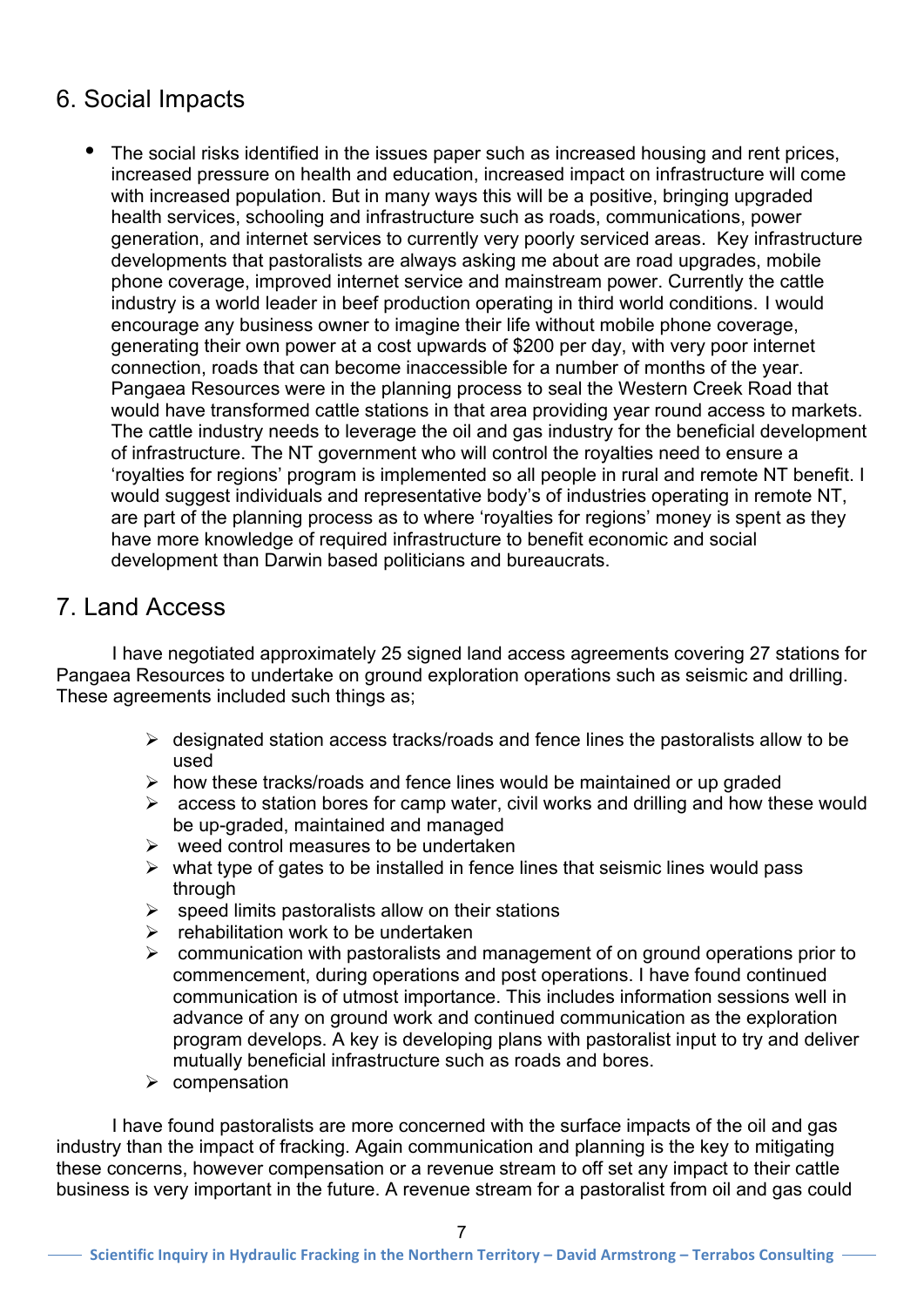## 6. Social Impacts

- The social risks identified in the issues paper such as increased housing and rent prices, increased pressure on health and education, increased impact on infrastructure will come with increased population. But in many ways this will be a positive, bringing upgraded health services, schooling and infrastructure such as roads, communications, power generation, and internet services to currently very poorly serviced areas. Key infrastructure developments that pastoralists are always asking me about are road upgrades, mobile phone coverage, improved internet service and mainstream power. Currently the cattle industry is a world leader in beef production operating in third world conditions. I would encourage any business owner to imagine their life without mobile phone coverage, generating their own power at a cost upwards of $200 per day, with very poor internet connection, roads that can become inaccessible for a number of months of the year. Pangaea Resources were in the planning process to seal the Western Creek Road that would have transformed cattle stations in that area providing year round access to markets. The cattle industry needs to leverage the oil and gas industry for the beneficial development of infrastructure. The NT government who will control the royalties need to ensure a 'royalties for regions' program is implemented so all people in rural and remote NT benefit. I would suggest individuals and representative body's of industries operating in remote NT, are part of the planning process as to where 'royalties for regions' money is spent as they have more knowledge of required infrastructure to benefit economic and social development than Darwin based politicians and bureaucrats.

## 7. Land Access

I have negotiated approximately 25 signed land access agreements covering 27 stations for Pangaea Resources to undertake on ground exploration operations such as seismic and drilling. These agreements included such things as;

- designated station access tracks/roads and fence lines the pastoralists allow to be used
- how these tracks/roads and fence lines would be maintained or up graded
- access to station bores for camp water, civil works and drilling and how these would be up-graded, maintained and managed
- weed control measures to be undertaken
- what type of gates to be installed in fence lines that seismic lines would pass through
- speed limits pastoralists allow on their stations
- rehabilitation work to be undertaken
- communication with pastoralists and management of on ground operations prior to commencement, during operations and post operations. I have found continued communication is of utmost importance. This includes information sessions well in advance of any on ground work and continued communication as the exploration program develops. A key is developing plans with pastoralist input to try and deliver mutually beneficial infrastructure such as roads and bores.
- compensation

I have found pastoralists are more concerned with the surface impacts of the oil and gas industry than the impact of fracking. Again communication and planning is the key to mitigating these concerns, however compensation or a revenue stream to off set any impact to their cattle business is very important in the future. A revenue stream for a pastoralist from oil and gas could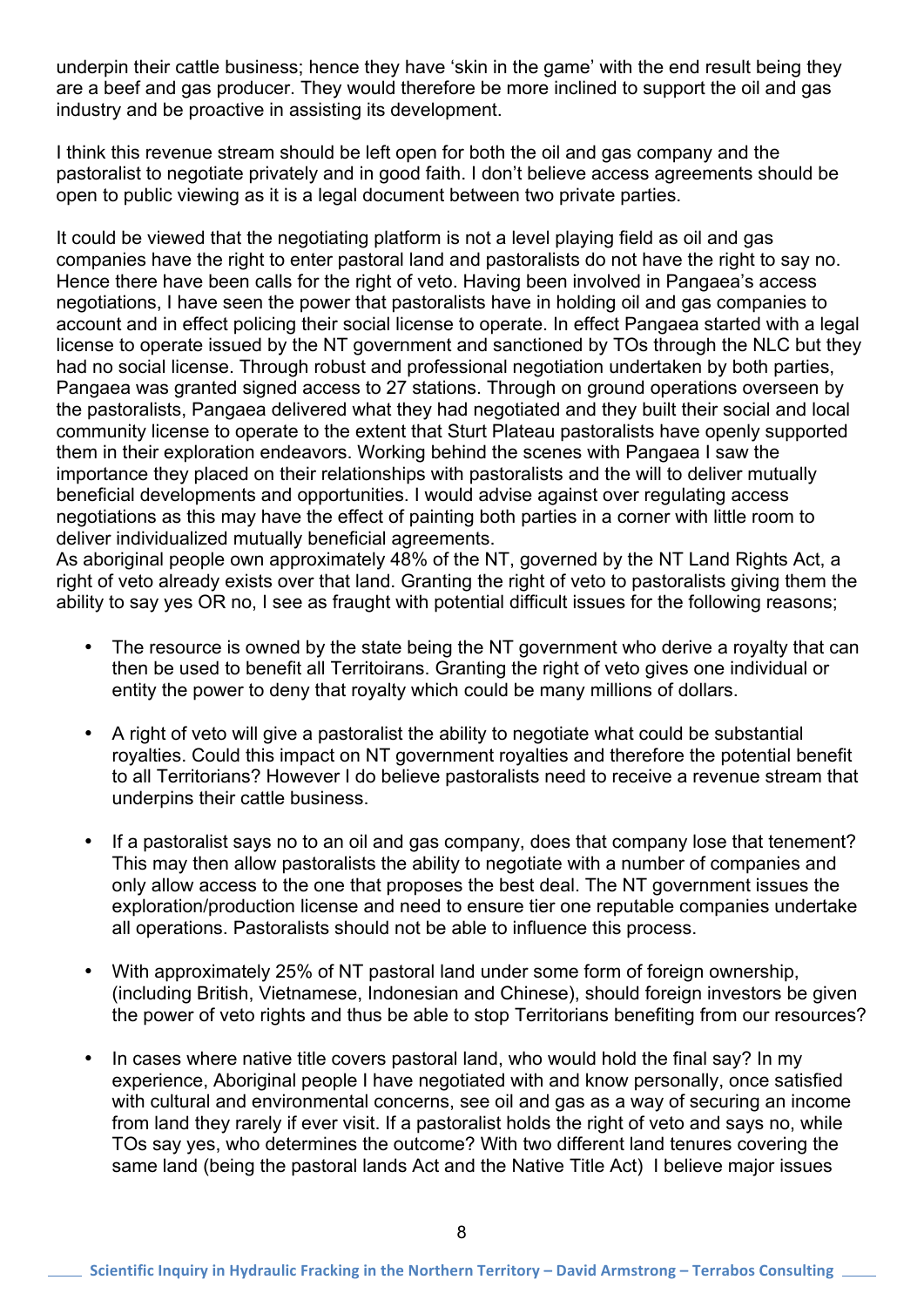underpin their cattle business; hence they have 'skin in the game' with the end result being they are a beef and gas producer. They would therefore be more inclined to support the oil and gas industry and be proactive in assisting its development.

I think this revenue stream should be left open for both the oil and gas company and the pastoralist to negotiate privately and in good faith. I don't believe access agreements should be open to public viewing as it is a legal document between two private parties.

It could be viewed that the negotiating platform is not a level playing field as oil and gas companies have the right to enter pastoral land and pastoralists do not have the right to say no. Hence there have been calls for the right of veto. Having been involved in Pangaea's access negotiations, I have seen the power that pastoralists have in holding oil and gas companies to account and in effect policing their social license to operate. In effect Pangaea started with a legal license to operate issued by the NT government and sanctioned by TOs through the NLC but they had no social license. Through robust and professional negotiation undertaken by both parties, Pangaea was granted signed access to 27 stations. Through on ground operations overseen by the pastoralists, Pangaea delivered what they had negotiated and they built their social and local community license to operate to the extent that Sturt Plateau pastoralists have openly supported them in their exploration endeavors. Working behind the scenes with Pangaea I saw the importance they placed on their relationships with pastoralists and the will to deliver mutually beneficial developments and opportunities. I would advise against over regulating access negotiations as this may have the effect of painting both parties in a corner with little room to deliver individualized mutually beneficial agreements.
As aboriginal people own approximately 48% of the NT, governed by the NT Land Rights Act, a right of veto already exists over that land. Granting the right of veto to pastoralists giving them the ability to say yes OR no, I see as fraught with potential difficult issues for the following reasons;

- The resource is owned by the state being the NT government who derive a royalty that can then be used to benefit all Territoirans. Granting the right of veto gives one individual or entity the power to deny that royalty which could be many millions of dollars.

- A right of veto will give a pastoralist the ability to negotiate what could be substantial royalties. Could this impact on NT government royalties and therefore the potential benefit to all Territorians? However I do believe pastoralists need to receive a revenue stream that underpins their cattle business.

- If a pastoralist says no to an oil and gas company, does that company lose that tenement? This may then allow pastoralists the ability to negotiate with a number of companies and only allow access to the one that proposes the best deal. The NT government issues the exploration/production license and need to ensure tier one reputable companies undertake all operations. Pastoralists should not be able to influence this process.

- With approximately 25% of NT pastoral land under some form of foreign ownership, (including British, Vietnamese, Indonesian and Chinese), should foreign investors be given the power of veto rights and thus be able to stop Territorians benefiting from our resources?

- In cases where native title covers pastoral land, who would hold the final say? In my experience, Aboriginal people I have negotiated with and know personally, once satisfied with cultural and environmental concerns, see oil and gas as a way of securing an income from land they rarely if ever visit. If a pastoralist holds the right of veto and says no, while TOs say yes, who determines the outcome? With two different land tenures covering the same land (being the pastoral lands Act and the Native Title Act) I believe major issues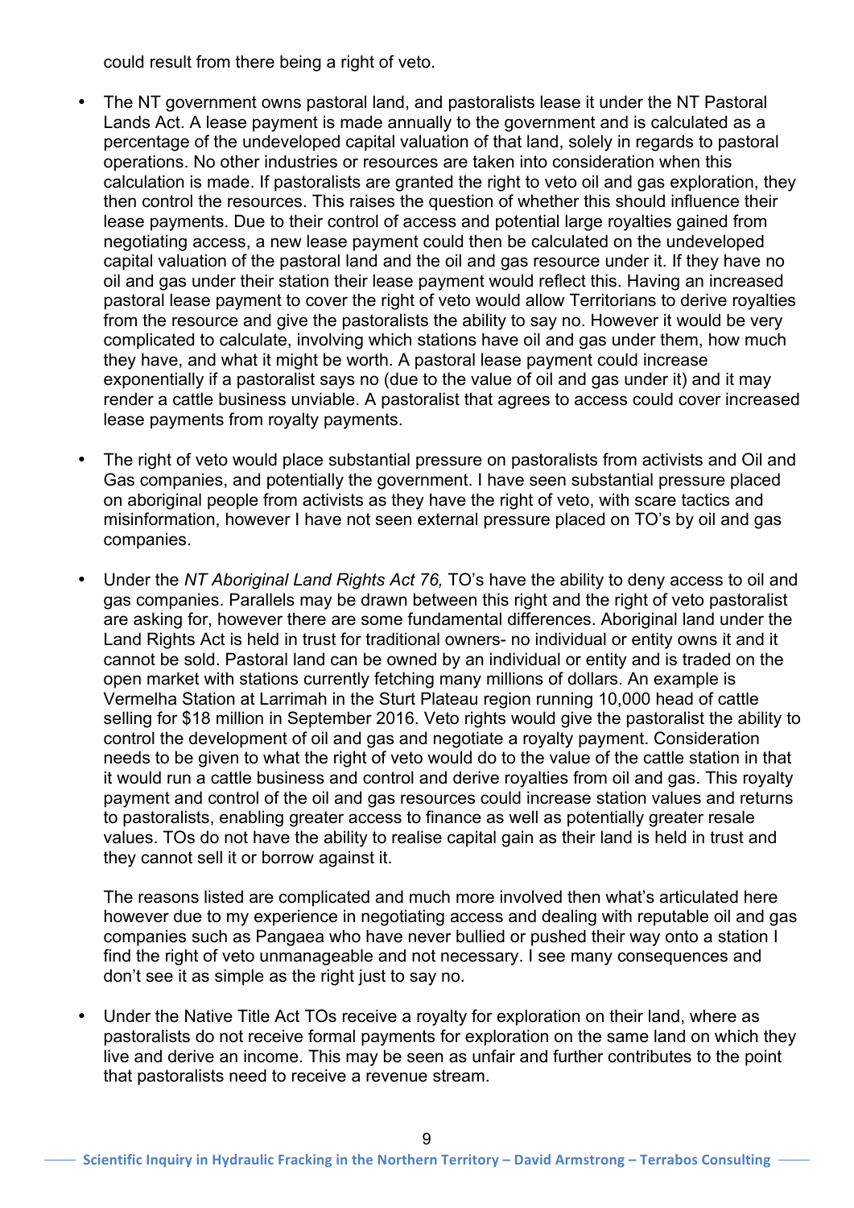could result from there being a right of veto.

- The NT government owns pastoral land, and pastoralists lease it under the NT Pastoral Lands Act. A lease payment is made annually to the government and is calculated as a percentage of the undeveloped capital valuation of that land, solely in regards to pastoral operations. No other industries or resources are taken into consideration when this calculation is made. If pastoralists are granted the right to veto oil and gas exploration, they then control the resources. This raises the question of whether this should influence their lease payments. Due to their control of access and potential large royalties gained from negotiating access, a new lease payment could then be calculated on the undeveloped capital valuation of the pastoral land and the oil and gas resource under it. If they have no oil and gas under their station their lease payment would reflect this. Having an increased pastoral lease payment to cover the right of veto would allow Territorians to derive royalties from the resource and give the pastoralists the ability to say no. However it would be very complicated to calculate, involving which stations have oil and gas under them, how much they have, and what it might be worth. A pastoral lease payment could increase exponentially if a pastoralist says no (due to the value of oil and gas under it) and it may render a cattle business unviable. A pastoralist that agrees to access could cover increased lease payments from royalty payments.

- The right of veto would place substantial pressure on pastoralists from activists and Oil and Gas companies, and potentially the government. I have seen substantial pressure placed on aboriginal people from activists as they have the right of veto, with scare tactics and misinformation, however I have not seen external pressure placed on TO's by oil and gas companies.

- Under the *NT Aboriginal Land Rights Act 76,* TO's have the ability to deny access to oil and gas companies. Parallels may be drawn between this right and the right of veto pastoralist are asking for, however there are some fundamental differences. Aboriginal land under the Land Rights Act is held in trust for traditional owners- no individual or entity owns it and it cannot be sold. Pastoral land can be owned by an individual or entity and is traded on the open market with stations currently fetching many millions of dollars. An example is Vermelha Station at Larrimah in the Sturt Plateau region running 10,000 head of cattle selling for $18 million in September 2016. Veto rights would give the pastoralist the ability to control the development of oil and gas and negotiate a royalty payment. Consideration needs to be given to what the right of veto would do to the value of the cattle station in that it would run a cattle business and control and derive royalties from oil and gas. This royalty payment and control of the oil and gas resources could increase station values and returns to pastoralists, enabling greater access to finance as well as potentially greater resale values. TOs do not have the ability to realise capital gain as their land is held in trust and they cannot sell it or borrow against it.

  The reasons listed are complicated and much more involved then what's articulated here however due to my experience in negotiating access and dealing with reputable oil and gas companies such as Pangaea who have never bullied or pushed their way onto a station I find the right of veto unmanageable and not necessary. I see many consequences and don't see it as simple as the right just to say no.

- Under the Native Title Act TOs receive a royalty for exploration on their land, where as pastoralists do not receive formal payments for exploration on the same land on which they live and derive an income. This may be seen as unfair and further contributes to the point that pastoralists need to receive a revenue stream.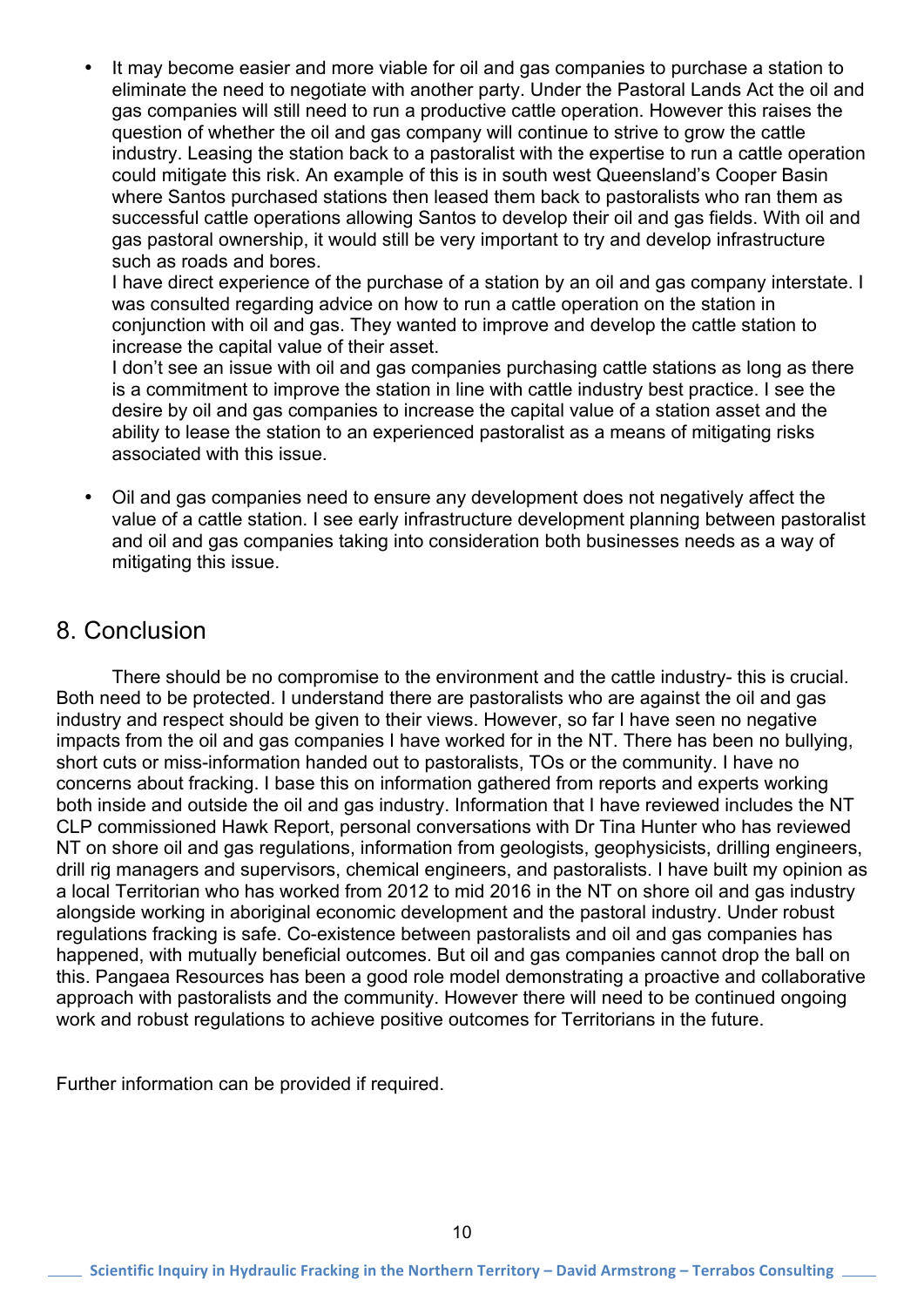- It may become easier and more viable for oil and gas companies to purchase a station to eliminate the need to negotiate with another party. Under the Pastoral Lands Act the oil and gas companies will still need to run a productive cattle operation. However this raises the question of whether the oil and gas company will continue to strive to grow the cattle industry. Leasing the station back to a pastoralist with the expertise to run a cattle operation could mitigate this risk. An example of this is in south west Queensland's Cooper Basin where Santos purchased stations then leased them back to pastoralists who ran them as successful cattle operations allowing Santos to develop their oil and gas fields. With oil and gas pastoral ownership, it would still be very important to try and develop infrastructure such as roads and bores.
  I have direct experience of the purchase of a station by an oil and gas company interstate. I was consulted regarding advice on how to run a cattle operation on the station in conjunction with oil and gas. They wanted to improve and develop the cattle station to increase the capital value of their asset.
  I don't see an issue with oil and gas companies purchasing cattle stations as long as there is a commitment to improve the station in line with cattle industry best practice. I see the desire by oil and gas companies to increase the capital value of a station asset and the ability to lease the station to an experienced pastoralist as a means of mitigating risks associated with this issue.

- Oil and gas companies need to ensure any development does not negatively affect the value of a cattle station. I see early infrastructure development planning between pastoralist and oil and gas companies taking into consideration both businesses needs as a way of mitigating this issue.

## 8. Conclusion

There should be no compromise to the environment and the cattle industry- this is crucial. Both need to be protected. I understand there are pastoralists who are against the oil and gas industry and respect should be given to their views. However, so far I have seen no negative impacts from the oil and gas companies I have worked for in the NT. There has been no bullying, short cuts or miss-information handed out to pastoralists, TOs or the community. I have no concerns about fracking. I base this on information gathered from reports and experts working both inside and outside the oil and gas industry. Information that I have reviewed includes the NT CLP commissioned Hawk Report, personal conversations with Dr Tina Hunter who has reviewed NT on shore oil and gas regulations, information from geologists, geophysicists, drilling engineers, drill rig managers and supervisors, chemical engineers, and pastoralists. I have built my opinion as a local Territorian who has worked from 2012 to mid 2016 in the NT on shore oil and gas industry alongside working in aboriginal economic development and the pastoral industry. Under robust regulations fracking is safe. Co-existence between pastoralists and oil and gas companies has happened, with mutually beneficial outcomes. But oil and gas companies cannot drop the ball on this. Pangaea Resources has been a good role model demonstrating a proactive and collaborative approach with pastoralists and the community. However there will need to be continued ongoing work and robust regulations to achieve positive outcomes for Territorians in the future.

Further information can be provided if required.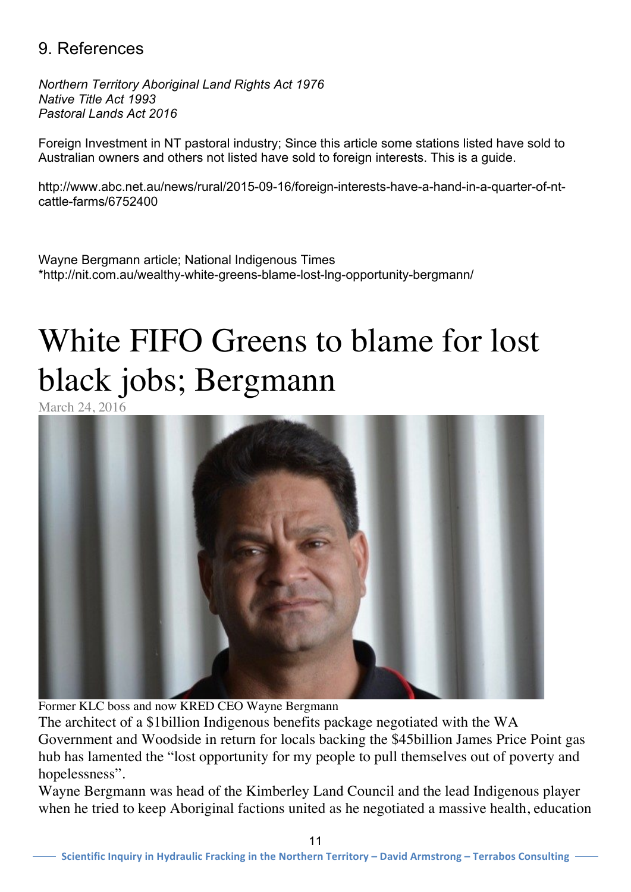## 9. References

*Northern Territory Aboriginal Land Rights Act 1976*
*Native Title Act 1993*
*Pastoral Lands Act 2016*

Foreign Investment in NT pastoral industry; Since this article some stations listed have sold to Australian owners and others not listed have sold to foreign interests. This is a guide.

http://www.abc.net.au/news/rural/2015-09-16/foreign-interests-have-a-hand-in-a-quarter-of-nt-cattle-farms/6752400

Wayne Bergmann article; National Indigenous Times
*http://nit.com.au/wealthy-white-greens-blame-lost-lng-opportunity-bergmann/

# White FIFO Greens to blame for lost black jobs; Bergmann

March 24, 2016

Former KLC boss and now KRED CEO Wayne Bergmann

The architect of a $1billion Indigenous benefits package negotiated with the WA Government and Woodside in return for locals backing the $45billion James Price Point gas hub has lamented the "lost opportunity for my people to pull themselves out of poverty and hopelessness".

Wayne Bergmann was head of the Kimberley Land Council and the lead Indigenous player when he tried to keep Aboriginal factions united as he negotiated a massive health, education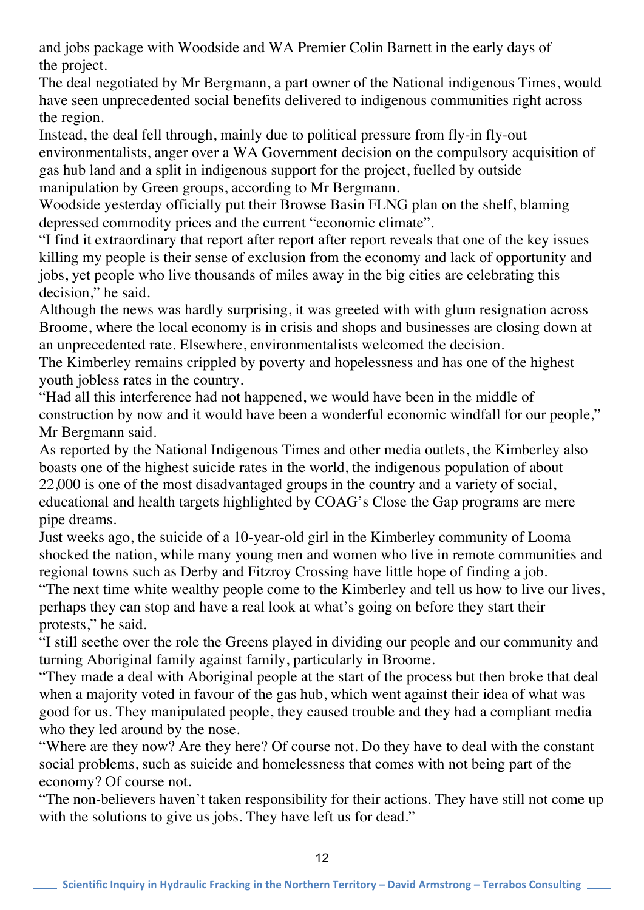and jobs package with Woodside and WA Premier Colin Barnett in the early days of the project.

The deal negotiated by Mr Bergmann, a part owner of the National indigenous Times, would have seen unprecedented social benefits delivered to indigenous communities right across the region.

Instead, the deal fell through, mainly due to political pressure from fly-in fly-out environmentalists, anger over a WA Government decision on the compulsory acquisition of gas hub land and a split in indigenous support for the project, fuelled by outside manipulation by Green groups, according to Mr Bergmann.

Woodside yesterday officially put their Browse Basin FLNG plan on the shelf, blaming depressed commodity prices and the current "economic climate".

"I find it extraordinary that report after report after report reveals that one of the key issues killing my people is their sense of exclusion from the economy and lack of opportunity and jobs, yet people who live thousands of miles away in the big cities are celebrating this decision," he said.

Although the news was hardly surprising, it was greeted with with glum resignation across Broome, where the local economy is in crisis and shops and businesses are closing down at an unprecedented rate. Elsewhere, environmentalists welcomed the decision.

The Kimberley remains crippled by poverty and hopelessness and has one of the highest youth jobless rates in the country.

"Had all this interference had not happened, we would have been in the middle of construction by now and it would have been a wonderful economic windfall for our people," Mr Bergmann said.

As reported by the National Indigenous Times and other media outlets, the Kimberley also boasts one of the highest suicide rates in the world, the indigenous population of about 22,000 is one of the most disadvantaged groups in the country and a variety of social, educational and health targets highlighted by COAG's Close the Gap programs are mere pipe dreams.

Just weeks ago, the suicide of a 10-year-old girl in the Kimberley community of Looma shocked the nation, while many young men and women who live in remote communities and regional towns such as Derby and Fitzroy Crossing have little hope of finding a job.

"The next time white wealthy people come to the Kimberley and tell us how to live our lives, perhaps they can stop and have a real look at what's going on before they start their protests," he said.

"I still seethe over the role the Greens played in dividing our people and our community and turning Aboriginal family against family, particularly in Broome.

"They made a deal with Aboriginal people at the start of the process but then broke that deal when a majority voted in favour of the gas hub, which went against their idea of what was good for us. They manipulated people, they caused trouble and they had a compliant media who they led around by the nose.

"Where are they now? Are they here? Of course not. Do they have to deal with the constant social problems, such as suicide and homelessness that comes with not being part of the economy? Of course not.

"The non-believers haven't taken responsibility for their actions. They have still not come up with the solutions to give us jobs. They have left us for dead."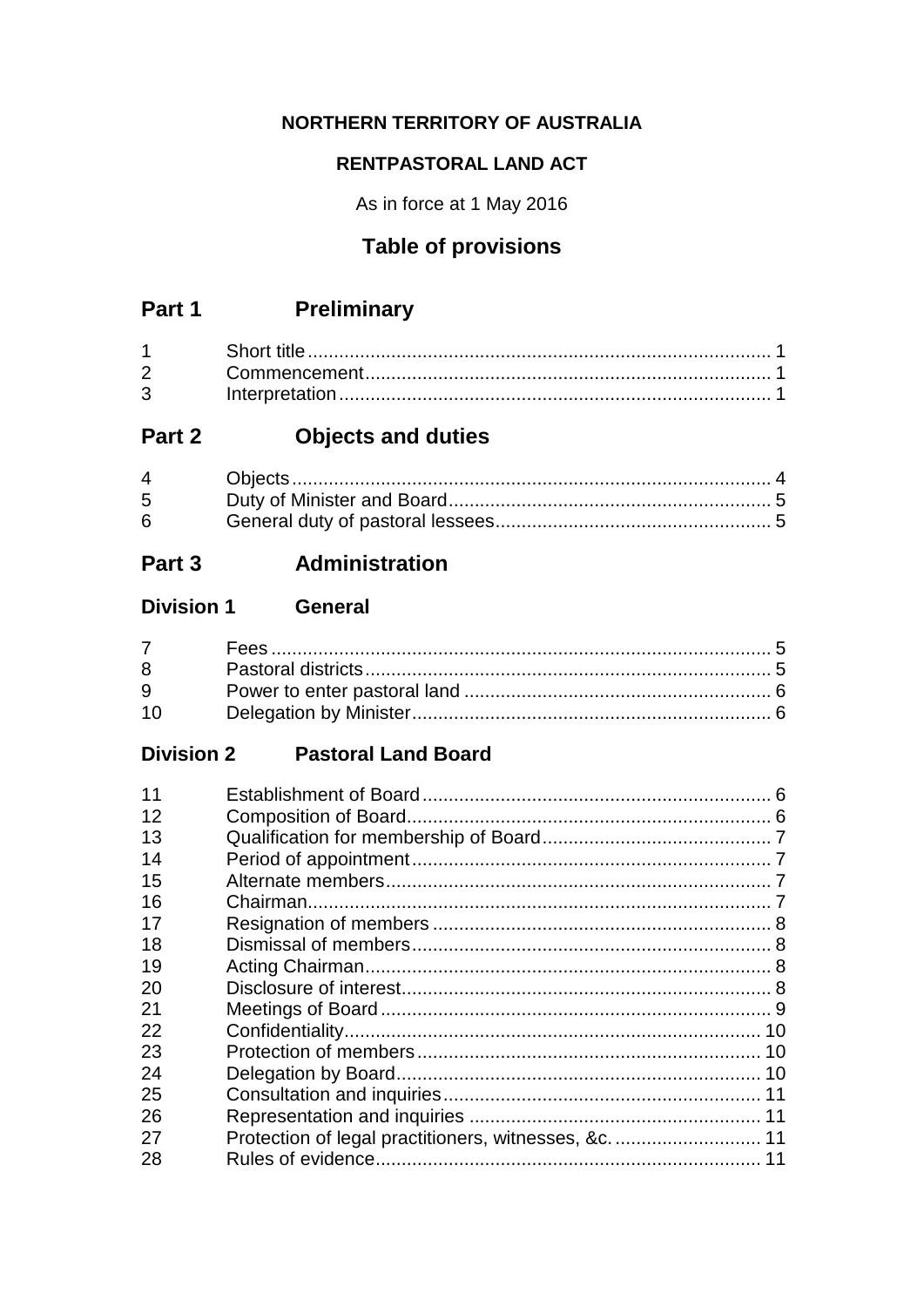**NORTHERN TERRITORY OF AUSTRALIA**

**RENTPASTORAL LAND ACT**

As in force at 1 May 2016

## Table of provisions

## Part 1 Preliminary

| | | |
|---|---|---|
| 1 | Short title | 1 |
| 2 | Commencement | 1 |
| 3 | Interpretation | 1 |

## Part 2 Objects and duties

| | | |
|---|---|---|
| 4 | Objects | 4 |
| 5 | Duty of Minister and Board | 5 |
| 6 | General duty of pastoral lessees | 5 |

## Part 3 Administration

### Division 1 General

| | | |
|---|---|---|
| 7 | Fees | 5 |
| 8 | Pastoral districts | 5 |
| 9 | Power to enter pastoral land | 6 |
| 10 | Delegation by Minister | 6 |

### Division 2 Pastoral Land Board

| | | |
|---|---|---|
| 11 | Establishment of Board | 6 |
| 12 | Composition of Board | 6 |
| 13 | Qualification for membership of Board | 7 |
| 14 | Period of appointment | 7 |
| 15 | Alternate members | 7 |
| 16 | Chairman | 7 |
| 17 | Resignation of members | 8 |
| 18 | Dismissal of members | 8 |
| 19 | Acting Chairman | 8 |
| 20 | Disclosure of interest | 8 |
| 21 | Meetings of Board | 9 |
| 22 | Confidentiality | 10 |
| 23 | Protection of members | 10 |
| 24 | Delegation by Board | 10 |
| 25 | Consultation and inquiries | 11 |
| 26 | Representation and inquiries | 11 |
| 27 | Protection of legal practitioners, witnesses, &c. | 11 |
| 28 | Rules of evidence | 11 |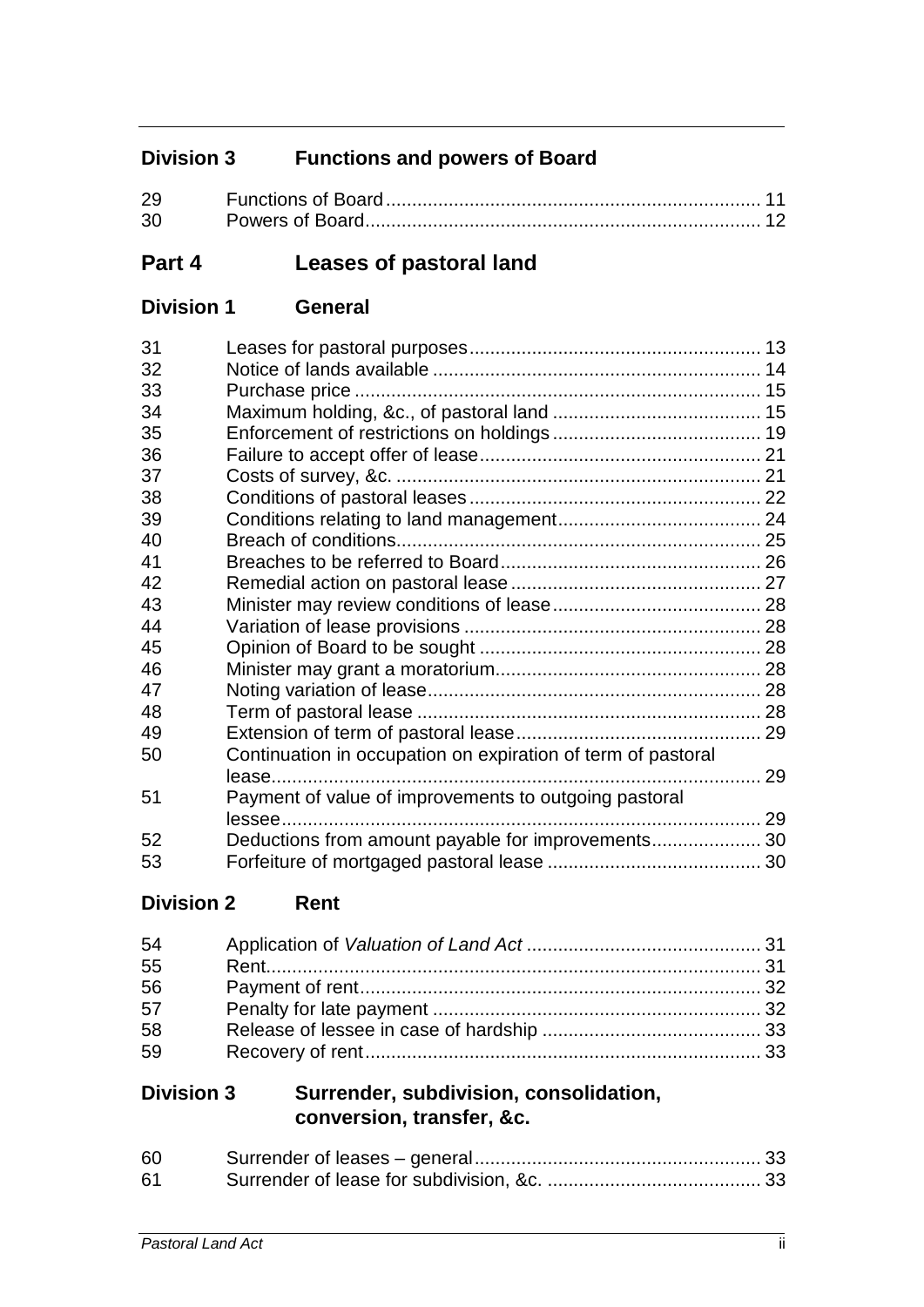### Division 3 Functions and powers of Board

29 Functions of Board ........................................................................ 11
30 Powers of Board............................................................................ 12

## Part 4 Leases of pastoral land

### Division 1 General

31 Leases for pastoral purposes........................................................ 13
32 Notice of lands available ............................................................... 14
33 Purchase price .............................................................................. 15
34 Maximum holding, &c., of pastoral land ........................................ 15
35 Enforcement of restrictions on holdings ........................................ 19
36 Failure to accept offer of lease...................................................... 21
37 Costs of survey, &c. ...................................................................... 21
38 Conditions of pastoral leases ........................................................ 22
39 Conditions relating to land management....................................... 24
40 Breach of conditions...................................................................... 25
41 Breaches to be referred to Board.................................................. 26
42 Remedial action on pastoral lease ................................................ 27
43 Minister may review conditions of lease ........................................ 28
44 Variation of lease provisions ......................................................... 28
45 Opinion of Board to be sought ...................................................... 28
46 Minister may grant a moratorium................................................... 28
47 Noting variation of lease................................................................ 28
48 Term of pastoral lease .................................................................. 28
49 Extension of term of pastoral lease............................................... 29
50 Continuation in occupation on expiration of term of pastoral lease.............................................................................................. 29
51 Payment of value of improvements to outgoing pastoral lessee............................................................................................ 29
52 Deductions from amount payable for improvements..................... 30
53 Forfeiture of mortgaged pastoral lease ......................................... 30

### Division 2 Rent

54 Application of *Valuation of Land Act* ............................................. 31
55 Rent............................................................................................... 31
56 Payment of rent............................................................................. 32
57 Penalty for late payment ............................................................... 32
58 Release of lessee in case of hardship .......................................... 33
59 Recovery of rent............................................................................ 33

### Division 3 Surrender, subdivision, consolidation, conversion, transfer, &c.

60 Surrender of leases – general....................................................... 33
61 Surrender of lease for subdivision, &c. ......................................... 33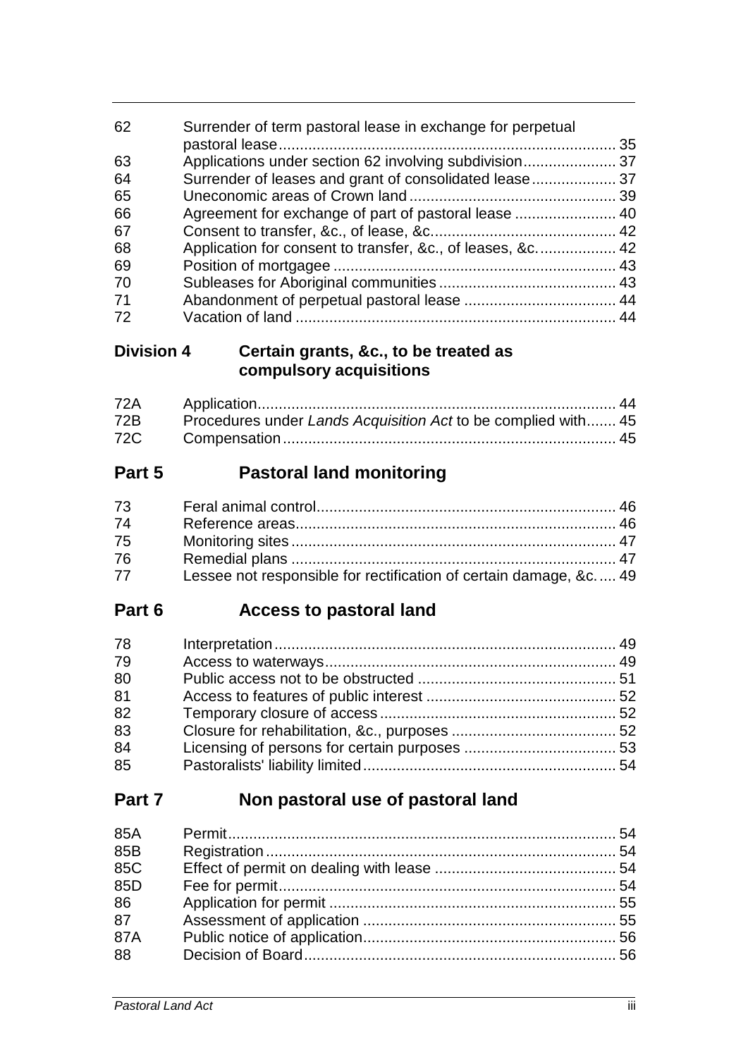| | | |
|---|---|---|
| 62 | Surrender of term pastoral lease in exchange for perpetual pastoral lease | 35 |
| 63 | Applications under section 62 involving subdivision | 37 |
| 64 | Surrender of leases and grant of consolidated lease | 37 |
| 65 | Uneconomic areas of Crown land | 39 |
| 66 | Agreement for exchange of part of pastoral lease | 40 |
| 67 | Consent to transfer, &c., of lease, &c. | 42 |
| 68 | Application for consent to transfer, &c., of leases, &c. | 42 |
| 69 | Position of mortgagee | 43 |
| 70 | Subleases for Aboriginal communities | 43 |
| 71 | Abandonment of perpetual pastoral lease | 44 |
| 72 | Vacation of land | 44 |

### Division 4 Certain grants, &c., to be treated as compulsory acquisitions

| | | |
|---|---|---|
| 72A | Application | 44 |
| 72B | Procedures under *Lands Acquisition Act* to be complied with | 45 |
| 72C | Compensation | 45 |

## Part 5 Pastoral land monitoring

| | | |
|---|---|---|
| 73 | Feral animal control | 46 |
| 74 | Reference areas | 46 |
| 75 | Monitoring sites | 47 |
| 76 | Remedial plans | 47 |
| 77 | Lessee not responsible for rectification of certain damage, &c. | 49 |

## Part 6 Access to pastoral land

| | | |
|---|---|---|
| 78 | Interpretation | 49 |
| 79 | Access to waterways | 49 |
| 80 | Public access not to be obstructed | 51 |
| 81 | Access to features of public interest | 52 |
| 82 | Temporary closure of access | 52 |
| 83 | Closure for rehabilitation, &c., purposes | 52 |
| 84 | Licensing of persons for certain purposes | 53 |
| 85 | Pastoralists' liability limited | 54 |

## Part 7 Non pastoral use of pastoral land

| | | |
|---|---|---|
| 85A | Permit | 54 |
| 85B | Registration | 54 |
| 85C | Effect of permit on dealing with lease | 54 |
| 85D | Fee for permit | 54 |
| 86 | Application for permit | 55 |
| 87 | Assessment of application | 55 |
| 87A | Public notice of application | 56 |
| 88 | Decision of Board | 56 |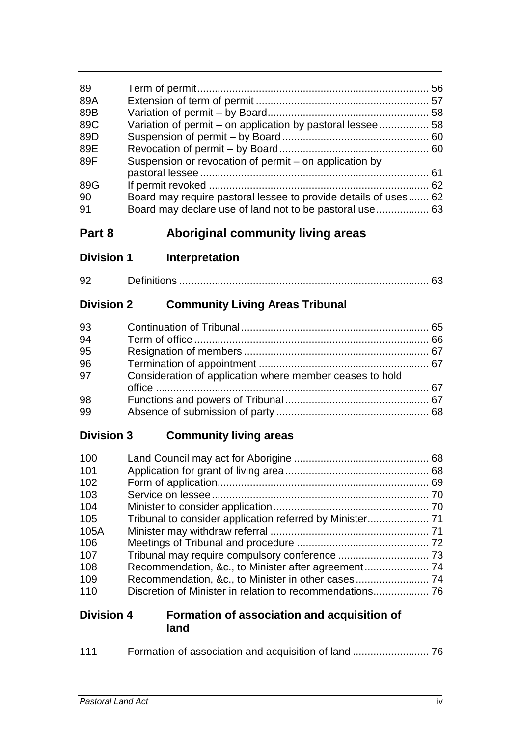| | | |
|---|---|---|
| 89 | Term of permit | 56 |
| 89A | Extension of term of permit | 57 |
| 89B | Variation of permit – by Board | 58 |
| 89C | Variation of permit – on application by pastoral lessee | 58 |
| 89D | Suspension of permit – by Board | 60 |
| 89E | Revocation of permit – by Board | 60 |
| 89F | Suspension or revocation of permit – on application by pastoral lessee | 61 |
| 89G | If permit revoked | 62 |
| 90 | Board may require pastoral lessee to provide details of uses | 62 |
| 91 | Board may declare use of land not to be pastoral use | 63 |

## Part 8 Aboriginal community living areas

### Division 1 Interpretation

| | | |
|---|---|---|
| 92 | Definitions | 63 |

### Division 2 Community Living Areas Tribunal

| | | |
|---|---|---|
| 93 | Continuation of Tribunal | 65 |
| 94 | Term of office | 66 |
| 95 | Resignation of members | 67 |
| 96 | Termination of appointment | 67 |
| 97 | Consideration of application where member ceases to hold office | 67 |
| 98 | Functions and powers of Tribunal | 67 |
| 99 | Absence of submission of party | 68 |

### Division 3 Community living areas

| | | |
|---|---|---|
| 100 | Land Council may act for Aborigine | 68 |
| 101 | Application for grant of living area | 68 |
| 102 | Form of application | 69 |
| 103 | Service on lessee | 70 |
| 104 | Minister to consider application | 70 |
| 105 | Tribunal to consider application referred by Minister | 71 |
| 105A | Minister may withdraw referral | 71 |
| 106 | Meetings of Tribunal and procedure | 72 |
| 107 | Tribunal may require compulsory conference | 73 |
| 108 | Recommendation, &c., to Minister after agreement | 74 |
| 109 | Recommendation, &c., to Minister in other cases | 74 |
| 110 | Discretion of Minister in relation to recommendations | 76 |

### Division 4 Formation of association and acquisition of land

| | | |
|---|---|---|
| 111 | Formation of association and acquisition of land | 76 |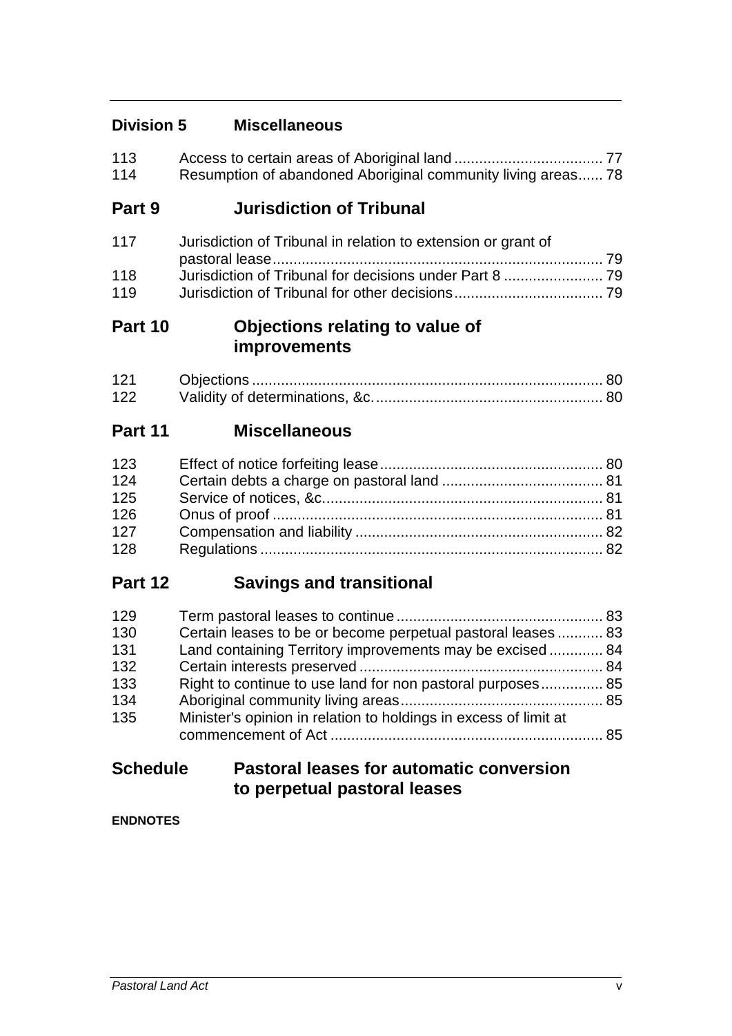## Division 5 Miscellaneous

| | | |
|---|---|---|
| 113 | Access to certain areas of Aboriginal land | 77 |
| 114 | Resumption of abandoned Aboriginal community living areas | 78 |

## Part 9 Jurisdiction of Tribunal

| | | |
|---|---|---|
| 117 | Jurisdiction of Tribunal in relation to extension or grant of pastoral lease | 79 |
| 118 | Jurisdiction of Tribunal for decisions under Part 8 | 79 |
| 119 | Jurisdiction of Tribunal for other decisions | 79 |

## Part 10 Objections relating to value of improvements

| | | |
|---|---|---|
| 121 | Objections | 80 |
| 122 | Validity of determinations, &c. | 80 |

## Part 11 Miscellaneous

| | | |
|---|---|---|
| 123 | Effect of notice forfeiting lease | 80 |
| 124 | Certain debts a charge on pastoral land | 81 |
| 125 | Service of notices, &c. | 81 |
| 126 | Onus of proof | 81 |
| 127 | Compensation and liability | 82 |
| 128 | Regulations | 82 |

## Part 12 Savings and transitional

| | | |
|---|---|---|
| 129 | Term pastoral leases to continue | 83 |
| 130 | Certain leases to be or become perpetual pastoral leases | 83 |
| 131 | Land containing Territory improvements may be excised | 84 |
| 132 | Certain interests preserved | 84 |
| 133 | Right to continue to use land for non pastoral purposes | 85 |
| 134 | Aboriginal community living areas | 85 |
| 135 | Minister's opinion in relation to holdings in excess of limit at commencement of Act | 85 |

## Schedule Pastoral leases for automatic conversion to perpetual pastoral leases

**ENDNOTES**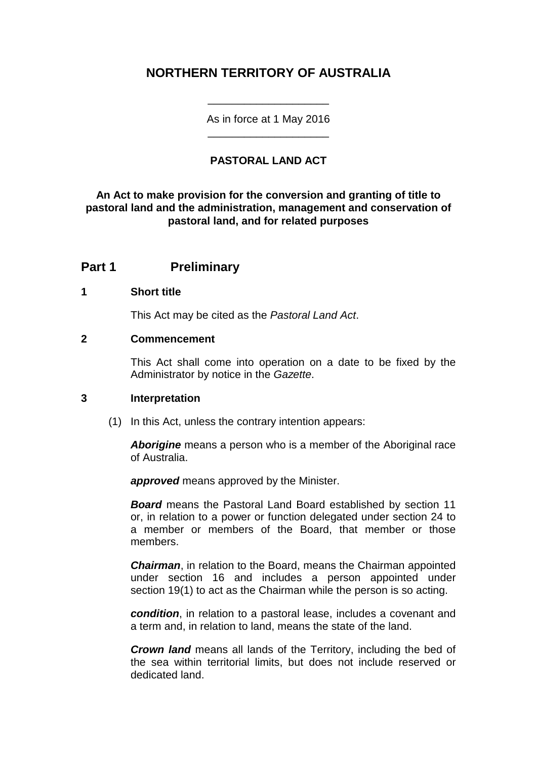# NORTHERN TERRITORY OF AUSTRALIA

As in force at 1 May 2016

## PASTORAL LAND ACT

**An Act to make provision for the conversion and granting of title to pastoral land and the administration, management and conservation of pastoral land, and for related purposes**

## Part 1 Preliminary

### 1 Short title

This Act may be cited as the *Pastoral Land Act*.

### 2 Commencement

This Act shall come into operation on a date to be fixed by the Administrator by notice in the *Gazette*.

### 3 Interpretation

(1) In this Act, unless the contrary intention appears:

***Aborigine*** means a person who is a member of the Aboriginal race of Australia.

***approved*** means approved by the Minister.

***Board*** means the Pastoral Land Board established by section 11 or, in relation to a power or function delegated under section 24 to a member or members of the Board, that member or those members.

***Chairman***, in relation to the Board, means the Chairman appointed under section 16 and includes a person appointed under section 19(1) to act as the Chairman while the person is so acting.

***condition***, in relation to a pastoral lease, includes a covenant and a term and, in relation to land, means the state of the land.

***Crown land*** means all lands of the Territory, including the bed of the sea within territorial limits, but does not include reserved or dedicated land.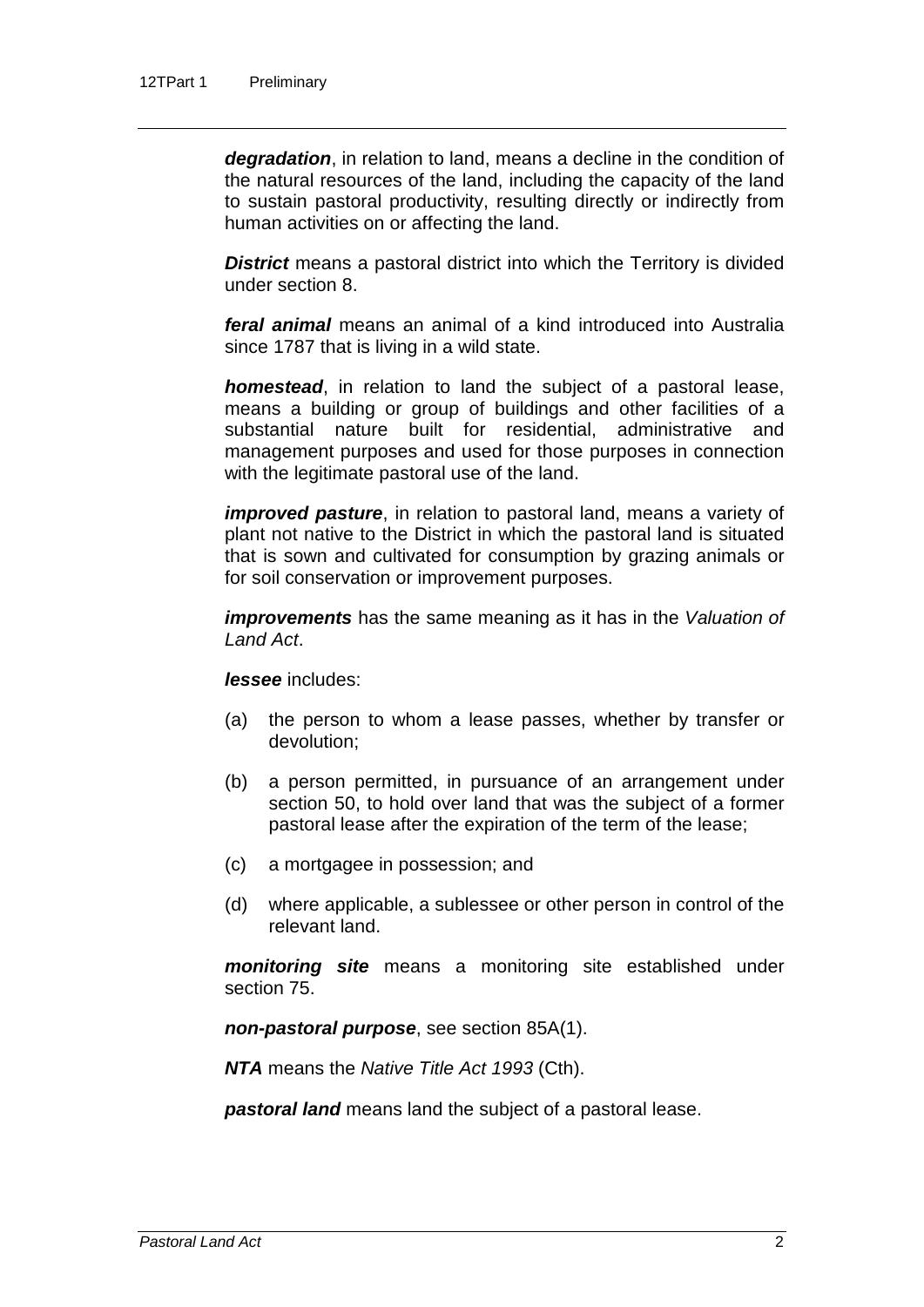***degradation***, in relation to land, means a decline in the condition of the natural resources of the land, including the capacity of the land to sustain pastoral productivity, resulting directly or indirectly from human activities on or affecting the land.

***District*** means a pastoral district into which the Territory is divided under section 8.

***feral animal*** means an animal of a kind introduced into Australia since 1787 that is living in a wild state.

***homestead***, in relation to land the subject of a pastoral lease, means a building or group of buildings and other facilities of a substantial nature built for residential, administrative and management purposes and used for those purposes in connection with the legitimate pastoral use of the land.

***improved pasture***, in relation to pastoral land, means a variety of plant not native to the District in which the pastoral land is situated that is sown and cultivated for consumption by grazing animals or for soil conservation or improvement purposes.

***improvements*** has the same meaning as it has in the *Valuation of Land Act*.

***lessee*** includes:

(a) the person to whom a lease passes, whether by transfer or devolution;

(b) a person permitted, in pursuance of an arrangement under section 50, to hold over land that was the subject of a former pastoral lease after the expiration of the term of the lease;

(c) a mortgagee in possession; and

(d) where applicable, a sublessee or other person in control of the relevant land.

***monitoring site*** means a monitoring site established under section 75.

***non-pastoral purpose***, see section 85A(1).

***NTA*** means the *Native Title Act 1993* (Cth).

***pastoral land*** means land the subject of a pastoral lease.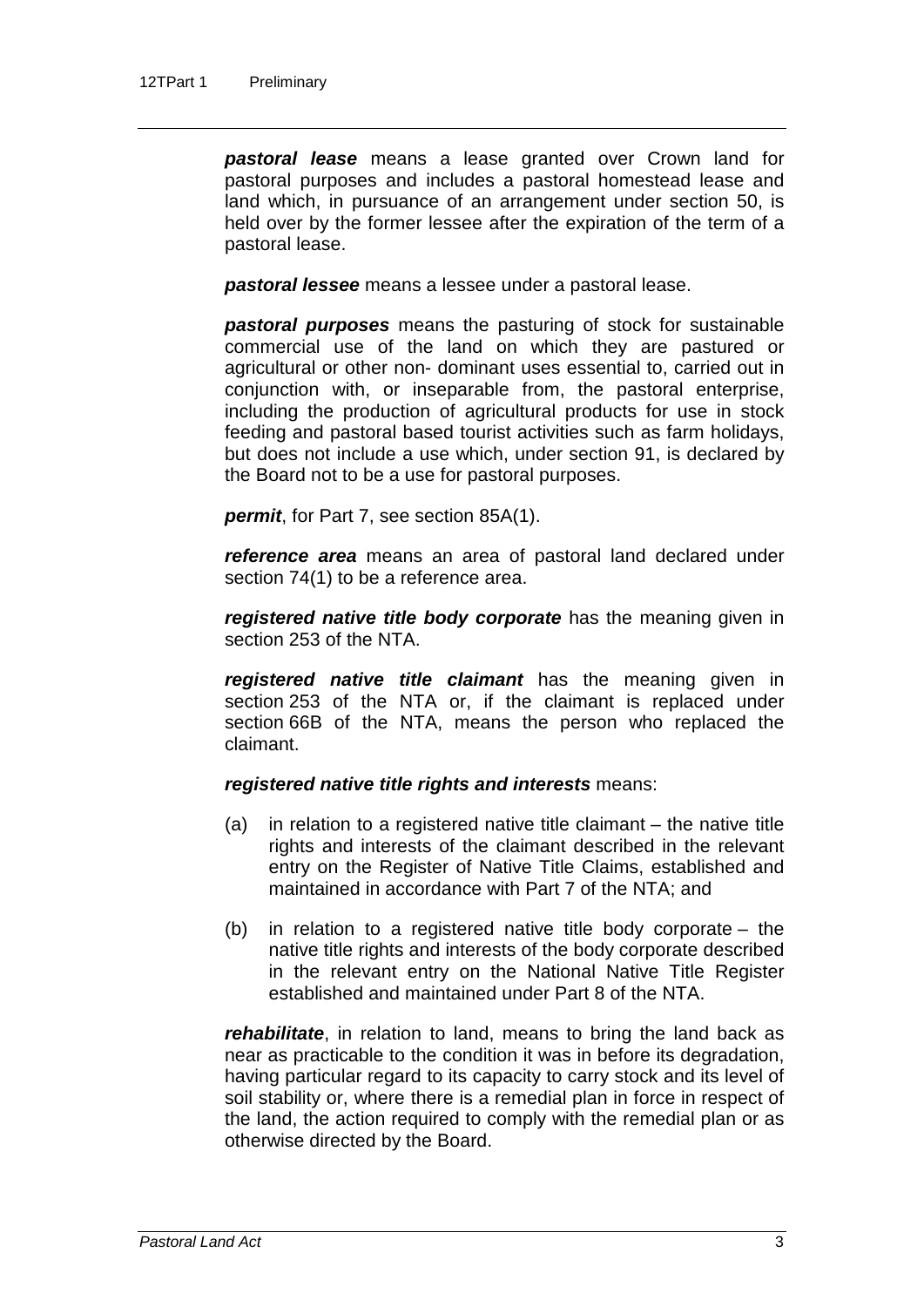***pastoral lease*** means a lease granted over Crown land for pastoral purposes and includes a pastoral homestead lease and land which, in pursuance of an arrangement under section 50, is held over by the former lessee after the expiration of the term of a pastoral lease.

***pastoral lessee*** means a lessee under a pastoral lease.

***pastoral purposes*** means the pasturing of stock for sustainable commercial use of the land on which they are pastured or agricultural or other non- dominant uses essential to, carried out in conjunction with, or inseparable from, the pastoral enterprise, including the production of agricultural products for use in stock feeding and pastoral based tourist activities such as farm holidays, but does not include a use which, under section 91, is declared by the Board not to be a use for pastoral purposes.

***permit***, for Part 7, see section 85A(1).

***reference area*** means an area of pastoral land declared under section 74(1) to be a reference area.

***registered native title body corporate*** has the meaning given in section 253 of the NTA.

***registered native title claimant*** has the meaning given in section 253 of the NTA or, if the claimant is replaced under section 66B of the NTA, means the person who replaced the claimant.

***registered native title rights and interests*** means:

(a) in relation to a registered native title claimant – the native title rights and interests of the claimant described in the relevant entry on the Register of Native Title Claims, established and maintained in accordance with Part 7 of the NTA; and

(b) in relation to a registered native title body corporate – the native title rights and interests of the body corporate described in the relevant entry on the National Native Title Register established and maintained under Part 8 of the NTA.

***rehabilitate***, in relation to land, means to bring the land back as near as practicable to the condition it was in before its degradation, having particular regard to its capacity to carry stock and its level of soil stability or, where there is a remedial plan in force in respect of the land, the action required to comply with the remedial plan or as otherwise directed by the Board.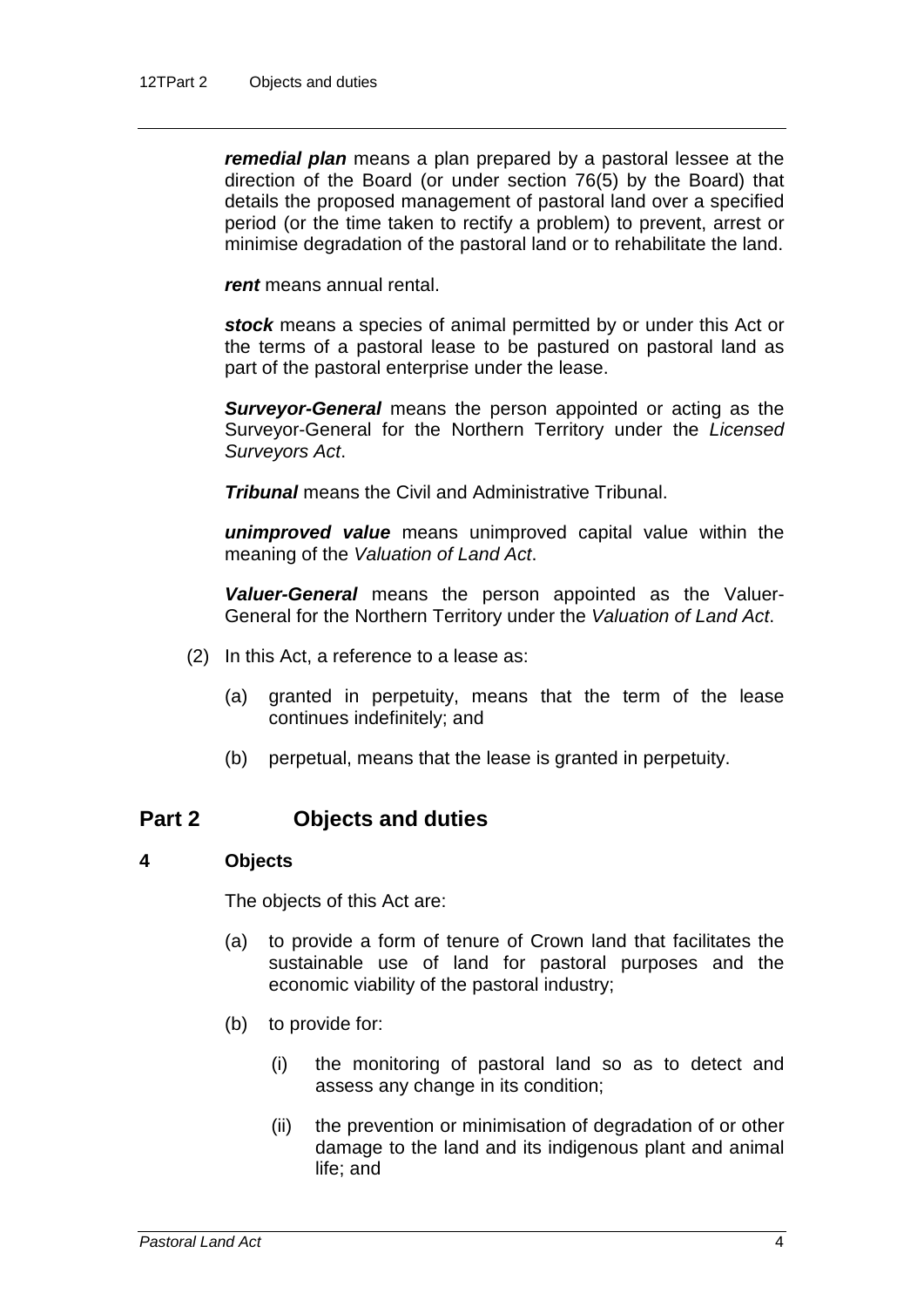***remedial plan*** means a plan prepared by a pastoral lessee at the direction of the Board (or under section 76(5) by the Board) that details the proposed management of pastoral land over a specified period (or the time taken to rectify a problem) to prevent, arrest or minimise degradation of the pastoral land or to rehabilitate the land.

***rent*** means annual rental.

***stock*** means a species of animal permitted by or under this Act or the terms of a pastoral lease to be pastured on pastoral land as part of the pastoral enterprise under the lease.

***Surveyor-General*** means the person appointed or acting as the Surveyor-General for the Northern Territory under the *Licensed Surveyors Act*.

***Tribunal*** means the Civil and Administrative Tribunal.

***unimproved value*** means unimproved capital value within the meaning of the *Valuation of Land Act*.

***Valuer-General*** means the person appointed as the Valuer-General for the Northern Territory under the *Valuation of Land Act*.

(2) In this Act, a reference to a lease as:

(a) granted in perpetuity, means that the term of the lease continues indefinitely; and

(b) perpetual, means that the lease is granted in perpetuity.

## Part 2 Objects and duties

### 4 Objects

The objects of this Act are:

(a) to provide a form of tenure of Crown land that facilitates the sustainable use of land for pastoral purposes and the economic viability of the pastoral industry;

(b) to provide for:

(i) the monitoring of pastoral land so as to detect and assess any change in its condition;

(ii) the prevention or minimisation of degradation of or other damage to the land and its indigenous plant and animal life; and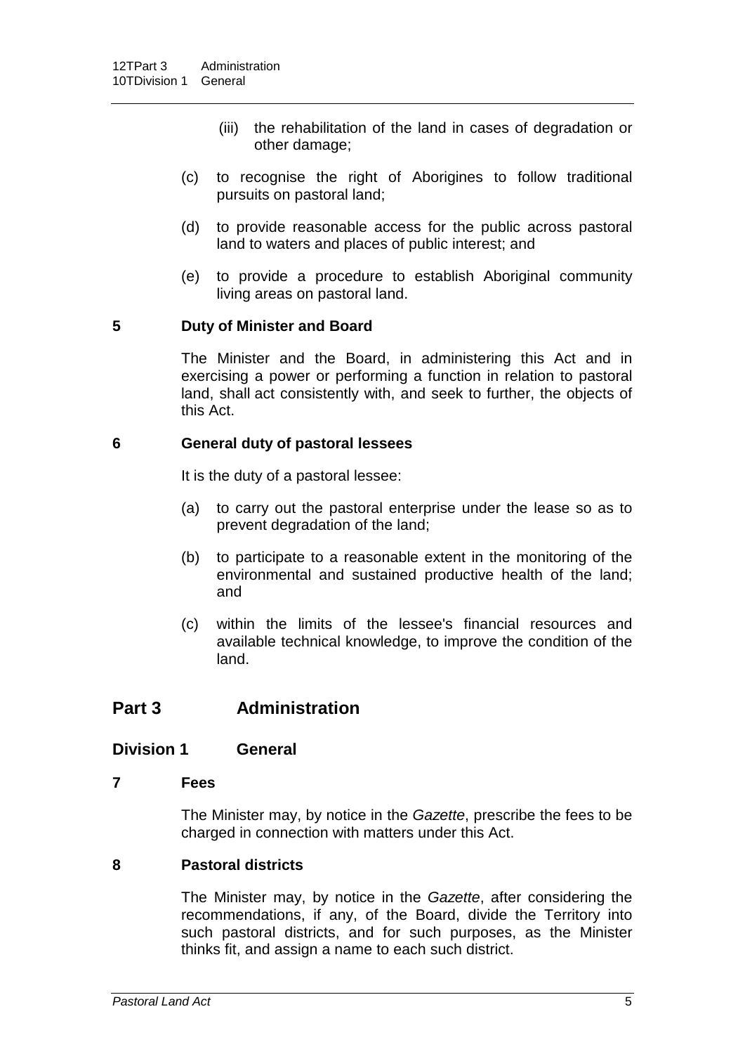(iii) the rehabilitation of the land in cases of degradation or other damage;

(c) to recognise the right of Aborigines to follow traditional pursuits on pastoral land;

(d) to provide reasonable access for the public across pastoral land to waters and places of public interest; and

(e) to provide a procedure to establish Aboriginal community living areas on pastoral land.

**5 Duty of Minister and Board**

The Minister and the Board, in administering this Act and in exercising a power or performing a function in relation to pastoral land, shall act consistently with, and seek to further, the objects of this Act.

**6 General duty of pastoral lessees**

It is the duty of a pastoral lessee:

(a) to carry out the pastoral enterprise under the lease so as to prevent degradation of the land;

(b) to participate to a reasonable extent in the monitoring of the environmental and sustained productive health of the land; and

(c) within the limits of the lessee's financial resources and available technical knowledge, to improve the condition of the land.

## Part 3 Administration

### Division 1 General

**7 Fees**

The Minister may, by notice in the *Gazette*, prescribe the fees to be charged in connection with matters under this Act.

**8 Pastoral districts**

The Minister may, by notice in the *Gazette*, after considering the recommendations, if any, of the Board, divide the Territory into such pastoral districts, and for such purposes, as the Minister thinks fit, and assign a name to each such district.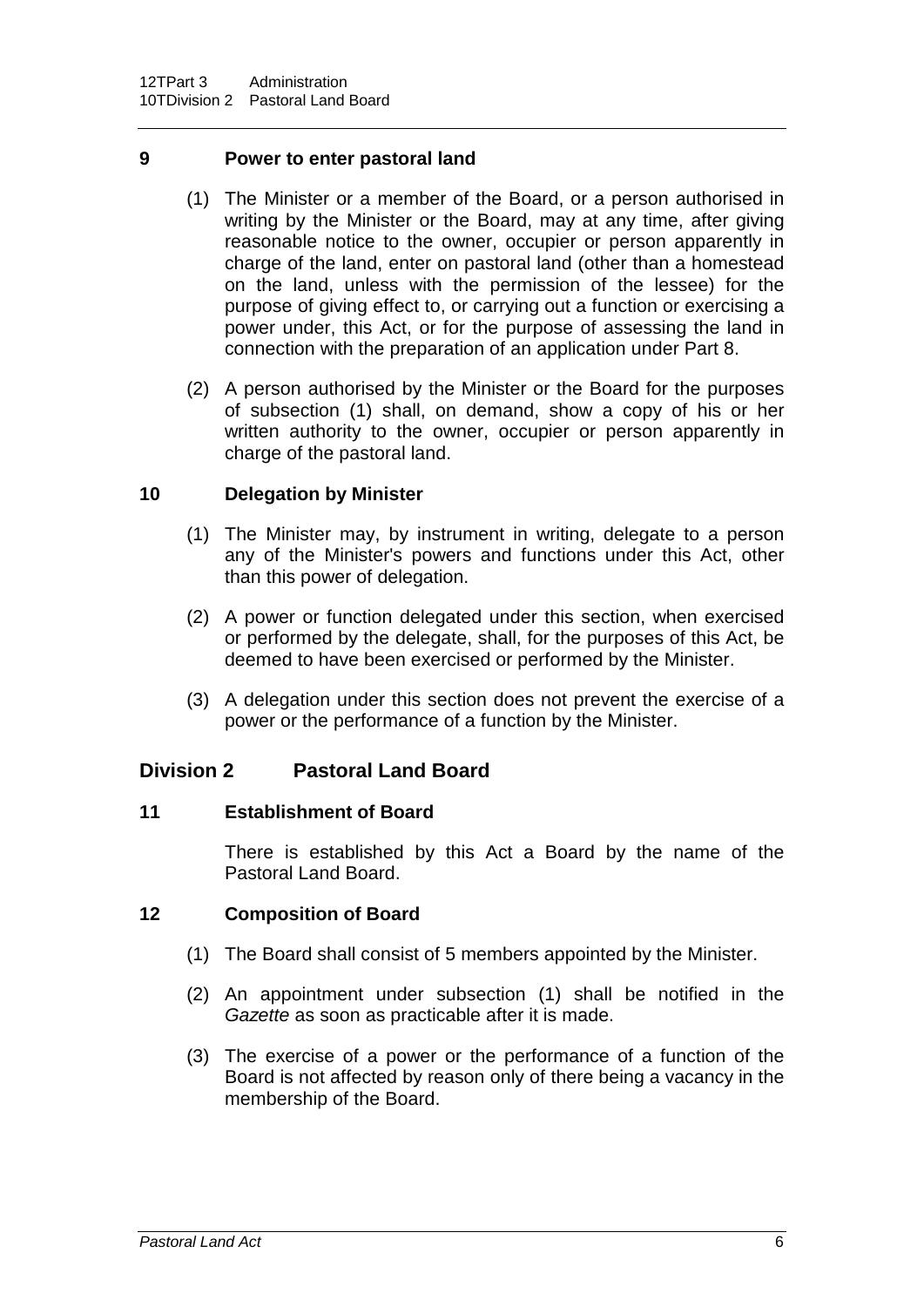### 9 Power to enter pastoral land

(1) The Minister or a member of the Board, or a person authorised in writing by the Minister or the Board, may at any time, after giving reasonable notice to the owner, occupier or person apparently in charge of the land, enter on pastoral land (other than a homestead on the land, unless with the permission of the lessee) for the purpose of giving effect to, or carrying out a function or exercising a power under, this Act, or for the purpose of assessing the land in connection with the preparation of an application under Part 8.

(2) A person authorised by the Minister or the Board for the purposes of subsection (1) shall, on demand, show a copy of his or her written authority to the owner, occupier or person apparently in charge of the pastoral land.

### 10 Delegation by Minister

(1) The Minister may, by instrument in writing, delegate to a person any of the Minister's powers and functions under this Act, other than this power of delegation.

(2) A power or function delegated under this section, when exercised or performed by the delegate, shall, for the purposes of this Act, be deemed to have been exercised or performed by the Minister.

(3) A delegation under this section does not prevent the exercise of a power or the performance of a function by the Minister.

## Division 2 Pastoral Land Board

### 11 Establishment of Board

There is established by this Act a Board by the name of the Pastoral Land Board.

### 12 Composition of Board

(1) The Board shall consist of 5 members appointed by the Minister.

(2) An appointment under subsection (1) shall be notified in the *Gazette* as soon as practicable after it is made.

(3) The exercise of a power or the performance of a function of the Board is not affected by reason only of there being a vacancy in the membership of the Board.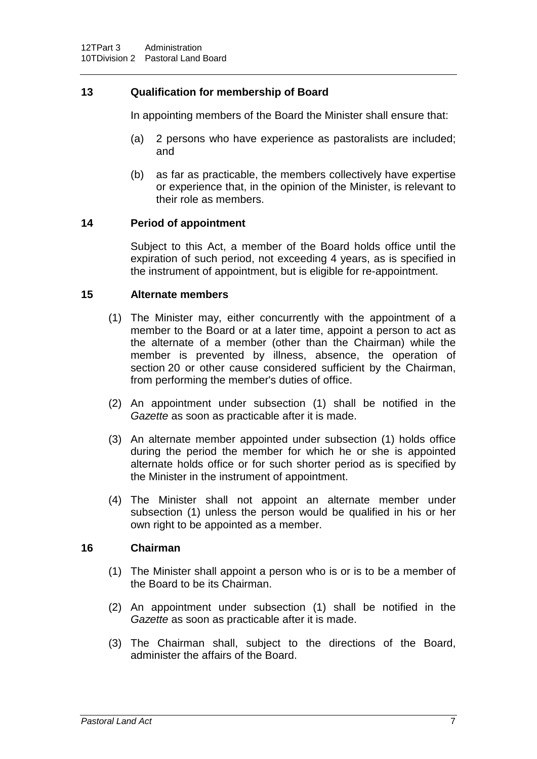## 13 Qualification for membership of Board

In appointing members of the Board the Minister shall ensure that:

(a) 2 persons who have experience as pastoralists are included; and

(b) as far as practicable, the members collectively have expertise or experience that, in the opinion of the Minister, is relevant to their role as members.

## 14 Period of appointment

Subject to this Act, a member of the Board holds office until the expiration of such period, not exceeding 4 years, as is specified in the instrument of appointment, but is eligible for re-appointment.

## 15 Alternate members

(1) The Minister may, either concurrently with the appointment of a member to the Board or at a later time, appoint a person to act as the alternate of a member (other than the Chairman) while the member is prevented by illness, absence, the operation of section 20 or other cause considered sufficient by the Chairman, from performing the member's duties of office.

(2) An appointment under subsection (1) shall be notified in the *Gazette* as soon as practicable after it is made.

(3) An alternate member appointed under subsection (1) holds office during the period the member for which he or she is appointed alternate holds office or for such shorter period as is specified by the Minister in the instrument of appointment.

(4) The Minister shall not appoint an alternate member under subsection (1) unless the person would be qualified in his or her own right to be appointed as a member.

## 16 Chairman

(1) The Minister shall appoint a person who is or is to be a member of the Board to be its Chairman.

(2) An appointment under subsection (1) shall be notified in the *Gazette* as soon as practicable after it is made.

(3) The Chairman shall, subject to the directions of the Board, administer the affairs of the Board.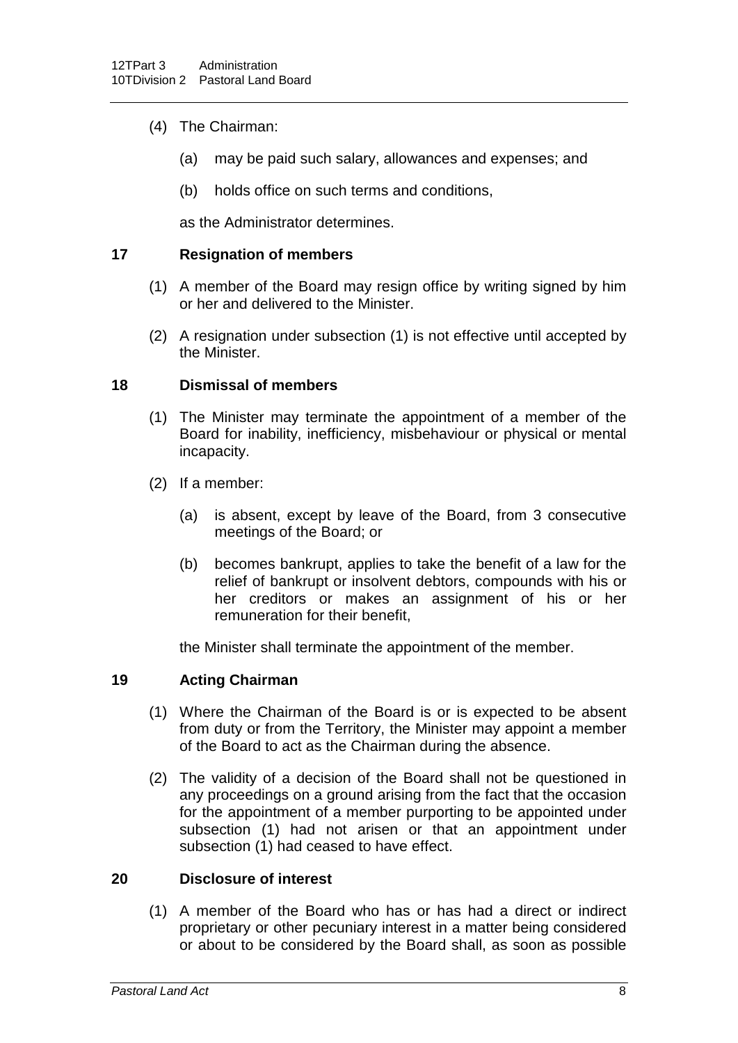(4) The Chairman:

(a) may be paid such salary, allowances and expenses; and

(b) holds office on such terms and conditions,

as the Administrator determines.

### 17 Resignation of members

(1) A member of the Board may resign office by writing signed by him or her and delivered to the Minister.

(2) A resignation under subsection (1) is not effective until accepted by the Minister.

### 18 Dismissal of members

(1) The Minister may terminate the appointment of a member of the Board for inability, inefficiency, misbehaviour or physical or mental incapacity.

(2) If a member:

(a) is absent, except by leave of the Board, from 3 consecutive meetings of the Board; or

(b) becomes bankrupt, applies to take the benefit of a law for the relief of bankrupt or insolvent debtors, compounds with his or her creditors or makes an assignment of his or her remuneration for their benefit,

the Minister shall terminate the appointment of the member.

### 19 Acting Chairman

(1) Where the Chairman of the Board is or is expected to be absent from duty or from the Territory, the Minister may appoint a member of the Board to act as the Chairman during the absence.

(2) The validity of a decision of the Board shall not be questioned in any proceedings on a ground arising from the fact that the occasion for the appointment of a member purporting to be appointed under subsection (1) had not arisen or that an appointment under subsection (1) had ceased to have effect.

### 20 Disclosure of interest

(1) A member of the Board who has or has had a direct or indirect proprietary or other pecuniary interest in a matter being considered or about to be considered by the Board shall, as soon as possible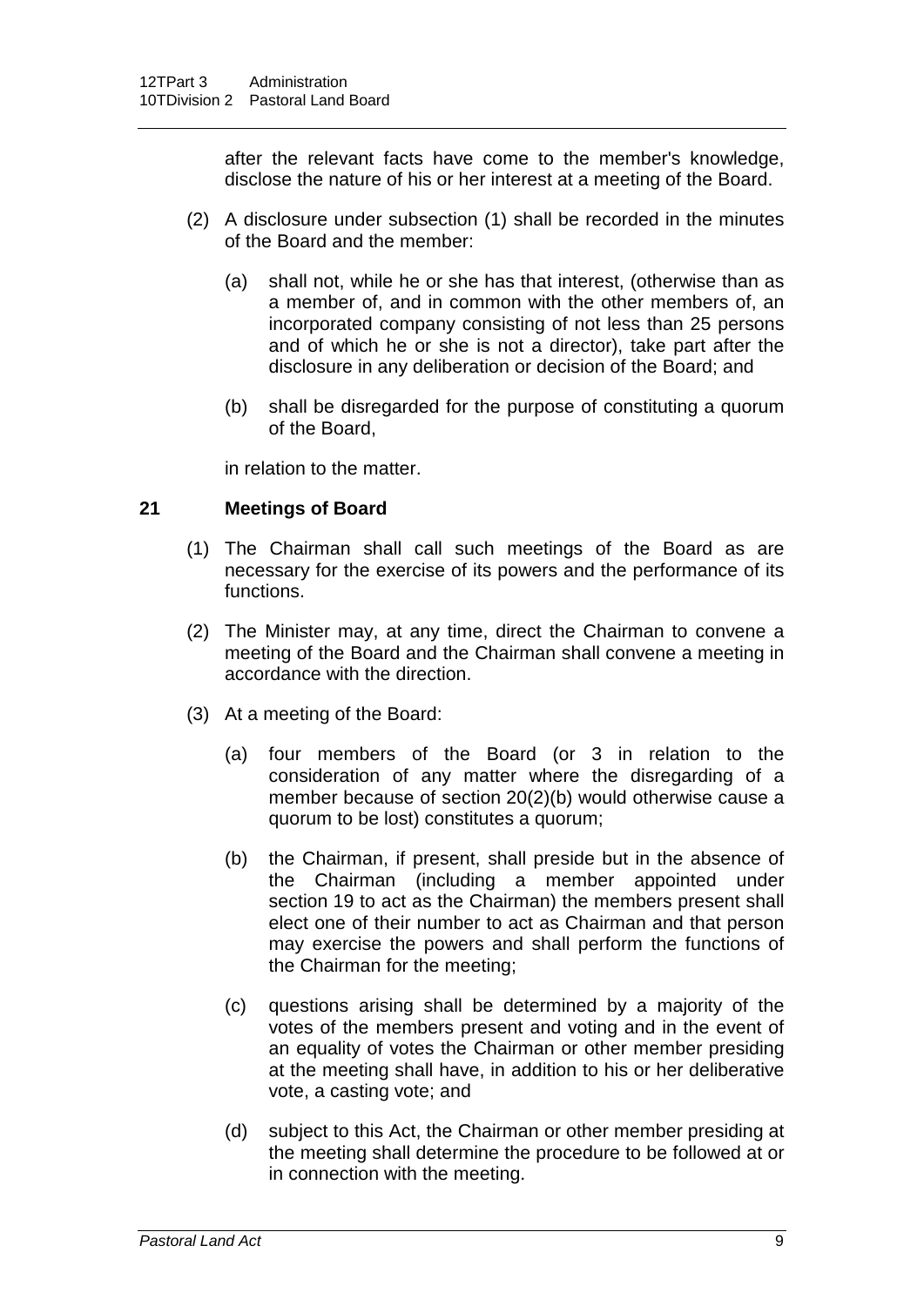after the relevant facts have come to the member's knowledge, disclose the nature of his or her interest at a meeting of the Board.

(2) A disclosure under subsection (1) shall be recorded in the minutes of the Board and the member:

(a) shall not, while he or she has that interest, (otherwise than as a member of, and in common with the other members of, an incorporated company consisting of not less than 25 persons and of which he or she is not a director), take part after the disclosure in any deliberation or decision of the Board; and

(b) shall be disregarded for the purpose of constituting a quorum of the Board,

in relation to the matter.

**21 Meetings of Board**

(1) The Chairman shall call such meetings of the Board as are necessary for the exercise of its powers and the performance of its functions.

(2) The Minister may, at any time, direct the Chairman to convene a meeting of the Board and the Chairman shall convene a meeting in accordance with the direction.

(3) At a meeting of the Board:

(a) four members of the Board (or 3 in relation to the consideration of any matter where the disregarding of a member because of section 20(2)(b) would otherwise cause a quorum to be lost) constitutes a quorum;

(b) the Chairman, if present, shall preside but in the absence of the Chairman (including a member appointed under section 19 to act as the Chairman) the members present shall elect one of their number to act as Chairman and that person may exercise the powers and shall perform the functions of the Chairman for the meeting;

(c) questions arising shall be determined by a majority of the votes of the members present and voting and in the event of an equality of votes the Chairman or other member presiding at the meeting shall have, in addition to his or her deliberative vote, a casting vote; and

(d) subject to this Act, the Chairman or other member presiding at the meeting shall determine the procedure to be followed at or in connection with the meeting.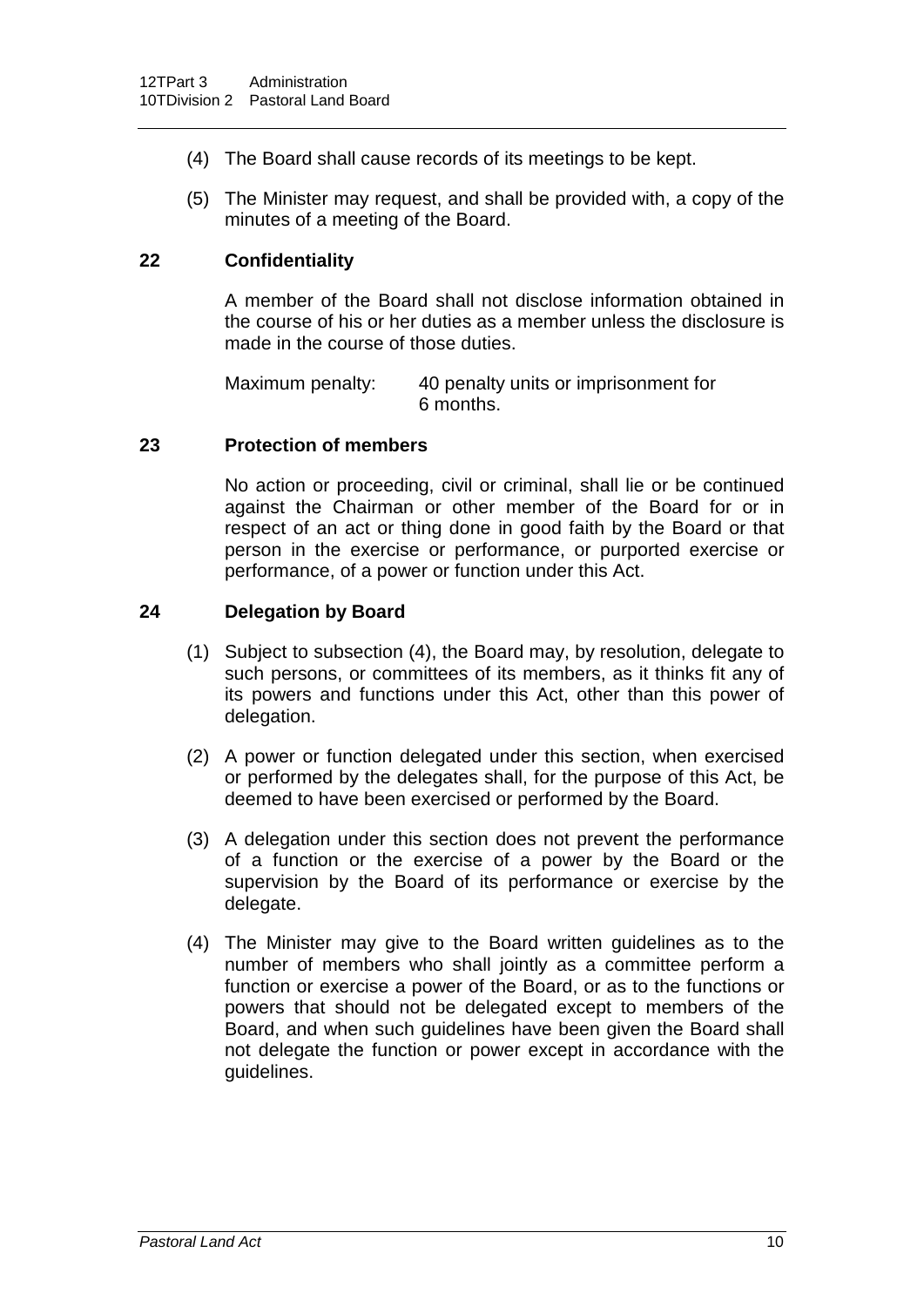(4) The Board shall cause records of its meetings to be kept.

(5) The Minister may request, and shall be provided with, a copy of the minutes of a meeting of the Board.

### 22 Confidentiality

A member of the Board shall not disclose information obtained in the course of his or her duties as a member unless the disclosure is made in the course of those duties.

Maximum penalty: 40 penalty units or imprisonment for 6 months.

### 23 Protection of members

No action or proceeding, civil or criminal, shall lie or be continued against the Chairman or other member of the Board for or in respect of an act or thing done in good faith by the Board or that person in the exercise or performance, or purported exercise or performance, of a power or function under this Act.

### 24 Delegation by Board

(1) Subject to subsection (4), the Board may, by resolution, delegate to such persons, or committees of its members, as it thinks fit any of its powers and functions under this Act, other than this power of delegation.

(2) A power or function delegated under this section, when exercised or performed by the delegates shall, for the purpose of this Act, be deemed to have been exercised or performed by the Board.

(3) A delegation under this section does not prevent the performance of a function or the exercise of a power by the Board or the supervision by the Board of its performance or exercise by the delegate.

(4) The Minister may give to the Board written guidelines as to the number of members who shall jointly as a committee perform a function or exercise a power of the Board, or as to the functions or powers that should not be delegated except to members of the Board, and when such guidelines have been given the Board shall not delegate the function or power except in accordance with the guidelines.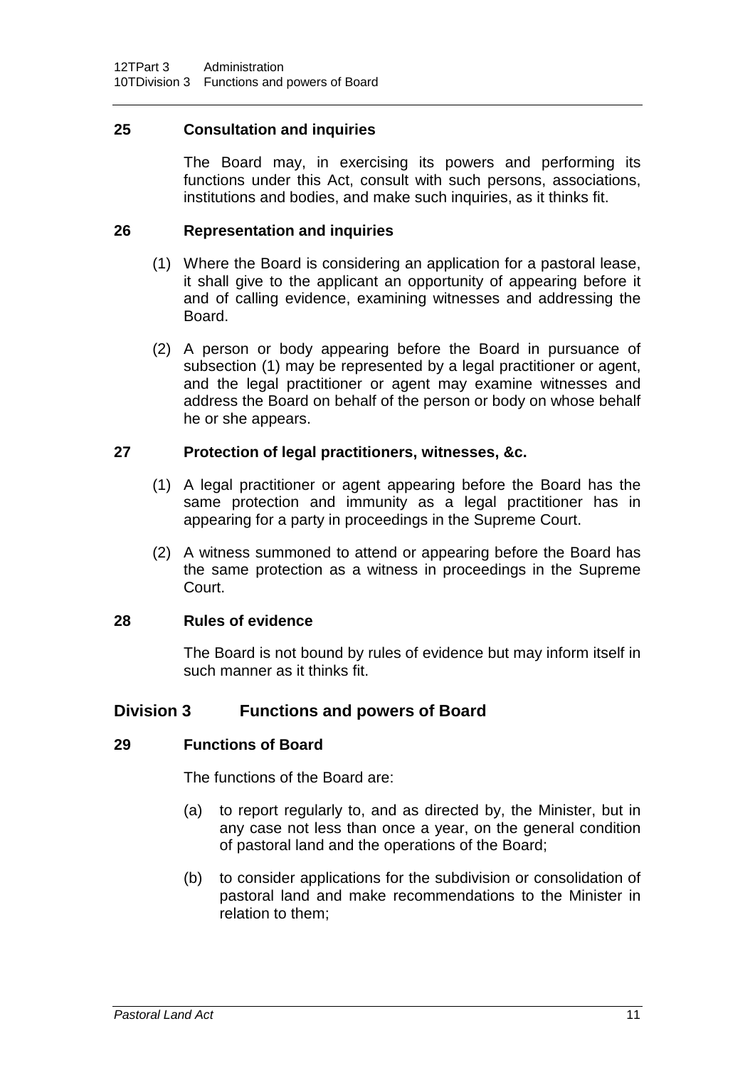**25 Consultation and inquiries**

The Board may, in exercising its powers and performing its functions under this Act, consult with such persons, associations, institutions and bodies, and make such inquiries, as it thinks fit.

**26 Representation and inquiries**

(1) Where the Board is considering an application for a pastoral lease, it shall give to the applicant an opportunity of appearing before it and of calling evidence, examining witnesses and addressing the Board.

(2) A person or body appearing before the Board in pursuance of subsection (1) may be represented by a legal practitioner or agent, and the legal practitioner or agent may examine witnesses and address the Board on behalf of the person or body on whose behalf he or she appears.

**27 Protection of legal practitioners, witnesses, &c.**

(1) A legal practitioner or agent appearing before the Board has the same protection and immunity as a legal practitioner has in appearing for a party in proceedings in the Supreme Court.

(2) A witness summoned to attend or appearing before the Board has the same protection as a witness in proceedings in the Supreme Court.

**28 Rules of evidence**

The Board is not bound by rules of evidence but may inform itself in such manner as it thinks fit.

## Division 3 Functions and powers of Board

**29 Functions of Board**

The functions of the Board are:

(a) to report regularly to, and as directed by, the Minister, but in any case not less than once a year, on the general condition of pastoral land and the operations of the Board;

(b) to consider applications for the subdivision or consolidation of pastoral land and make recommendations to the Minister in relation to them;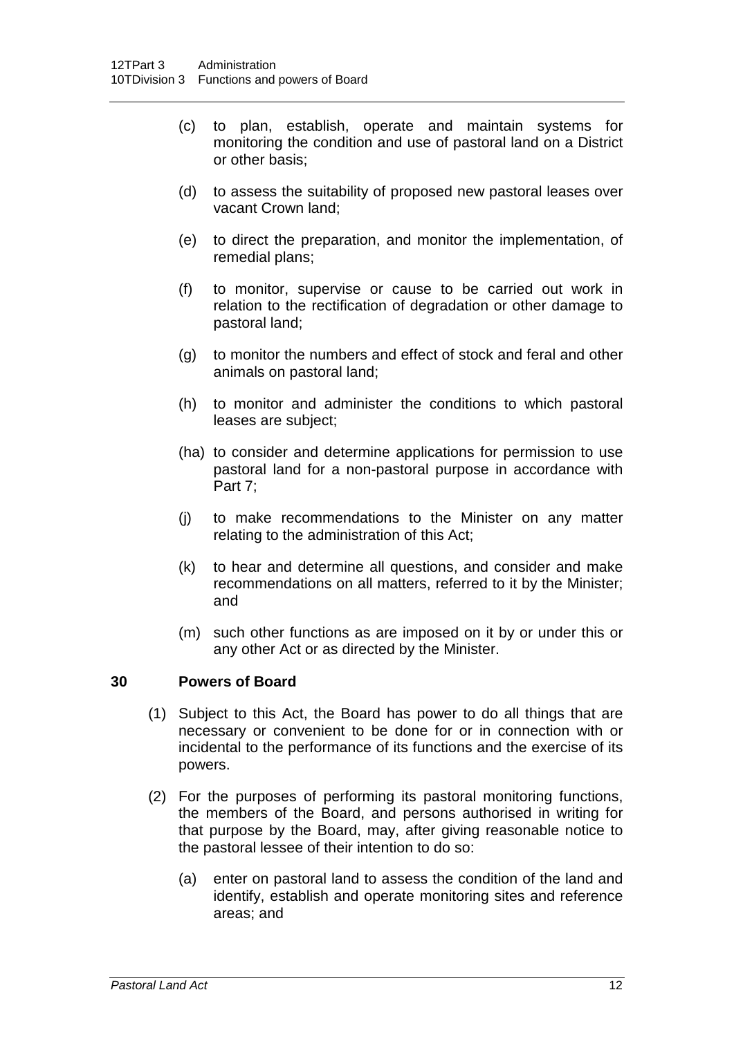(c) to plan, establish, operate and maintain systems for monitoring the condition and use of pastoral land on a District or other basis;

(d) to assess the suitability of proposed new pastoral leases over vacant Crown land;

(e) to direct the preparation, and monitor the implementation, of remedial plans;

(f) to monitor, supervise or cause to be carried out work in relation to the rectification of degradation or other damage to pastoral land;

(g) to monitor the numbers and effect of stock and feral and other animals on pastoral land;

(h) to monitor and administer the conditions to which pastoral leases are subject;

(ha) to consider and determine applications for permission to use pastoral land for a non-pastoral purpose in accordance with Part 7;

(j) to make recommendations to the Minister on any matter relating to the administration of this Act;

(k) to hear and determine all questions, and consider and make recommendations on all matters, referred to it by the Minister; and

(m) such other functions as are imposed on it by or under this or any other Act or as directed by the Minister.

### 30 Powers of Board

(1) Subject to this Act, the Board has power to do all things that are necessary or convenient to be done for or in connection with or incidental to the performance of its functions and the exercise of its powers.

(2) For the purposes of performing its pastoral monitoring functions, the members of the Board, and persons authorised in writing for that purpose by the Board, may, after giving reasonable notice to the pastoral lessee of their intention to do so:

(a) enter on pastoral land to assess the condition of the land and identify, establish and operate monitoring sites and reference areas; and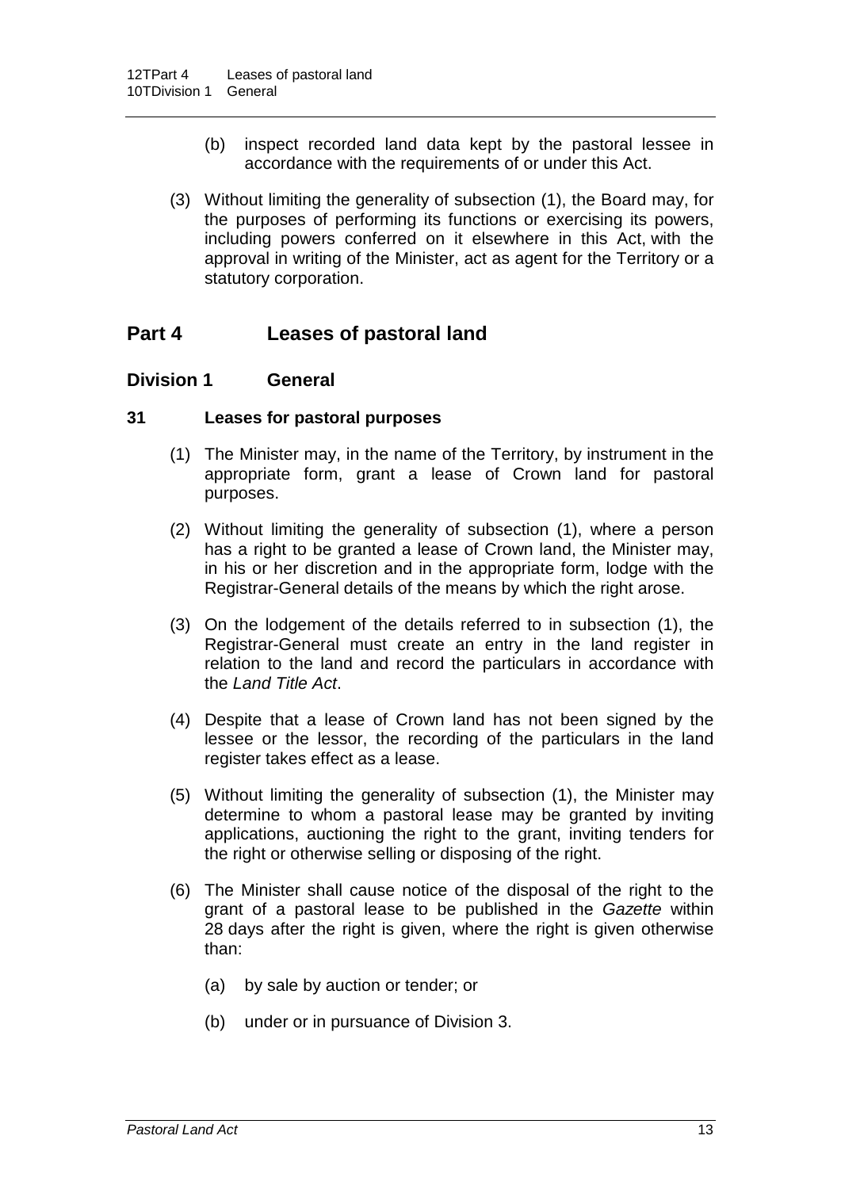(b) inspect recorded land data kept by the pastoral lessee in accordance with the requirements of or under this Act.

(3) Without limiting the generality of subsection (1), the Board may, for the purposes of performing its functions or exercising its powers, including powers conferred on it elsewhere in this Act, with the approval in writing of the Minister, act as agent for the Territory or a statutory corporation.

## Part 4 Leases of pastoral land

### Division 1 General

#### 31 Leases for pastoral purposes

(1) The Minister may, in the name of the Territory, by instrument in the appropriate form, grant a lease of Crown land for pastoral purposes.

(2) Without limiting the generality of subsection (1), where a person has a right to be granted a lease of Crown land, the Minister may, in his or her discretion and in the appropriate form, lodge with the Registrar-General details of the means by which the right arose.

(3) On the lodgement of the details referred to in subsection (1), the Registrar-General must create an entry in the land register in relation to the land and record the particulars in accordance with the *Land Title Act*.

(4) Despite that a lease of Crown land has not been signed by the lessee or the lessor, the recording of the particulars in the land register takes effect as a lease.

(5) Without limiting the generality of subsection (1), the Minister may determine to whom a pastoral lease may be granted by inviting applications, auctioning the right to the grant, inviting tenders for the right or otherwise selling or disposing of the right.

(6) The Minister shall cause notice of the disposal of the right to the grant of a pastoral lease to be published in the *Gazette* within 28 days after the right is given, where the right is given otherwise than:

(a) by sale by auction or tender; or

(b) under or in pursuance of Division 3.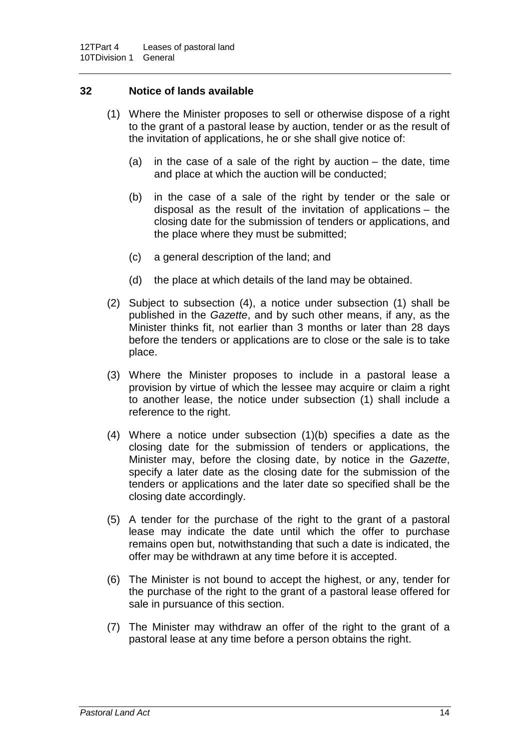## 32 Notice of lands available

(1) Where the Minister proposes to sell or otherwise dispose of a right to the grant of a pastoral lease by auction, tender or as the result of the invitation of applications, he or she shall give notice of:

   (a) in the case of a sale of the right by auction – the date, time and place at which the auction will be conducted;

   (b) in the case of a sale of the right by tender or the sale or disposal as the result of the invitation of applications – the closing date for the submission of tenders or applications, and the place where they must be submitted;

   (c) a general description of the land; and

   (d) the place at which details of the land may be obtained.

(2) Subject to subsection (4), a notice under subsection (1) shall be published in the *Gazette*, and by such other means, if any, as the Minister thinks fit, not earlier than 3 months or later than 28 days before the tenders or applications are to close or the sale is to take place.

(3) Where the Minister proposes to include in a pastoral lease a provision by virtue of which the lessee may acquire or claim a right to another lease, the notice under subsection (1) shall include a reference to the right.

(4) Where a notice under subsection (1)(b) specifies a date as the closing date for the submission of tenders or applications, the Minister may, before the closing date, by notice in the *Gazette*, specify a later date as the closing date for the submission of the tenders or applications and the later date so specified shall be the closing date accordingly.

(5) A tender for the purchase of the right to the grant of a pastoral lease may indicate the date until which the offer to purchase remains open but, notwithstanding that such a date is indicated, the offer may be withdrawn at any time before it is accepted.

(6) The Minister is not bound to accept the highest, or any, tender for the purchase of the right to the grant of a pastoral lease offered for sale in pursuance of this section.

(7) The Minister may withdraw an offer of the right to the grant of a pastoral lease at any time before a person obtains the right.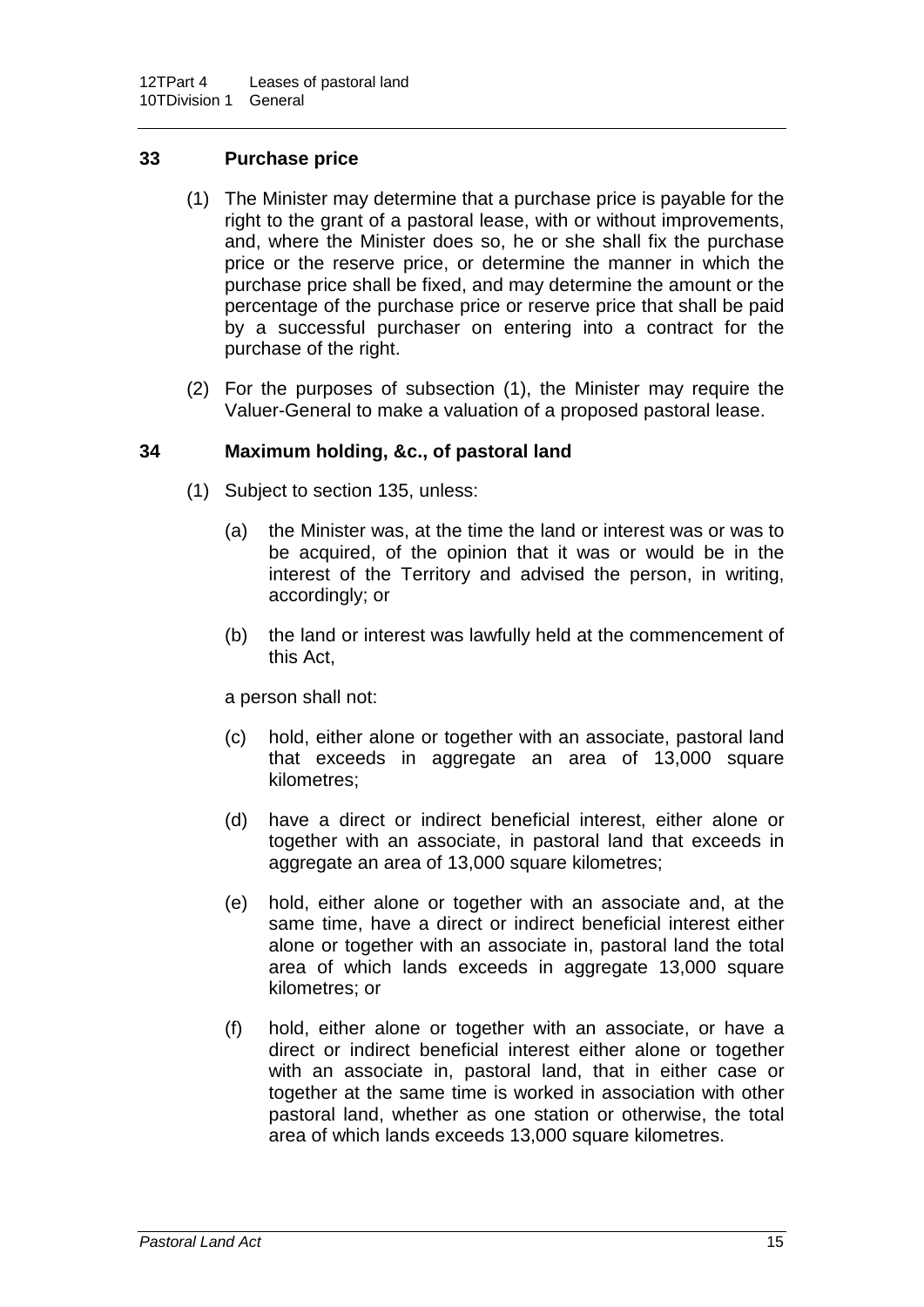## 33 Purchase price

(1) The Minister may determine that a purchase price is payable for the right to the grant of a pastoral lease, with or without improvements, and, where the Minister does so, he or she shall fix the purchase price or the reserve price, or determine the manner in which the purchase price shall be fixed, and may determine the amount or the percentage of the purchase price or reserve price that shall be paid by a successful purchaser on entering into a contract for the purchase of the right.

(2) For the purposes of subsection (1), the Minister may require the Valuer-General to make a valuation of a proposed pastoral lease.

## 34 Maximum holding, &c., of pastoral land

(1) Subject to section 135, unless:

(a) the Minister was, at the time the land or interest was or was to be acquired, of the opinion that it was or would be in the interest of the Territory and advised the person, in writing, accordingly; or

(b) the land or interest was lawfully held at the commencement of this Act,

a person shall not:

(c) hold, either alone or together with an associate, pastoral land that exceeds in aggregate an area of 13,000 square kilometres;

(d) have a direct or indirect beneficial interest, either alone or together with an associate, in pastoral land that exceeds in aggregate an area of 13,000 square kilometres;

(e) hold, either alone or together with an associate and, at the same time, have a direct or indirect beneficial interest either alone or together with an associate in, pastoral land the total area of which lands exceeds in aggregate 13,000 square kilometres; or

(f) hold, either alone or together with an associate, or have a direct or indirect beneficial interest either alone or together with an associate in, pastoral land, that in either case or together at the same time is worked in association with other pastoral land, whether as one station or otherwise, the total area of which lands exceeds 13,000 square kilometres.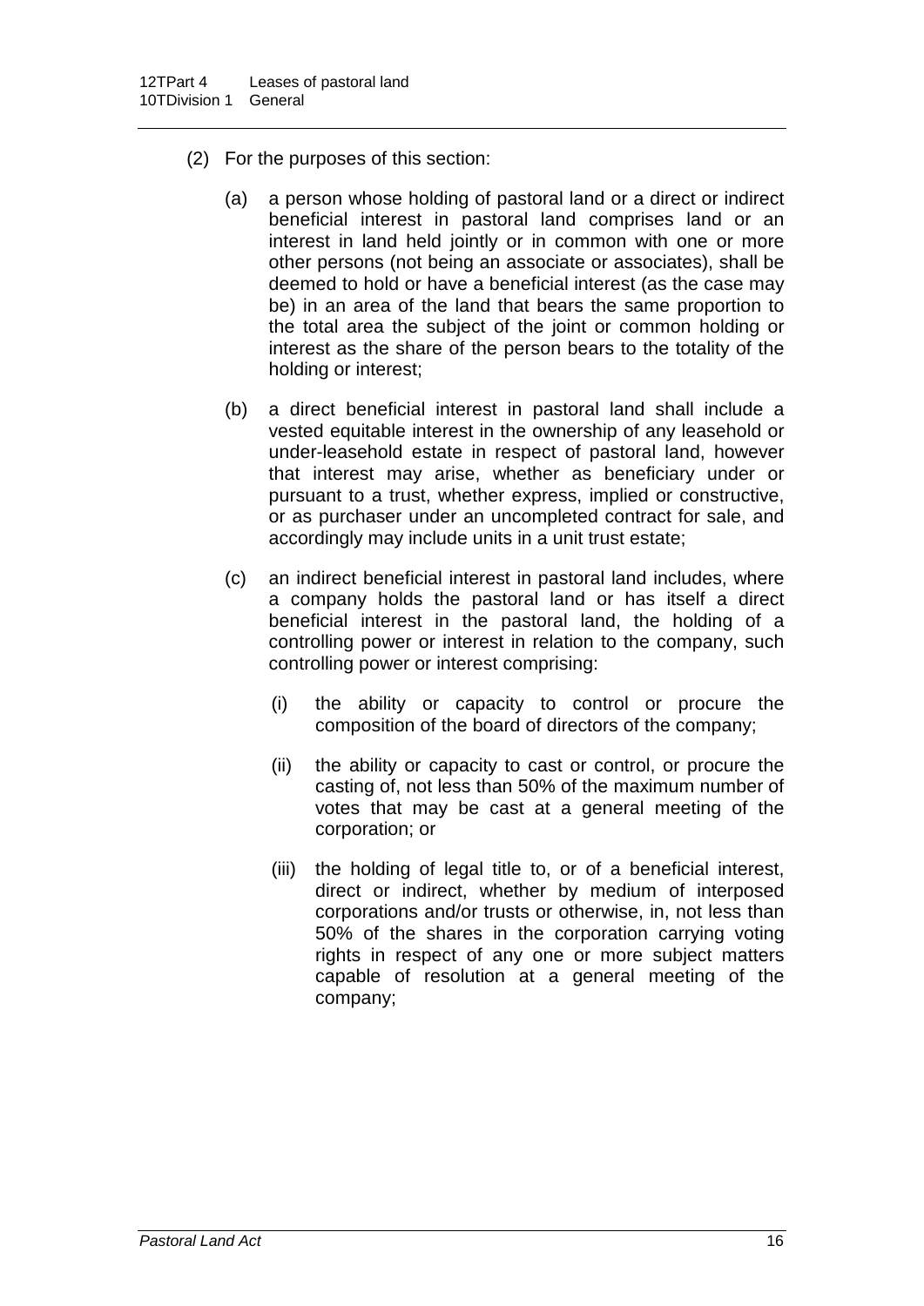(2) For the purposes of this section:

(a) a person whose holding of pastoral land or a direct or indirect beneficial interest in pastoral land comprises land or an interest in land held jointly or in common with one or more other persons (not being an associate or associates), shall be deemed to hold or have a beneficial interest (as the case may be) in an area of the land that bears the same proportion to the total area the subject of the joint or common holding or interest as the share of the person bears to the totality of the holding or interest;

(b) a direct beneficial interest in pastoral land shall include a vested equitable interest in the ownership of any leasehold or under-leasehold estate in respect of pastoral land, however that interest may arise, whether as beneficiary under or pursuant to a trust, whether express, implied or constructive, or as purchaser under an uncompleted contract for sale, and accordingly may include units in a unit trust estate;

(c) an indirect beneficial interest in pastoral land includes, where a company holds the pastoral land or has itself a direct beneficial interest in the pastoral land, the holding of a controlling power or interest in relation to the company, such controlling power or interest comprising:

(i) the ability or capacity to control or procure the composition of the board of directors of the company;

(ii) the ability or capacity to cast or control, or procure the casting of, not less than 50% of the maximum number of votes that may be cast at a general meeting of the corporation; or

(iii) the holding of legal title to, or of a beneficial interest, direct or indirect, whether by medium of interposed corporations and/or trusts or otherwise, in, not less than 50% of the shares in the corporation carrying voting rights in respect of any one or more subject matters capable of resolution at a general meeting of the company;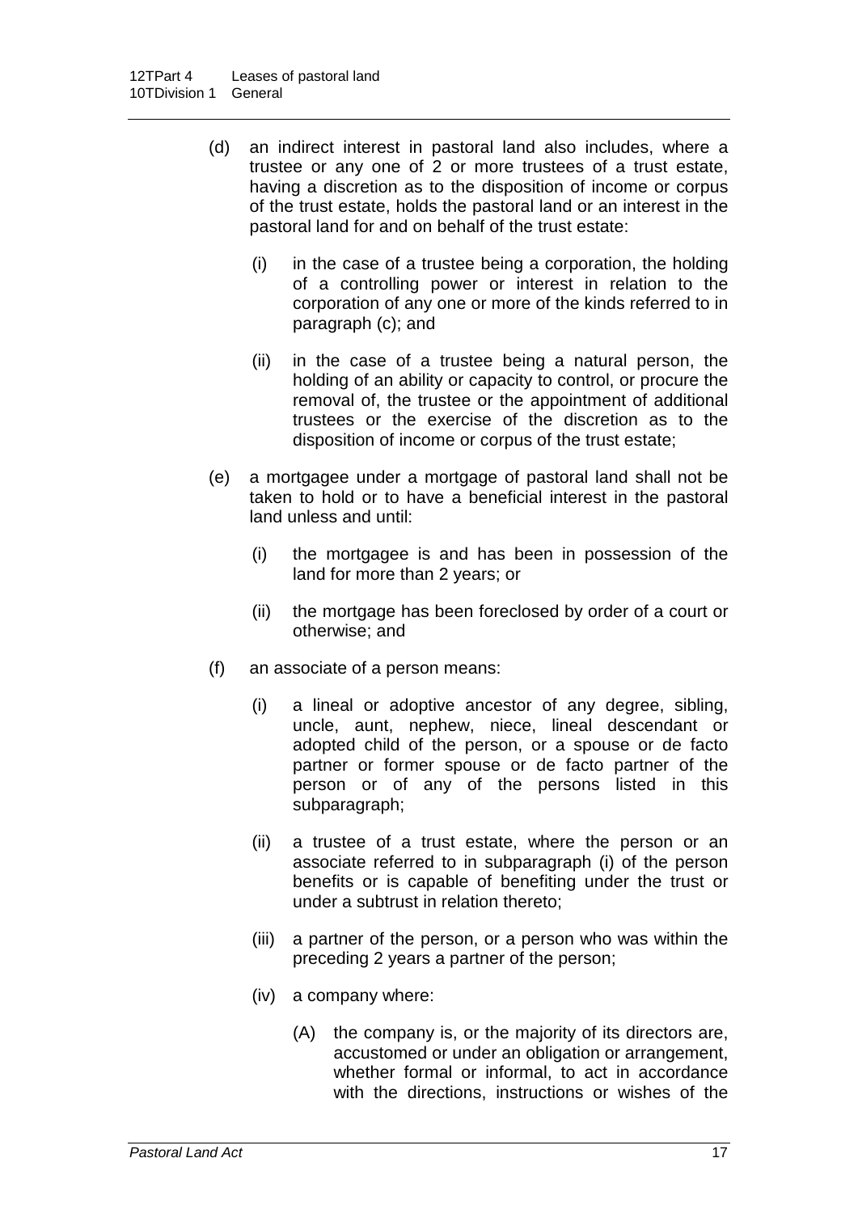(d) an indirect interest in pastoral land also includes, where a trustee or any one of 2 or more trustees of a trust estate, having a discretion as to the disposition of income or corpus of the trust estate, holds the pastoral land or an interest in the pastoral land for and on behalf of the trust estate:

  (i) in the case of a trustee being a corporation, the holding of a controlling power or interest in relation to the corporation of any one or more of the kinds referred to in paragraph (c); and

  (ii) in the case of a trustee being a natural person, the holding of an ability or capacity to control, or procure the removal of, the trustee or the appointment of additional trustees or the exercise of the discretion as to the disposition of income or corpus of the trust estate;

(e) a mortgagee under a mortgage of pastoral land shall not be taken to hold or to have a beneficial interest in the pastoral land unless and until:

  (i) the mortgagee is and has been in possession of the land for more than 2 years; or

  (ii) the mortgage has been foreclosed by order of a court or otherwise; and

(f) an associate of a person means:

  (i) a lineal or adoptive ancestor of any degree, sibling, uncle, aunt, nephew, niece, lineal descendant or adopted child of the person, or a spouse or de facto partner or former spouse or de facto partner of the person or of any of the persons listed in this subparagraph;

  (ii) a trustee of a trust estate, where the person or an associate referred to in subparagraph (i) of the person benefits or is capable of benefiting under the trust or under a subtrust in relation thereto;

  (iii) a partner of the person, or a person who was within the preceding 2 years a partner of the person;

  (iv) a company where:

    (A) the company is, or the majority of its directors are, accustomed or under an obligation or arrangement, whether formal or informal, to act in accordance with the directions, instructions or wishes of the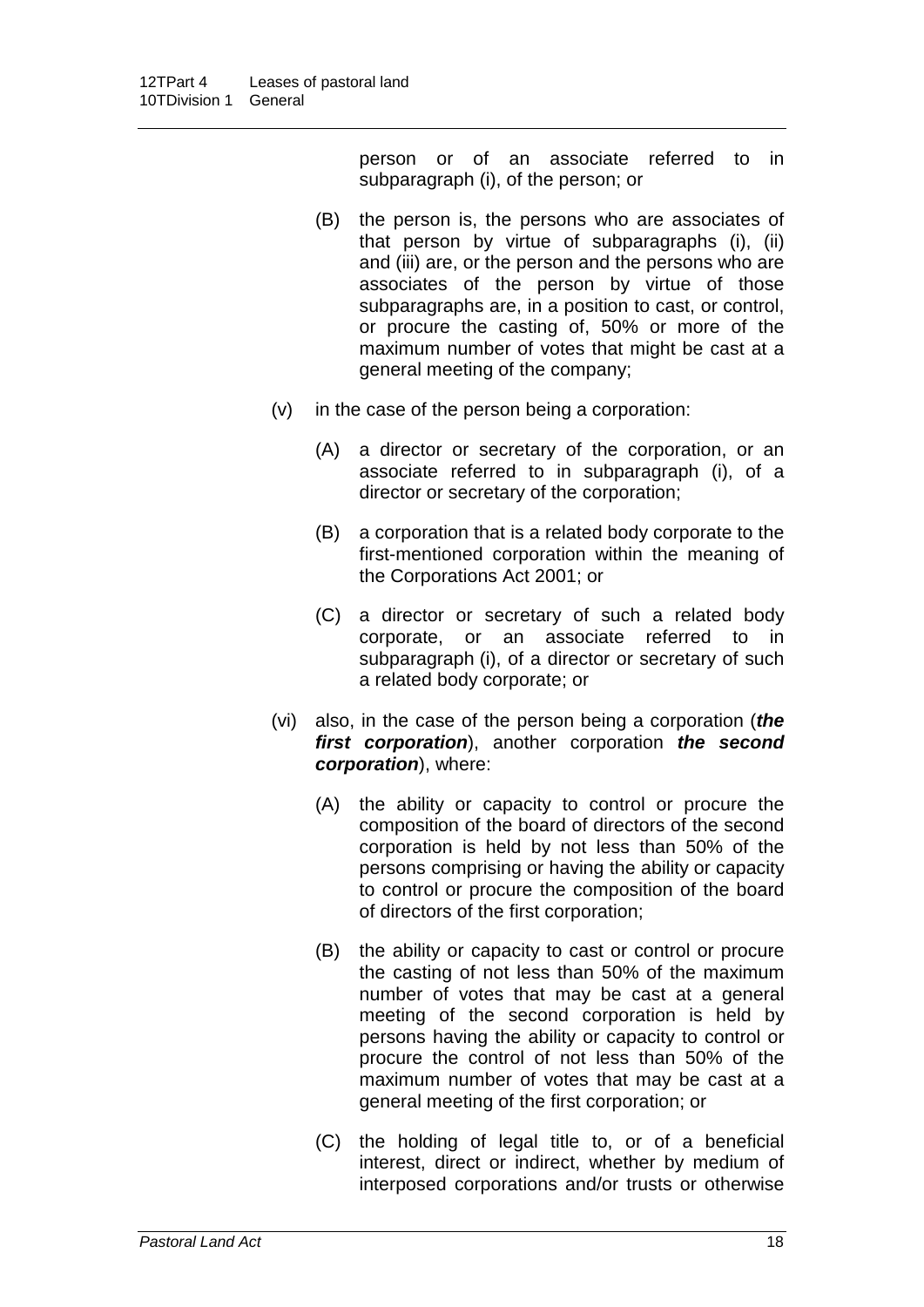person or of an associate referred to in subparagraph (i), of the person; or

(B) the person is, the persons who are associates of that person by virtue of subparagraphs (i), (ii) and (iii) are, or the person and the persons who are associates of the person by virtue of those subparagraphs are, in a position to cast, or control, or procure the casting of, 50% or more of the maximum number of votes that might be cast at a general meeting of the company;

(v) in the case of the person being a corporation:

(A) a director or secretary of the corporation, or an associate referred to in subparagraph (i), of a director or secretary of the corporation;

(B) a corporation that is a related body corporate to the first-mentioned corporation within the meaning of the Corporations Act 2001; or

(C) a director or secretary of such a related body corporate, or an associate referred to in subparagraph (i), of a director or secretary of such a related body corporate; or

(vi) also, in the case of the person being a corporation (***the first corporation***), another corporation ***the second corporation***), where:

(A) the ability or capacity to control or procure the composition of the board of directors of the second corporation is held by not less than 50% of the persons comprising or having the ability or capacity to control or procure the composition of the board of directors of the first corporation;

(B) the ability or capacity to cast or control or procure the casting of not less than 50% of the maximum number of votes that may be cast at a general meeting of the second corporation is held by persons having the ability or capacity to control or procure the control of not less than 50% of the maximum number of votes that may be cast at a general meeting of the first corporation; or

(C) the holding of legal title to, or of a beneficial interest, direct or indirect, whether by medium of interposed corporations and/or trusts or otherwise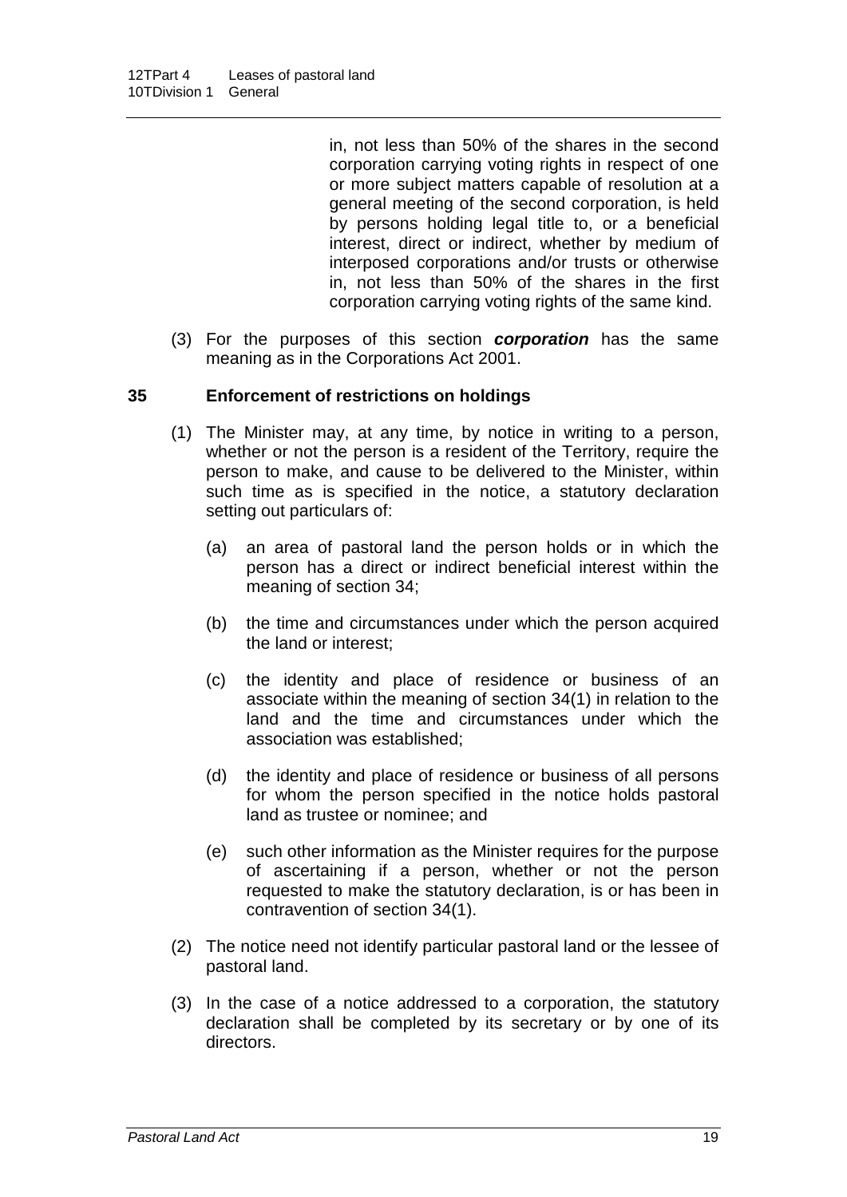in, not less than 50% of the shares in the second corporation carrying voting rights in respect of one or more subject matters capable of resolution at a general meeting of the second corporation, is held by persons holding legal title to, or a beneficial interest, direct or indirect, whether by medium of interposed corporations and/or trusts or otherwise in, not less than 50% of the shares in the first corporation carrying voting rights of the same kind.

(3) For the purposes of this section ***corporation*** has the same meaning as in the Corporations Act 2001.

### 35 Enforcement of restrictions on holdings

(1) The Minister may, at any time, by notice in writing to a person, whether or not the person is a resident of the Territory, require the person to make, and cause to be delivered to the Minister, within such time as is specified in the notice, a statutory declaration setting out particulars of:

(a) an area of pastoral land the person holds or in which the person has a direct or indirect beneficial interest within the meaning of section 34;

(b) the time and circumstances under which the person acquired the land or interest;

(c) the identity and place of residence or business of an associate within the meaning of section 34(1) in relation to the land and the time and circumstances under which the association was established;

(d) the identity and place of residence or business of all persons for whom the person specified in the notice holds pastoral land as trustee or nominee; and

(e) such other information as the Minister requires for the purpose of ascertaining if a person, whether or not the person requested to make the statutory declaration, is or has been in contravention of section 34(1).

(2) The notice need not identify particular pastoral land or the lessee of pastoral land.

(3) In the case of a notice addressed to a corporation, the statutory declaration shall be completed by its secretary or by one of its directors.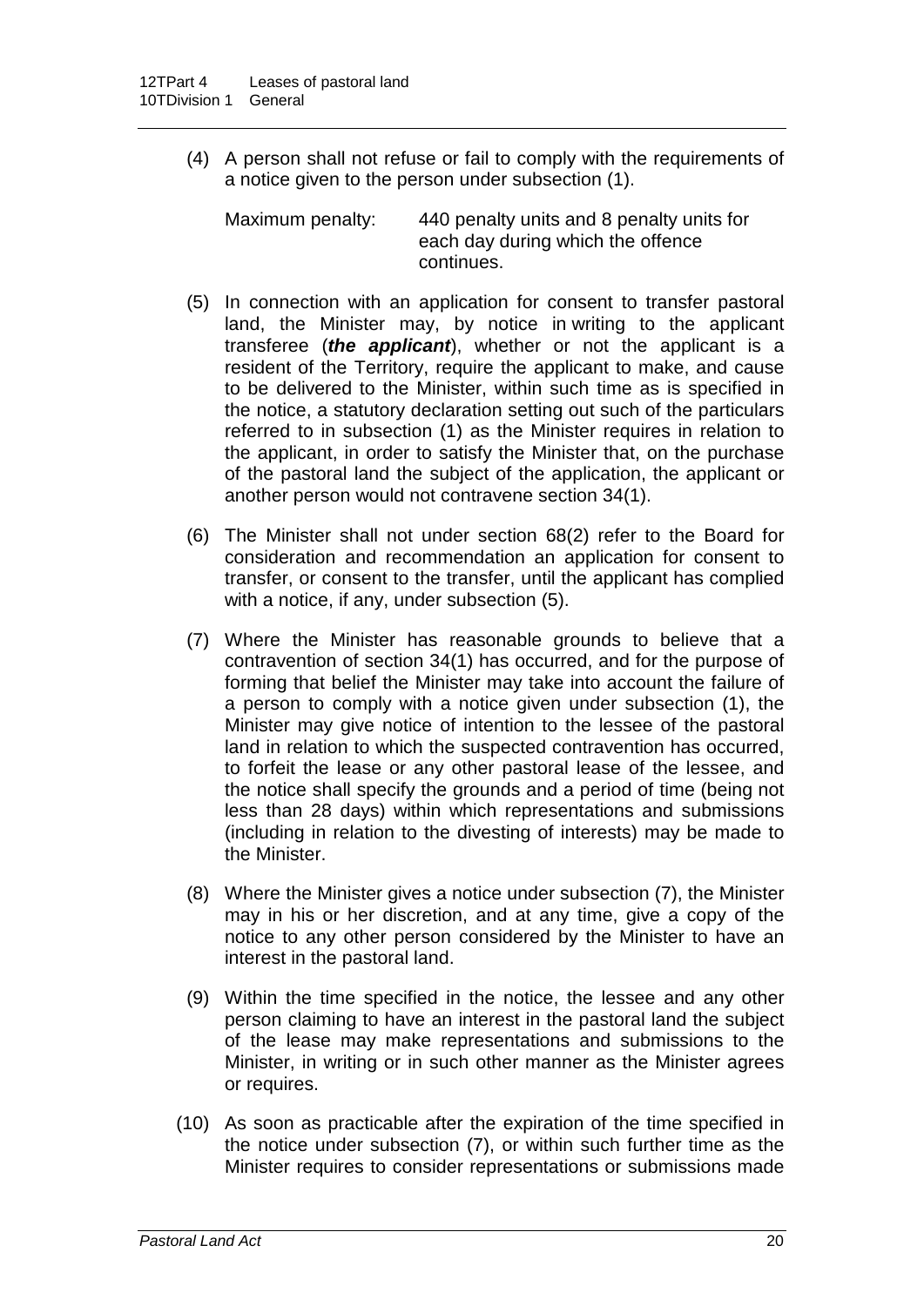(4) A person shall not refuse or fail to comply with the requirements of a notice given to the person under subsection (1).

Maximum penalty: 440 penalty units and 8 penalty units for each day during which the offence continues.

(5) In connection with an application for consent to transfer pastoral land, the Minister may, by notice in writing to the applicant transferee (***the applicant***), whether or not the applicant is a resident of the Territory, require the applicant to make, and cause to be delivered to the Minister, within such time as is specified in the notice, a statutory declaration setting out such of the particulars referred to in subsection (1) as the Minister requires in relation to the applicant, in order to satisfy the Minister that, on the purchase of the pastoral land the subject of the application, the applicant or another person would not contravene section 34(1).

(6) The Minister shall not under section 68(2) refer to the Board for consideration and recommendation an application for consent to transfer, or consent to the transfer, until the applicant has complied with a notice, if any, under subsection (5).

(7) Where the Minister has reasonable grounds to believe that a contravention of section 34(1) has occurred, and for the purpose of forming that belief the Minister may take into account the failure of a person to comply with a notice given under subsection (1), the Minister may give notice of intention to the lessee of the pastoral land in relation to which the suspected contravention has occurred, to forfeit the lease or any other pastoral lease of the lessee, and the notice shall specify the grounds and a period of time (being not less than 28 days) within which representations and submissions (including in relation to the divesting of interests) may be made to the Minister.

(8) Where the Minister gives a notice under subsection (7), the Minister may in his or her discretion, and at any time, give a copy of the notice to any other person considered by the Minister to have an interest in the pastoral land.

(9) Within the time specified in the notice, the lessee and any other person claiming to have an interest in the pastoral land the subject of the lease may make representations and submissions to the Minister, in writing or in such other manner as the Minister agrees or requires.

(10) As soon as practicable after the expiration of the time specified in the notice under subsection (7), or within such further time as the Minister requires to consider representations or submissions made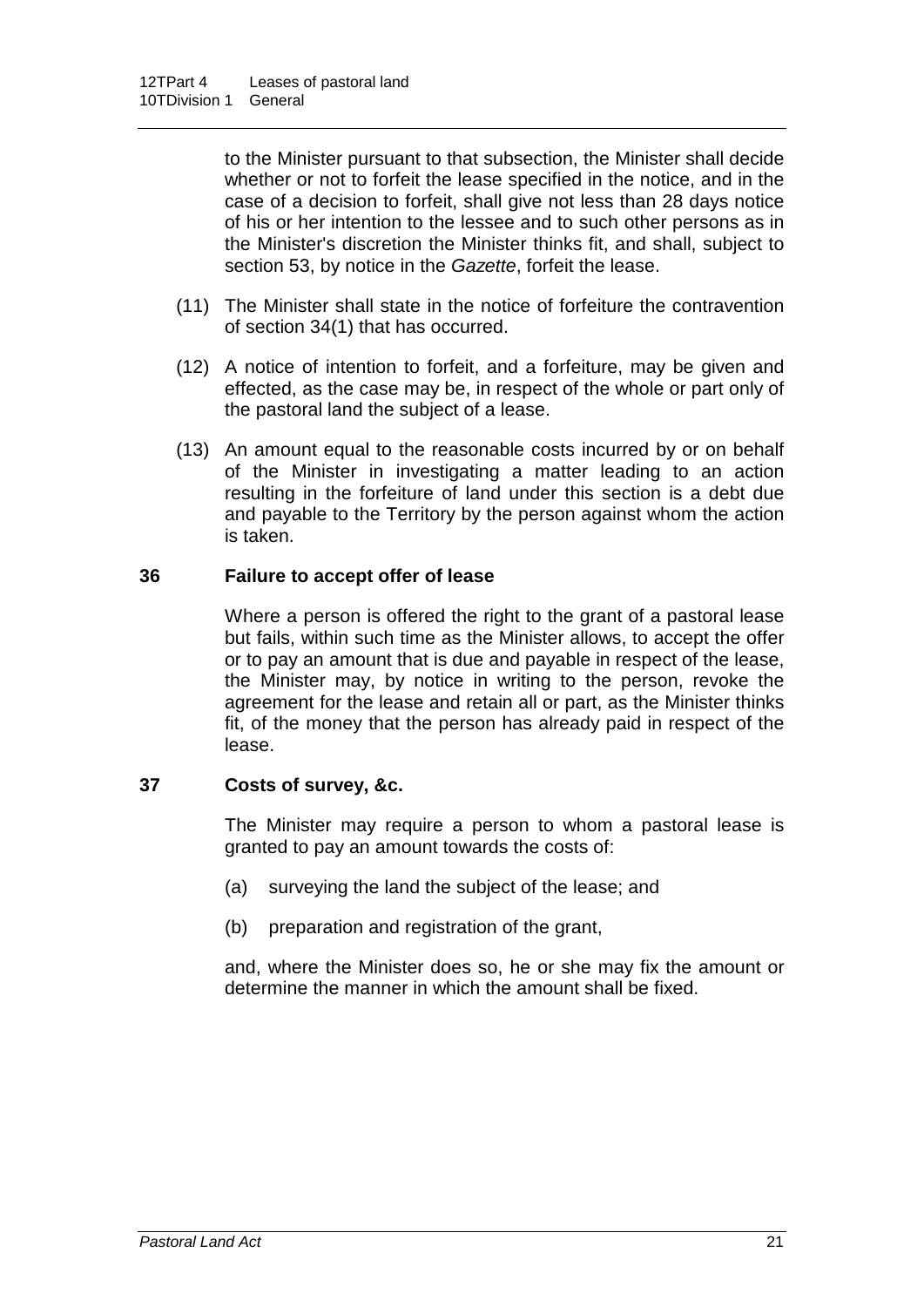to the Minister pursuant to that subsection, the Minister shall decide whether or not to forfeit the lease specified in the notice, and in the case of a decision to forfeit, shall give not less than 28 days notice of his or her intention to the lessee and to such other persons as in the Minister's discretion the Minister thinks fit, and shall, subject to section 53, by notice in the *Gazette*, forfeit the lease.

(11) The Minister shall state in the notice of forfeiture the contravention of section 34(1) that has occurred.

(12) A notice of intention to forfeit, and a forfeiture, may be given and effected, as the case may be, in respect of the whole or part only of the pastoral land the subject of a lease.

(13) An amount equal to the reasonable costs incurred by or on behalf of the Minister in investigating a matter leading to an action resulting in the forfeiture of land under this section is a debt due and payable to the Territory by the person against whom the action is taken.

### 36 Failure to accept offer of lease

Where a person is offered the right to the grant of a pastoral lease but fails, within such time as the Minister allows, to accept the offer or to pay an amount that is due and payable in respect of the lease, the Minister may, by notice in writing to the person, revoke the agreement for the lease and retain all or part, as the Minister thinks fit, of the money that the person has already paid in respect of the lease.

### 37 Costs of survey, &c.

The Minister may require a person to whom a pastoral lease is granted to pay an amount towards the costs of:

(a) surveying the land the subject of the lease; and

(b) preparation and registration of the grant,

and, where the Minister does so, he or she may fix the amount or determine the manner in which the amount shall be fixed.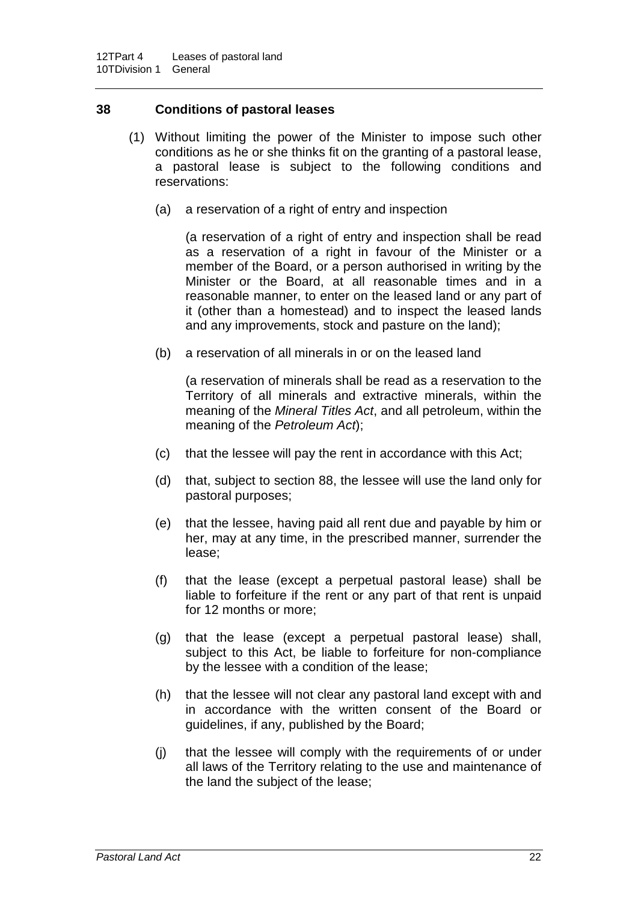## 38 Conditions of pastoral leases

(1) Without limiting the power of the Minister to impose such other conditions as he or she thinks fit on the granting of a pastoral lease, a pastoral lease is subject to the following conditions and reservations:

(a) a reservation of a right of entry and inspection

(a reservation of a right of entry and inspection shall be read as a reservation of a right in favour of the Minister or a member of the Board, or a person authorised in writing by the Minister or the Board, at all reasonable times and in a reasonable manner, to enter on the leased land or any part of it (other than a homestead) and to inspect the leased lands and any improvements, stock and pasture on the land);

(b) a reservation of all minerals in or on the leased land

(a reservation of minerals shall be read as a reservation to the Territory of all minerals and extractive minerals, within the meaning of the *Mineral Titles Act*, and all petroleum, within the meaning of the *Petroleum Act*);

(c) that the lessee will pay the rent in accordance with this Act;

(d) that, subject to section 88, the lessee will use the land only for pastoral purposes;

(e) that the lessee, having paid all rent due and payable by him or her, may at any time, in the prescribed manner, surrender the lease;

(f) that the lease (except a perpetual pastoral lease) shall be liable to forfeiture if the rent or any part of that rent is unpaid for 12 months or more;

(g) that the lease (except a perpetual pastoral lease) shall, subject to this Act, be liable to forfeiture for non-compliance by the lessee with a condition of the lease;

(h) that the lessee will not clear any pastoral land except with and in accordance with the written consent of the Board or guidelines, if any, published by the Board;

(j) that the lessee will comply with the requirements of or under all laws of the Territory relating to the use and maintenance of the land the subject of the lease;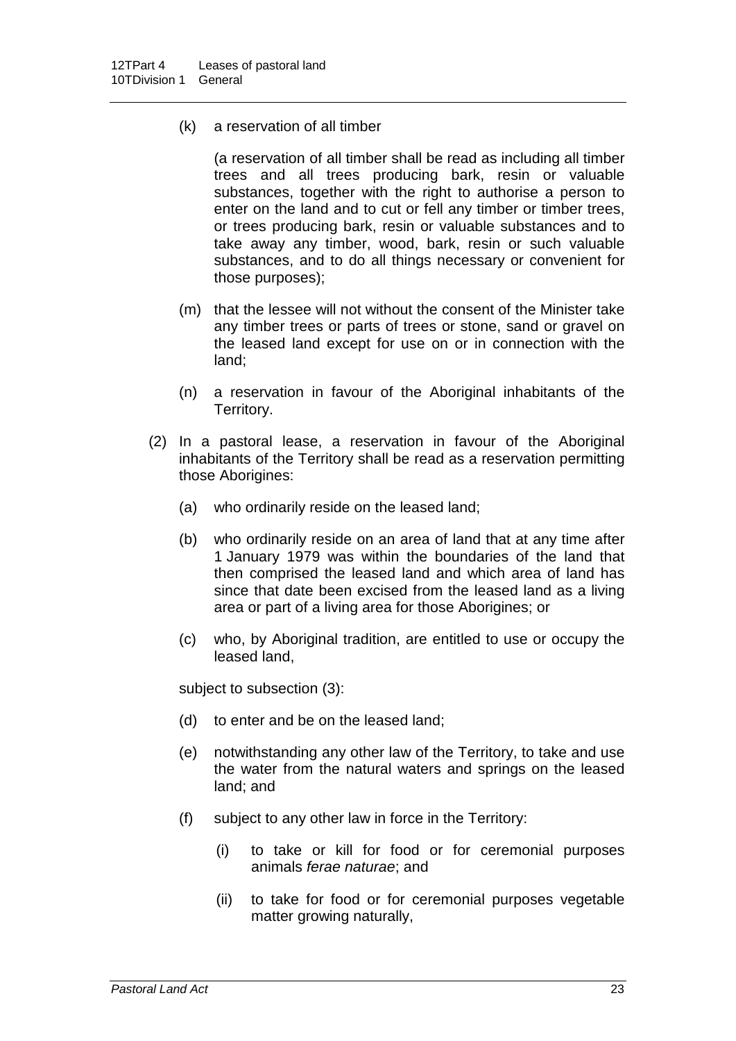(k) a reservation of all timber

(a reservation of all timber shall be read as including all timber trees and all trees producing bark, resin or valuable substances, together with the right to authorise a person to enter on the land and to cut or fell any timber or timber trees, or trees producing bark, resin or valuable substances and to take away any timber, wood, bark, resin or such valuable substances, and to do all things necessary or convenient for those purposes);

(m) that the lessee will not without the consent of the Minister take any timber trees or parts of trees or stone, sand or gravel on the leased land except for use on or in connection with the land;

(n) a reservation in favour of the Aboriginal inhabitants of the Territory.

(2) In a pastoral lease, a reservation in favour of the Aboriginal inhabitants of the Territory shall be read as a reservation permitting those Aborigines:

(a) who ordinarily reside on the leased land;

(b) who ordinarily reside on an area of land that at any time after 1 January 1979 was within the boundaries of the land that then comprised the leased land and which area of land has since that date been excised from the leased land as a living area or part of a living area for those Aborigines; or

(c) who, by Aboriginal tradition, are entitled to use or occupy the leased land,

subject to subsection (3):

(d) to enter and be on the leased land;

(e) notwithstanding any other law of the Territory, to take and use the water from the natural waters and springs on the leased land; and

(f) subject to any other law in force in the Territory:

(i) to take or kill for food or for ceremonial purposes animals *ferae naturae*; and

(ii) to take for food or for ceremonial purposes vegetable matter growing naturally,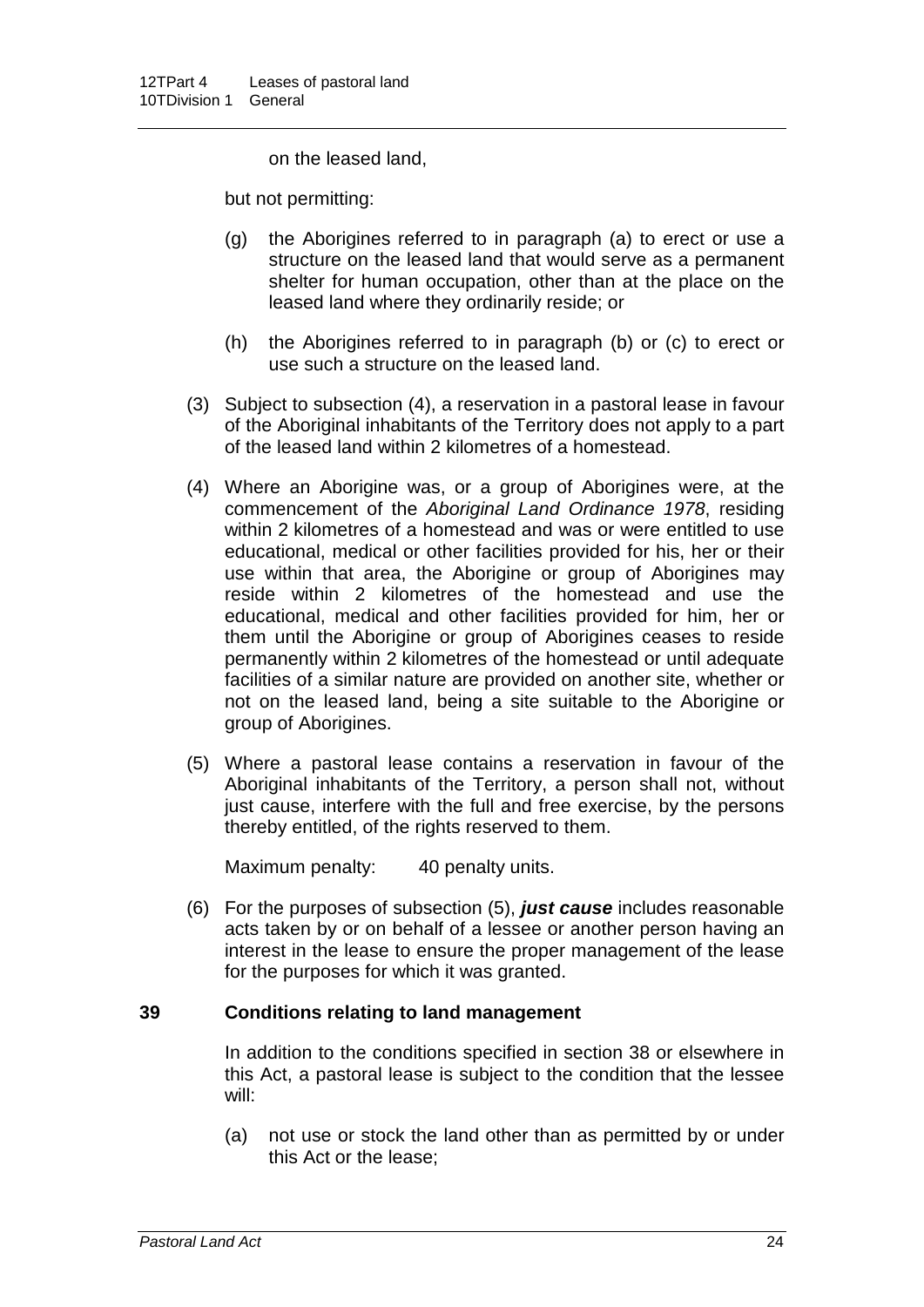on the leased land,

but not permitting:

(g) the Aborigines referred to in paragraph (a) to erect or use a structure on the leased land that would serve as a permanent shelter for human occupation, other than at the place on the leased land where they ordinarily reside; or

(h) the Aborigines referred to in paragraph (b) or (c) to erect or use such a structure on the leased land.

(3) Subject to subsection (4), a reservation in a pastoral lease in favour of the Aboriginal inhabitants of the Territory does not apply to a part of the leased land within 2 kilometres of a homestead.

(4) Where an Aborigine was, or a group of Aborigines were, at the commencement of the *Aboriginal Land Ordinance 1978*, residing within 2 kilometres of a homestead and was or were entitled to use educational, medical or other facilities provided for his, her or their use within that area, the Aborigine or group of Aborigines may reside within 2 kilometres of the homestead and use the educational, medical and other facilities provided for him, her or them until the Aborigine or group of Aborigines ceases to reside permanently within 2 kilometres of the homestead or until adequate facilities of a similar nature are provided on another site, whether or not on the leased land, being a site suitable to the Aborigine or group of Aborigines.

(5) Where a pastoral lease contains a reservation in favour of the Aboriginal inhabitants of the Territory, a person shall not, without just cause, interfere with the full and free exercise, by the persons thereby entitled, of the rights reserved to them.

Maximum penalty: 40 penalty units.

(6) For the purposes of subsection (5), ***just cause*** includes reasonable acts taken by or on behalf of a lessee or another person having an interest in the lease to ensure the proper management of the lease for the purposes for which it was granted.

### 39 Conditions relating to land management

In addition to the conditions specified in section 38 or elsewhere in this Act, a pastoral lease is subject to the condition that the lessee will:

(a) not use or stock the land other than as permitted by or under this Act or the lease;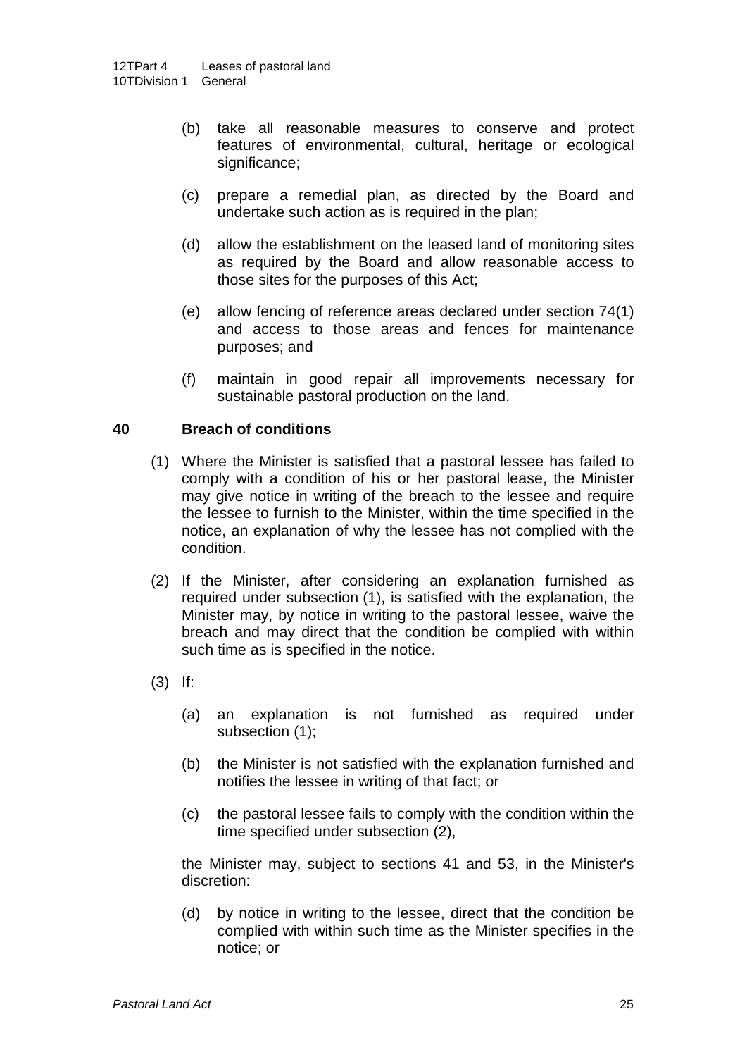(b) take all reasonable measures to conserve and protect features of environmental, cultural, heritage or ecological significance;

(c) prepare a remedial plan, as directed by the Board and undertake such action as is required in the plan;

(d) allow the establishment on the leased land of monitoring sites as required by the Board and allow reasonable access to those sites for the purposes of this Act;

(e) allow fencing of reference areas declared under section 74(1) and access to those areas and fences for maintenance purposes; and

(f) maintain in good repair all improvements necessary for sustainable pastoral production on the land.

### 40 Breach of conditions

(1) Where the Minister is satisfied that a pastoral lessee has failed to comply with a condition of his or her pastoral lease, the Minister may give notice in writing of the breach to the lessee and require the lessee to furnish to the Minister, within the time specified in the notice, an explanation of why the lessee has not complied with the condition.

(2) If the Minister, after considering an explanation furnished as required under subsection (1), is satisfied with the explanation, the Minister may, by notice in writing to the pastoral lessee, waive the breach and may direct that the condition be complied with within such time as is specified in the notice.

(3) If:

(a) an explanation is not furnished as required under subsection (1);

(b) the Minister is not satisfied with the explanation furnished and notifies the lessee in writing of that fact; or

(c) the pastoral lessee fails to comply with the condition within the time specified under subsection (2),

the Minister may, subject to sections 41 and 53, in the Minister's discretion:

(d) by notice in writing to the lessee, direct that the condition be complied with within such time as the Minister specifies in the notice; or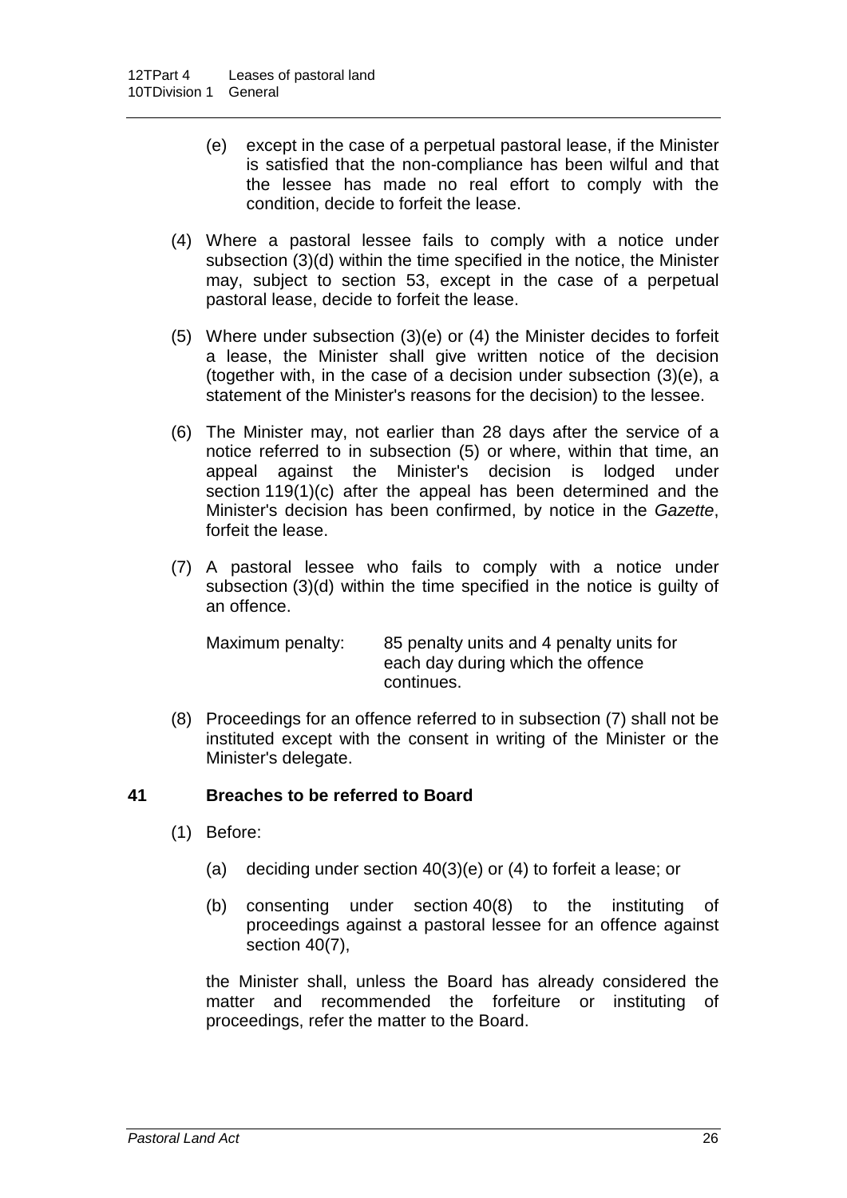(e) except in the case of a perpetual pastoral lease, if the Minister is satisfied that the non-compliance has been wilful and that the lessee has made no real effort to comply with the condition, decide to forfeit the lease.

(4) Where a pastoral lessee fails to comply with a notice under subsection (3)(d) within the time specified in the notice, the Minister may, subject to section 53, except in the case of a perpetual pastoral lease, decide to forfeit the lease.

(5) Where under subsection (3)(e) or (4) the Minister decides to forfeit a lease, the Minister shall give written notice of the decision (together with, in the case of a decision under subsection (3)(e), a statement of the Minister's reasons for the decision) to the lessee.

(6) The Minister may, not earlier than 28 days after the service of a notice referred to in subsection (5) or where, within that time, an appeal against the Minister's decision is lodged under section 119(1)(c) after the appeal has been determined and the Minister's decision has been confirmed, by notice in the *Gazette*, forfeit the lease.

(7) A pastoral lessee who fails to comply with a notice under subsection (3)(d) within the time specified in the notice is guilty of an offence.

Maximum penalty: 85 penalty units and 4 penalty units for each day during which the offence continues.

(8) Proceedings for an offence referred to in subsection (7) shall not be instituted except with the consent in writing of the Minister or the Minister's delegate.

### 41 Breaches to be referred to Board

(1) Before:

(a) deciding under section 40(3)(e) or (4) to forfeit a lease; or

(b) consenting under section 40(8) to the instituting of proceedings against a pastoral lessee for an offence against section 40(7),

the Minister shall, unless the Board has already considered the matter and recommended the forfeiture or instituting of proceedings, refer the matter to the Board.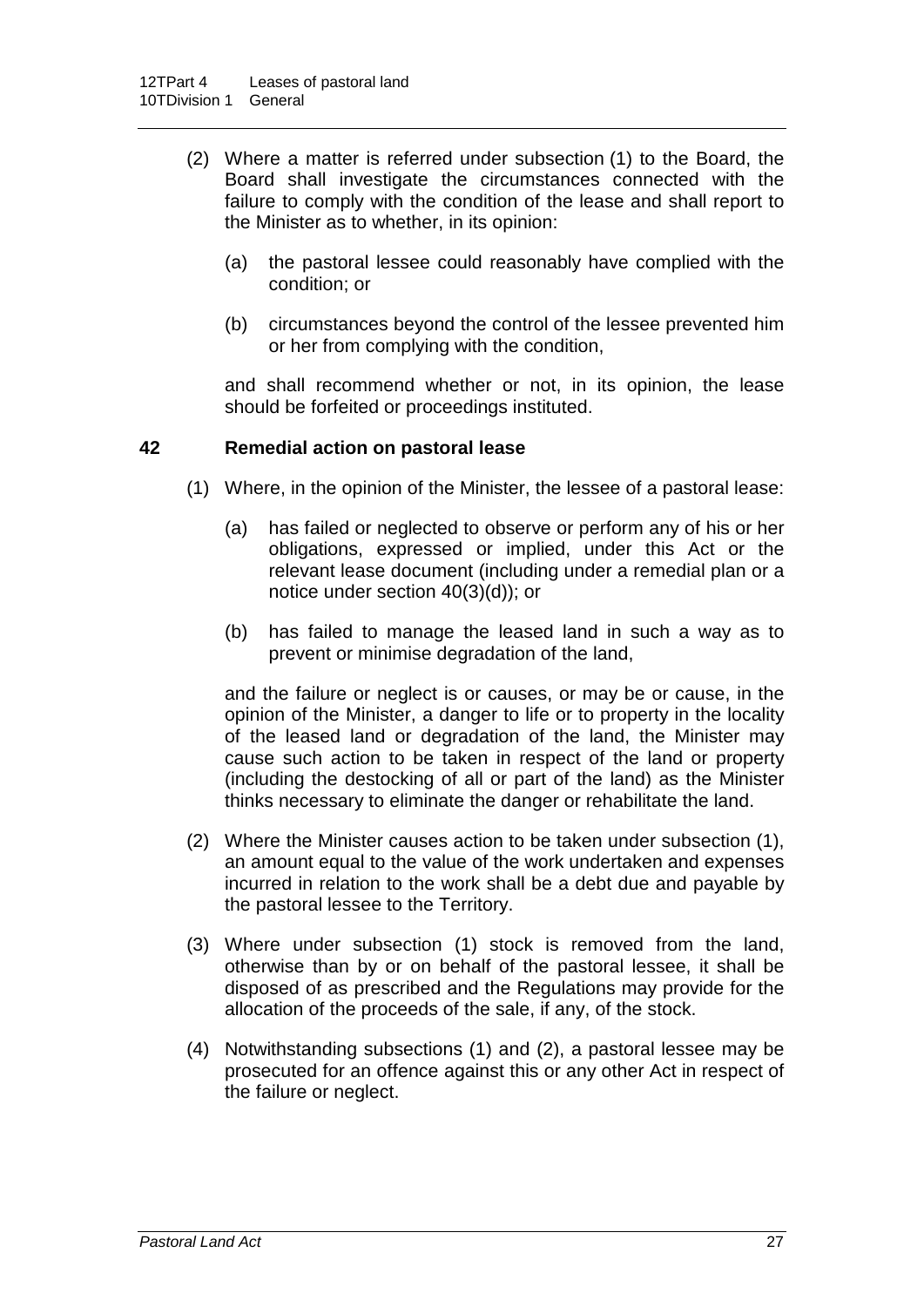(2) Where a matter is referred under subsection (1) to the Board, the Board shall investigate the circumstances connected with the failure to comply with the condition of the lease and shall report to the Minister as to whether, in its opinion:

(a) the pastoral lessee could reasonably have complied with the condition; or

(b) circumstances beyond the control of the lessee prevented him or her from complying with the condition,

and shall recommend whether or not, in its opinion, the lease should be forfeited or proceedings instituted.

### 42 Remedial action on pastoral lease

(1) Where, in the opinion of the Minister, the lessee of a pastoral lease:

(a) has failed or neglected to observe or perform any of his or her obligations, expressed or implied, under this Act or the relevant lease document (including under a remedial plan or a notice under section 40(3)(d)); or

(b) has failed to manage the leased land in such a way as to prevent or minimise degradation of the land,

and the failure or neglect is or causes, or may be or cause, in the opinion of the Minister, a danger to life or to property in the locality of the leased land or degradation of the land, the Minister may cause such action to be taken in respect of the land or property (including the destocking of all or part of the land) as the Minister thinks necessary to eliminate the danger or rehabilitate the land.

(2) Where the Minister causes action to be taken under subsection (1), an amount equal to the value of the work undertaken and expenses incurred in relation to the work shall be a debt due and payable by the pastoral lessee to the Territory.

(3) Where under subsection (1) stock is removed from the land, otherwise than by or on behalf of the pastoral lessee, it shall be disposed of as prescribed and the Regulations may provide for the allocation of the proceeds of the sale, if any, of the stock.

(4) Notwithstanding subsections (1) and (2), a pastoral lessee may be prosecuted for an offence against this or any other Act in respect of the failure or neglect.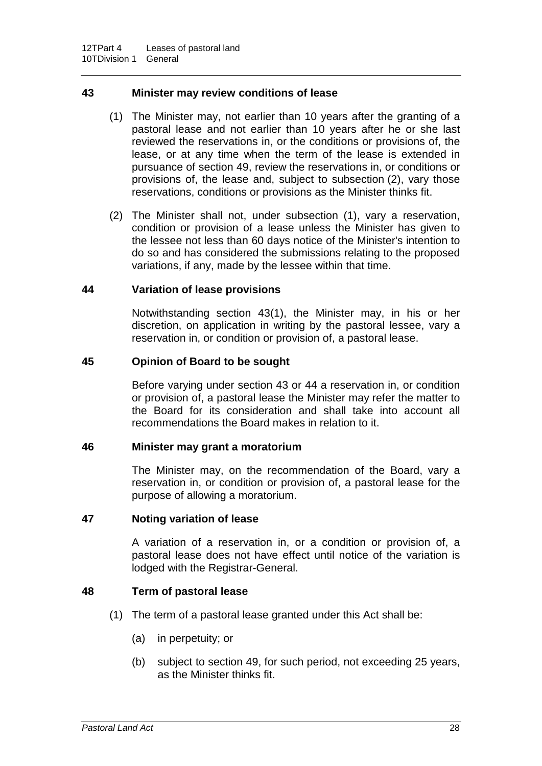### 43 Minister may review conditions of lease

(1) The Minister may, not earlier than 10 years after the granting of a pastoral lease and not earlier than 10 years after he or she last reviewed the reservations in, or the conditions or provisions of, the lease, or at any time when the term of the lease is extended in pursuance of section 49, review the reservations in, or conditions or provisions of, the lease and, subject to subsection (2), vary those reservations, conditions or provisions as the Minister thinks fit.

(2) The Minister shall not, under subsection (1), vary a reservation, condition or provision of a lease unless the Minister has given to the lessee not less than 60 days notice of the Minister's intention to do so and has considered the submissions relating to the proposed variations, if any, made by the lessee within that time.

### 44 Variation of lease provisions

Notwithstanding section 43(1), the Minister may, in his or her discretion, on application in writing by the pastoral lessee, vary a reservation in, or condition or provision of, a pastoral lease.

### 45 Opinion of Board to be sought

Before varying under section 43 or 44 a reservation in, or condition or provision of, a pastoral lease the Minister may refer the matter to the Board for its consideration and shall take into account all recommendations the Board makes in relation to it.

### 46 Minister may grant a moratorium

The Minister may, on the recommendation of the Board, vary a reservation in, or condition or provision of, a pastoral lease for the purpose of allowing a moratorium.

### 47 Noting variation of lease

A variation of a reservation in, or a condition or provision of, a pastoral lease does not have effect until notice of the variation is lodged with the Registrar-General.

### 48 Term of pastoral lease

(1) The term of a pastoral lease granted under this Act shall be:

(a) in perpetuity; or

(b) subject to section 49, for such period, not exceeding 25 years, as the Minister thinks fit.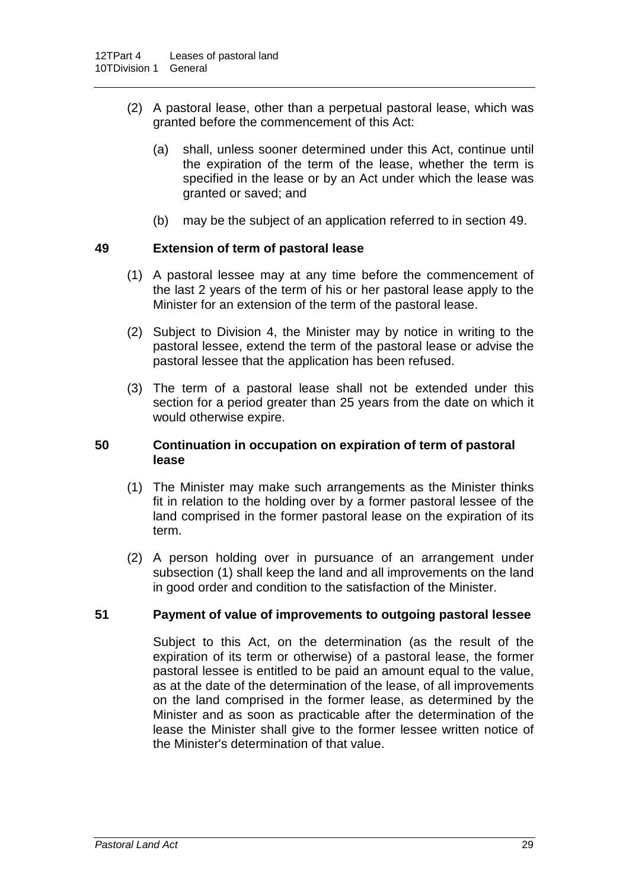(2) A pastoral lease, other than a perpetual pastoral lease, which was granted before the commencement of this Act:

(a) shall, unless sooner determined under this Act, continue until the expiration of the term of the lease, whether the term is specified in the lease or by an Act under which the lease was granted or saved; and

(b) may be the subject of an application referred to in section 49.

### 49 Extension of term of pastoral lease

(1) A pastoral lessee may at any time before the commencement of the last 2 years of the term of his or her pastoral lease apply to the Minister for an extension of the term of the pastoral lease.

(2) Subject to Division 4, the Minister may by notice in writing to the pastoral lessee, extend the term of the pastoral lease or advise the pastoral lessee that the application has been refused.

(3) The term of a pastoral lease shall not be extended under this section for a period greater than 25 years from the date on which it would otherwise expire.

### 50 Continuation in occupation on expiration of term of pastoral lease

(1) The Minister may make such arrangements as the Minister thinks fit in relation to the holding over by a former pastoral lessee of the land comprised in the former pastoral lease on the expiration of its term.

(2) A person holding over in pursuance of an arrangement under subsection (1) shall keep the land and all improvements on the land in good order and condition to the satisfaction of the Minister.

### 51 Payment of value of improvements to outgoing pastoral lessee

Subject to this Act, on the determination (as the result of the expiration of its term or otherwise) of a pastoral lease, the former pastoral lessee is entitled to be paid an amount equal to the value, as at the date of the determination of the lease, of all improvements on the land comprised in the former lease, as determined by the Minister and as soon as practicable after the determination of the lease the Minister shall give to the former lessee written notice of the Minister's determination of that value.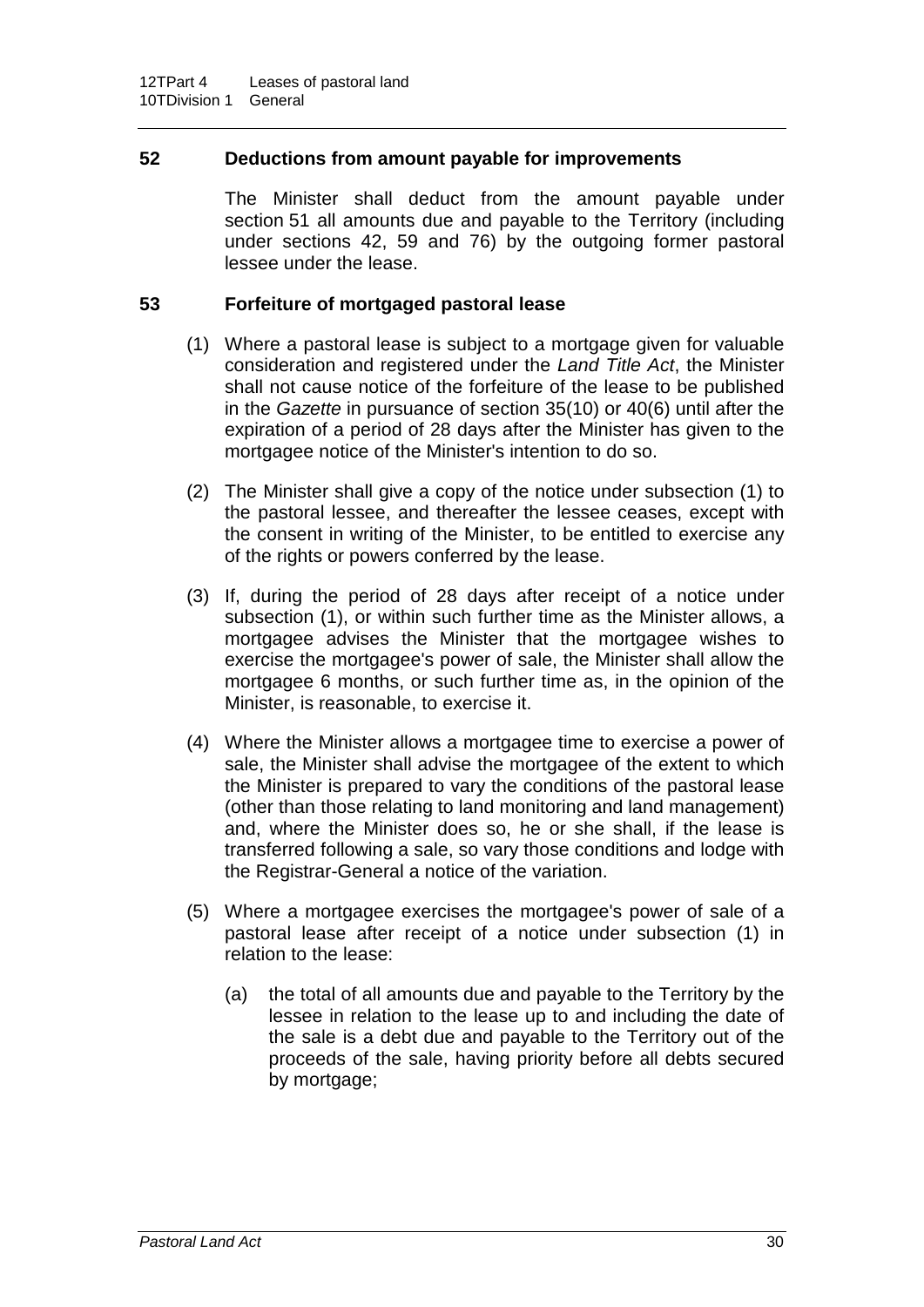## 52 Deductions from amount payable for improvements

The Minister shall deduct from the amount payable under section 51 all amounts due and payable to the Territory (including under sections 42, 59 and 76) by the outgoing former pastoral lessee under the lease.

## 53 Forfeiture of mortgaged pastoral lease

(1) Where a pastoral lease is subject to a mortgage given for valuable consideration and registered under the *Land Title Act*, the Minister shall not cause notice of the forfeiture of the lease to be published in the *Gazette* in pursuance of section 35(10) or 40(6) until after the expiration of a period of 28 days after the Minister has given to the mortgagee notice of the Minister's intention to do so.

(2) The Minister shall give a copy of the notice under subsection (1) to the pastoral lessee, and thereafter the lessee ceases, except with the consent in writing of the Minister, to be entitled to exercise any of the rights or powers conferred by the lease.

(3) If, during the period of 28 days after receipt of a notice under subsection (1), or within such further time as the Minister allows, a mortgagee advises the Minister that the mortgagee wishes to exercise the mortgagee's power of sale, the Minister shall allow the mortgagee 6 months, or such further time as, in the opinion of the Minister, is reasonable, to exercise it.

(4) Where the Minister allows a mortgagee time to exercise a power of sale, the Minister shall advise the mortgagee of the extent to which the Minister is prepared to vary the conditions of the pastoral lease (other than those relating to land monitoring and land management) and, where the Minister does so, he or she shall, if the lease is transferred following a sale, so vary those conditions and lodge with the Registrar-General a notice of the variation.

(5) Where a mortgagee exercises the mortgagee's power of sale of a pastoral lease after receipt of a notice under subsection (1) in relation to the lease:

(a) the total of all amounts due and payable to the Territory by the lessee in relation to the lease up to and including the date of the sale is a debt due and payable to the Territory out of the proceeds of the sale, having priority before all debts secured by mortgage;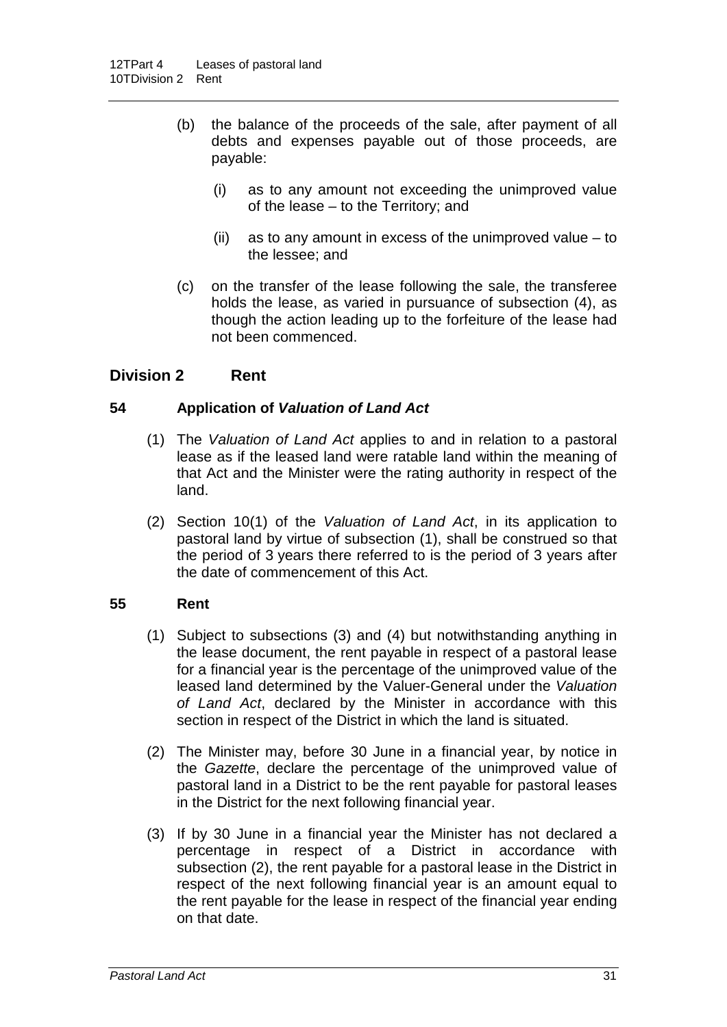(b) the balance of the proceeds of the sale, after payment of all debts and expenses payable out of those proceeds, are payable:

  (i) as to any amount not exceeding the unimproved value of the lease – to the Territory; and

  (ii) as to any amount in excess of the unimproved value – to the lessee; and

(c) on the transfer of the lease following the sale, the transferee holds the lease, as varied in pursuance of subsection (4), as though the action leading up to the forfeiture of the lease had not been commenced.

## Division 2 Rent

### 54 Application of *Valuation of Land Act*

(1) The *Valuation of Land Act* applies to and in relation to a pastoral lease as if the leased land were ratable land within the meaning of that Act and the Minister were the rating authority in respect of the land.

(2) Section 10(1) of the *Valuation of Land Act*, in its application to pastoral land by virtue of subsection (1), shall be construed so that the period of 3 years there referred to is the period of 3 years after the date of commencement of this Act.

### 55 Rent

(1) Subject to subsections (3) and (4) but notwithstanding anything in the lease document, the rent payable in respect of a pastoral lease for a financial year is the percentage of the unimproved value of the leased land determined by the Valuer-General under the *Valuation of Land Act*, declared by the Minister in accordance with this section in respect of the District in which the land is situated.

(2) The Minister may, before 30 June in a financial year, by notice in the *Gazette*, declare the percentage of the unimproved value of pastoral land in a District to be the rent payable for pastoral leases in the District for the next following financial year.

(3) If by 30 June in a financial year the Minister has not declared a percentage in respect of a District in accordance with subsection (2), the rent payable for a pastoral lease in the District in respect of the next following financial year is an amount equal to the rent payable for the lease in respect of the financial year ending on that date.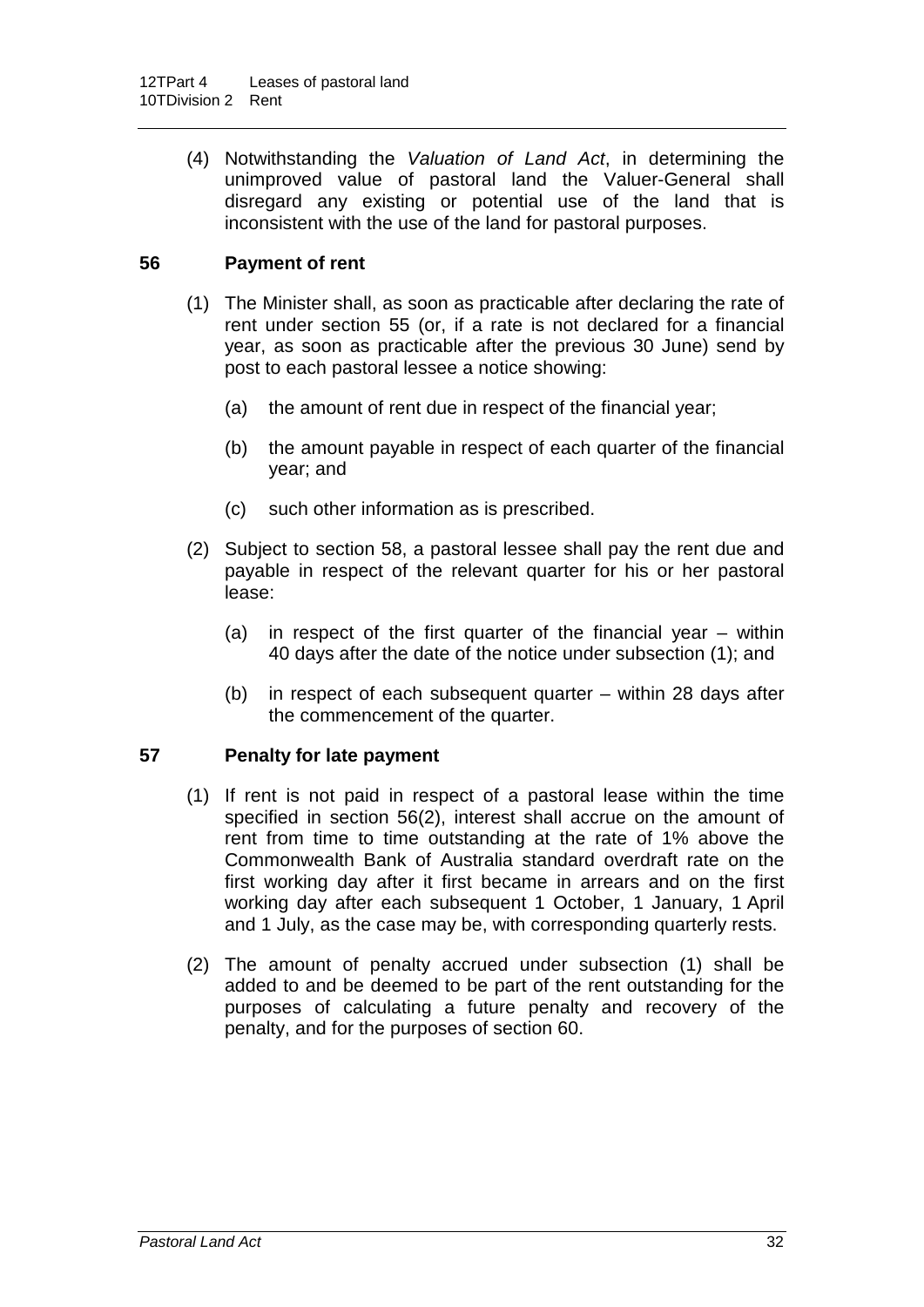(4) Notwithstanding the *Valuation of Land Act*, in determining the unimproved value of pastoral land the Valuer-General shall disregard any existing or potential use of the land that is inconsistent with the use of the land for pastoral purposes.

### 56 Payment of rent

(1) The Minister shall, as soon as practicable after declaring the rate of rent under section 55 (or, if a rate is not declared for a financial year, as soon as practicable after the previous 30 June) send by post to each pastoral lessee a notice showing:

(a) the amount of rent due in respect of the financial year;

(b) the amount payable in respect of each quarter of the financial year; and

(c) such other information as is prescribed.

(2) Subject to section 58, a pastoral lessee shall pay the rent due and payable in respect of the relevant quarter for his or her pastoral lease:

(a) in respect of the first quarter of the financial year – within 40 days after the date of the notice under subsection (1); and

(b) in respect of each subsequent quarter – within 28 days after the commencement of the quarter.

### 57 Penalty for late payment

(1) If rent is not paid in respect of a pastoral lease within the time specified in section 56(2), interest shall accrue on the amount of rent from time to time outstanding at the rate of 1% above the Commonwealth Bank of Australia standard overdraft rate on the first working day after it first became in arrears and on the first working day after each subsequent 1 October, 1 January, 1 April and 1 July, as the case may be, with corresponding quarterly rests.

(2) The amount of penalty accrued under subsection (1) shall be added to and be deemed to be part of the rent outstanding for the purposes of calculating a future penalty and recovery of the penalty, and for the purposes of section 60.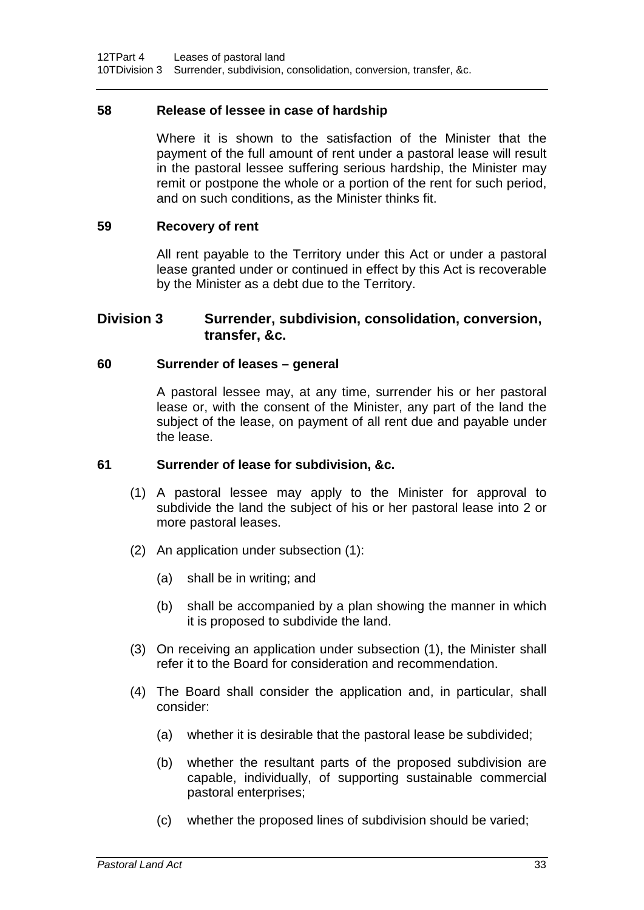### 58 Release of lessee in case of hardship

Where it is shown to the satisfaction of the Minister that the payment of the full amount of rent under a pastoral lease will result in the pastoral lessee suffering serious hardship, the Minister may remit or postpone the whole or a portion of the rent for such period, and on such conditions, as the Minister thinks fit.

### 59 Recovery of rent

All rent payable to the Territory under this Act or under a pastoral lease granted under or continued in effect by this Act is recoverable by the Minister as a debt due to the Territory.

## Division 3 Surrender, subdivision, consolidation, conversion, transfer, &c.

### 60 Surrender of leases – general

A pastoral lessee may, at any time, surrender his or her pastoral lease or, with the consent of the Minister, any part of the land the subject of the lease, on payment of all rent due and payable under the lease.

### 61 Surrender of lease for subdivision, &c.

(1) A pastoral lessee may apply to the Minister for approval to subdivide the land the subject of his or her pastoral lease into 2 or more pastoral leases.

(2) An application under subsection (1):

(a) shall be in writing; and

(b) shall be accompanied by a plan showing the manner in which it is proposed to subdivide the land.

(3) On receiving an application under subsection (1), the Minister shall refer it to the Board for consideration and recommendation.

(4) The Board shall consider the application and, in particular, shall consider:

(a) whether it is desirable that the pastoral lease be subdivided;

(b) whether the resultant parts of the proposed subdivision are capable, individually, of supporting sustainable commercial pastoral enterprises;

(c) whether the proposed lines of subdivision should be varied;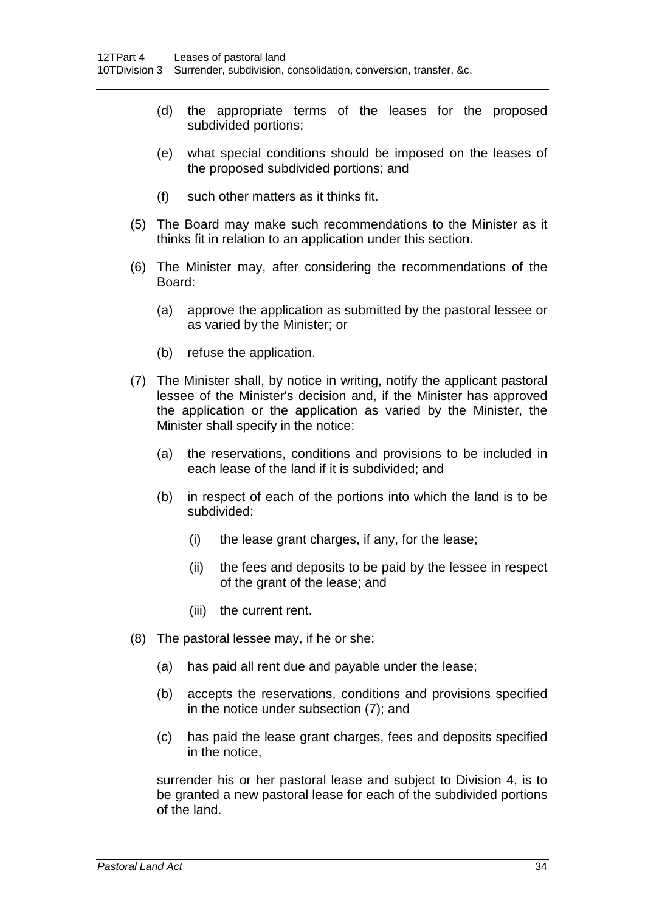(d) the appropriate terms of the leases for the proposed subdivided portions;

(e) what special conditions should be imposed on the leases of the proposed subdivided portions; and

(f) such other matters as it thinks fit.

(5) The Board may make such recommendations to the Minister as it thinks fit in relation to an application under this section.

(6) The Minister may, after considering the recommendations of the Board:

(a) approve the application as submitted by the pastoral lessee or as varied by the Minister; or

(b) refuse the application.

(7) The Minister shall, by notice in writing, notify the applicant pastoral lessee of the Minister's decision and, if the Minister has approved the application or the application as varied by the Minister, the Minister shall specify in the notice:

(a) the reservations, conditions and provisions to be included in each lease of the land if it is subdivided; and

(b) in respect of each of the portions into which the land is to be subdivided:

(i) the lease grant charges, if any, for the lease;

(ii) the fees and deposits to be paid by the lessee in respect of the grant of the lease; and

(iii) the current rent.

(8) The pastoral lessee may, if he or she:

(a) has paid all rent due and payable under the lease;

(b) accepts the reservations, conditions and provisions specified in the notice under subsection (7); and

(c) has paid the lease grant charges, fees and deposits specified in the notice,

surrender his or her pastoral lease and subject to Division 4, is to be granted a new pastoral lease for each of the subdivided portions of the land.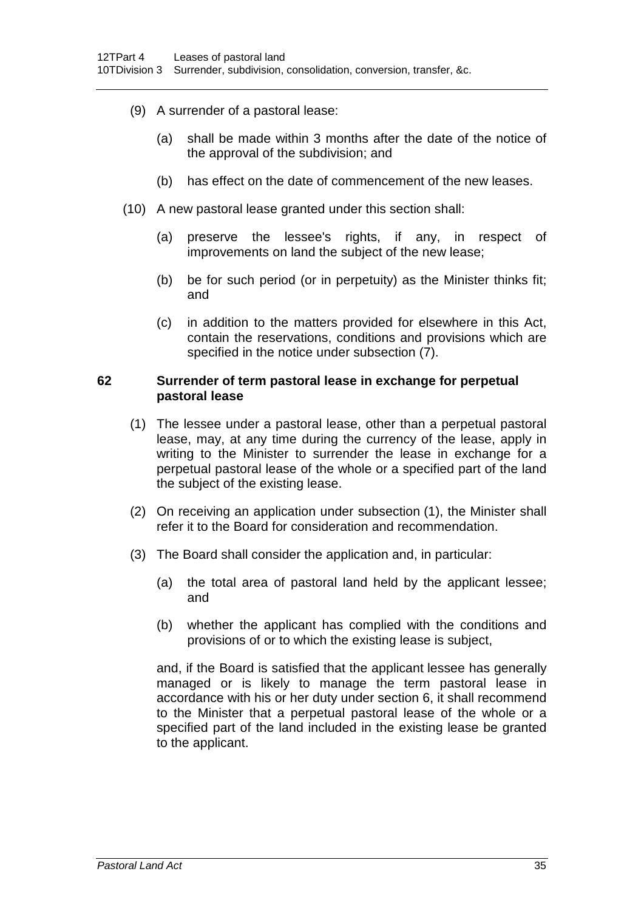(9) A surrender of a pastoral lease:

(a) shall be made within 3 months after the date of the notice of the approval of the subdivision; and

(b) has effect on the date of commencement of the new leases.

(10) A new pastoral lease granted under this section shall:

(a) preserve the lessee's rights, if any, in respect of improvements on land the subject of the new lease;

(b) be for such period (or in perpetuity) as the Minister thinks fit; and

(c) in addition to the matters provided for elsewhere in this Act, contain the reservations, conditions and provisions which are specified in the notice under subsection (7).

## 62 Surrender of term pastoral lease in exchange for perpetual pastoral lease

(1) The lessee under a pastoral lease, other than a perpetual pastoral lease, may, at any time during the currency of the lease, apply in writing to the Minister to surrender the lease in exchange for a perpetual pastoral lease of the whole or a specified part of the land the subject of the existing lease.

(2) On receiving an application under subsection (1), the Minister shall refer it to the Board for consideration and recommendation.

(3) The Board shall consider the application and, in particular:

(a) the total area of pastoral land held by the applicant lessee; and

(b) whether the applicant has complied with the conditions and provisions of or to which the existing lease is subject,

and, if the Board is satisfied that the applicant lessee has generally managed or is likely to manage the term pastoral lease in accordance with his or her duty under section 6, it shall recommend to the Minister that a perpetual pastoral lease of the whole or a specified part of the land included in the existing lease be granted to the applicant.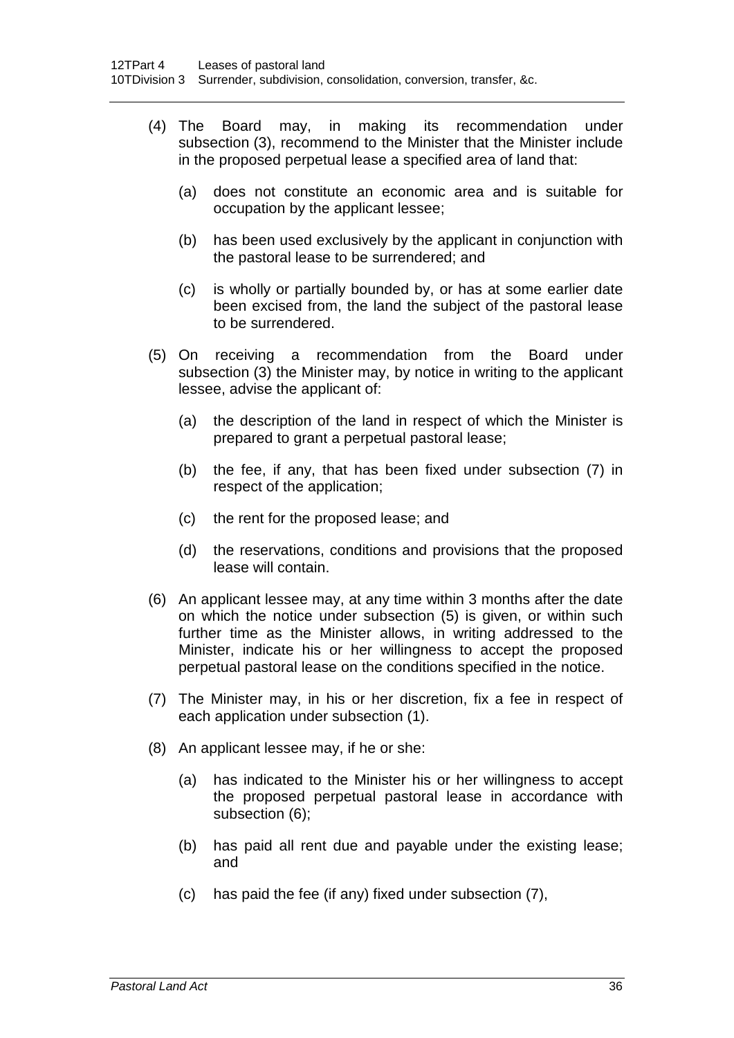(4) The Board may, in making its recommendation under subsection (3), recommend to the Minister that the Minister include in the proposed perpetual lease a specified area of land that:

(a) does not constitute an economic area and is suitable for occupation by the applicant lessee;

(b) has been used exclusively by the applicant in conjunction with the pastoral lease to be surrendered; and

(c) is wholly or partially bounded by, or has at some earlier date been excised from, the land the subject of the pastoral lease to be surrendered.

(5) On receiving a recommendation from the Board under subsection (3) the Minister may, by notice in writing to the applicant lessee, advise the applicant of:

(a) the description of the land in respect of which the Minister is prepared to grant a perpetual pastoral lease;

(b) the fee, if any, that has been fixed under subsection (7) in respect of the application;

(c) the rent for the proposed lease; and

(d) the reservations, conditions and provisions that the proposed lease will contain.

(6) An applicant lessee may, at any time within 3 months after the date on which the notice under subsection (5) is given, or within such further time as the Minister allows, in writing addressed to the Minister, indicate his or her willingness to accept the proposed perpetual pastoral lease on the conditions specified in the notice.

(7) The Minister may, in his or her discretion, fix a fee in respect of each application under subsection (1).

(8) An applicant lessee may, if he or she:

(a) has indicated to the Minister his or her willingness to accept the proposed perpetual pastoral lease in accordance with subsection (6);

(b) has paid all rent due and payable under the existing lease; and

(c) has paid the fee (if any) fixed under subsection (7),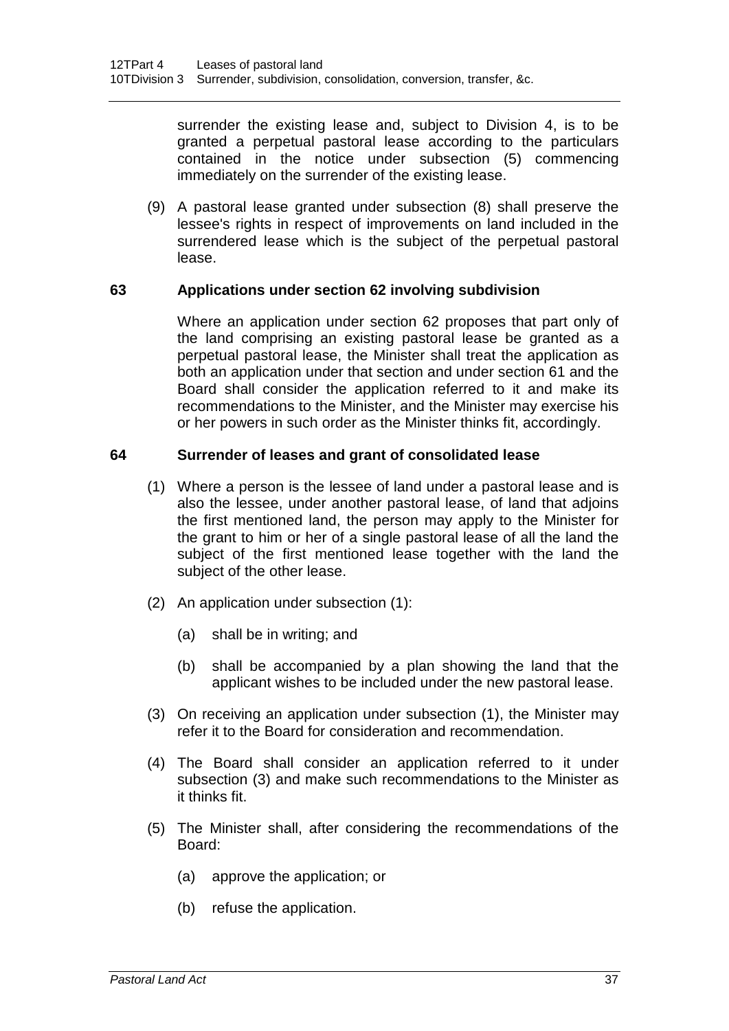surrender the existing lease and, subject to Division 4, is to be granted a perpetual pastoral lease according to the particulars contained in the notice under subsection (5) commencing immediately on the surrender of the existing lease.

(9) A pastoral lease granted under subsection (8) shall preserve the lessee's rights in respect of improvements on land included in the surrendered lease which is the subject of the perpetual pastoral lease.

### 63 Applications under section 62 involving subdivision

Where an application under section 62 proposes that part only of the land comprising an existing pastoral lease be granted as a perpetual pastoral lease, the Minister shall treat the application as both an application under that section and under section 61 and the Board shall consider the application referred to it and make its recommendations to the Minister, and the Minister may exercise his or her powers in such order as the Minister thinks fit, accordingly.

### 64 Surrender of leases and grant of consolidated lease

(1) Where a person is the lessee of land under a pastoral lease and is also the lessee, under another pastoral lease, of land that adjoins the first mentioned land, the person may apply to the Minister for the grant to him or her of a single pastoral lease of all the land the subject of the first mentioned lease together with the land the subject of the other lease.

(2) An application under subsection (1):

(a) shall be in writing; and

(b) shall be accompanied by a plan showing the land that the applicant wishes to be included under the new pastoral lease.

(3) On receiving an application under subsection (1), the Minister may refer it to the Board for consideration and recommendation.

(4) The Board shall consider an application referred to it under subsection (3) and make such recommendations to the Minister as it thinks fit.

(5) The Minister shall, after considering the recommendations of the Board:

(a) approve the application; or

(b) refuse the application.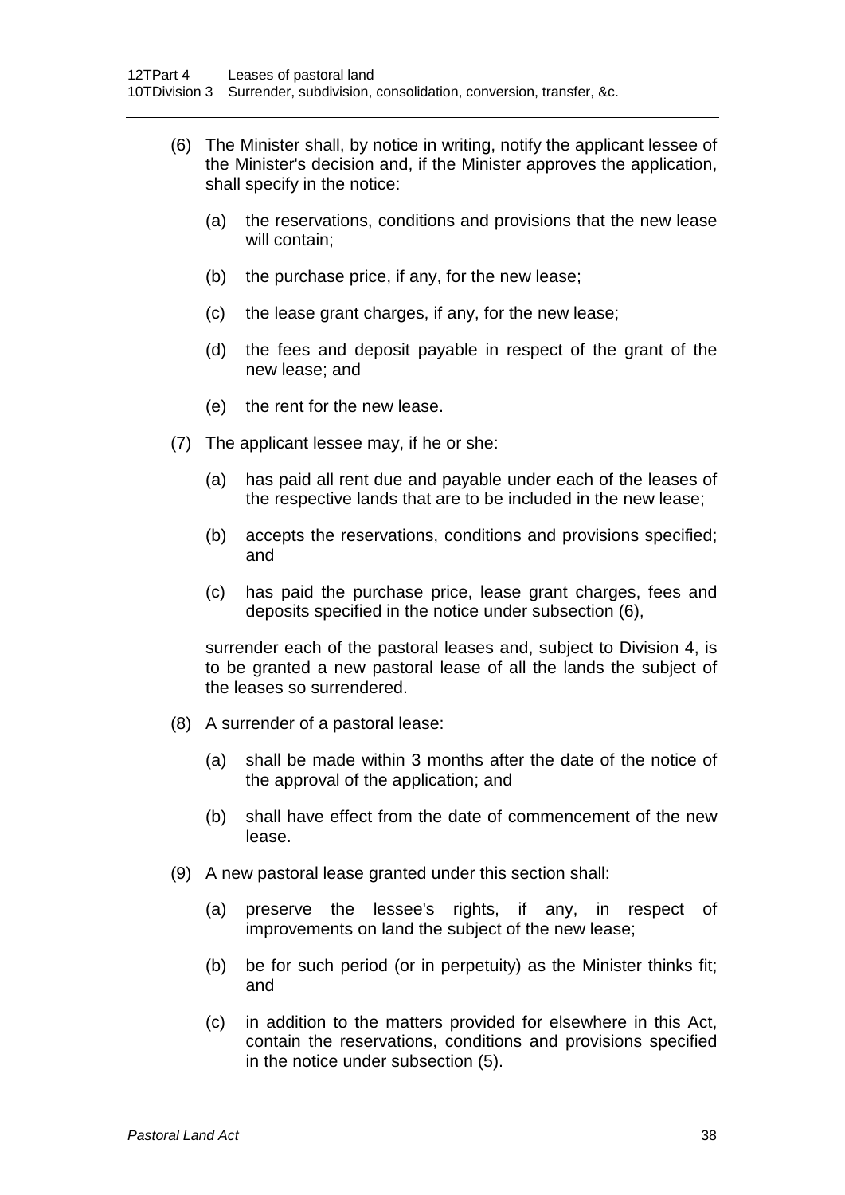(6) The Minister shall, by notice in writing, notify the applicant lessee of the Minister's decision and, if the Minister approves the application, shall specify in the notice:

(a) the reservations, conditions and provisions that the new lease will contain;

(b) the purchase price, if any, for the new lease;

(c) the lease grant charges, if any, for the new lease;

(d) the fees and deposit payable in respect of the grant of the new lease; and

(e) the rent for the new lease.

(7) The applicant lessee may, if he or she:

(a) has paid all rent due and payable under each of the leases of the respective lands that are to be included in the new lease;

(b) accepts the reservations, conditions and provisions specified; and

(c) has paid the purchase price, lease grant charges, fees and deposits specified in the notice under subsection (6),

surrender each of the pastoral leases and, subject to Division 4, is to be granted a new pastoral lease of all the lands the subject of the leases so surrendered.

(8) A surrender of a pastoral lease:

(a) shall be made within 3 months after the date of the notice of the approval of the application; and

(b) shall have effect from the date of commencement of the new lease.

(9) A new pastoral lease granted under this section shall:

(a) preserve the lessee's rights, if any, in respect of improvements on land the subject of the new lease;

(b) be for such period (or in perpetuity) as the Minister thinks fit; and

(c) in addition to the matters provided for elsewhere in this Act, contain the reservations, conditions and provisions specified in the notice under subsection (5).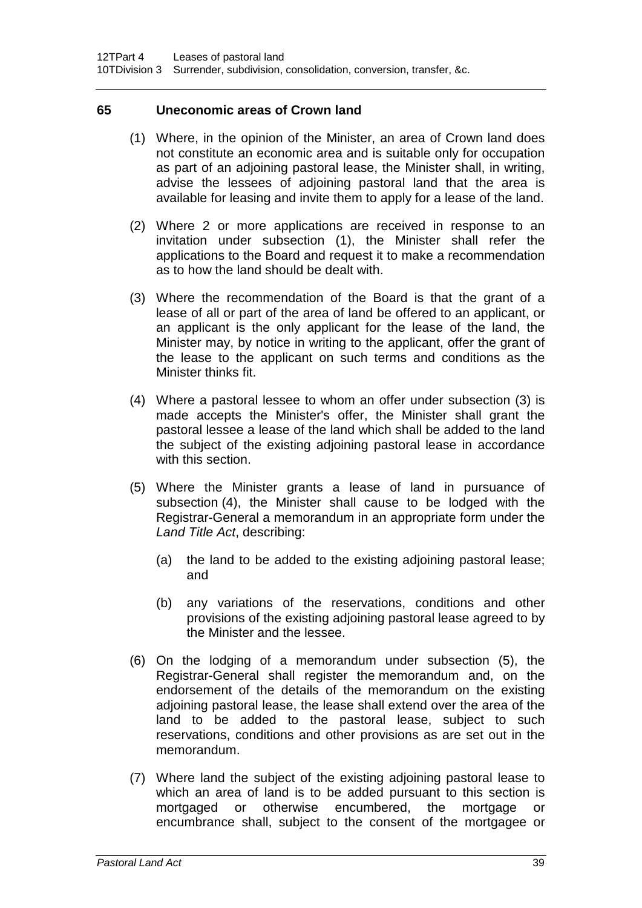## 65 Uneconomic areas of Crown land

(1) Where, in the opinion of the Minister, an area of Crown land does not constitute an economic area and is suitable only for occupation as part of an adjoining pastoral lease, the Minister shall, in writing, advise the lessees of adjoining pastoral land that the area is available for leasing and invite them to apply for a lease of the land.

(2) Where 2 or more applications are received in response to an invitation under subsection (1), the Minister shall refer the applications to the Board and request it to make a recommendation as to how the land should be dealt with.

(3) Where the recommendation of the Board is that the grant of a lease of all or part of the area of land be offered to an applicant, or an applicant is the only applicant for the lease of the land, the Minister may, by notice in writing to the applicant, offer the grant of the lease to the applicant on such terms and conditions as the Minister thinks fit.

(4) Where a pastoral lessee to whom an offer under subsection (3) is made accepts the Minister's offer, the Minister shall grant the pastoral lessee a lease of the land which shall be added to the land the subject of the existing adjoining pastoral lease in accordance with this section.

(5) Where the Minister grants a lease of land in pursuance of subsection (4), the Minister shall cause to be lodged with the Registrar-General a memorandum in an appropriate form under the *Land Title Act*, describing:

(a) the land to be added to the existing adjoining pastoral lease; and

(b) any variations of the reservations, conditions and other provisions of the existing adjoining pastoral lease agreed to by the Minister and the lessee.

(6) On the lodging of a memorandum under subsection (5), the Registrar-General shall register the memorandum and, on the endorsement of the details of the memorandum on the existing adjoining pastoral lease, the lease shall extend over the area of the land to be added to the pastoral lease, subject to such reservations, conditions and other provisions as are set out in the memorandum.

(7) Where land the subject of the existing adjoining pastoral lease to which an area of land is to be added pursuant to this section is mortgaged or otherwise encumbered, the mortgage or encumbrance shall, subject to the consent of the mortgagee or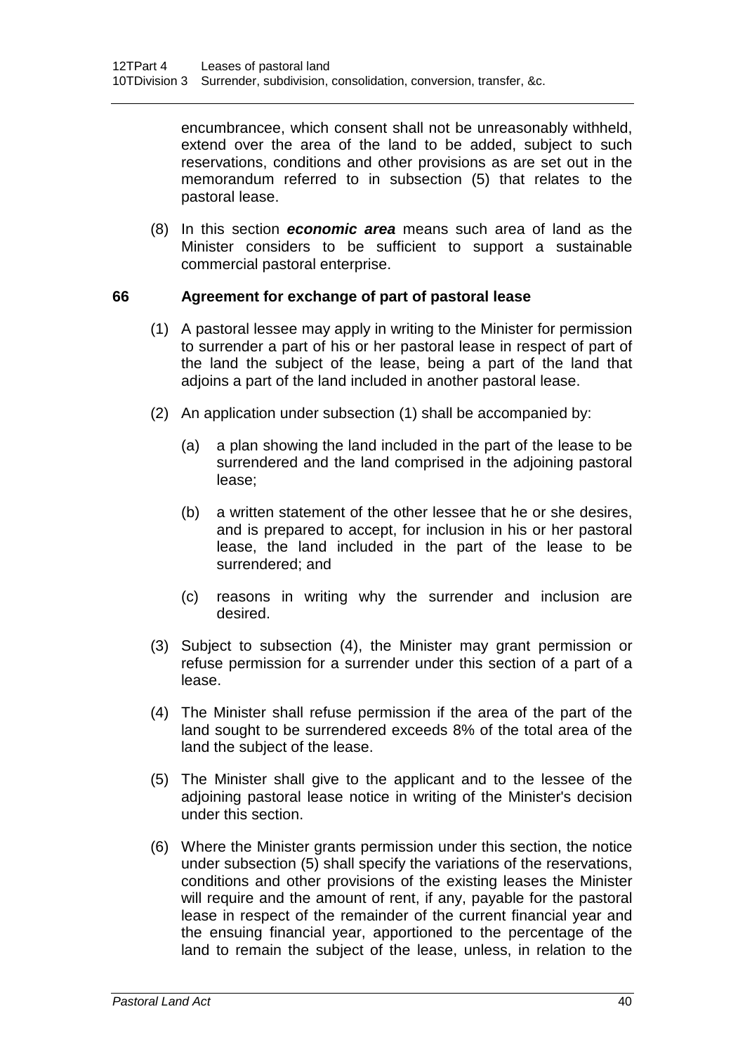encumbrancee, which consent shall not be unreasonably withheld, extend over the area of the land to be added, subject to such reservations, conditions and other provisions as are set out in the memorandum referred to in subsection (5) that relates to the pastoral lease.

(8) In this section ***economic area*** means such area of land as the Minister considers to be sufficient to support a sustainable commercial pastoral enterprise.

### 66 Agreement for exchange of part of pastoral lease

(1) A pastoral lessee may apply in writing to the Minister for permission to surrender a part of his or her pastoral lease in respect of part of the land the subject of the lease, being a part of the land that adjoins a part of the land included in another pastoral lease.

(2) An application under subsection (1) shall be accompanied by:

(a) a plan showing the land included in the part of the lease to be surrendered and the land comprised in the adjoining pastoral lease;

(b) a written statement of the other lessee that he or she desires, and is prepared to accept, for inclusion in his or her pastoral lease, the land included in the part of the lease to be surrendered; and

(c) reasons in writing why the surrender and inclusion are desired.

(3) Subject to subsection (4), the Minister may grant permission or refuse permission for a surrender under this section of a part of a lease.

(4) The Minister shall refuse permission if the area of the part of the land sought to be surrendered exceeds 8% of the total area of the land the subject of the lease.

(5) The Minister shall give to the applicant and to the lessee of the adjoining pastoral lease notice in writing of the Minister's decision under this section.

(6) Where the Minister grants permission under this section, the notice under subsection (5) shall specify the variations of the reservations, conditions and other provisions of the existing leases the Minister will require and the amount of rent, if any, payable for the pastoral lease in respect of the remainder of the current financial year and the ensuing financial year, apportioned to the percentage of the land to remain the subject of the lease, unless, in relation to the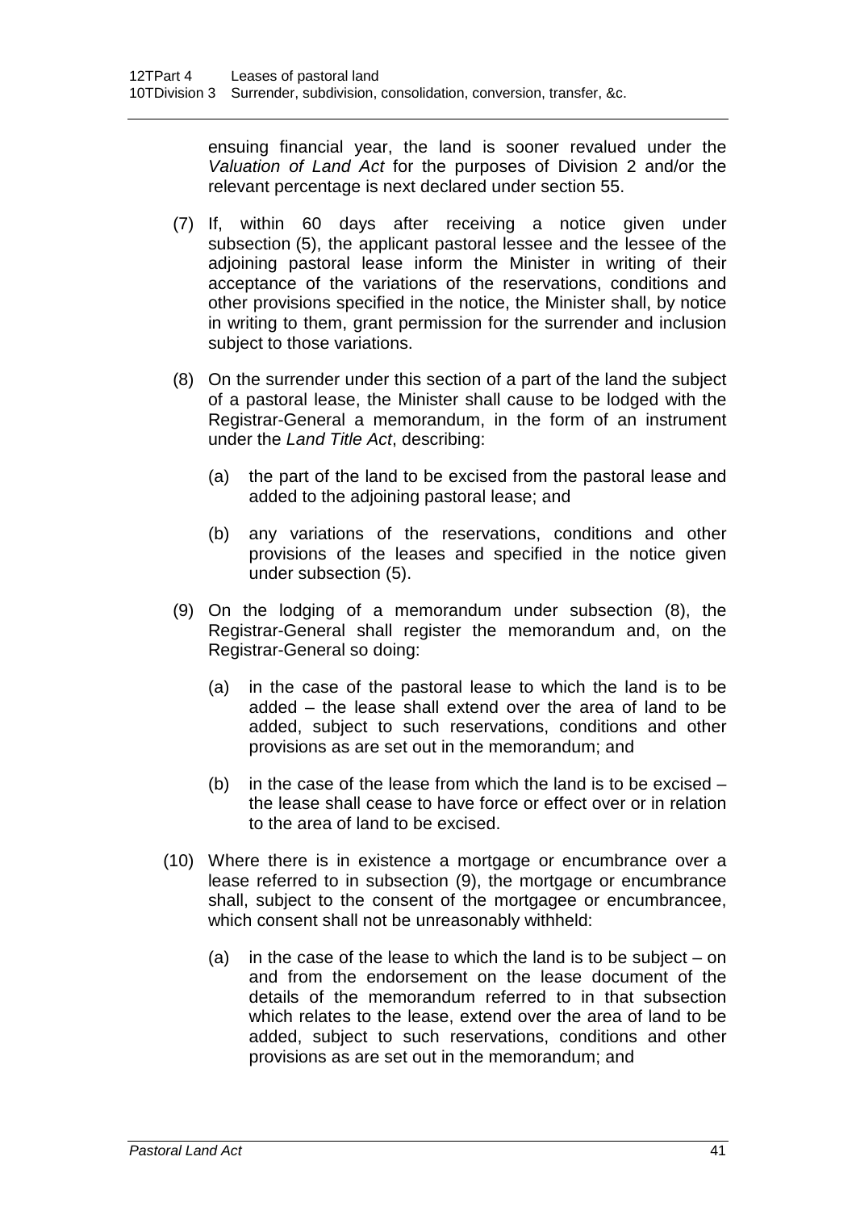ensuing financial year, the land is sooner revalued under the *Valuation of Land Act* for the purposes of Division 2 and/or the relevant percentage is next declared under section 55.

(7) If, within 60 days after receiving a notice given under subsection (5), the applicant pastoral lessee and the lessee of the adjoining pastoral lease inform the Minister in writing of their acceptance of the variations of the reservations, conditions and other provisions specified in the notice, the Minister shall, by notice in writing to them, grant permission for the surrender and inclusion subject to those variations.

(8) On the surrender under this section of a part of the land the subject of a pastoral lease, the Minister shall cause to be lodged with the Registrar-General a memorandum, in the form of an instrument under the *Land Title Act*, describing:

(a) the part of the land to be excised from the pastoral lease and added to the adjoining pastoral lease; and

(b) any variations of the reservations, conditions and other provisions of the leases and specified in the notice given under subsection (5).

(9) On the lodging of a memorandum under subsection (8), the Registrar-General shall register the memorandum and, on the Registrar-General so doing:

(a) in the case of the pastoral lease to which the land is to be added – the lease shall extend over the area of land to be added, subject to such reservations, conditions and other provisions as are set out in the memorandum; and

(b) in the case of the lease from which the land is to be excised – the lease shall cease to have force or effect over or in relation to the area of land to be excised.

(10) Where there is in existence a mortgage or encumbrance over a lease referred to in subsection (9), the mortgage or encumbrance shall, subject to the consent of the mortgagee or encumbrancee, which consent shall not be unreasonably withheld:

(a) in the case of the lease to which the land is to be subject – on and from the endorsement on the lease document of the details of the memorandum referred to in that subsection which relates to the lease, extend over the area of land to be added, subject to such reservations, conditions and other provisions as are set out in the memorandum; and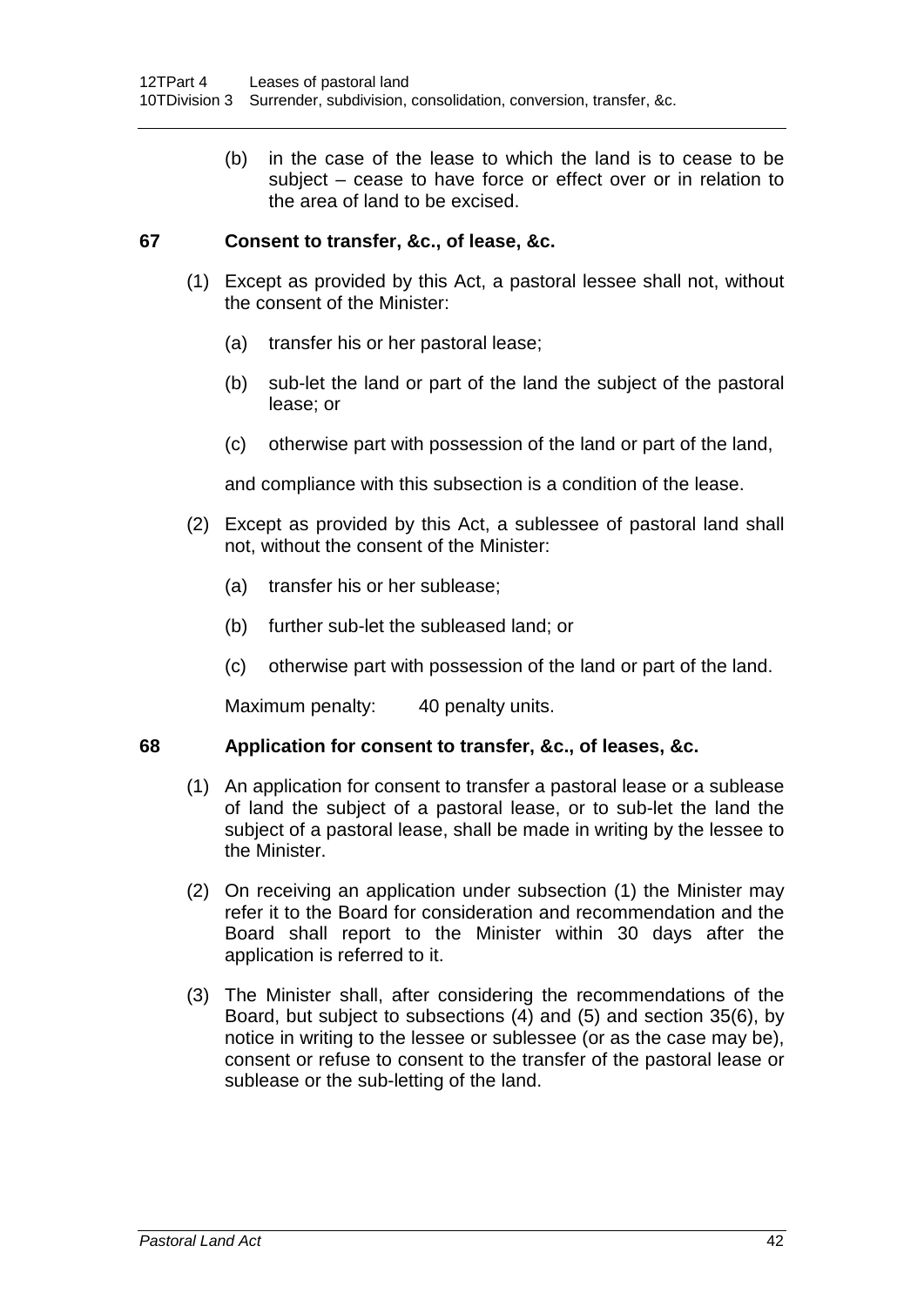(b) in the case of the lease to which the land is to cease to be subject – cease to have force or effect over or in relation to the area of land to be excised.

### 67 Consent to transfer, &c., of lease, &c.

(1) Except as provided by this Act, a pastoral lessee shall not, without the consent of the Minister:

(a) transfer his or her pastoral lease;

(b) sub-let the land or part of the land the subject of the pastoral lease; or

(c) otherwise part with possession of the land or part of the land,

and compliance with this subsection is a condition of the lease.

(2) Except as provided by this Act, a sublessee of pastoral land shall not, without the consent of the Minister:

(a) transfer his or her sublease;

(b) further sub-let the subleased land; or

(c) otherwise part with possession of the land or part of the land.

Maximum penalty: 40 penalty units.

### 68 Application for consent to transfer, &c., of leases, &c.

(1) An application for consent to transfer a pastoral lease or a sublease of land the subject of a pastoral lease, or to sub-let the land the subject of a pastoral lease, shall be made in writing by the lessee to the Minister.

(2) On receiving an application under subsection (1) the Minister may refer it to the Board for consideration and recommendation and the Board shall report to the Minister within 30 days after the application is referred to it.

(3) The Minister shall, after considering the recommendations of the Board, but subject to subsections (4) and (5) and section 35(6), by notice in writing to the lessee or sublessee (or as the case may be), consent or refuse to consent to the transfer of the pastoral lease or sublease or the sub-letting of the land.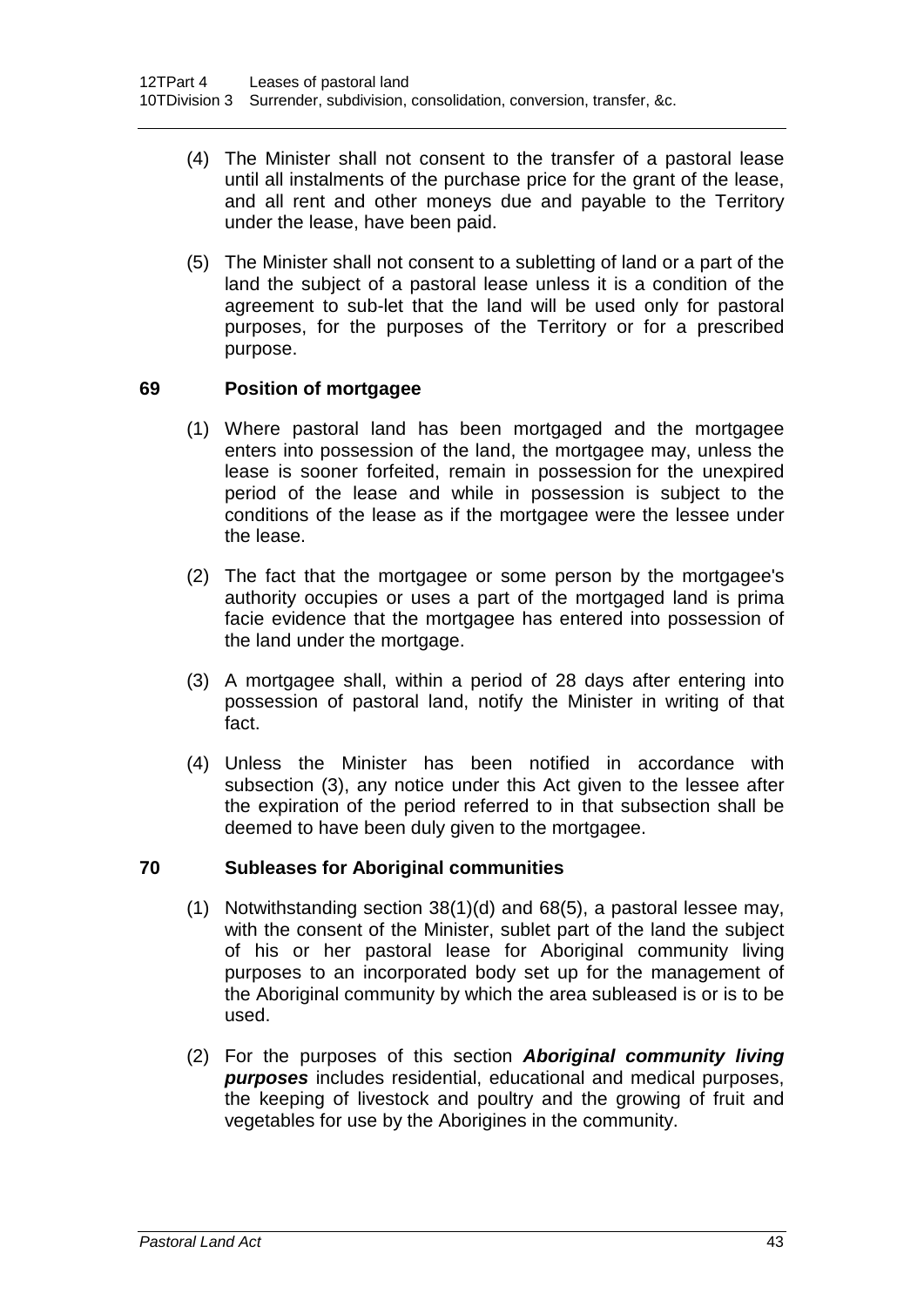(4) The Minister shall not consent to the transfer of a pastoral lease until all instalments of the purchase price for the grant of the lease, and all rent and other moneys due and payable to the Territory under the lease, have been paid.

(5) The Minister shall not consent to a subletting of land or a part of the land the subject of a pastoral lease unless it is a condition of the agreement to sub-let that the land will be used only for pastoral purposes, for the purposes of the Territory or for a prescribed purpose.

### 69 Position of mortgagee

(1) Where pastoral land has been mortgaged and the mortgagee enters into possession of the land, the mortgagee may, unless the lease is sooner forfeited, remain in possession for the unexpired period of the lease and while in possession is subject to the conditions of the lease as if the mortgagee were the lessee under the lease.

(2) The fact that the mortgagee or some person by the mortgagee's authority occupies or uses a part of the mortgaged land is prima facie evidence that the mortgagee has entered into possession of the land under the mortgage.

(3) A mortgagee shall, within a period of 28 days after entering into possession of pastoral land, notify the Minister in writing of that fact.

(4) Unless the Minister has been notified in accordance with subsection (3), any notice under this Act given to the lessee after the expiration of the period referred to in that subsection shall be deemed to have been duly given to the mortgagee.

### 70 Subleases for Aboriginal communities

(1) Notwithstanding section 38(1)(d) and 68(5), a pastoral lessee may, with the consent of the Minister, sublet part of the land the subject of his or her pastoral lease for Aboriginal community living purposes to an incorporated body set up for the management of the Aboriginal community by which the area subleased is or is to be used.

(2) For the purposes of this section ***Aboriginal community living purposes*** includes residential, educational and medical purposes, the keeping of livestock and poultry and the growing of fruit and vegetables for use by the Aborigines in the community.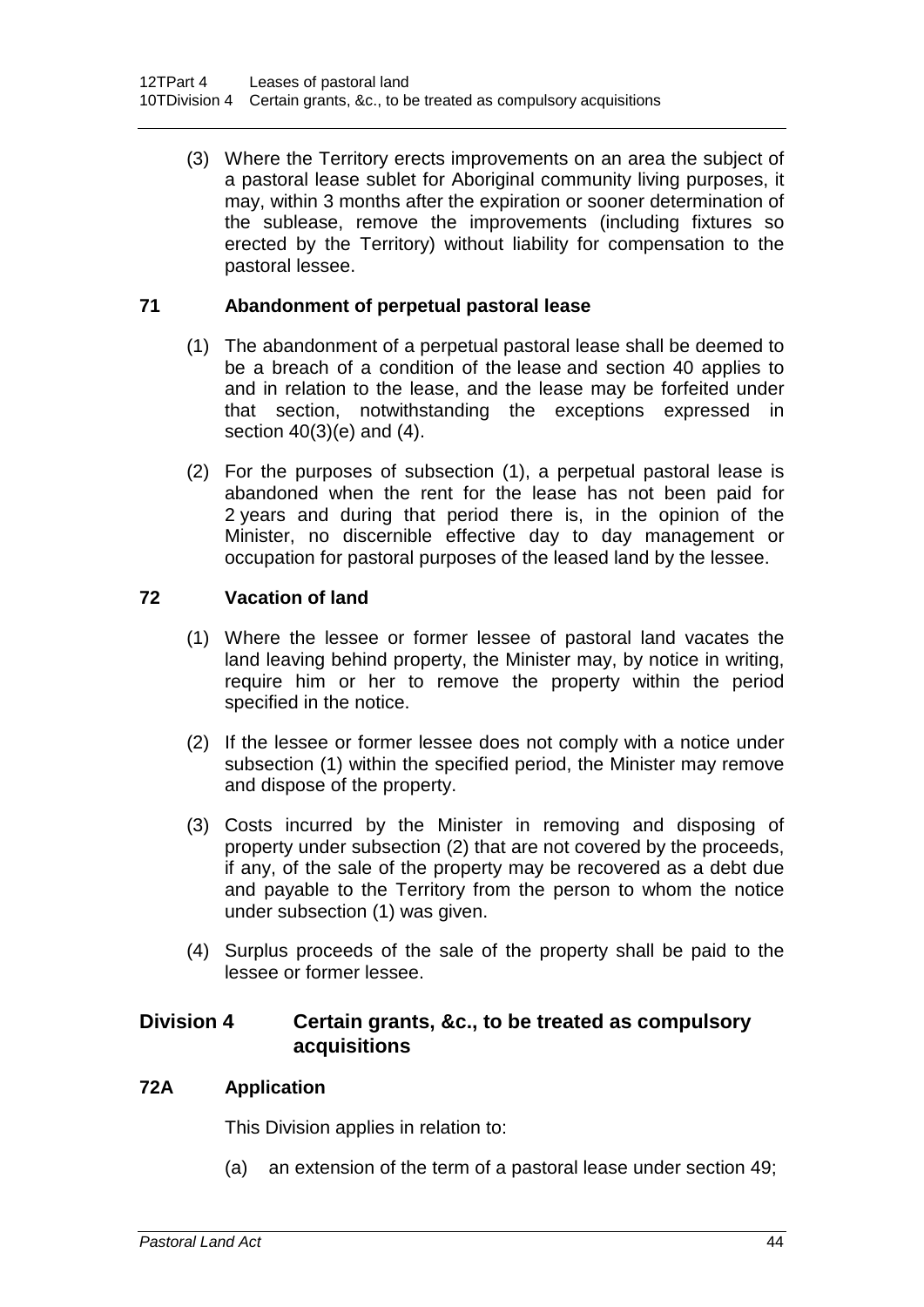(3) Where the Territory erects improvements on an area the subject of a pastoral lease sublet for Aboriginal community living purposes, it may, within 3 months after the expiration or sooner determination of the sublease, remove the improvements (including fixtures so erected by the Territory) without liability for compensation to the pastoral lessee.

### 71 Abandonment of perpetual pastoral lease

(1) The abandonment of a perpetual pastoral lease shall be deemed to be a breach of a condition of the lease and section 40 applies to and in relation to the lease, and the lease may be forfeited under that section, notwithstanding the exceptions expressed in section 40(3)(e) and (4).

(2) For the purposes of subsection (1), a perpetual pastoral lease is abandoned when the rent for the lease has not been paid for 2 years and during that period there is, in the opinion of the Minister, no discernible effective day to day management or occupation for pastoral purposes of the leased land by the lessee.

### 72 Vacation of land

(1) Where the lessee or former lessee of pastoral land vacates the land leaving behind property, the Minister may, by notice in writing, require him or her to remove the property within the period specified in the notice.

(2) If the lessee or former lessee does not comply with a notice under subsection (1) within the specified period, the Minister may remove and dispose of the property.

(3) Costs incurred by the Minister in removing and disposing of property under subsection (2) that are not covered by the proceeds, if any, of the sale of the property may be recovered as a debt due and payable to the Territory from the person to whom the notice under subsection (1) was given.

(4) Surplus proceeds of the sale of the property shall be paid to the lessee or former lessee.

## Division 4 Certain grants, &c., to be treated as compulsory acquisitions

### 72A Application

This Division applies in relation to:

(a) an extension of the term of a pastoral lease under section 49;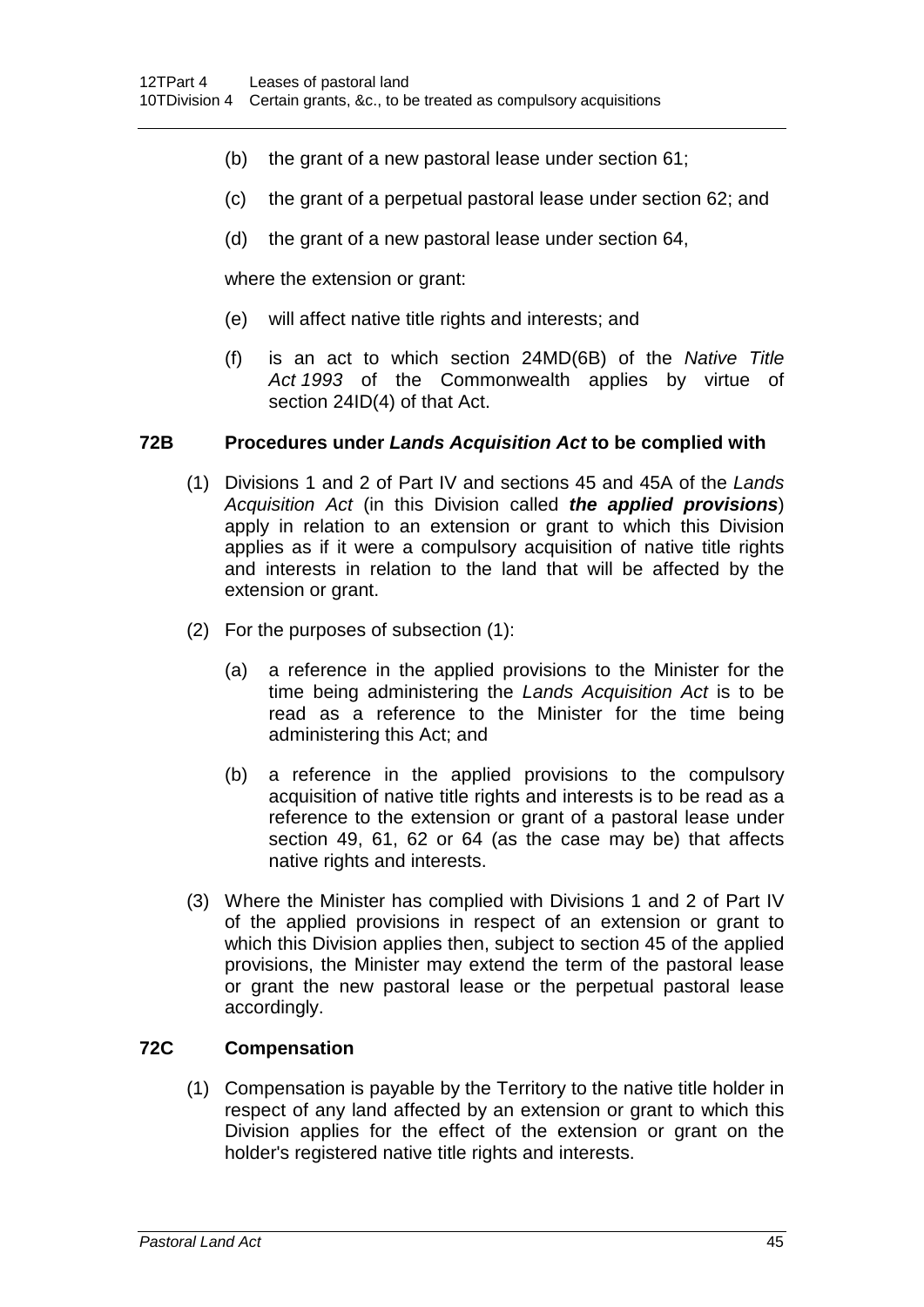(b) the grant of a new pastoral lease under section 61;

(c) the grant of a perpetual pastoral lease under section 62; and

(d) the grant of a new pastoral lease under section 64,

where the extension or grant:

(e) will affect native title rights and interests; and

(f) is an act to which section 24MD(6B) of the *Native Title Act 1993* of the Commonwealth applies by virtue of section 24ID(4) of that Act.

### 72B Procedures under *Lands Acquisition Act* to be complied with

(1) Divisions 1 and 2 of Part IV and sections 45 and 45A of the *Lands Acquisition Act* (in this Division called ***the applied provisions***) apply in relation to an extension or grant to which this Division applies as if it were a compulsory acquisition of native title rights and interests in relation to the land that will be affected by the extension or grant.

(2) For the purposes of subsection (1):

(a) a reference in the applied provisions to the Minister for the time being administering the *Lands Acquisition Act* is to be read as a reference to the Minister for the time being administering this Act; and

(b) a reference in the applied provisions to the compulsory acquisition of native title rights and interests is to be read as a reference to the extension or grant of a pastoral lease under section 49, 61, 62 or 64 (as the case may be) that affects native rights and interests.

(3) Where the Minister has complied with Divisions 1 and 2 of Part IV of the applied provisions in respect of an extension or grant to which this Division applies then, subject to section 45 of the applied provisions, the Minister may extend the term of the pastoral lease or grant the new pastoral lease or the perpetual pastoral lease accordingly.

### 72C Compensation

(1) Compensation is payable by the Territory to the native title holder in respect of any land affected by an extension or grant to which this Division applies for the effect of the extension or grant on the holder's registered native title rights and interests.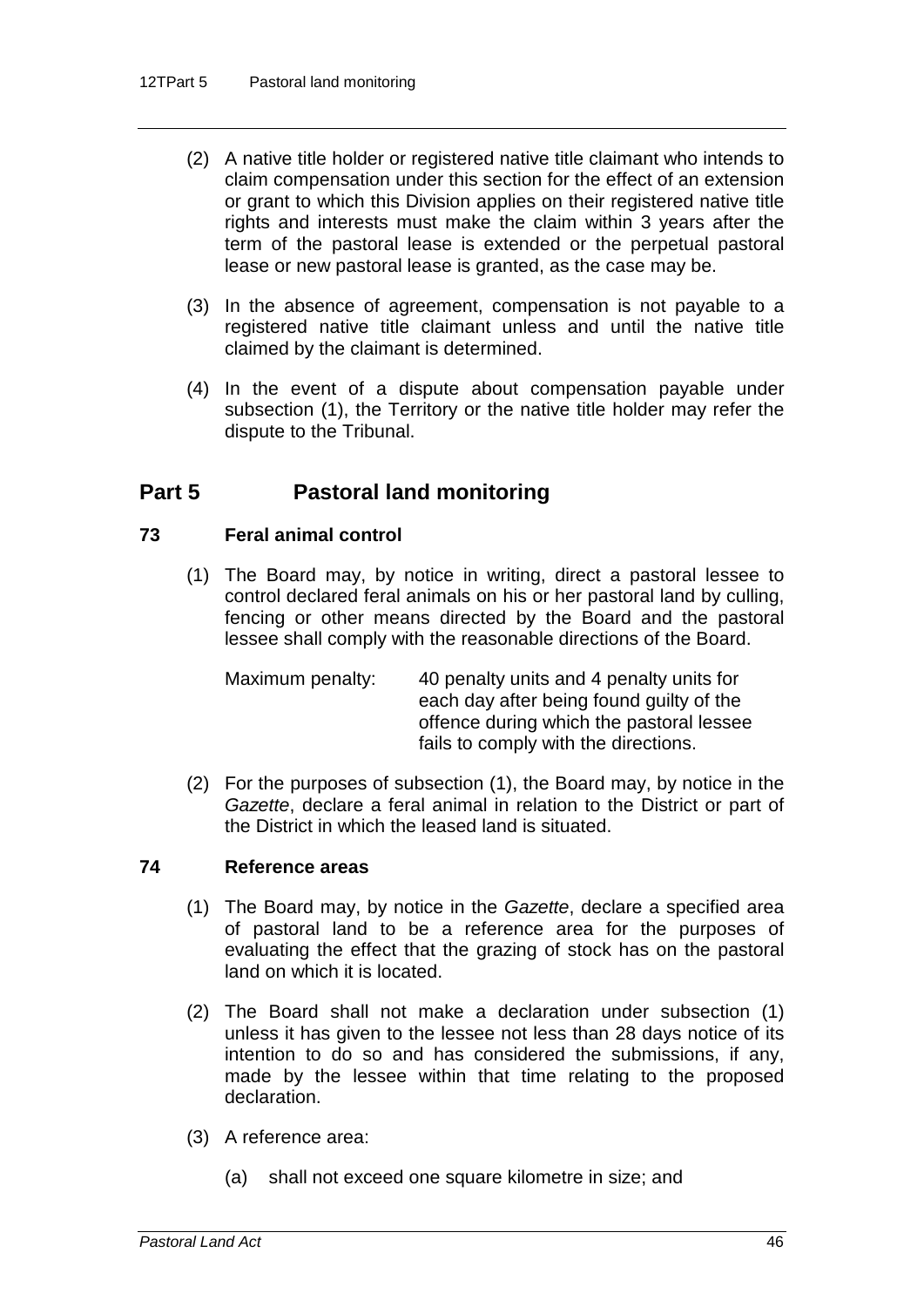(2) A native title holder or registered native title claimant who intends to claim compensation under this section for the effect of an extension or grant to which this Division applies on their registered native title rights and interests must make the claim within 3 years after the term of the pastoral lease is extended or the perpetual pastoral lease or new pastoral lease is granted, as the case may be.

(3) In the absence of agreement, compensation is not payable to a registered native title claimant unless and until the native title claimed by the claimant is determined.

(4) In the event of a dispute about compensation payable under subsection (1), the Territory or the native title holder may refer the dispute to the Tribunal.

## Part 5 Pastoral land monitoring

### 73 Feral animal control

(1) The Board may, by notice in writing, direct a pastoral lessee to control declared feral animals on his or her pastoral land by culling, fencing or other means directed by the Board and the pastoral lessee shall comply with the reasonable directions of the Board.

Maximum penalty: 40 penalty units and 4 penalty units for each day after being found guilty of the offence during which the pastoral lessee fails to comply with the directions.

(2) For the purposes of subsection (1), the Board may, by notice in the *Gazette*, declare a feral animal in relation to the District or part of the District in which the leased land is situated.

### 74 Reference areas

(1) The Board may, by notice in the *Gazette*, declare a specified area of pastoral land to be a reference area for the purposes of evaluating the effect that the grazing of stock has on the pastoral land on which it is located.

(2) The Board shall not make a declaration under subsection (1) unless it has given to the lessee not less than 28 days notice of its intention to do so and has considered the submissions, if any, made by the lessee within that time relating to the proposed declaration.

(3) A reference area:

(a) shall not exceed one square kilometre in size; and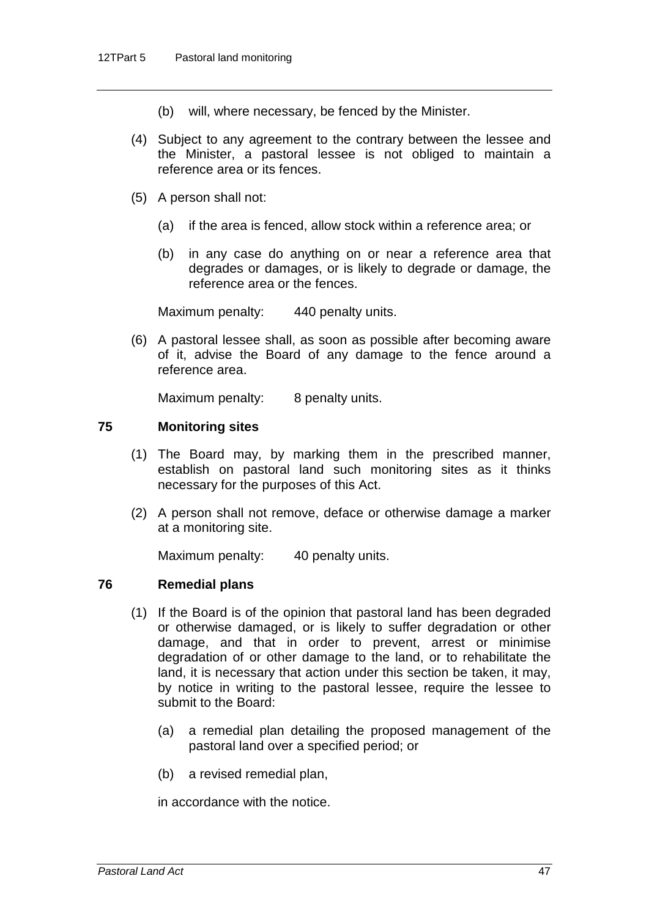(b) will, where necessary, be fenced by the Minister.

(4) Subject to any agreement to the contrary between the lessee and the Minister, a pastoral lessee is not obliged to maintain a reference area or its fences.

(5) A person shall not:

(a) if the area is fenced, allow stock within a reference area; or

(b) in any case do anything on or near a reference area that degrades or damages, or is likely to degrade or damage, the reference area or the fences.

Maximum penalty: 440 penalty units.

(6) A pastoral lessee shall, as soon as possible after becoming aware of it, advise the Board of any damage to the fence around a reference area.

Maximum penalty: 8 penalty units.

### 75 Monitoring sites

(1) The Board may, by marking them in the prescribed manner, establish on pastoral land such monitoring sites as it thinks necessary for the purposes of this Act.

(2) A person shall not remove, deface or otherwise damage a marker at a monitoring site.

Maximum penalty: 40 penalty units.

### 76 Remedial plans

(1) If the Board is of the opinion that pastoral land has been degraded or otherwise damaged, or is likely to suffer degradation or other damage, and that in order to prevent, arrest or minimise degradation of or other damage to the land, or to rehabilitate the land, it is necessary that action under this section be taken, it may, by notice in writing to the pastoral lessee, require the lessee to submit to the Board:

(a) a remedial plan detailing the proposed management of the pastoral land over a specified period; or

(b) a revised remedial plan,

in accordance with the notice.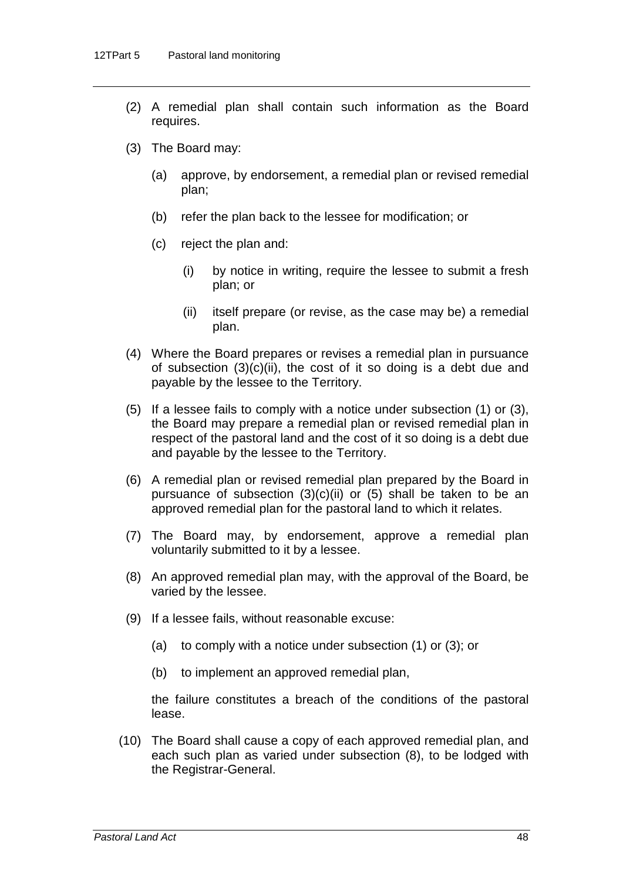(2) A remedial plan shall contain such information as the Board requires.

(3) The Board may:

(a) approve, by endorsement, a remedial plan or revised remedial plan;

(b) refer the plan back to the lessee for modification; or

(c) reject the plan and:

(i) by notice in writing, require the lessee to submit a fresh plan; or

(ii) itself prepare (or revise, as the case may be) a remedial plan.

(4) Where the Board prepares or revises a remedial plan in pursuance of subsection (3)(c)(ii), the cost of it so doing is a debt due and payable by the lessee to the Territory.

(5) If a lessee fails to comply with a notice under subsection (1) or (3), the Board may prepare a remedial plan or revised remedial plan in respect of the pastoral land and the cost of it so doing is a debt due and payable by the lessee to the Territory.

(6) A remedial plan or revised remedial plan prepared by the Board in pursuance of subsection (3)(c)(ii) or (5) shall be taken to be an approved remedial plan for the pastoral land to which it relates.

(7) The Board may, by endorsement, approve a remedial plan voluntarily submitted to it by a lessee.

(8) An approved remedial plan may, with the approval of the Board, be varied by the lessee.

(9) If a lessee fails, without reasonable excuse:

(a) to comply with a notice under subsection (1) or (3); or

(b) to implement an approved remedial plan,

the failure constitutes a breach of the conditions of the pastoral lease.

(10) The Board shall cause a copy of each approved remedial plan, and each such plan as varied under subsection (8), to be lodged with the Registrar-General.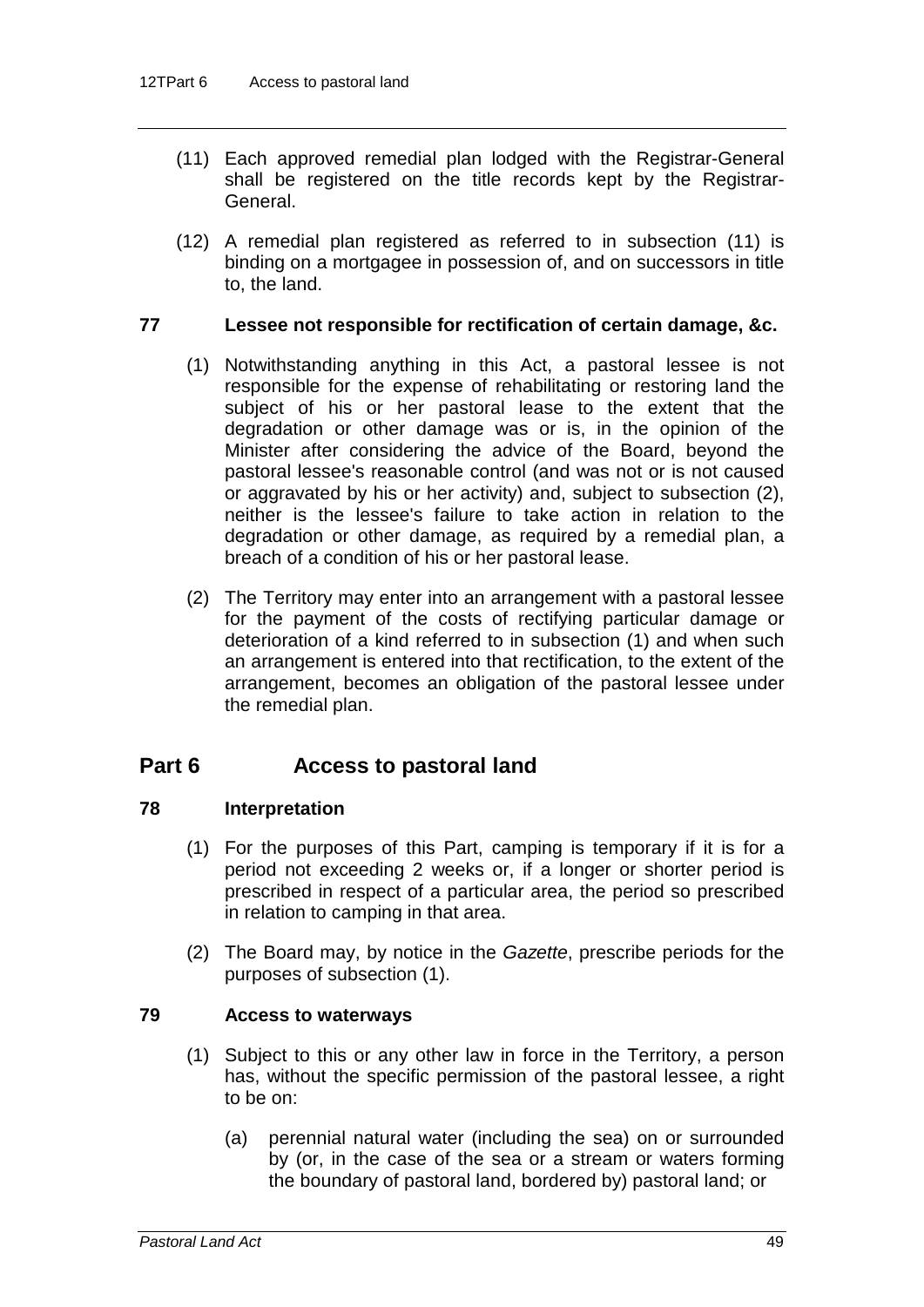(11) Each approved remedial plan lodged with the Registrar-General shall be registered on the title records kept by the Registrar-General.

(12) A remedial plan registered as referred to in subsection (11) is binding on a mortgagee in possession of, and on successors in title to, the land.

### 77 Lessee not responsible for rectification of certain damage, &c.

(1) Notwithstanding anything in this Act, a pastoral lessee is not responsible for the expense of rehabilitating or restoring land the subject of his or her pastoral lease to the extent that the degradation or other damage was or is, in the opinion of the Minister after considering the advice of the Board, beyond the pastoral lessee's reasonable control (and was not or is not caused or aggravated by his or her activity) and, subject to subsection (2), neither is the lessee's failure to take action in relation to the degradation or other damage, as required by a remedial plan, a breach of a condition of his or her pastoral lease.

(2) The Territory may enter into an arrangement with a pastoral lessee for the payment of the costs of rectifying particular damage or deterioration of a kind referred to in subsection (1) and when such an arrangement is entered into that rectification, to the extent of the arrangement, becomes an obligation of the pastoral lessee under the remedial plan.

## Part 6 Access to pastoral land

### 78 Interpretation

(1) For the purposes of this Part, camping is temporary if it is for a period not exceeding 2 weeks or, if a longer or shorter period is prescribed in respect of a particular area, the period so prescribed in relation to camping in that area.

(2) The Board may, by notice in the *Gazette*, prescribe periods for the purposes of subsection (1).

### 79 Access to waterways

(1) Subject to this or any other law in force in the Territory, a person has, without the specific permission of the pastoral lessee, a right to be on:

(a) perennial natural water (including the sea) on or surrounded by (or, in the case of the sea or a stream or waters forming the boundary of pastoral land, bordered by) pastoral land; or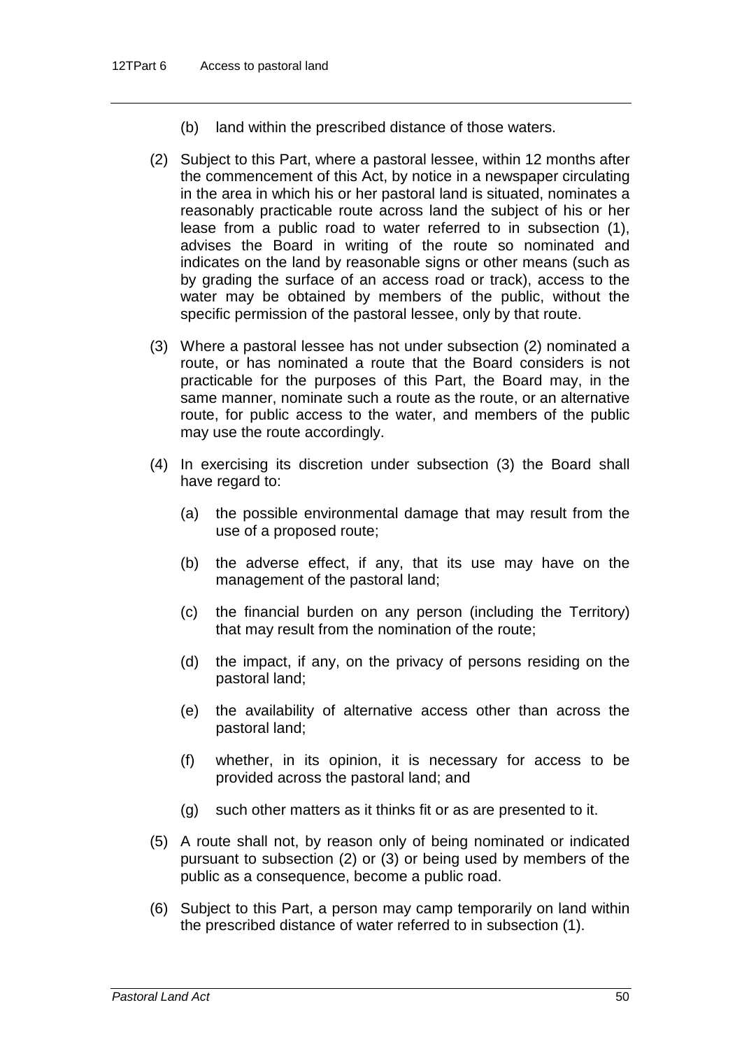(b) land within the prescribed distance of those waters.

(2) Subject to this Part, where a pastoral lessee, within 12 months after the commencement of this Act, by notice in a newspaper circulating in the area in which his or her pastoral land is situated, nominates a reasonably practicable route across land the subject of his or her lease from a public road to water referred to in subsection (1), advises the Board in writing of the route so nominated and indicates on the land by reasonable signs or other means (such as by grading the surface of an access road or track), access to the water may be obtained by members of the public, without the specific permission of the pastoral lessee, only by that route.

(3) Where a pastoral lessee has not under subsection (2) nominated a route, or has nominated a route that the Board considers is not practicable for the purposes of this Part, the Board may, in the same manner, nominate such a route as the route, or an alternative route, for public access to the water, and members of the public may use the route accordingly.

(4) In exercising its discretion under subsection (3) the Board shall have regard to:

(a) the possible environmental damage that may result from the use of a proposed route;

(b) the adverse effect, if any, that its use may have on the management of the pastoral land;

(c) the financial burden on any person (including the Territory) that may result from the nomination of the route;

(d) the impact, if any, on the privacy of persons residing on the pastoral land;

(e) the availability of alternative access other than across the pastoral land;

(f) whether, in its opinion, it is necessary for access to be provided across the pastoral land; and

(g) such other matters as it thinks fit or as are presented to it.

(5) A route shall not, by reason only of being nominated or indicated pursuant to subsection (2) or (3) or being used by members of the public as a consequence, become a public road.

(6) Subject to this Part, a person may camp temporarily on land within the prescribed distance of water referred to in subsection (1).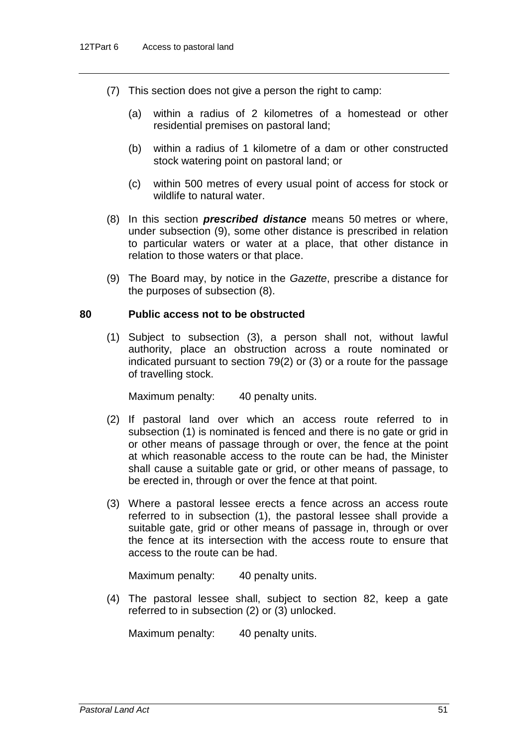(7) This section does not give a person the right to camp:

(a) within a radius of 2 kilometres of a homestead or other residential premises on pastoral land;

(b) within a radius of 1 kilometre of a dam or other constructed stock watering point on pastoral land; or

(c) within 500 metres of every usual point of access for stock or wildlife to natural water.

(8) In this section ***prescribed distance*** means 50 metres or where, under subsection (9), some other distance is prescribed in relation to particular waters or water at a place, that other distance in relation to those waters or that place.

(9) The Board may, by notice in the *Gazette*, prescribe a distance for the purposes of subsection (8).

### 80 Public access not to be obstructed

(1) Subject to subsection (3), a person shall not, without lawful authority, place an obstruction across a route nominated or indicated pursuant to section 79(2) or (3) or a route for the passage of travelling stock.

Maximum penalty: 40 penalty units.

(2) If pastoral land over which an access route referred to in subsection (1) is nominated is fenced and there is no gate or grid in or other means of passage through or over, the fence at the point at which reasonable access to the route can be had, the Minister shall cause a suitable gate or grid, or other means of passage, to be erected in, through or over the fence at that point.

(3) Where a pastoral lessee erects a fence across an access route referred to in subsection (1), the pastoral lessee shall provide a suitable gate, grid or other means of passage in, through or over the fence at its intersection with the access route to ensure that access to the route can be had.

Maximum penalty: 40 penalty units.

(4) The pastoral lessee shall, subject to section 82, keep a gate referred to in subsection (2) or (3) unlocked.

Maximum penalty: 40 penalty units.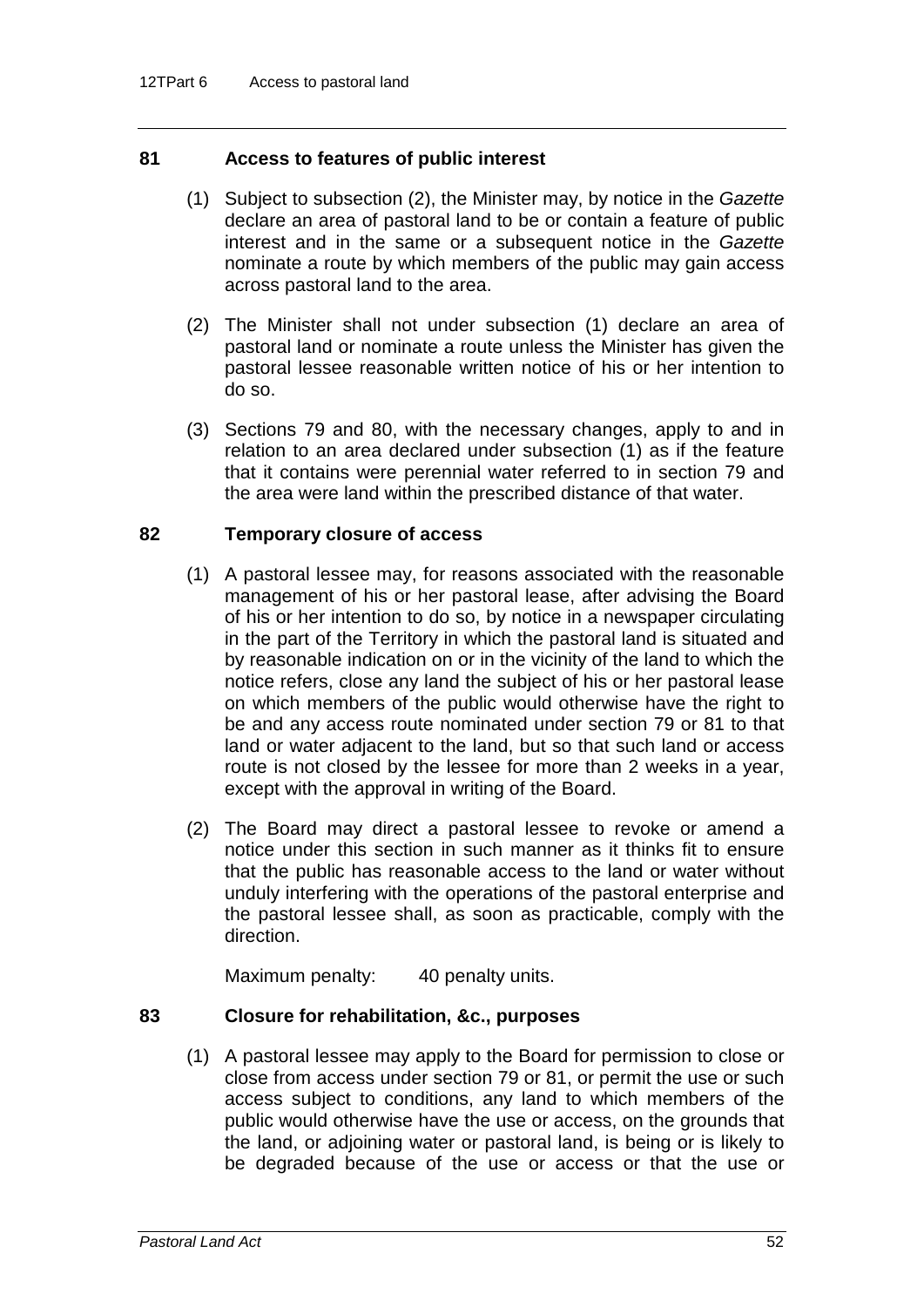### 81 Access to features of public interest

(1) Subject to subsection (2), the Minister may, by notice in the *Gazette* declare an area of pastoral land to be or contain a feature of public interest and in the same or a subsequent notice in the *Gazette* nominate a route by which members of the public may gain access across pastoral land to the area.

(2) The Minister shall not under subsection (1) declare an area of pastoral land or nominate a route unless the Minister has given the pastoral lessee reasonable written notice of his or her intention to do so.

(3) Sections 79 and 80, with the necessary changes, apply to and in relation to an area declared under subsection (1) as if the feature that it contains were perennial water referred to in section 79 and the area were land within the prescribed distance of that water.

### 82 Temporary closure of access

(1) A pastoral lessee may, for reasons associated with the reasonable management of his or her pastoral lease, after advising the Board of his or her intention to do so, by notice in a newspaper circulating in the part of the Territory in which the pastoral land is situated and by reasonable indication on or in the vicinity of the land to which the notice refers, close any land the subject of his or her pastoral lease on which members of the public would otherwise have the right to be and any access route nominated under section 79 or 81 to that land or water adjacent to the land, but so that such land or access route is not closed by the lessee for more than 2 weeks in a year, except with the approval in writing of the Board.

(2) The Board may direct a pastoral lessee to revoke or amend a notice under this section in such manner as it thinks fit to ensure that the public has reasonable access to the land or water without unduly interfering with the operations of the pastoral enterprise and the pastoral lessee shall, as soon as practicable, comply with the direction.

Maximum penalty: 40 penalty units.

### 83 Closure for rehabilitation, &c., purposes

(1) A pastoral lessee may apply to the Board for permission to close or close from access under section 79 or 81, or permit the use or such access subject to conditions, any land to which members of the public would otherwise have the use or access, on the grounds that the land, or adjoining water or pastoral land, is being or is likely to be degraded because of the use or access or that the use or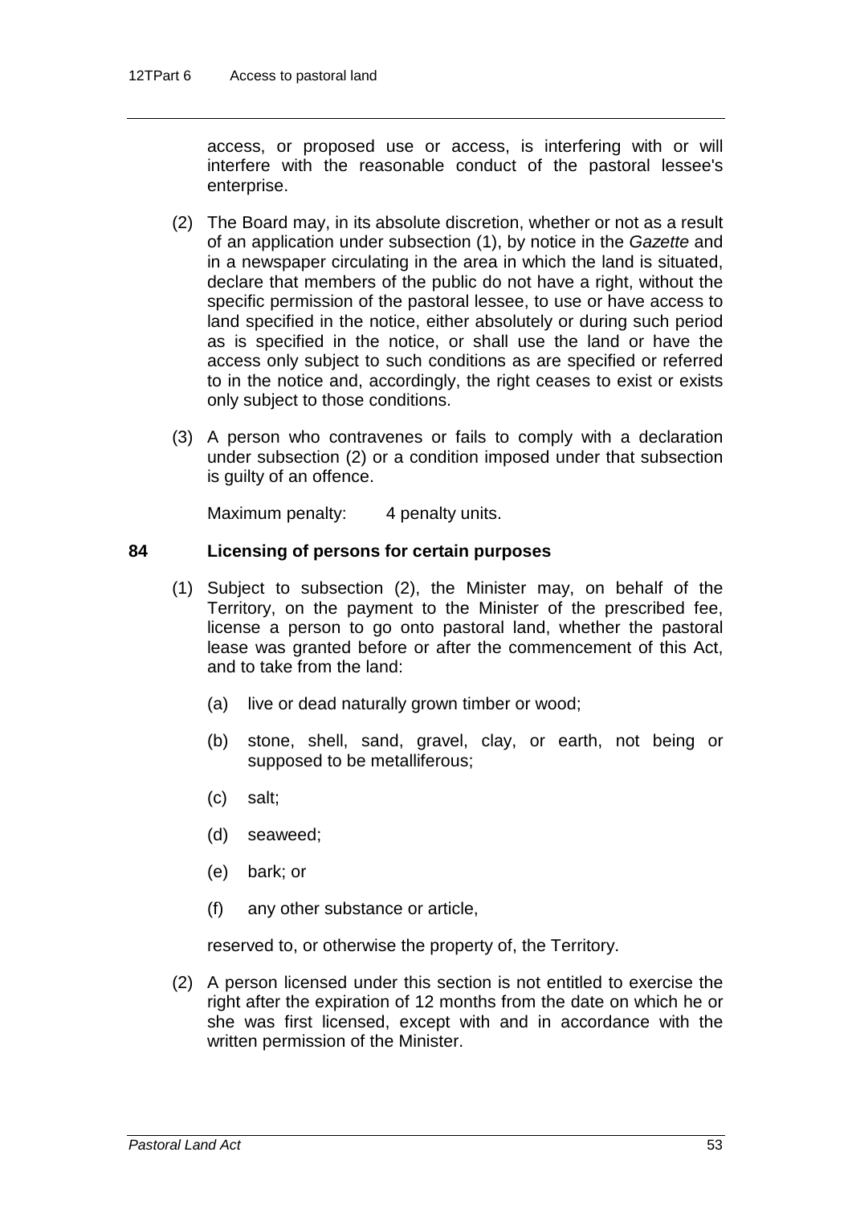access, or proposed use or access, is interfering with or will interfere with the reasonable conduct of the pastoral lessee's enterprise.

(2) The Board may, in its absolute discretion, whether or not as a result of an application under subsection (1), by notice in the *Gazette* and in a newspaper circulating in the area in which the land is situated, declare that members of the public do not have a right, without the specific permission of the pastoral lessee, to use or have access to land specified in the notice, either absolutely or during such period as is specified in the notice, or shall use the land or have the access only subject to such conditions as are specified or referred to in the notice and, accordingly, the right ceases to exist or exists only subject to those conditions.

(3) A person who contravenes or fails to comply with a declaration under subsection (2) or a condition imposed under that subsection is guilty of an offence.

Maximum penalty: 4 penalty units.

### 84 Licensing of persons for certain purposes

(1) Subject to subsection (2), the Minister may, on behalf of the Territory, on the payment to the Minister of the prescribed fee, license a person to go onto pastoral land, whether the pastoral lease was granted before or after the commencement of this Act, and to take from the land:

(a) live or dead naturally grown timber or wood;

(b) stone, shell, sand, gravel, clay, or earth, not being or supposed to be metalliferous;

(c) salt;

(d) seaweed;

(e) bark; or

(f) any other substance or article,

reserved to, or otherwise the property of, the Territory.

(2) A person licensed under this section is not entitled to exercise the right after the expiration of 12 months from the date on which he or she was first licensed, except with and in accordance with the written permission of the Minister.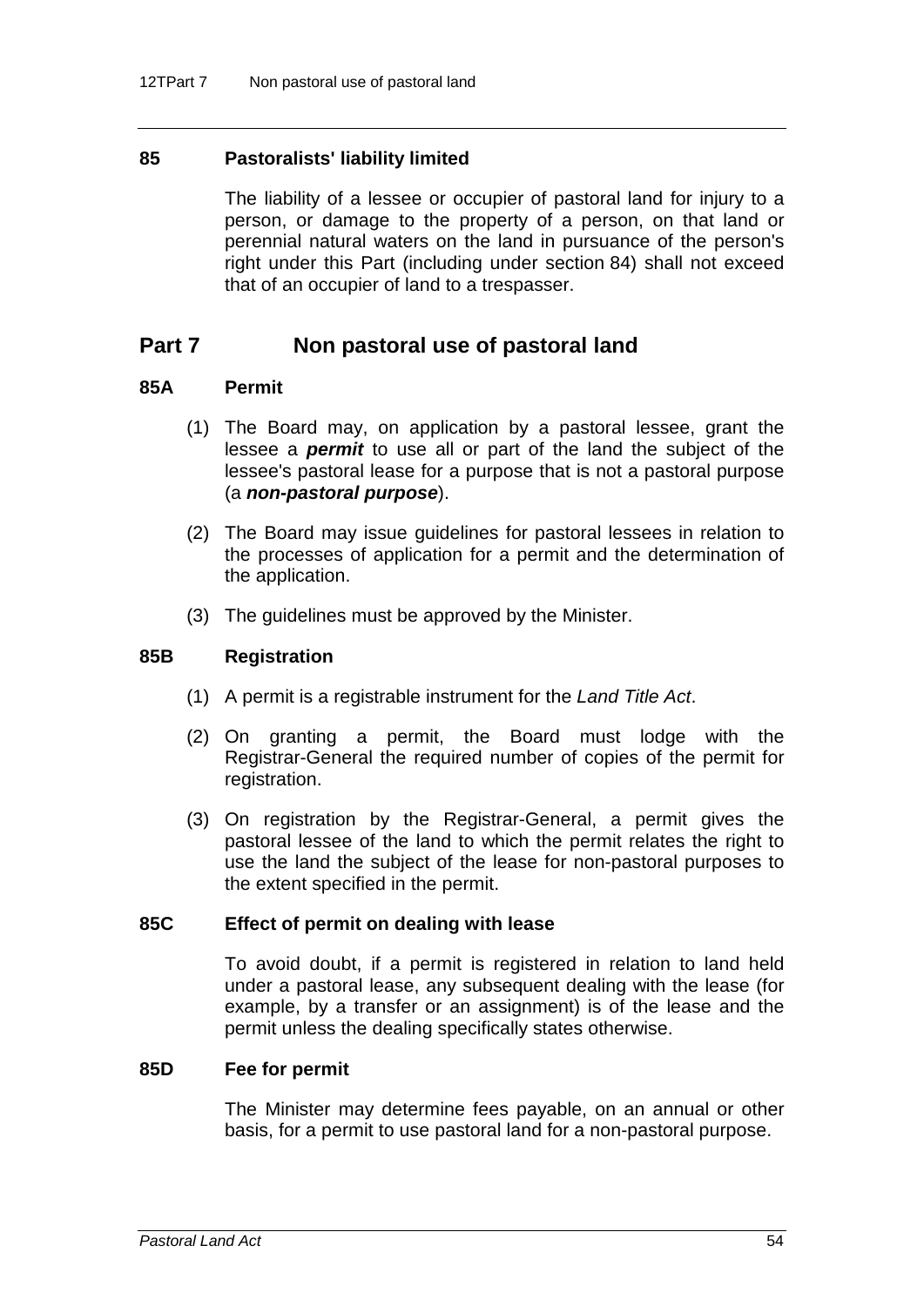### 85 Pastoralists' liability limited

The liability of a lessee or occupier of pastoral land for injury to a person, or damage to the property of a person, on that land or perennial natural waters on the land in pursuance of the person's right under this Part (including under section 84) shall not exceed that of an occupier of land to a trespasser.

## Part 7 Non pastoral use of pastoral land

### 85A Permit

(1) The Board may, on application by a pastoral lessee, grant the lessee a ***permit*** to use all or part of the land the subject of the lessee's pastoral lease for a purpose that is not a pastoral purpose (a ***non-pastoral purpose***).

(2) The Board may issue guidelines for pastoral lessees in relation to the processes of application for a permit and the determination of the application.

(3) The guidelines must be approved by the Minister.

### 85B Registration

(1) A permit is a registrable instrument for the *Land Title Act*.

(2) On granting a permit, the Board must lodge with the Registrar-General the required number of copies of the permit for registration.

(3) On registration by the Registrar-General, a permit gives the pastoral lessee of the land to which the permit relates the right to use the land the subject of the lease for non-pastoral purposes to the extent specified in the permit.

### 85C Effect of permit on dealing with lease

To avoid doubt, if a permit is registered in relation to land held under a pastoral lease, any subsequent dealing with the lease (for example, by a transfer or an assignment) is of the lease and the permit unless the dealing specifically states otherwise.

### 85D Fee for permit

The Minister may determine fees payable, on an annual or other basis, for a permit to use pastoral land for a non-pastoral purpose.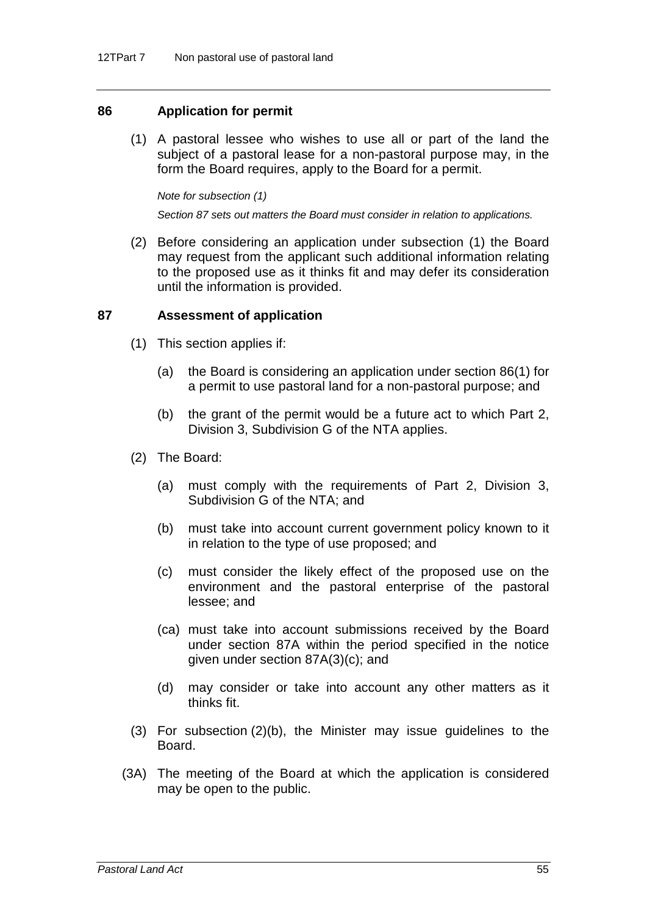### 86 Application for permit

(1) A pastoral lessee who wishes to use all or part of the land the subject of a pastoral lease for a non-pastoral purpose may, in the form the Board requires, apply to the Board for a permit.

*Note for subsection (1)*

*Section 87 sets out matters the Board must consider in relation to applications.*

(2) Before considering an application under subsection (1) the Board may request from the applicant such additional information relating to the proposed use as it thinks fit and may defer its consideration until the information is provided.

### 87 Assessment of application

(1) This section applies if:

(a) the Board is considering an application under section 86(1) for a permit to use pastoral land for a non-pastoral purpose; and

(b) the grant of the permit would be a future act to which Part 2, Division 3, Subdivision G of the NTA applies.

(2) The Board:

(a) must comply with the requirements of Part 2, Division 3, Subdivision G of the NTA; and

(b) must take into account current government policy known to it in relation to the type of use proposed; and

(c) must consider the likely effect of the proposed use on the environment and the pastoral enterprise of the pastoral lessee; and

(ca) must take into account submissions received by the Board under section 87A within the period specified in the notice given under section 87A(3)(c); and

(d) may consider or take into account any other matters as it thinks fit.

(3) For subsection (2)(b), the Minister may issue guidelines to the Board.

(3A) The meeting of the Board at which the application is considered may be open to the public.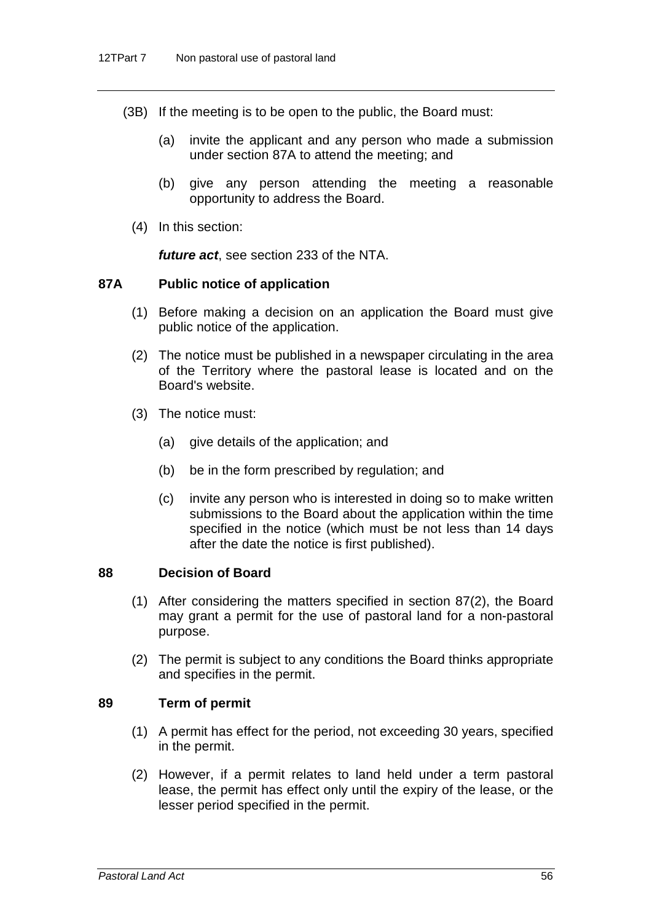(3B) If the meeting is to be open to the public, the Board must:

(a) invite the applicant and any person who made a submission under section 87A to attend the meeting; and

(b) give any person attending the meeting a reasonable opportunity to address the Board.

(4) In this section:

***future act***, see section 233 of the NTA.

### 87A Public notice of application

(1) Before making a decision on an application the Board must give public notice of the application.

(2) The notice must be published in a newspaper circulating in the area of the Territory where the pastoral lease is located and on the Board's website.

(3) The notice must:

(a) give details of the application; and

(b) be in the form prescribed by regulation; and

(c) invite any person who is interested in doing so to make written submissions to the Board about the application within the time specified in the notice (which must be not less than 14 days after the date the notice is first published).

### 88 Decision of Board

(1) After considering the matters specified in section 87(2), the Board may grant a permit for the use of pastoral land for a non-pastoral purpose.

(2) The permit is subject to any conditions the Board thinks appropriate and specifies in the permit.

### 89 Term of permit

(1) A permit has effect for the period, not exceeding 30 years, specified in the permit.

(2) However, if a permit relates to land held under a term pastoral lease, the permit has effect only until the expiry of the lease, or the lesser period specified in the permit.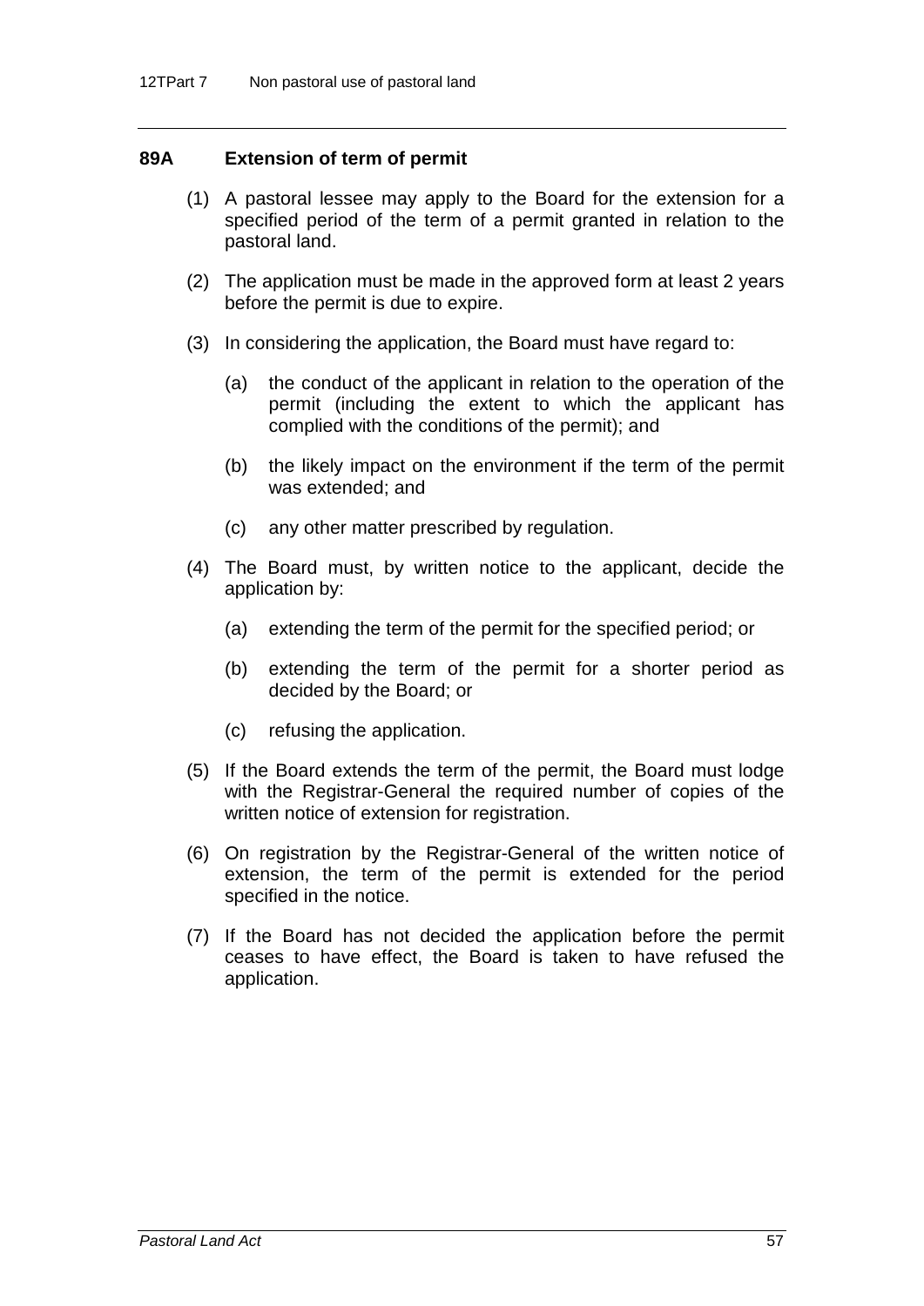### 89A Extension of term of permit

(1) A pastoral lessee may apply to the Board for the extension for a specified period of the term of a permit granted in relation to the pastoral land.

(2) The application must be made in the approved form at least 2 years before the permit is due to expire.

(3) In considering the application, the Board must have regard to:

(a) the conduct of the applicant in relation to the operation of the permit (including the extent to which the applicant has complied with the conditions of the permit); and

(b) the likely impact on the environment if the term of the permit was extended; and

(c) any other matter prescribed by regulation.

(4) The Board must, by written notice to the applicant, decide the application by:

(a) extending the term of the permit for the specified period; or

(b) extending the term of the permit for a shorter period as decided by the Board; or

(c) refusing the application.

(5) If the Board extends the term of the permit, the Board must lodge with the Registrar-General the required number of copies of the written notice of extension for registration.

(6) On registration by the Registrar-General of the written notice of extension, the term of the permit is extended for the period specified in the notice.

(7) If the Board has not decided the application before the permit ceases to have effect, the Board is taken to have refused the application.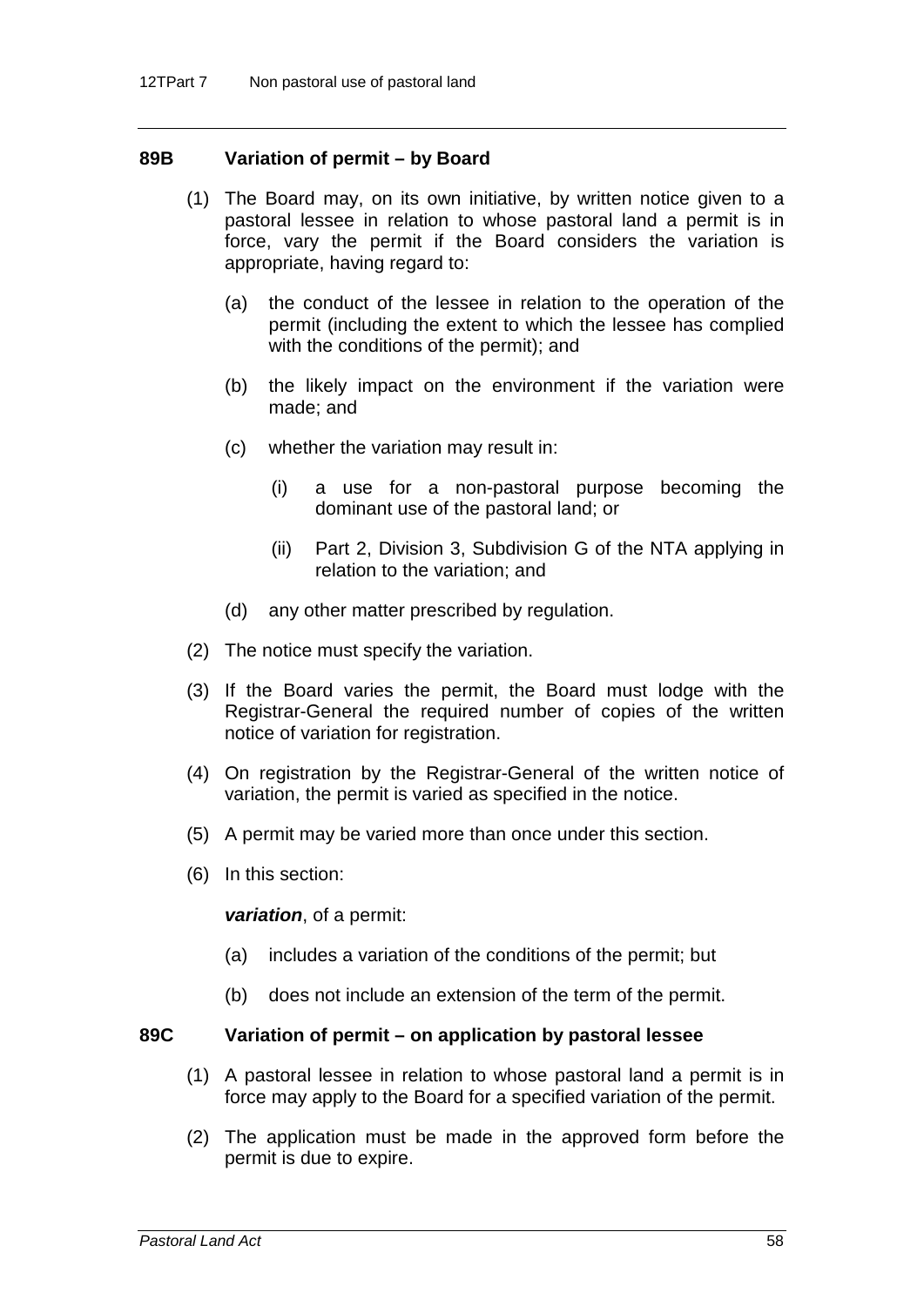### 89B Variation of permit – by Board

(1) The Board may, on its own initiative, by written notice given to a pastoral lessee in relation to whose pastoral land a permit is in force, vary the permit if the Board considers the variation is appropriate, having regard to:

(a) the conduct of the lessee in relation to the operation of the permit (including the extent to which the lessee has complied with the conditions of the permit); and

(b) the likely impact on the environment if the variation were made; and

(c) whether the variation may result in:

(i) a use for a non-pastoral purpose becoming the dominant use of the pastoral land; or

(ii) Part 2, Division 3, Subdivision G of the NTA applying in relation to the variation; and

(d) any other matter prescribed by regulation.

(2) The notice must specify the variation.

(3) If the Board varies the permit, the Board must lodge with the Registrar-General the required number of copies of the written notice of variation for registration.

(4) On registration by the Registrar-General of the written notice of variation, the permit is varied as specified in the notice.

(5) A permit may be varied more than once under this section.

(6) In this section:

***variation***, of a permit:

(a) includes a variation of the conditions of the permit; but

(b) does not include an extension of the term of the permit.

### 89C Variation of permit – on application by pastoral lessee

(1) A pastoral lessee in relation to whose pastoral land a permit is in force may apply to the Board for a specified variation of the permit.

(2) The application must be made in the approved form before the permit is due to expire.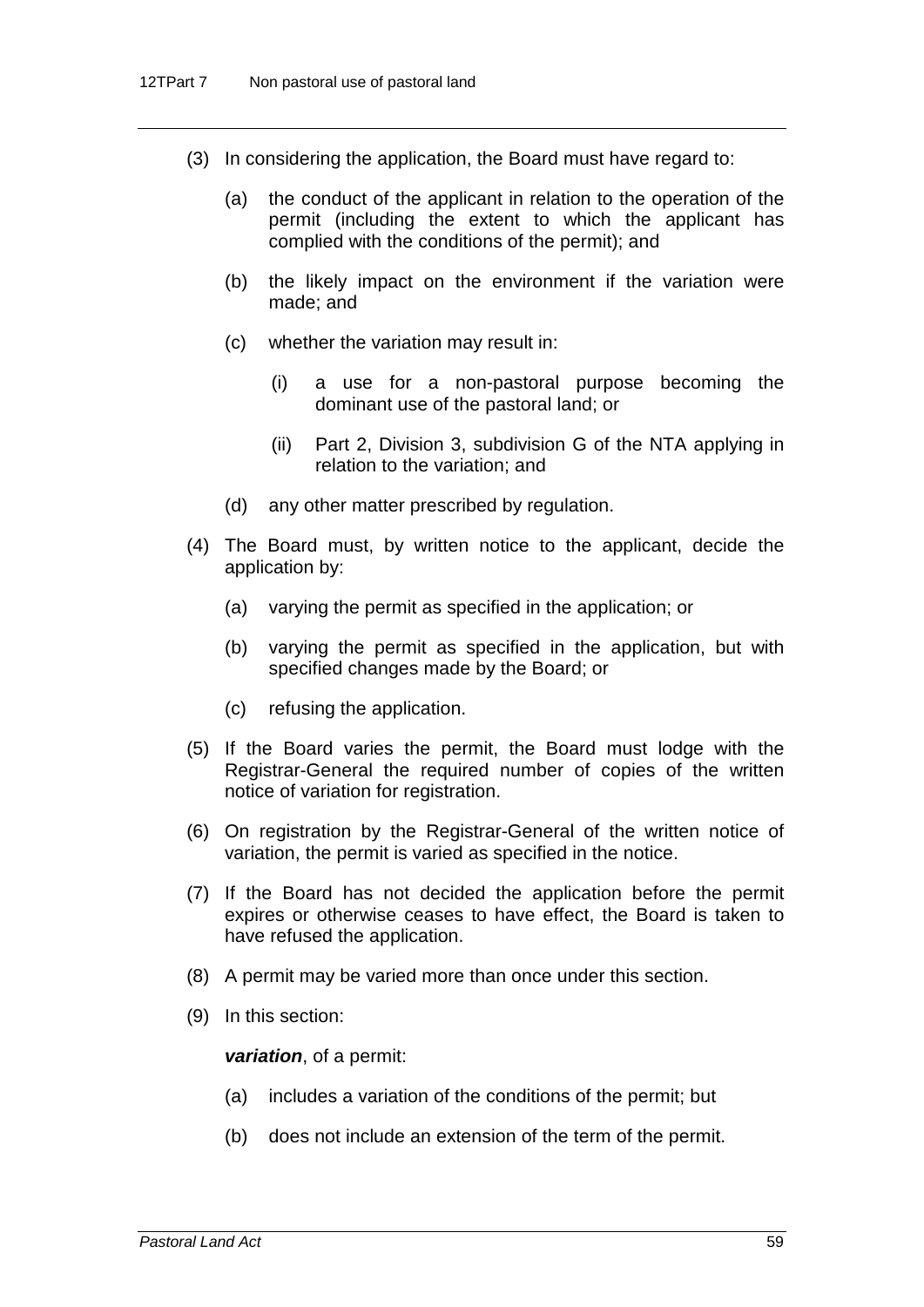(3) In considering the application, the Board must have regard to:

(a) the conduct of the applicant in relation to the operation of the permit (including the extent to which the applicant has complied with the conditions of the permit); and

(b) the likely impact on the environment if the variation were made; and

(c) whether the variation may result in:

(i) a use for a non-pastoral purpose becoming the dominant use of the pastoral land; or

(ii) Part 2, Division 3, subdivision G of the NTA applying in relation to the variation; and

(d) any other matter prescribed by regulation.

(4) The Board must, by written notice to the applicant, decide the application by:

(a) varying the permit as specified in the application; or

(b) varying the permit as specified in the application, but with specified changes made by the Board; or

(c) refusing the application.

(5) If the Board varies the permit, the Board must lodge with the Registrar-General the required number of copies of the written notice of variation for registration.

(6) On registration by the Registrar-General of the written notice of variation, the permit is varied as specified in the notice.

(7) If the Board has not decided the application before the permit expires or otherwise ceases to have effect, the Board is taken to have refused the application.

(8) A permit may be varied more than once under this section.

(9) In this section:

***variation***, of a permit:

(a) includes a variation of the conditions of the permit; but

(b) does not include an extension of the term of the permit.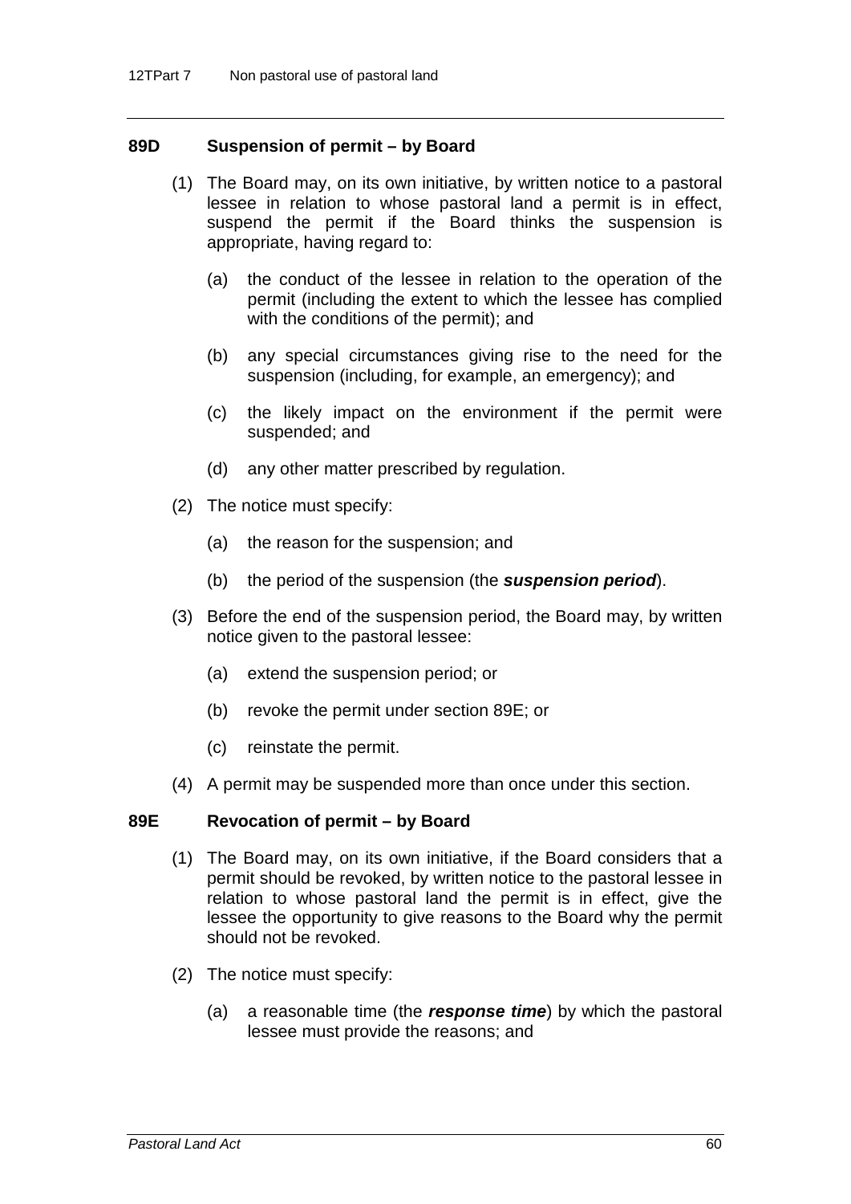## 89D Suspension of permit – by Board

(1) The Board may, on its own initiative, by written notice to a pastoral lessee in relation to whose pastoral land a permit is in effect, suspend the permit if the Board thinks the suspension is appropriate, having regard to:

(a) the conduct of the lessee in relation to the operation of the permit (including the extent to which the lessee has complied with the conditions of the permit); and

(b) any special circumstances giving rise to the need for the suspension (including, for example, an emergency); and

(c) the likely impact on the environment if the permit were suspended; and

(d) any other matter prescribed by regulation.

(2) The notice must specify:

(a) the reason for the suspension; and

(b) the period of the suspension (the ***suspension period***).

(3) Before the end of the suspension period, the Board may, by written notice given to the pastoral lessee:

(a) extend the suspension period; or

(b) revoke the permit under section 89E; or

(c) reinstate the permit.

(4) A permit may be suspended more than once under this section.

## 89E Revocation of permit – by Board

(1) The Board may, on its own initiative, if the Board considers that a permit should be revoked, by written notice to the pastoral lessee in relation to whose pastoral land the permit is in effect, give the lessee the opportunity to give reasons to the Board why the permit should not be revoked.

(2) The notice must specify:

(a) a reasonable time (the ***response time***) by which the pastoral lessee must provide the reasons; and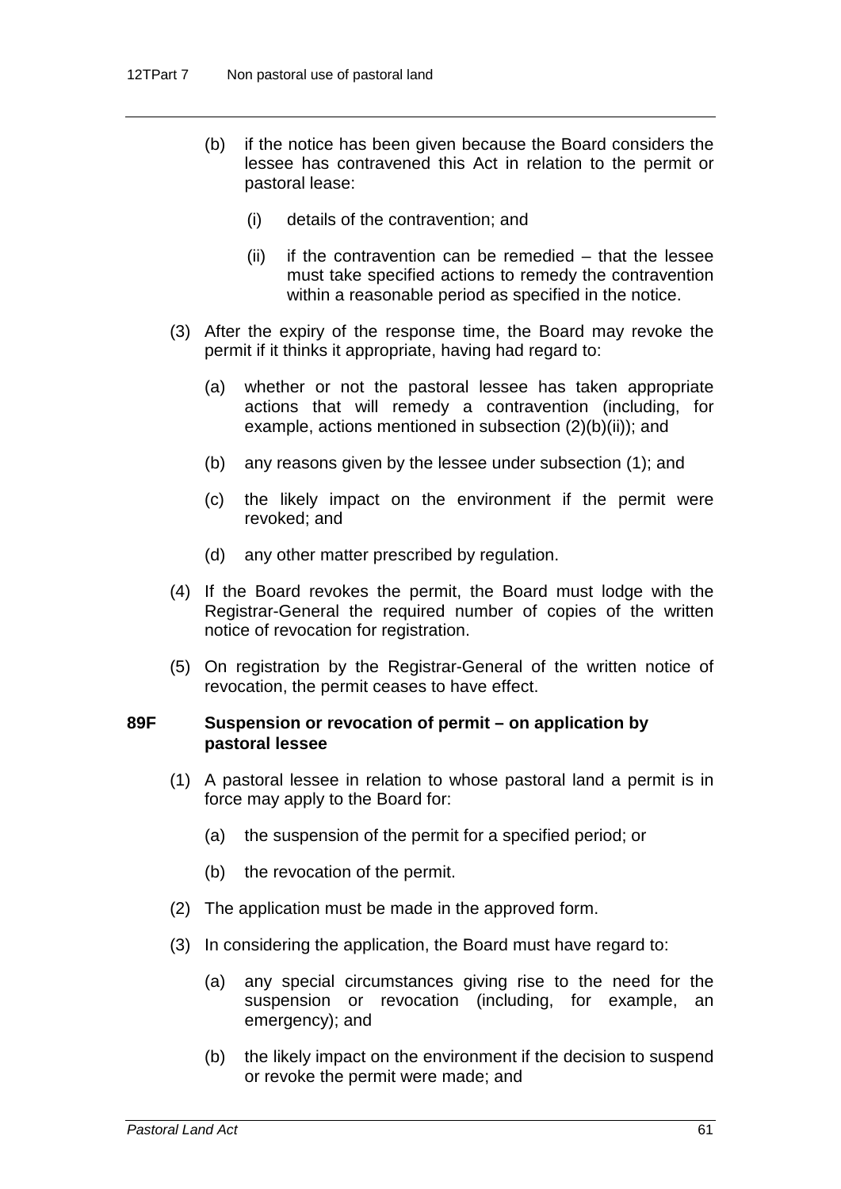(b) if the notice has been given because the Board considers the lessee has contravened this Act in relation to the permit or pastoral lease:

  (i) details of the contravention; and

  (ii) if the contravention can be remedied – that the lessee must take specified actions to remedy the contravention within a reasonable period as specified in the notice.

(3) After the expiry of the response time, the Board may revoke the permit if it thinks it appropriate, having had regard to:

  (a) whether or not the pastoral lessee has taken appropriate actions that will remedy a contravention (including, for example, actions mentioned in subsection (2)(b)(ii)); and

  (b) any reasons given by the lessee under subsection (1); and

  (c) the likely impact on the environment if the permit were revoked; and

  (d) any other matter prescribed by regulation.

(4) If the Board revokes the permit, the Board must lodge with the Registrar-General the required number of copies of the written notice of revocation for registration.

(5) On registration by the Registrar-General of the written notice of revocation, the permit ceases to have effect.

### 89F Suspension or revocation of permit – on application by pastoral lessee

(1) A pastoral lessee in relation to whose pastoral land a permit is in force may apply to the Board for:

  (a) the suspension of the permit for a specified period; or

  (b) the revocation of the permit.

(2) The application must be made in the approved form.

(3) In considering the application, the Board must have regard to:

  (a) any special circumstances giving rise to the need for the suspension or revocation (including, for example, an emergency); and

  (b) the likely impact on the environment if the decision to suspend or revoke the permit were made; and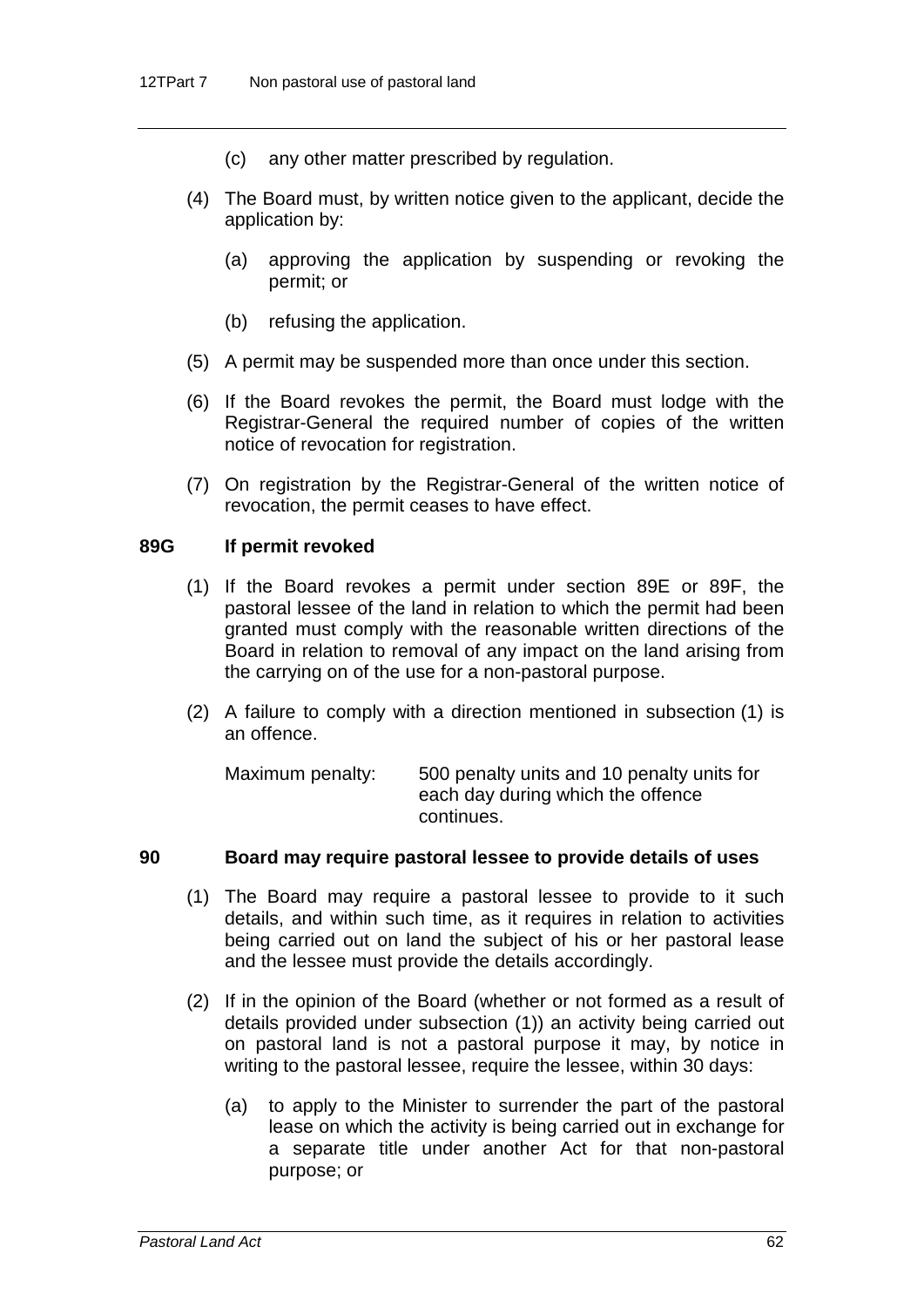(c) any other matter prescribed by regulation.

(4) The Board must, by written notice given to the applicant, decide the application by:

(a) approving the application by suspending or revoking the permit; or

(b) refusing the application.

(5) A permit may be suspended more than once under this section.

(6) If the Board revokes the permit, the Board must lodge with the Registrar-General the required number of copies of the written notice of revocation for registration.

(7) On registration by the Registrar-General of the written notice of revocation, the permit ceases to have effect.

### 89G If permit revoked

(1) If the Board revokes a permit under section 89E or 89F, the pastoral lessee of the land in relation to which the permit had been granted must comply with the reasonable written directions of the Board in relation to removal of any impact on the land arising from the carrying on of the use for a non-pastoral purpose.

(2) A failure to comply with a direction mentioned in subsection (1) is an offence.

Maximum penalty: 500 penalty units and 10 penalty units for each day during which the offence continues.

### 90 Board may require pastoral lessee to provide details of uses

(1) The Board may require a pastoral lessee to provide to it such details, and within such time, as it requires in relation to activities being carried out on land the subject of his or her pastoral lease and the lessee must provide the details accordingly.

(2) If in the opinion of the Board (whether or not formed as a result of details provided under subsection (1)) an activity being carried out on pastoral land is not a pastoral purpose it may, by notice in writing to the pastoral lessee, require the lessee, within 30 days:

(a) to apply to the Minister to surrender the part of the pastoral lease on which the activity is being carried out in exchange for a separate title under another Act for that non-pastoral purpose; or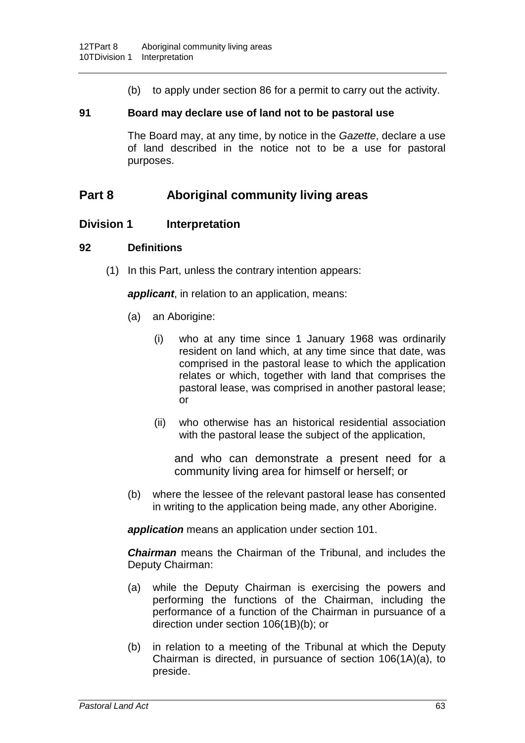(b) to apply under section 86 for a permit to carry out the activity.

**91 Board may declare use of land not to be pastoral use**

The Board may, at any time, by notice in the *Gazette*, declare a use of land described in the notice not to be a use for pastoral purposes.

## Part 8 Aboriginal community living areas

### Division 1 Interpretation

**92 Definitions**

(1) In this Part, unless the contrary intention appears:

***applicant***, in relation to an application, means:

(a) an Aborigine:

(i) who at any time since 1 January 1968 was ordinarily resident on land which, at any time since that date, was comprised in the pastoral lease to which the application relates or which, together with land that comprises the pastoral lease, was comprised in another pastoral lease; or

(ii) who otherwise has an historical residential association with the pastoral lease the subject of the application,

and who can demonstrate a present need for a community living area for himself or herself; or

(b) where the lessee of the relevant pastoral lease has consented in writing to the application being made, any other Aborigine.

***application*** means an application under section 101.

***Chairman*** means the Chairman of the Tribunal, and includes the Deputy Chairman:

(a) while the Deputy Chairman is exercising the powers and performing the functions of the Chairman, including the performance of a function of the Chairman in pursuance of a direction under section 106(1B)(b); or

(b) in relation to a meeting of the Tribunal at which the Deputy Chairman is directed, in pursuance of section 106(1A)(a), to preside.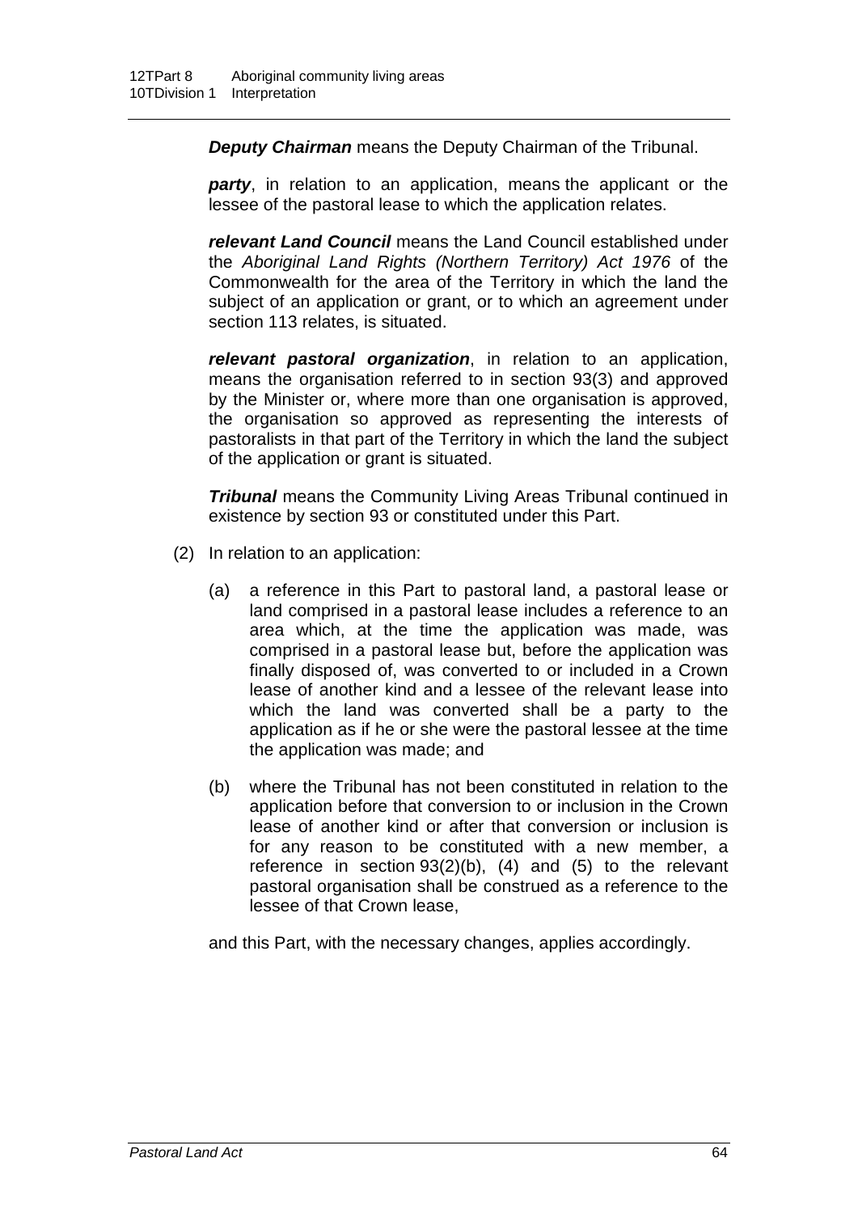***Deputy Chairman*** means the Deputy Chairman of the Tribunal.

***party***, in relation to an application, means the applicant or the lessee of the pastoral lease to which the application relates.

***relevant Land Council*** means the Land Council established under the *Aboriginal Land Rights (Northern Territory) Act 1976* of the Commonwealth for the area of the Territory in which the land the subject of an application or grant, or to which an agreement under section 113 relates, is situated.

***relevant pastoral organization***, in relation to an application, means the organisation referred to in section 93(3) and approved by the Minister or, where more than one organisation is approved, the organisation so approved as representing the interests of pastoralists in that part of the Territory in which the land the subject of the application or grant is situated.

***Tribunal*** means the Community Living Areas Tribunal continued in existence by section 93 or constituted under this Part.

(2) In relation to an application:

(a) a reference in this Part to pastoral land, a pastoral lease or land comprised in a pastoral lease includes a reference to an area which, at the time the application was made, was comprised in a pastoral lease but, before the application was finally disposed of, was converted to or included in a Crown lease of another kind and a lessee of the relevant lease into which the land was converted shall be a party to the application as if he or she were the pastoral lessee at the time the application was made; and

(b) where the Tribunal has not been constituted in relation to the application before that conversion to or inclusion in the Crown lease of another kind or after that conversion or inclusion is for any reason to be constituted with a new member, a reference in section 93(2)(b), (4) and (5) to the relevant pastoral organisation shall be construed as a reference to the lessee of that Crown lease,

and this Part, with the necessary changes, applies accordingly.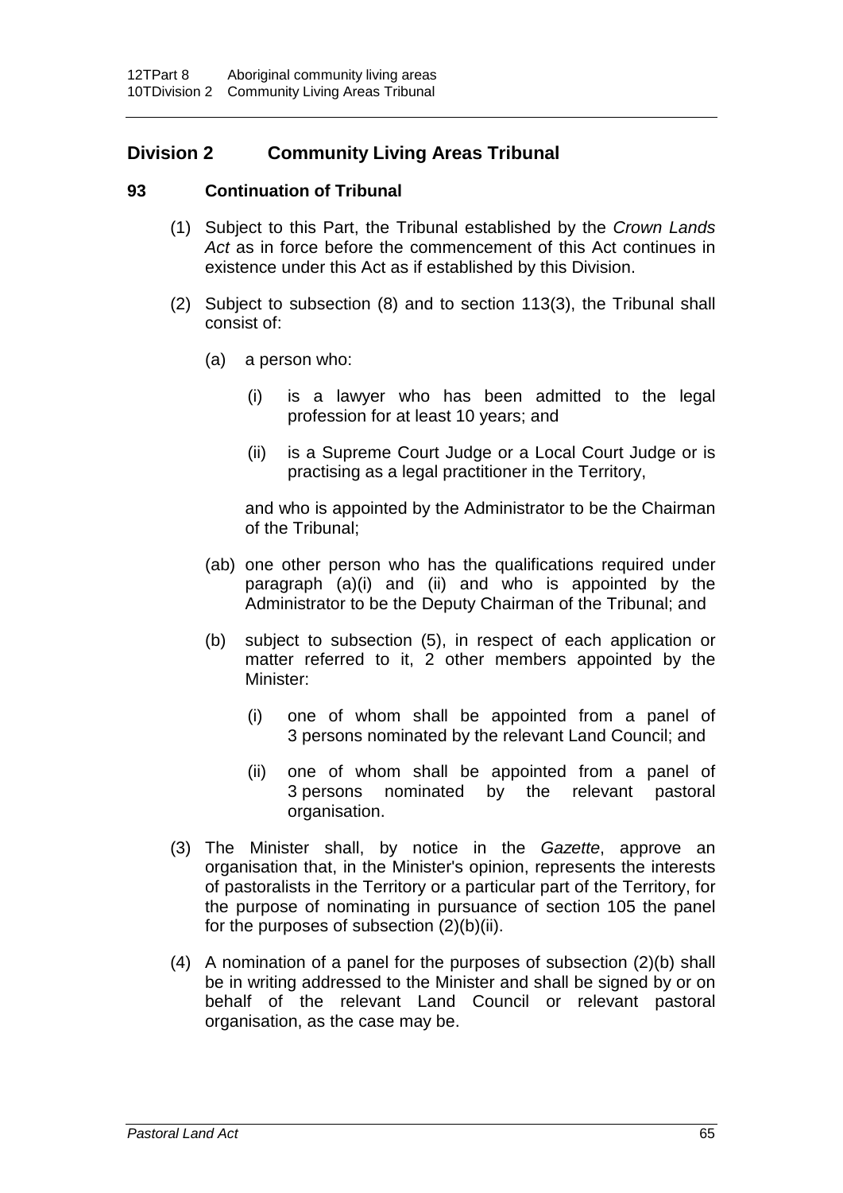## Division 2 Community Living Areas Tribunal

### 93 Continuation of Tribunal

(1) Subject to this Part, the Tribunal established by the *Crown Lands Act* as in force before the commencement of this Act continues in existence under this Act as if established by this Division.

(2) Subject to subsection (8) and to section 113(3), the Tribunal shall consist of:

(a) a person who:

(i) is a lawyer who has been admitted to the legal profession for at least 10 years; and

(ii) is a Supreme Court Judge or a Local Court Judge or is practising as a legal practitioner in the Territory,

and who is appointed by the Administrator to be the Chairman of the Tribunal;

(ab) one other person who has the qualifications required under paragraph (a)(i) and (ii) and who is appointed by the Administrator to be the Deputy Chairman of the Tribunal; and

(b) subject to subsection (5), in respect of each application or matter referred to it, 2 other members appointed by the Minister:

(i) one of whom shall be appointed from a panel of 3 persons nominated by the relevant Land Council; and

(ii) one of whom shall be appointed from a panel of 3 persons nominated by the relevant pastoral organisation.

(3) The Minister shall, by notice in the *Gazette*, approve an organisation that, in the Minister's opinion, represents the interests of pastoralists in the Territory or a particular part of the Territory, for the purpose of nominating in pursuance of section 105 the panel for the purposes of subsection (2)(b)(ii).

(4) A nomination of a panel for the purposes of subsection (2)(b) shall be in writing addressed to the Minister and shall be signed by or on behalf of the relevant Land Council or relevant pastoral organisation, as the case may be.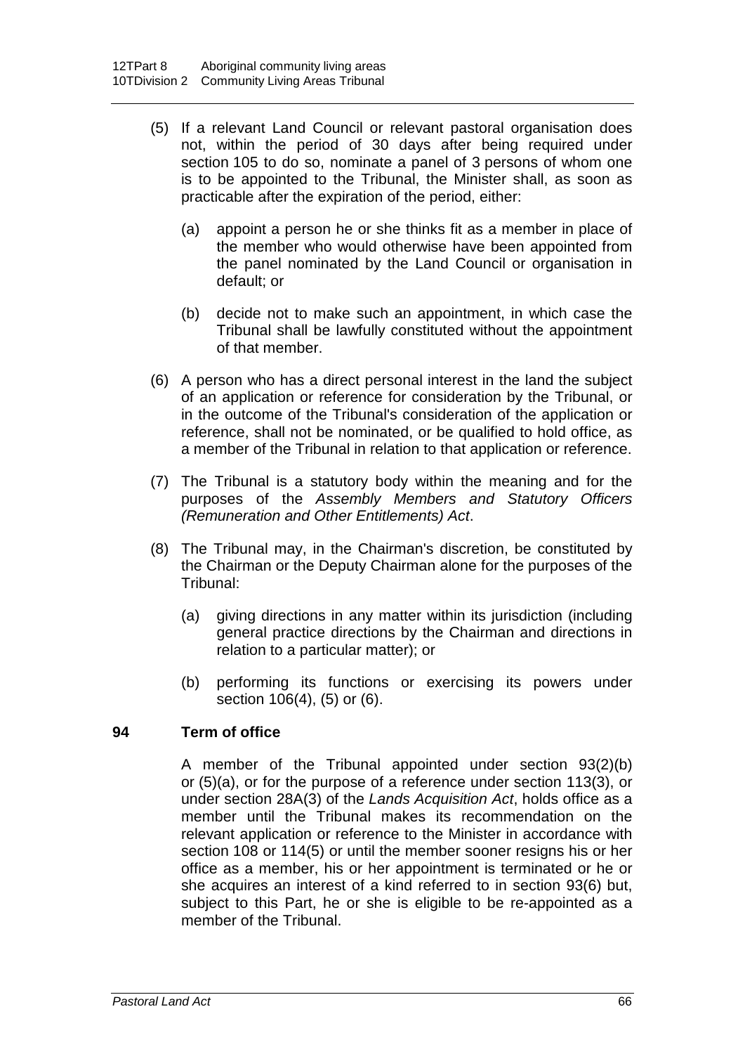(5) If a relevant Land Council or relevant pastoral organisation does not, within the period of 30 days after being required under section 105 to do so, nominate a panel of 3 persons of whom one is to be appointed to the Tribunal, the Minister shall, as soon as practicable after the expiration of the period, either:

   (a) appoint a person he or she thinks fit as a member in place of the member who would otherwise have been appointed from the panel nominated by the Land Council or organisation in default; or

   (b) decide not to make such an appointment, in which case the Tribunal shall be lawfully constituted without the appointment of that member.

(6) A person who has a direct personal interest in the land the subject of an application or reference for consideration by the Tribunal, or in the outcome of the Tribunal's consideration of the application or reference, shall not be nominated, or be qualified to hold office, as a member of the Tribunal in relation to that application or reference.

(7) The Tribunal is a statutory body within the meaning and for the purposes of the *Assembly Members and Statutory Officers (Remuneration and Other Entitlements) Act*.

(8) The Tribunal may, in the Chairman's discretion, be constituted by the Chairman or the Deputy Chairman alone for the purposes of the Tribunal:

   (a) giving directions in any matter within its jurisdiction (including general practice directions by the Chairman and directions in relation to a particular matter); or

   (b) performing its functions or exercising its powers under section 106(4), (5) or (6).

### 94 Term of office

A member of the Tribunal appointed under section 93(2)(b) or (5)(a), or for the purpose of a reference under section 113(3), or under section 28A(3) of the *Lands Acquisition Act*, holds office as a member until the Tribunal makes its recommendation on the relevant application or reference to the Minister in accordance with section 108 or 114(5) or until the member sooner resigns his or her office as a member, his or her appointment is terminated or he or she acquires an interest of a kind referred to in section 93(6) but, subject to this Part, he or she is eligible to be re-appointed as a member of the Tribunal.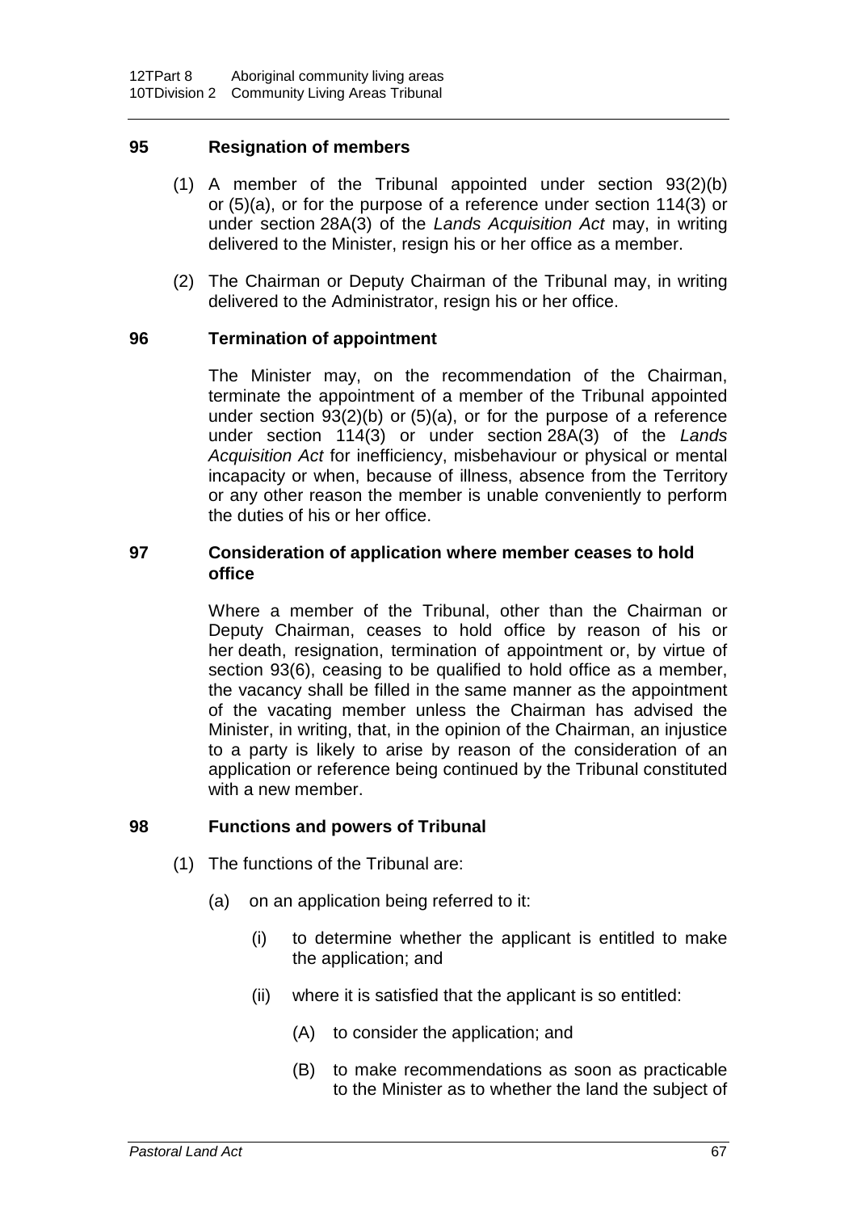### 95 Resignation of members

(1) A member of the Tribunal appointed under section 93(2)(b) or (5)(a), or for the purpose of a reference under section 114(3) or under section 28A(3) of the *Lands Acquisition Act* may, in writing delivered to the Minister, resign his or her office as a member.

(2) The Chairman or Deputy Chairman of the Tribunal may, in writing delivered to the Administrator, resign his or her office.

### 96 Termination of appointment

The Minister may, on the recommendation of the Chairman, terminate the appointment of a member of the Tribunal appointed under section 93(2)(b) or (5)(a), or for the purpose of a reference under section 114(3) or under section 28A(3) of the *Lands Acquisition Act* for inefficiency, misbehaviour or physical or mental incapacity or when, because of illness, absence from the Territory or any other reason the member is unable conveniently to perform the duties of his or her office.

### 97 Consideration of application where member ceases to hold office

Where a member of the Tribunal, other than the Chairman or Deputy Chairman, ceases to hold office by reason of his or her death, resignation, termination of appointment or, by virtue of section 93(6), ceasing to be qualified to hold office as a member, the vacancy shall be filled in the same manner as the appointment of the vacating member unless the Chairman has advised the Minister, in writing, that, in the opinion of the Chairman, an injustice to a party is likely to arise by reason of the consideration of an application or reference being continued by the Tribunal constituted with a new member.

### 98 Functions and powers of Tribunal

(1) The functions of the Tribunal are:

- (a) on an application being referred to it:
  - (i) to determine whether the applicant is entitled to make the application; and
  - (ii) where it is satisfied that the applicant is so entitled:
    - (A) to consider the application; and
    - (B) to make recommendations as soon as practicable to the Minister as to whether the land the subject of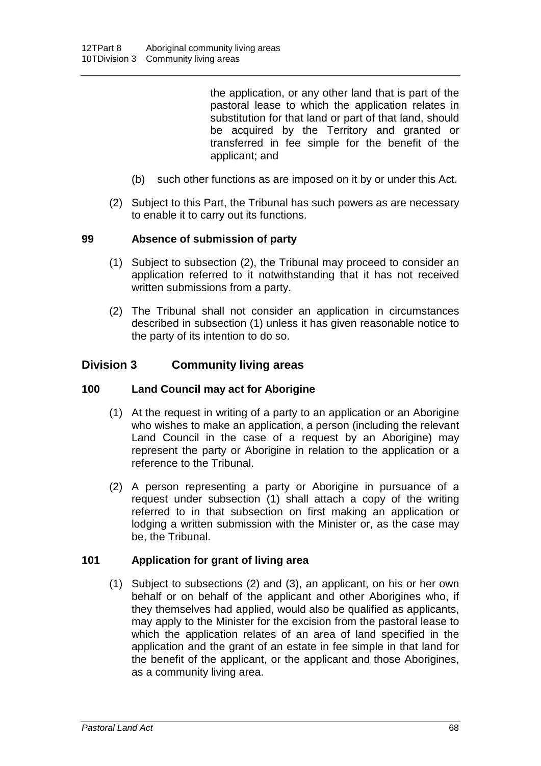the application, or any other land that is part of the pastoral lease to which the application relates in substitution for that land or part of that land, should be acquired by the Territory and granted or transferred in fee simple for the benefit of the applicant; and

(b) such other functions as are imposed on it by or under this Act.

(2) Subject to this Part, the Tribunal has such powers as are necessary to enable it to carry out its functions.

### 99 Absence of submission of party

(1) Subject to subsection (2), the Tribunal may proceed to consider an application referred to it notwithstanding that it has not received written submissions from a party.

(2) The Tribunal shall not consider an application in circumstances described in subsection (1) unless it has given reasonable notice to the party of its intention to do so.

## Division 3 Community living areas

### 100 Land Council may act for Aborigine

(1) At the request in writing of a party to an application or an Aborigine who wishes to make an application, a person (including the relevant Land Council in the case of a request by an Aborigine) may represent the party or Aborigine in relation to the application or a reference to the Tribunal.

(2) A person representing a party or Aborigine in pursuance of a request under subsection (1) shall attach a copy of the writing referred to in that subsection on first making an application or lodging a written submission with the Minister or, as the case may be, the Tribunal.

### 101 Application for grant of living area

(1) Subject to subsections (2) and (3), an applicant, on his or her own behalf or on behalf of the applicant and other Aborigines who, if they themselves had applied, would also be qualified as applicants, may apply to the Minister for the excision from the pastoral lease to which the application relates of an area of land specified in the application and the grant of an estate in fee simple in that land for the benefit of the applicant, or the applicant and those Aborigines, as a community living area.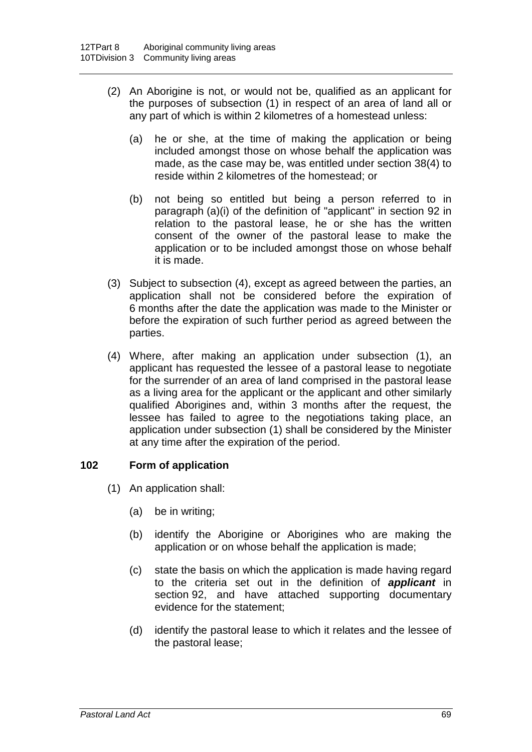(2) An Aborigine is not, or would not be, qualified as an applicant for the purposes of subsection (1) in respect of an area of land all or any part of which is within 2 kilometres of a homestead unless:

  (a) he or she, at the time of making the application or being included amongst those on whose behalf the application was made, as the case may be, was entitled under section 38(4) to reside within 2 kilometres of the homestead; or

  (b) not being so entitled but being a person referred to in paragraph (a)(i) of the definition of "applicant" in section 92 in relation to the pastoral lease, he or she has the written consent of the owner of the pastoral lease to make the application or to be included amongst those on whose behalf it is made.

(3) Subject to subsection (4), except as agreed between the parties, an application shall not be considered before the expiration of 6 months after the date the application was made to the Minister or before the expiration of such further period as agreed between the parties.

(4) Where, after making an application under subsection (1), an applicant has requested the lessee of a pastoral lease to negotiate for the surrender of an area of land comprised in the pastoral lease as a living area for the applicant or the applicant and other similarly qualified Aborigines and, within 3 months after the request, the lessee has failed to agree to the negotiations taking place, an application under subsection (1) shall be considered by the Minister at any time after the expiration of the period.

### 102 Form of application

(1) An application shall:

  (a) be in writing;

  (b) identify the Aborigine or Aborigines who are making the application or on whose behalf the application is made;

  (c) state the basis on which the application is made having regard to the criteria set out in the definition of ***applicant*** in section 92, and have attached supporting documentary evidence for the statement;

  (d) identify the pastoral lease to which it relates and the lessee of the pastoral lease;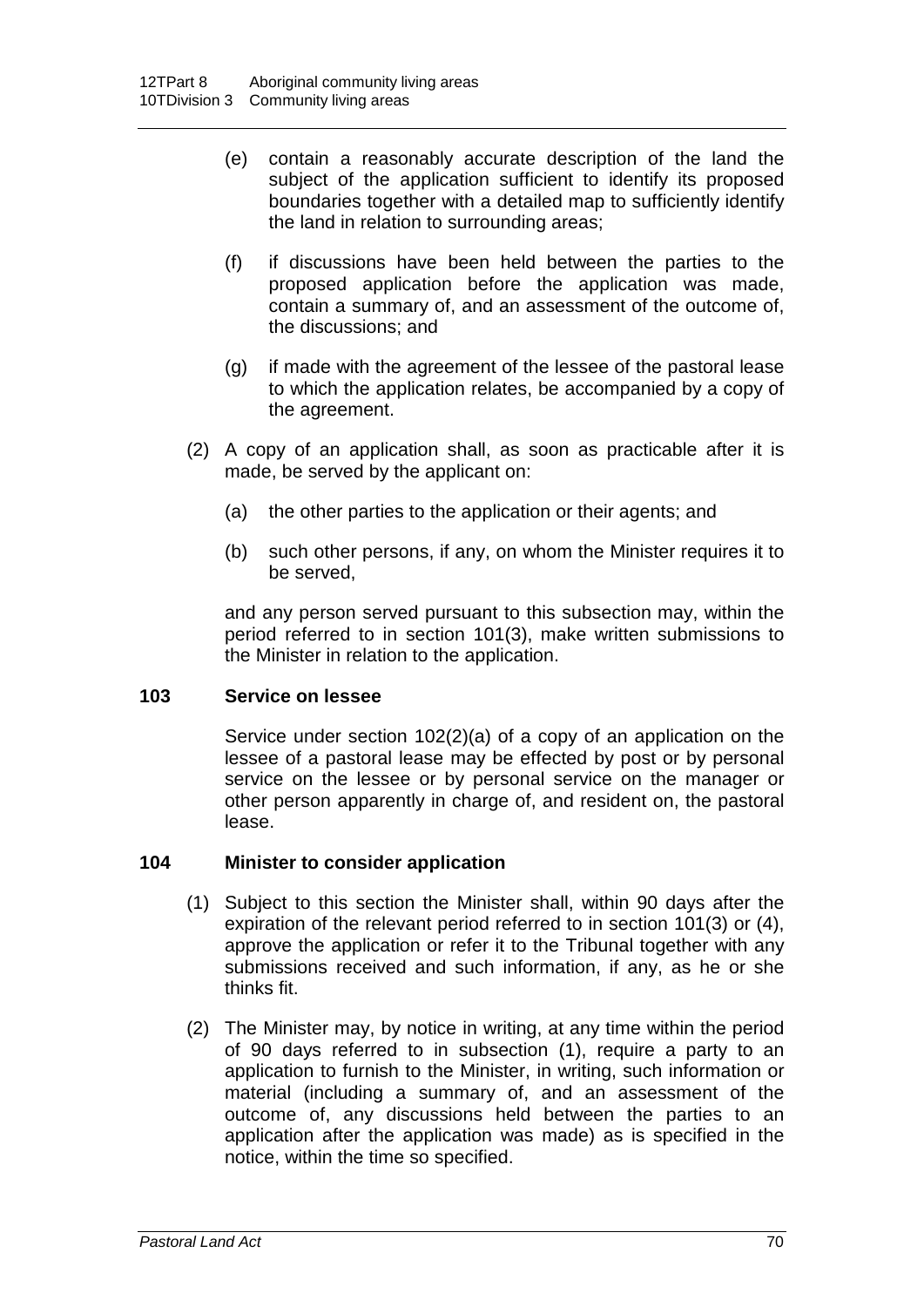(e) contain a reasonably accurate description of the land the subject of the application sufficient to identify its proposed boundaries together with a detailed map to sufficiently identify the land in relation to surrounding areas;

(f) if discussions have been held between the parties to the proposed application before the application was made, contain a summary of, and an assessment of the outcome of, the discussions; and

(g) if made with the agreement of the lessee of the pastoral lease to which the application relates, be accompanied by a copy of the agreement.

(2) A copy of an application shall, as soon as practicable after it is made, be served by the applicant on:

(a) the other parties to the application or their agents; and

(b) such other persons, if any, on whom the Minister requires it to be served,

and any person served pursuant to this subsection may, within the period referred to in section 101(3), make written submissions to the Minister in relation to the application.

### 103 Service on lessee

Service under section 102(2)(a) of a copy of an application on the lessee of a pastoral lease may be effected by post or by personal service on the lessee or by personal service on the manager or other person apparently in charge of, and resident on, the pastoral lease.

### 104 Minister to consider application

(1) Subject to this section the Minister shall, within 90 days after the expiration of the relevant period referred to in section 101(3) or (4), approve the application or refer it to the Tribunal together with any submissions received and such information, if any, as he or she thinks fit.

(2) The Minister may, by notice in writing, at any time within the period of 90 days referred to in subsection (1), require a party to an application to furnish to the Minister, in writing, such information or material (including a summary of, and an assessment of the outcome of, any discussions held between the parties to an application after the application was made) as is specified in the notice, within the time so specified.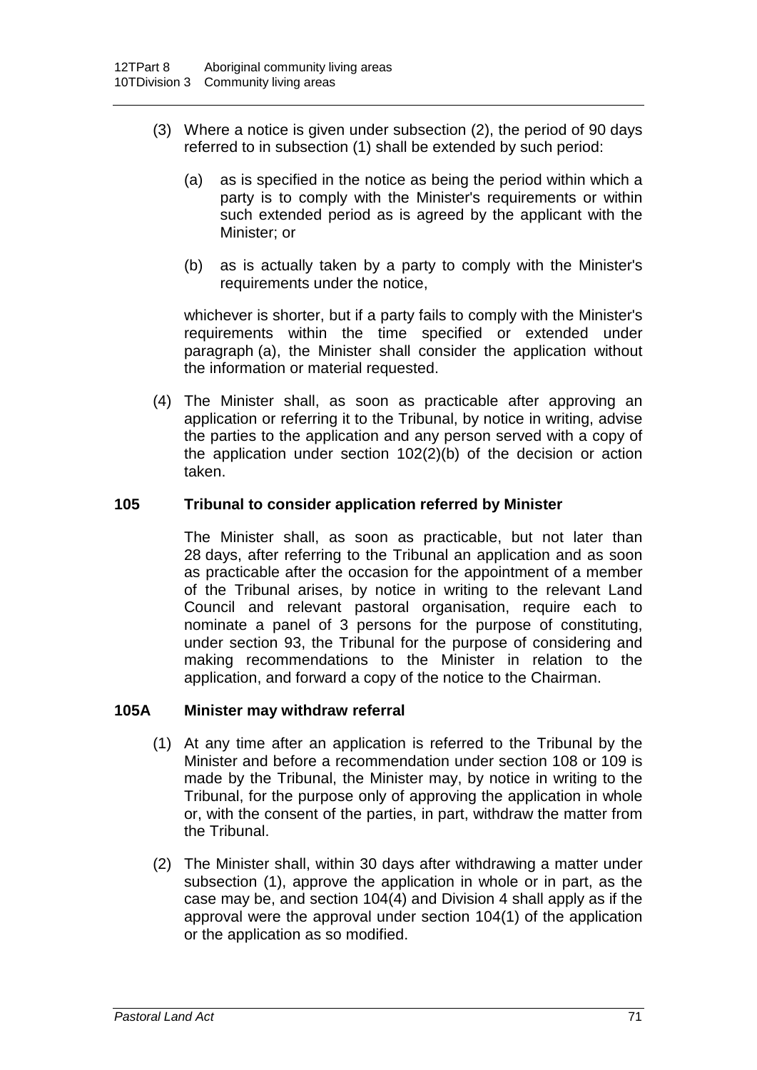(3) Where a notice is given under subsection (2), the period of 90 days referred to in subsection (1) shall be extended by such period:

(a) as is specified in the notice as being the period within which a party is to comply with the Minister's requirements or within such extended period as is agreed by the applicant with the Minister; or

(b) as is actually taken by a party to comply with the Minister's requirements under the notice,

whichever is shorter, but if a party fails to comply with the Minister's requirements within the time specified or extended under paragraph (a), the Minister shall consider the application without the information or material requested.

(4) The Minister shall, as soon as practicable after approving an application or referring it to the Tribunal, by notice in writing, advise the parties to the application and any person served with a copy of the application under section 102(2)(b) of the decision or action taken.

### 105 Tribunal to consider application referred by Minister

The Minister shall, as soon as practicable, but not later than 28 days, after referring to the Tribunal an application and as soon as practicable after the occasion for the appointment of a member of the Tribunal arises, by notice in writing to the relevant Land Council and relevant pastoral organisation, require each to nominate a panel of 3 persons for the purpose of constituting, under section 93, the Tribunal for the purpose of considering and making recommendations to the Minister in relation to the application, and forward a copy of the notice to the Chairman.

### 105A Minister may withdraw referral

(1) At any time after an application is referred to the Tribunal by the Minister and before a recommendation under section 108 or 109 is made by the Tribunal, the Minister may, by notice in writing to the Tribunal, for the purpose only of approving the application in whole or, with the consent of the parties, in part, withdraw the matter from the Tribunal.

(2) The Minister shall, within 30 days after withdrawing a matter under subsection (1), approve the application in whole or in part, as the case may be, and section 104(4) and Division 4 shall apply as if the approval were the approval under section 104(1) of the application or the application as so modified.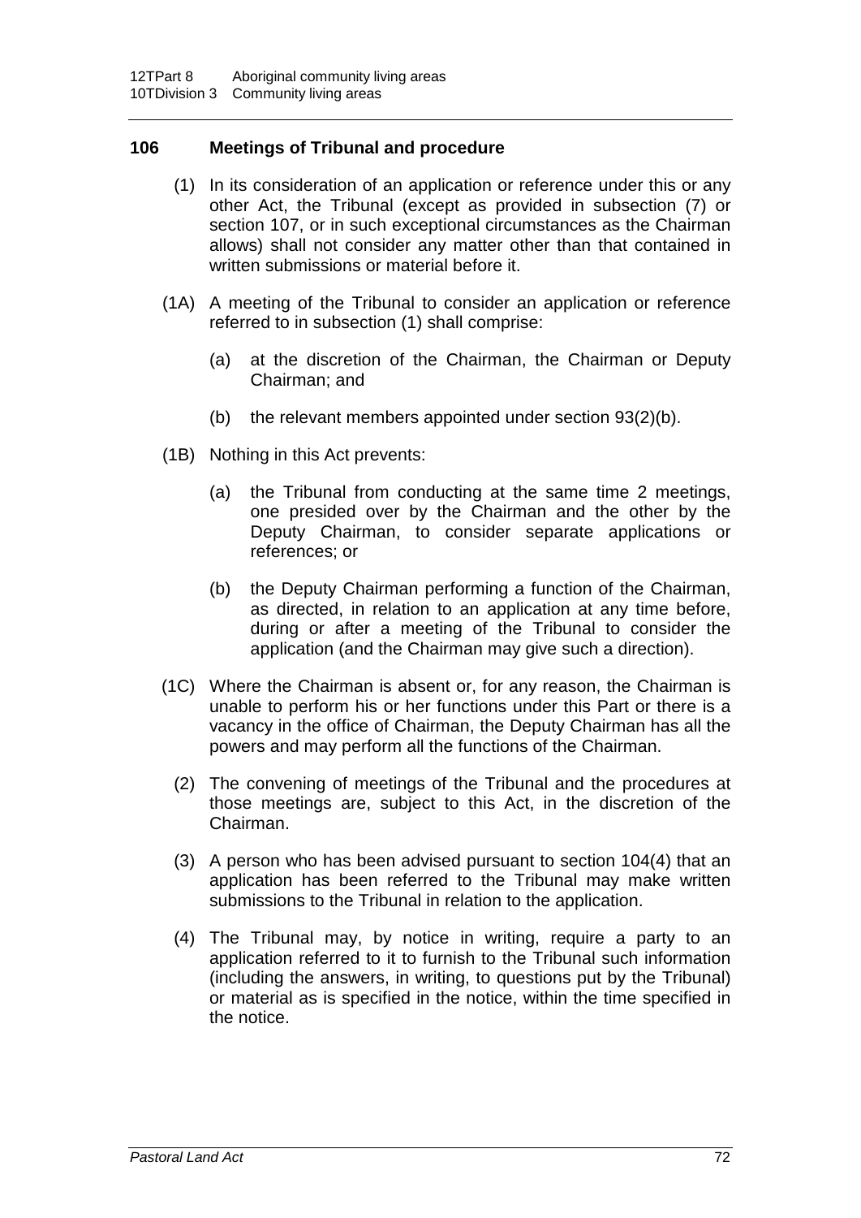### 106 Meetings of Tribunal and procedure

(1) In its consideration of an application or reference under this or any other Act, the Tribunal (except as provided in subsection (7) or section 107, or in such exceptional circumstances as the Chairman allows) shall not consider any matter other than that contained in written submissions or material before it.

(1A) A meeting of the Tribunal to consider an application or reference referred to in subsection (1) shall comprise:

(a) at the discretion of the Chairman, the Chairman or Deputy Chairman; and

(b) the relevant members appointed under section 93(2)(b).

(1B) Nothing in this Act prevents:

(a) the Tribunal from conducting at the same time 2 meetings, one presided over by the Chairman and the other by the Deputy Chairman, to consider separate applications or references; or

(b) the Deputy Chairman performing a function of the Chairman, as directed, in relation to an application at any time before, during or after a meeting of the Tribunal to consider the application (and the Chairman may give such a direction).

(1C) Where the Chairman is absent or, for any reason, the Chairman is unable to perform his or her functions under this Part or there is a vacancy in the office of Chairman, the Deputy Chairman has all the powers and may perform all the functions of the Chairman.

(2) The convening of meetings of the Tribunal and the procedures at those meetings are, subject to this Act, in the discretion of the Chairman.

(3) A person who has been advised pursuant to section 104(4) that an application has been referred to the Tribunal may make written submissions to the Tribunal in relation to the application.

(4) The Tribunal may, by notice in writing, require a party to an application referred to it to furnish to the Tribunal such information (including the answers, in writing, to questions put by the Tribunal) or material as is specified in the notice, within the time specified in the notice.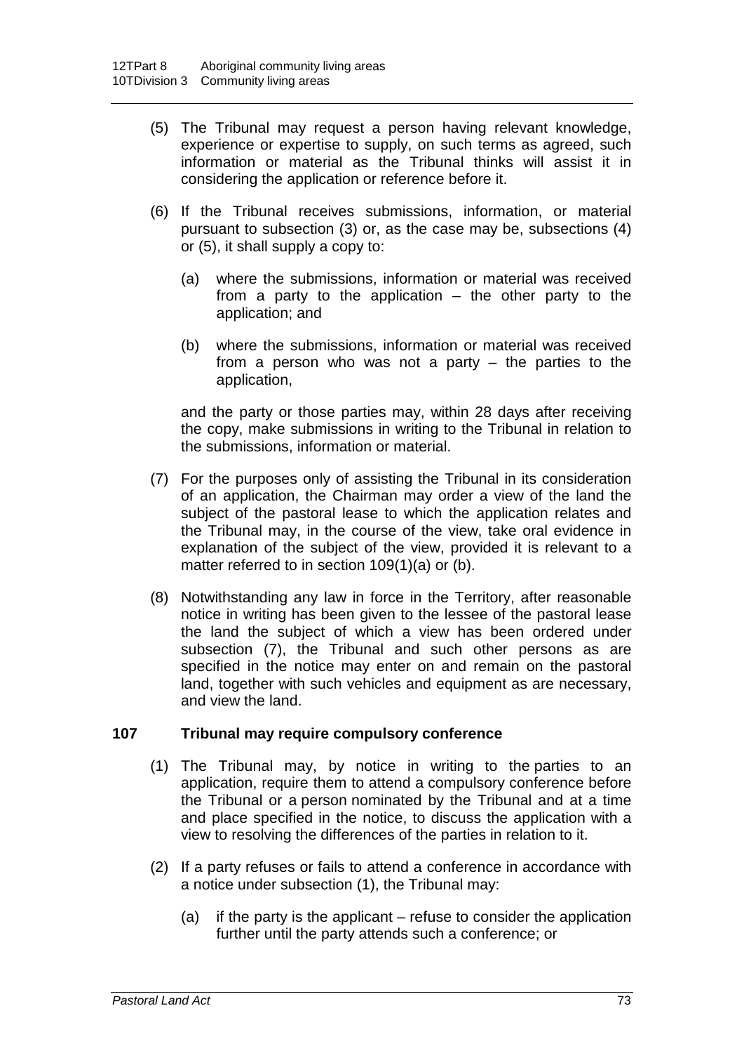(5) The Tribunal may request a person having relevant knowledge, experience or expertise to supply, on such terms as agreed, such information or material as the Tribunal thinks will assist it in considering the application or reference before it.

(6) If the Tribunal receives submissions, information, or material pursuant to subsection (3) or, as the case may be, subsections (4) or (5), it shall supply a copy to:

(a) where the submissions, information or material was received from a party to the application – the other party to the application; and

(b) where the submissions, information or material was received from a person who was not a party – the parties to the application,

and the party or those parties may, within 28 days after receiving the copy, make submissions in writing to the Tribunal in relation to the submissions, information or material.

(7) For the purposes only of assisting the Tribunal in its consideration of an application, the Chairman may order a view of the land the subject of the pastoral lease to which the application relates and the Tribunal may, in the course of the view, take oral evidence in explanation of the subject of the view, provided it is relevant to a matter referred to in section 109(1)(a) or (b).

(8) Notwithstanding any law in force in the Territory, after reasonable notice in writing has been given to the lessee of the pastoral lease the land the subject of which a view has been ordered under subsection (7), the Tribunal and such other persons as are specified in the notice may enter on and remain on the pastoral land, together with such vehicles and equipment as are necessary, and view the land.

### 107 Tribunal may require compulsory conference

(1) The Tribunal may, by notice in writing to the parties to an application, require them to attend a compulsory conference before the Tribunal or a person nominated by the Tribunal and at a time and place specified in the notice, to discuss the application with a view to resolving the differences of the parties in relation to it.

(2) If a party refuses or fails to attend a conference in accordance with a notice under subsection (1), the Tribunal may:

(a) if the party is the applicant – refuse to consider the application further until the party attends such a conference; or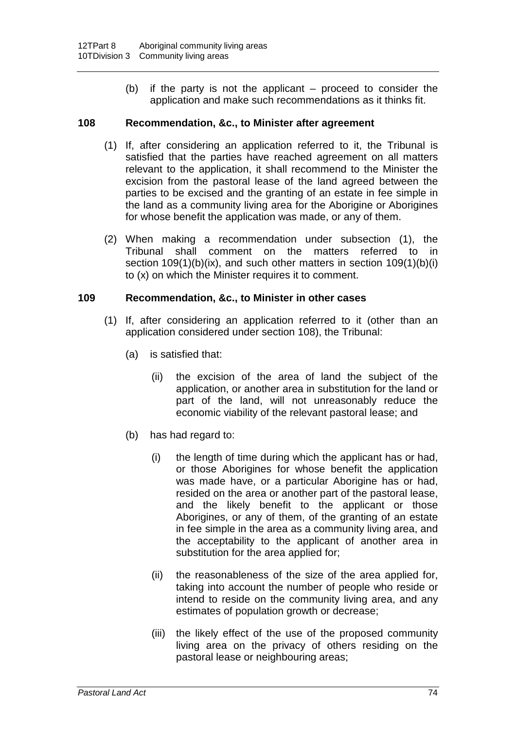(b) if the party is not the applicant – proceed to consider the application and make such recommendations as it thinks fit.

### 108 Recommendation, &c., to Minister after agreement

(1) If, after considering an application referred to it, the Tribunal is satisfied that the parties have reached agreement on all matters relevant to the application, it shall recommend to the Minister the excision from the pastoral lease of the land agreed between the parties to be excised and the granting of an estate in fee simple in the land as a community living area for the Aborigine or Aborigines for whose benefit the application was made, or any of them.

(2) When making a recommendation under subsection (1), the Tribunal shall comment on the matters referred to in section 109(1)(b)(ix), and such other matters in section 109(1)(b)(i) to (x) on which the Minister requires it to comment.

### 109 Recommendation, &c., to Minister in other cases

(1) If, after considering an application referred to it (other than an application considered under section 108), the Tribunal:

(a) is satisfied that:

(ii) the excision of the area of land the subject of the application, or another area in substitution for the land or part of the land, will not unreasonably reduce the economic viability of the relevant pastoral lease; and

(b) has had regard to:

(i) the length of time during which the applicant has or had, or those Aborigines for whose benefit the application was made have, or a particular Aborigine has or had, resided on the area or another part of the pastoral lease, and the likely benefit to the applicant or those Aborigines, or any of them, of the granting of an estate in fee simple in the area as a community living area, and the acceptability to the applicant of another area in substitution for the area applied for;

(ii) the reasonableness of the size of the area applied for, taking into account the number of people who reside or intend to reside on the community living area, and any estimates of population growth or decrease;

(iii) the likely effect of the use of the proposed community living area on the privacy of others residing on the pastoral lease or neighbouring areas;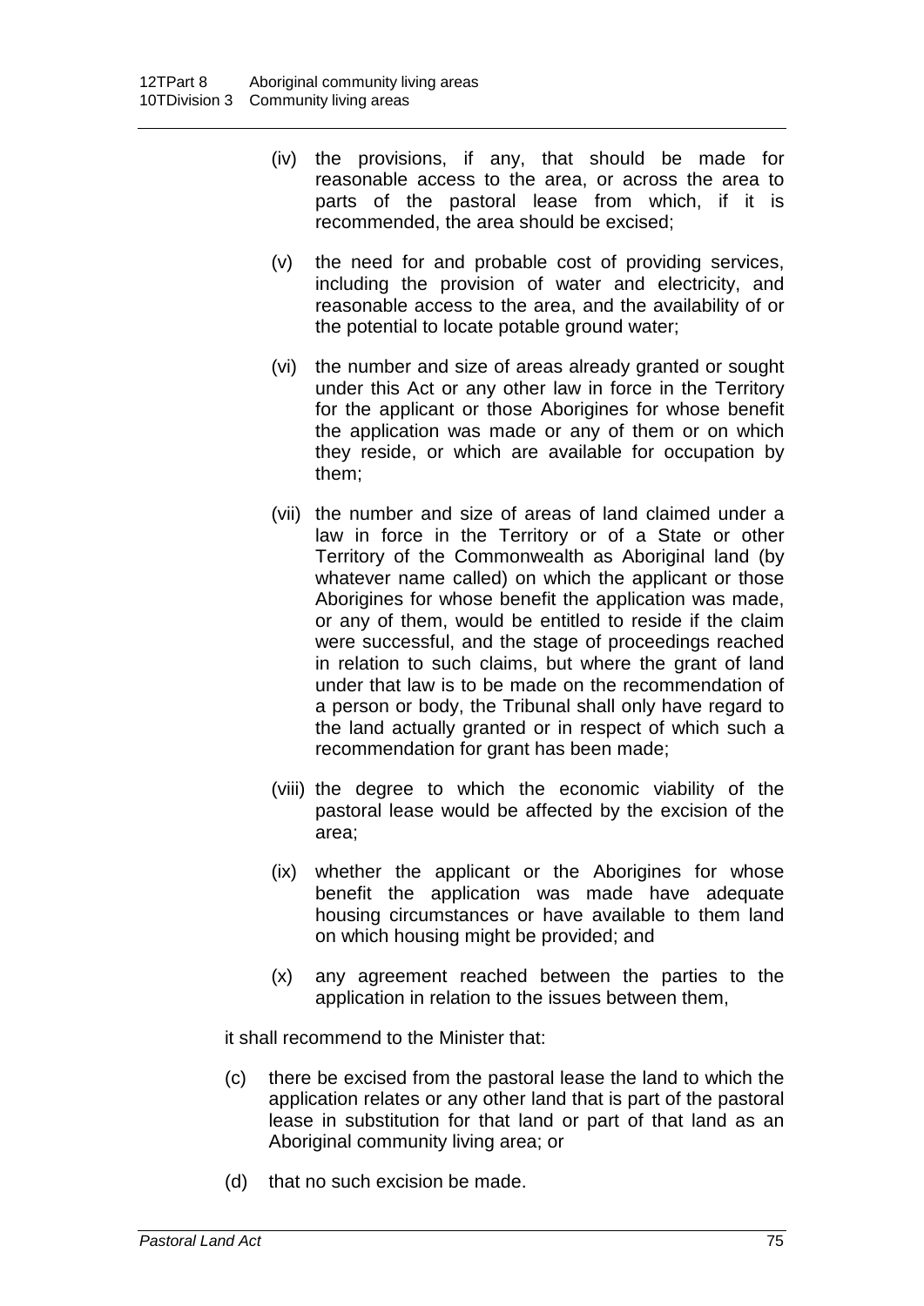(iv) the provisions, if any, that should be made for reasonable access to the area, or across the area to parts of the pastoral lease from which, if it is recommended, the area should be excised;

(v) the need for and probable cost of providing services, including the provision of water and electricity, and reasonable access to the area, and the availability of or the potential to locate potable ground water;

(vi) the number and size of areas already granted or sought under this Act or any other law in force in the Territory for the applicant or those Aborigines for whose benefit the application was made or any of them or on which they reside, or which are available for occupation by them;

(vii) the number and size of areas of land claimed under a law in force in the Territory or of a State or other Territory of the Commonwealth as Aboriginal land (by whatever name called) on which the applicant or those Aborigines for whose benefit the application was made, or any of them, would be entitled to reside if the claim were successful, and the stage of proceedings reached in relation to such claims, but where the grant of land under that law is to be made on the recommendation of a person or body, the Tribunal shall only have regard to the land actually granted or in respect of which such a recommendation for grant has been made;

(viii) the degree to which the economic viability of the pastoral lease would be affected by the excision of the area;

(ix) whether the applicant or the Aborigines for whose benefit the application was made have adequate housing circumstances or have available to them land on which housing might be provided; and

(x) any agreement reached between the parties to the application in relation to the issues between them,

it shall recommend to the Minister that:

(c) there be excised from the pastoral lease the land to which the application relates or any other land that is part of the pastoral lease in substitution for that land or part of that land as an Aboriginal community living area; or

(d) that no such excision be made.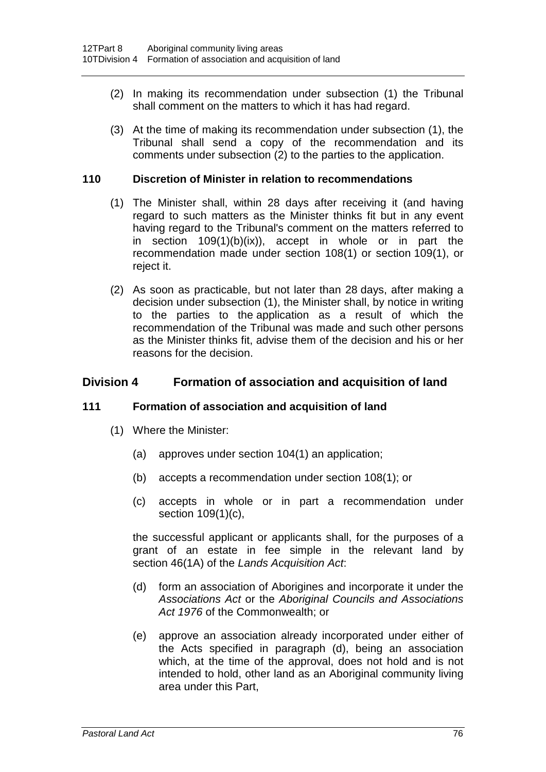(2) In making its recommendation under subsection (1) the Tribunal shall comment on the matters to which it has had regard.

(3) At the time of making its recommendation under subsection (1), the Tribunal shall send a copy of the recommendation and its comments under subsection (2) to the parties to the application.

### 110 Discretion of Minister in relation to recommendations

(1) The Minister shall, within 28 days after receiving it (and having regard to such matters as the Minister thinks fit but in any event having regard to the Tribunal's comment on the matters referred to in section 109(1)(b)(ix)), accept in whole or in part the recommendation made under section 108(1) or section 109(1), or reject it.

(2) As soon as practicable, but not later than 28 days, after making a decision under subsection (1), the Minister shall, by notice in writing to the parties to the application as a result of which the recommendation of the Tribunal was made and such other persons as the Minister thinks fit, advise them of the decision and his or her reasons for the decision.

## Division 4 Formation of association and acquisition of land

### 111 Formation of association and acquisition of land

(1) Where the Minister:

(a) approves under section 104(1) an application;

(b) accepts a recommendation under section 108(1); or

(c) accepts in whole or in part a recommendation under section 109(1)(c),

the successful applicant or applicants shall, for the purposes of a grant of an estate in fee simple in the relevant land by section 46(1A) of the *Lands Acquisition Act*:

(d) form an association of Aborigines and incorporate it under the *Associations Act* or the *Aboriginal Councils and Associations Act 1976* of the Commonwealth; or

(e) approve an association already incorporated under either of the Acts specified in paragraph (d), being an association which, at the time of the approval, does not hold and is not intended to hold, other land as an Aboriginal community living area under this Part,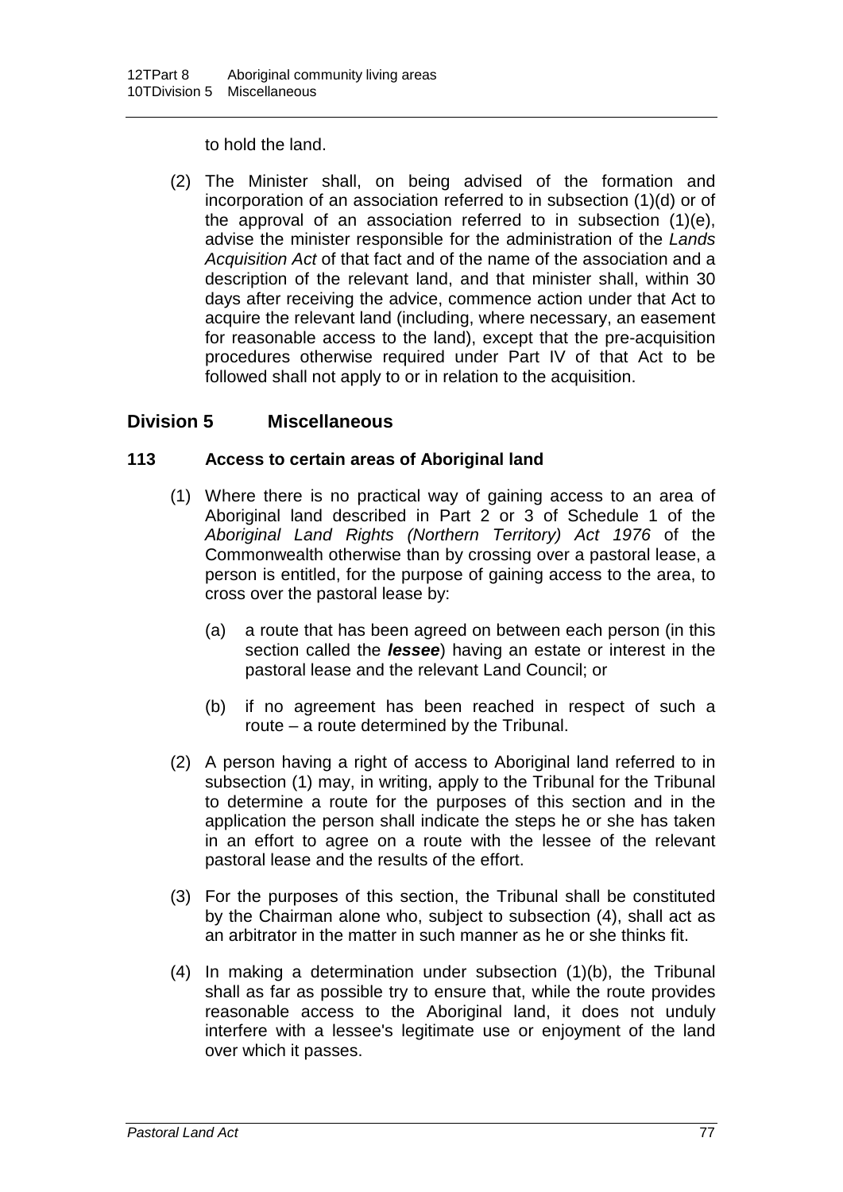to hold the land.

(2) The Minister shall, on being advised of the formation and incorporation of an association referred to in subsection (1)(d) or of the approval of an association referred to in subsection (1)(e), advise the minister responsible for the administration of the *Lands Acquisition Act* of that fact and of the name of the association and a description of the relevant land, and that minister shall, within 30 days after receiving the advice, commence action under that Act to acquire the relevant land (including, where necessary, an easement for reasonable access to the land), except that the pre-acquisition procedures otherwise required under Part IV of that Act to be followed shall not apply to or in relation to the acquisition.

## Division 5 Miscellaneous

### 113 Access to certain areas of Aboriginal land

(1) Where there is no practical way of gaining access to an area of Aboriginal land described in Part 2 or 3 of Schedule 1 of the *Aboriginal Land Rights (Northern Territory) Act 1976* of the Commonwealth otherwise than by crossing over a pastoral lease, a person is entitled, for the purpose of gaining access to the area, to cross over the pastoral lease by:

- (a) a route that has been agreed on between each person (in this section called the ***lessee***) having an estate or interest in the pastoral lease and the relevant Land Council; or
- (b) if no agreement has been reached in respect of such a route – a route determined by the Tribunal.

(2) A person having a right of access to Aboriginal land referred to in subsection (1) may, in writing, apply to the Tribunal for the Tribunal to determine a route for the purposes of this section and in the application the person shall indicate the steps he or she has taken in an effort to agree on a route with the lessee of the relevant pastoral lease and the results of the effort.

(3) For the purposes of this section, the Tribunal shall be constituted by the Chairman alone who, subject to subsection (4), shall act as an arbitrator in the matter in such manner as he or she thinks fit.

(4) In making a determination under subsection (1)(b), the Tribunal shall as far as possible try to ensure that, while the route provides reasonable access to the Aboriginal land, it does not unduly interfere with a lessee's legitimate use or enjoyment of the land over which it passes.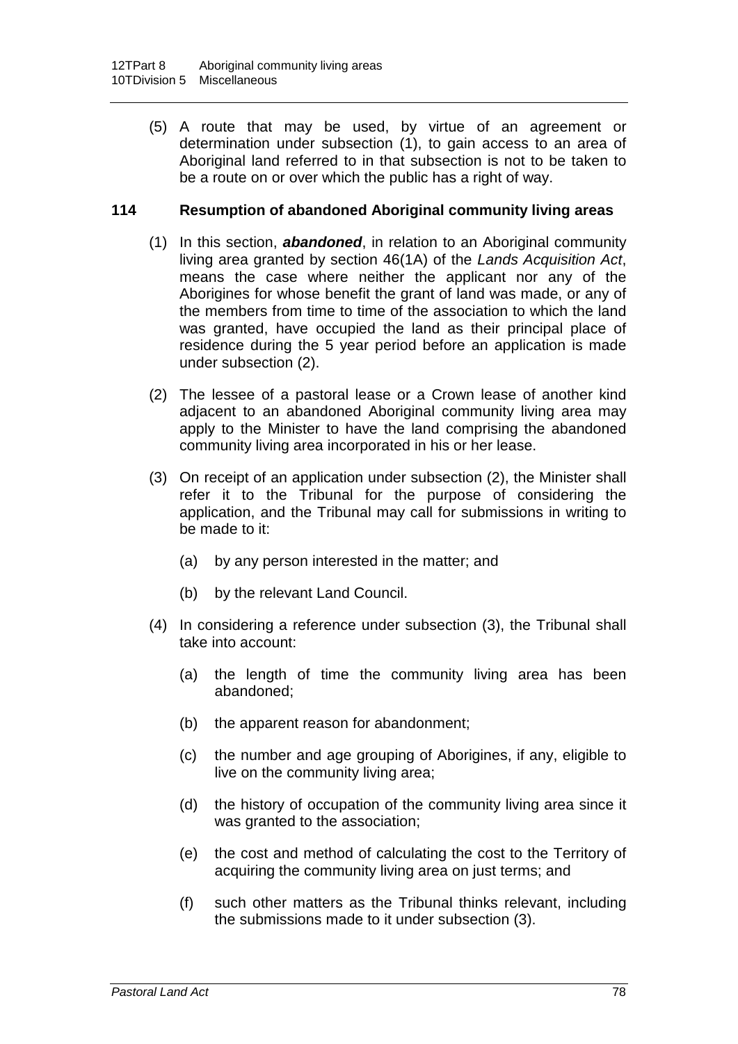(5) A route that may be used, by virtue of an agreement or determination under subsection (1), to gain access to an area of Aboriginal land referred to in that subsection is not to be taken to be a route on or over which the public has a right of way.

## 114 Resumption of abandoned Aboriginal community living areas

(1) In this section, ***abandoned***, in relation to an Aboriginal community living area granted by section 46(1A) of the *Lands Acquisition Act*, means the case where neither the applicant nor any of the Aborigines for whose benefit the grant of land was made, or any of the members from time to time of the association to which the land was granted, have occupied the land as their principal place of residence during the 5 year period before an application is made under subsection (2).

(2) The lessee of a pastoral lease or a Crown lease of another kind adjacent to an abandoned Aboriginal community living area may apply to the Minister to have the land comprising the abandoned community living area incorporated in his or her lease.

(3) On receipt of an application under subsection (2), the Minister shall refer it to the Tribunal for the purpose of considering the application, and the Tribunal may call for submissions in writing to be made to it:

- (a) by any person interested in the matter; and
- (b) by the relevant Land Council.

(4) In considering a reference under subsection (3), the Tribunal shall take into account:

- (a) the length of time the community living area has been abandoned;
- (b) the apparent reason for abandonment;
- (c) the number and age grouping of Aborigines, if any, eligible to live on the community living area;
- (d) the history of occupation of the community living area since it was granted to the association;
- (e) the cost and method of calculating the cost to the Territory of acquiring the community living area on just terms; and
- (f) such other matters as the Tribunal thinks relevant, including the submissions made to it under subsection (3).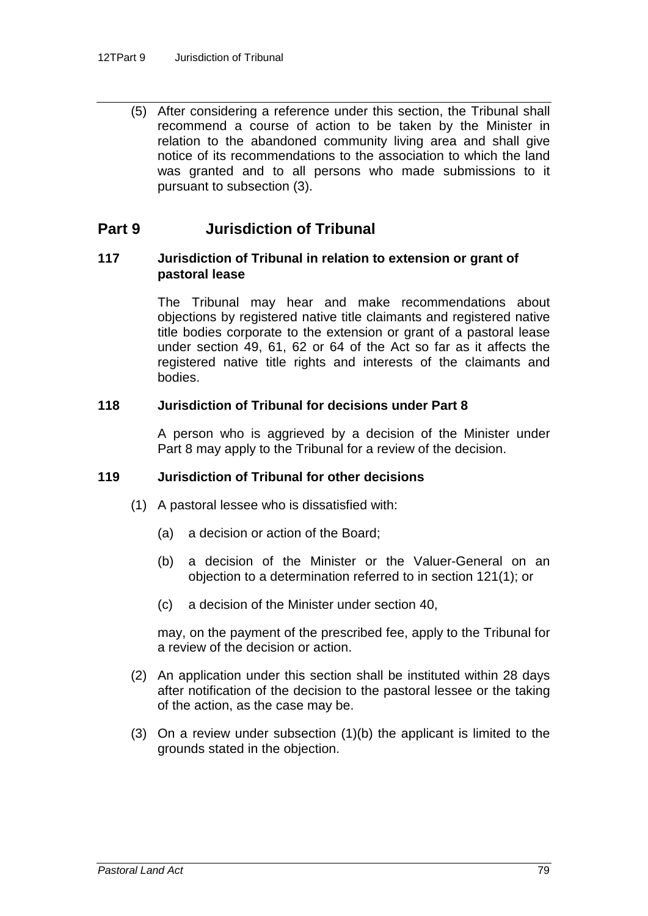(5) After considering a reference under this section, the Tribunal shall recommend a course of action to be taken by the Minister in relation to the abandoned community living area and shall give notice of its recommendations to the association to which the land was granted and to all persons who made submissions to it pursuant to subsection (3).

## Part 9 Jurisdiction of Tribunal

### 117 Jurisdiction of Tribunal in relation to extension or grant of pastoral lease

The Tribunal may hear and make recommendations about objections by registered native title claimants and registered native title bodies corporate to the extension or grant of a pastoral lease under section 49, 61, 62 or 64 of the Act so far as it affects the registered native title rights and interests of the claimants and bodies.

### 118 Jurisdiction of Tribunal for decisions under Part 8

A person who is aggrieved by a decision of the Minister under Part 8 may apply to the Tribunal for a review of the decision.

### 119 Jurisdiction of Tribunal for other decisions

(1) A pastoral lessee who is dissatisfied with:

(a) a decision or action of the Board;

(b) a decision of the Minister or the Valuer-General on an objection to a determination referred to in section 121(1); or

(c) a decision of the Minister under section 40,

may, on the payment of the prescribed fee, apply to the Tribunal for a review of the decision or action.

(2) An application under this section shall be instituted within 28 days after notification of the decision to the pastoral lessee or the taking of the action, as the case may be.

(3) On a review under subsection (1)(b) the applicant is limited to the grounds stated in the objection.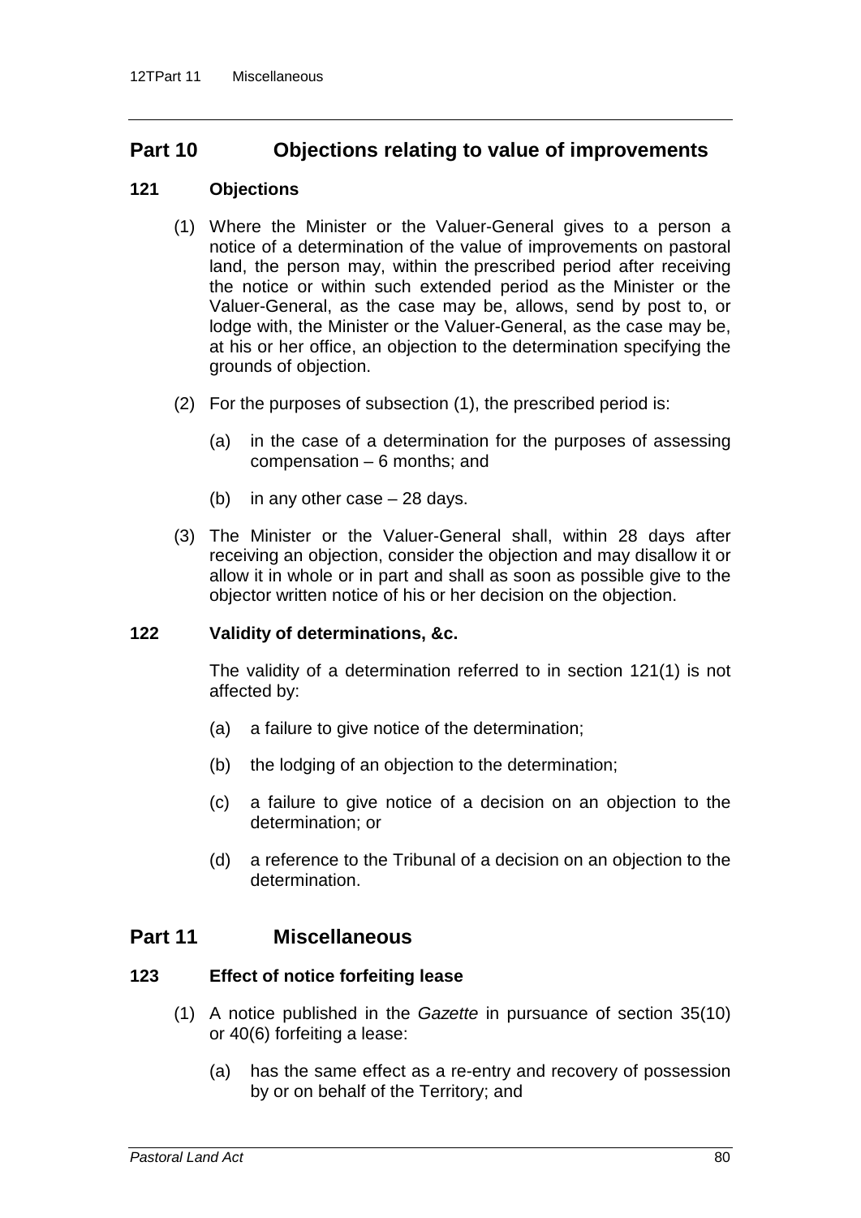## Part 10 Objections relating to value of improvements

### 121 Objections

(1) Where the Minister or the Valuer-General gives to a person a notice of a determination of the value of improvements on pastoral land, the person may, within the prescribed period after receiving the notice or within such extended period as the Minister or the Valuer-General, as the case may be, allows, send by post to, or lodge with, the Minister or the Valuer-General, as the case may be, at his or her office, an objection to the determination specifying the grounds of objection.

(2) For the purposes of subsection (1), the prescribed period is:

(a) in the case of a determination for the purposes of assessing compensation – 6 months; and

(b) in any other case – 28 days.

(3) The Minister or the Valuer-General shall, within 28 days after receiving an objection, consider the objection and may disallow it or allow it in whole or in part and shall as soon as possible give to the objector written notice of his or her decision on the objection.

### 122 Validity of determinations, &c.

The validity of a determination referred to in section 121(1) is not affected by:

(a) a failure to give notice of the determination;

(b) the lodging of an objection to the determination;

(c) a failure to give notice of a decision on an objection to the determination; or

(d) a reference to the Tribunal of a decision on an objection to the determination.

## Part 11 Miscellaneous

### 123 Effect of notice forfeiting lease

(1) A notice published in the *Gazette* in pursuance of section 35(10) or 40(6) forfeiting a lease:

(a) has the same effect as a re-entry and recovery of possession by or on behalf of the Territory; and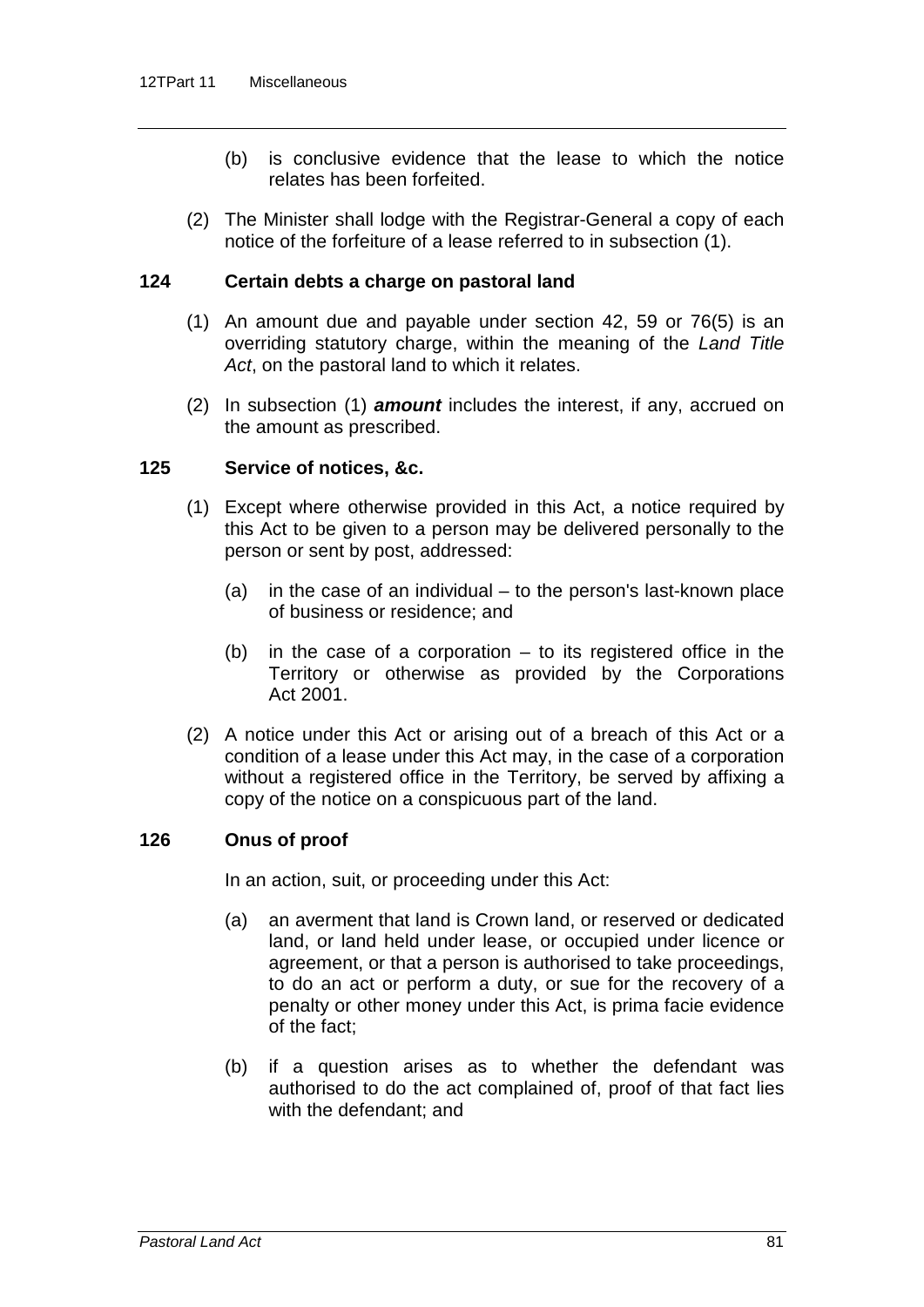(b) is conclusive evidence that the lease to which the notice relates has been forfeited.

(2) The Minister shall lodge with the Registrar-General a copy of each notice of the forfeiture of a lease referred to in subsection (1).

### 124 Certain debts a charge on pastoral land

(1) An amount due and payable under section 42, 59 or 76(5) is an overriding statutory charge, within the meaning of the *Land Title Act*, on the pastoral land to which it relates.

(2) In subsection (1) ***amount*** includes the interest, if any, accrued on the amount as prescribed.

### 125 Service of notices, &c.

(1) Except where otherwise provided in this Act, a notice required by this Act to be given to a person may be delivered personally to the person or sent by post, addressed:

- (a) in the case of an individual – to the person's last-known place of business or residence; and
- (b) in the case of a corporation – to its registered office in the Territory or otherwise as provided by the Corporations Act 2001.

(2) A notice under this Act or arising out of a breach of this Act or a condition of a lease under this Act may, in the case of a corporation without a registered office in the Territory, be served by affixing a copy of the notice on a conspicuous part of the land.

### 126 Onus of proof

In an action, suit, or proceeding under this Act:

- (a) an averment that land is Crown land, or reserved or dedicated land, or land held under lease, or occupied under licence or agreement, or that a person is authorised to take proceedings, to do an act or perform a duty, or sue for the recovery of a penalty or other money under this Act, is prima facie evidence of the fact;
- (b) if a question arises as to whether the defendant was authorised to do the act complained of, proof of that fact lies with the defendant; and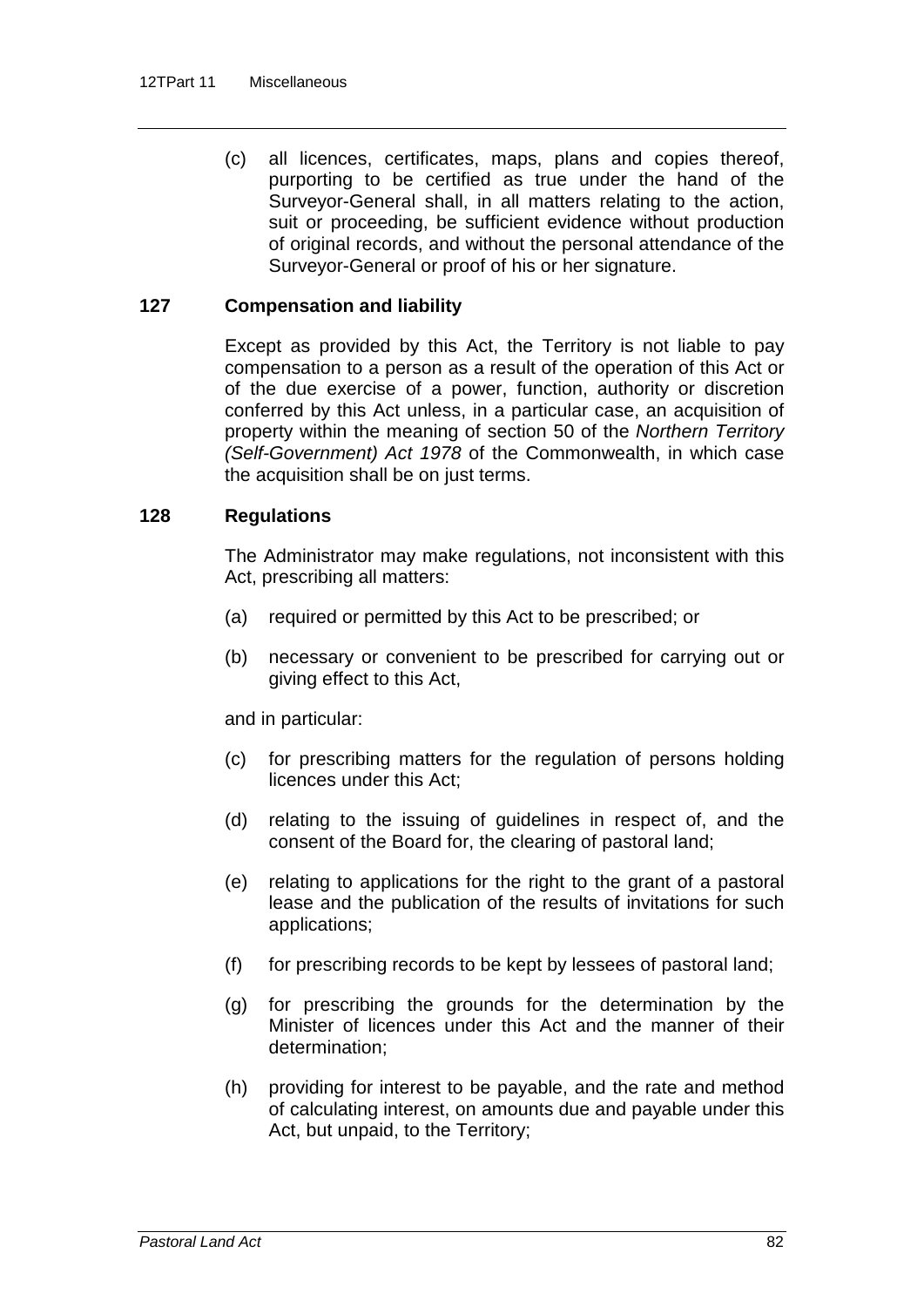(c) all licences, certificates, maps, plans and copies thereof, purporting to be certified as true under the hand of the Surveyor-General shall, in all matters relating to the action, suit or proceeding, be sufficient evidence without production of original records, and without the personal attendance of the Surveyor-General or proof of his or her signature.

### 127 Compensation and liability

Except as provided by this Act, the Territory is not liable to pay compensation to a person as a result of the operation of this Act or of the due exercise of a power, function, authority or discretion conferred by this Act unless, in a particular case, an acquisition of property within the meaning of section 50 of the *Northern Territory (Self-Government) Act 1978* of the Commonwealth, in which case the acquisition shall be on just terms.

### 128 Regulations

The Administrator may make regulations, not inconsistent with this Act, prescribing all matters:

(a) required or permitted by this Act to be prescribed; or

(b) necessary or convenient to be prescribed for carrying out or giving effect to this Act,

and in particular:

(c) for prescribing matters for the regulation of persons holding licences under this Act;

(d) relating to the issuing of guidelines in respect of, and the consent of the Board for, the clearing of pastoral land;

(e) relating to applications for the right to the grant of a pastoral lease and the publication of the results of invitations for such applications;

(f) for prescribing records to be kept by lessees of pastoral land;

(g) for prescribing the grounds for the determination by the Minister of licences under this Act and the manner of their determination;

(h) providing for interest to be payable, and the rate and method of calculating interest, on amounts due and payable under this Act, but unpaid, to the Territory;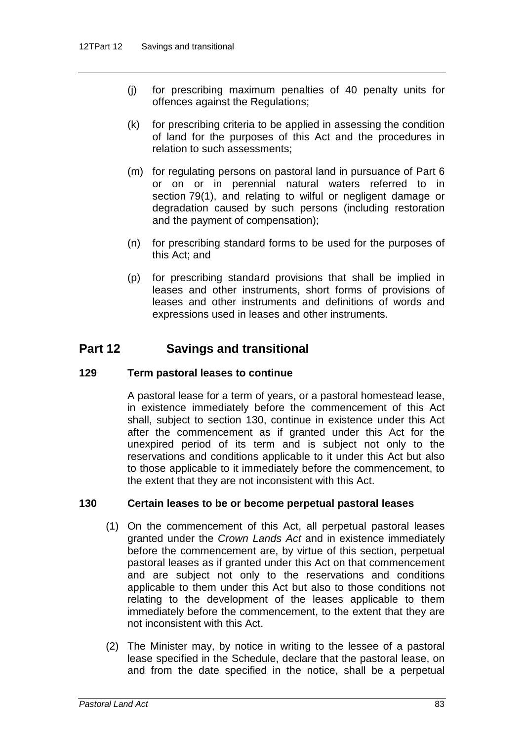(j) for prescribing maximum penalties of 40 penalty units for offences against the Regulations;

(k) for prescribing criteria to be applied in assessing the condition of land for the purposes of this Act and the procedures in relation to such assessments;

(m) for regulating persons on pastoral land in pursuance of Part 6 or on or in perennial natural waters referred to in section 79(1), and relating to wilful or negligent damage or degradation caused by such persons (including restoration and the payment of compensation);

(n) for prescribing standard forms to be used for the purposes of this Act; and

(p) for prescribing standard provisions that shall be implied in leases and other instruments, short forms of provisions of leases and other instruments and definitions of words and expressions used in leases and other instruments.

## Part 12 Savings and transitional

### 129 Term pastoral leases to continue

A pastoral lease for a term of years, or a pastoral homestead lease, in existence immediately before the commencement of this Act shall, subject to section 130, continue in existence under this Act after the commencement as if granted under this Act for the unexpired period of its term and is subject not only to the reservations and conditions applicable to it under this Act but also to those applicable to it immediately before the commencement, to the extent that they are not inconsistent with this Act.

### 130 Certain leases to be or become perpetual pastoral leases

(1) On the commencement of this Act, all perpetual pastoral leases granted under the *Crown Lands Act* and in existence immediately before the commencement are, by virtue of this section, perpetual pastoral leases as if granted under this Act on that commencement and are subject not only to the reservations and conditions applicable to them under this Act but also to those conditions not relating to the development of the leases applicable to them immediately before the commencement, to the extent that they are not inconsistent with this Act.

(2) The Minister may, by notice in writing to the lessee of a pastoral lease specified in the Schedule, declare that the pastoral lease, on and from the date specified in the notice, shall be a perpetual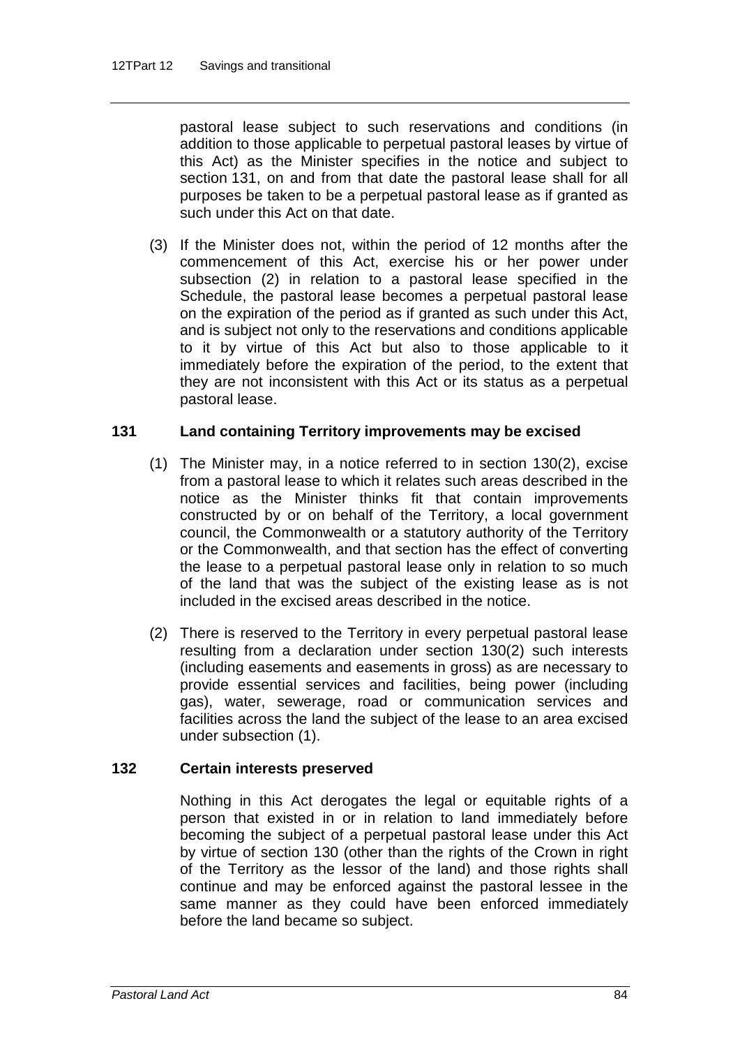pastoral lease subject to such reservations and conditions (in addition to those applicable to perpetual pastoral leases by virtue of this Act) as the Minister specifies in the notice and subject to section 131, on and from that date the pastoral lease shall for all purposes be taken to be a perpetual pastoral lease as if granted as such under this Act on that date.

(3) If the Minister does not, within the period of 12 months after the commencement of this Act, exercise his or her power under subsection (2) in relation to a pastoral lease specified in the Schedule, the pastoral lease becomes a perpetual pastoral lease on the expiration of the period as if granted as such under this Act, and is subject not only to the reservations and conditions applicable to it by virtue of this Act but also to those applicable to it immediately before the expiration of the period, to the extent that they are not inconsistent with this Act or its status as a perpetual pastoral lease.

### 131 Land containing Territory improvements may be excised

(1) The Minister may, in a notice referred to in section 130(2), excise from a pastoral lease to which it relates such areas described in the notice as the Minister thinks fit that contain improvements constructed by or on behalf of the Territory, a local government council, the Commonwealth or a statutory authority of the Territory or the Commonwealth, and that section has the effect of converting the lease to a perpetual pastoral lease only in relation to so much of the land that was the subject of the existing lease as is not included in the excised areas described in the notice.

(2) There is reserved to the Territory in every perpetual pastoral lease resulting from a declaration under section 130(2) such interests (including easements and easements in gross) as are necessary to provide essential services and facilities, being power (including gas), water, sewerage, road or communication services and facilities across the land the subject of the lease to an area excised under subsection (1).

### 132 Certain interests preserved

Nothing in this Act derogates the legal or equitable rights of a person that existed in or in relation to land immediately before becoming the subject of a perpetual pastoral lease under this Act by virtue of section 130 (other than the rights of the Crown in right of the Territory as the lessor of the land) and those rights shall continue and may be enforced against the pastoral lessee in the same manner as they could have been enforced immediately before the land became so subject.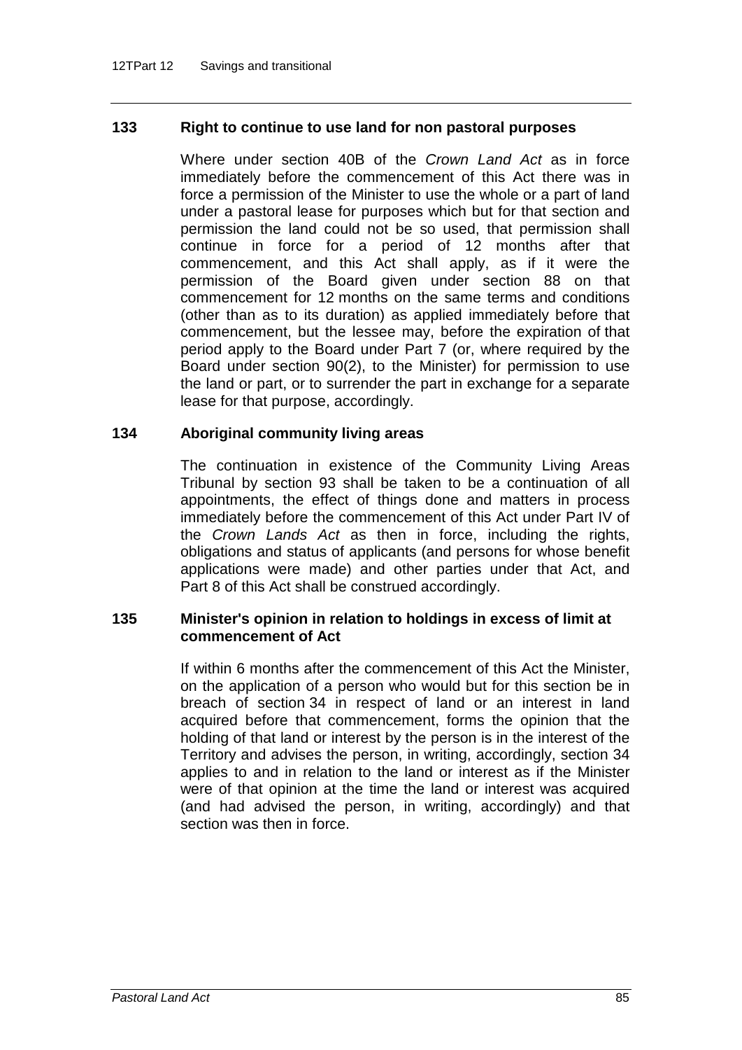### 133 Right to continue to use land for non pastoral purposes

Where under section 40B of the *Crown Land Act* as in force immediately before the commencement of this Act there was in force a permission of the Minister to use the whole or a part of land under a pastoral lease for purposes which but for that section and permission the land could not be so used, that permission shall continue in force for a period of 12 months after that commencement, and this Act shall apply, as if it were the permission of the Board given under section 88 on that commencement for 12 months on the same terms and conditions (other than as to its duration) as applied immediately before that commencement, but the lessee may, before the expiration of that period apply to the Board under Part 7 (or, where required by the Board under section 90(2), to the Minister) for permission to use the land or part, or to surrender the part in exchange for a separate lease for that purpose, accordingly.

### 134 Aboriginal community living areas

The continuation in existence of the Community Living Areas Tribunal by section 93 shall be taken to be a continuation of all appointments, the effect of things done and matters in process immediately before the commencement of this Act under Part IV of the *Crown Lands Act* as then in force, including the rights, obligations and status of applicants (and persons for whose benefit applications were made) and other parties under that Act, and Part 8 of this Act shall be construed accordingly.

### 135 Minister's opinion in relation to holdings in excess of limit at commencement of Act

If within 6 months after the commencement of this Act the Minister, on the application of a person who would but for this section be in breach of section 34 in respect of land or an interest in land acquired before that commencement, forms the opinion that the holding of that land or interest by the person is in the interest of the Territory and advises the person, in writing, accordingly, section 34 applies to and in relation to the land or interest as if the Minister were of that opinion at the time the land or interest was acquired (and had advised the person, in writing, accordingly) and that section was then in force.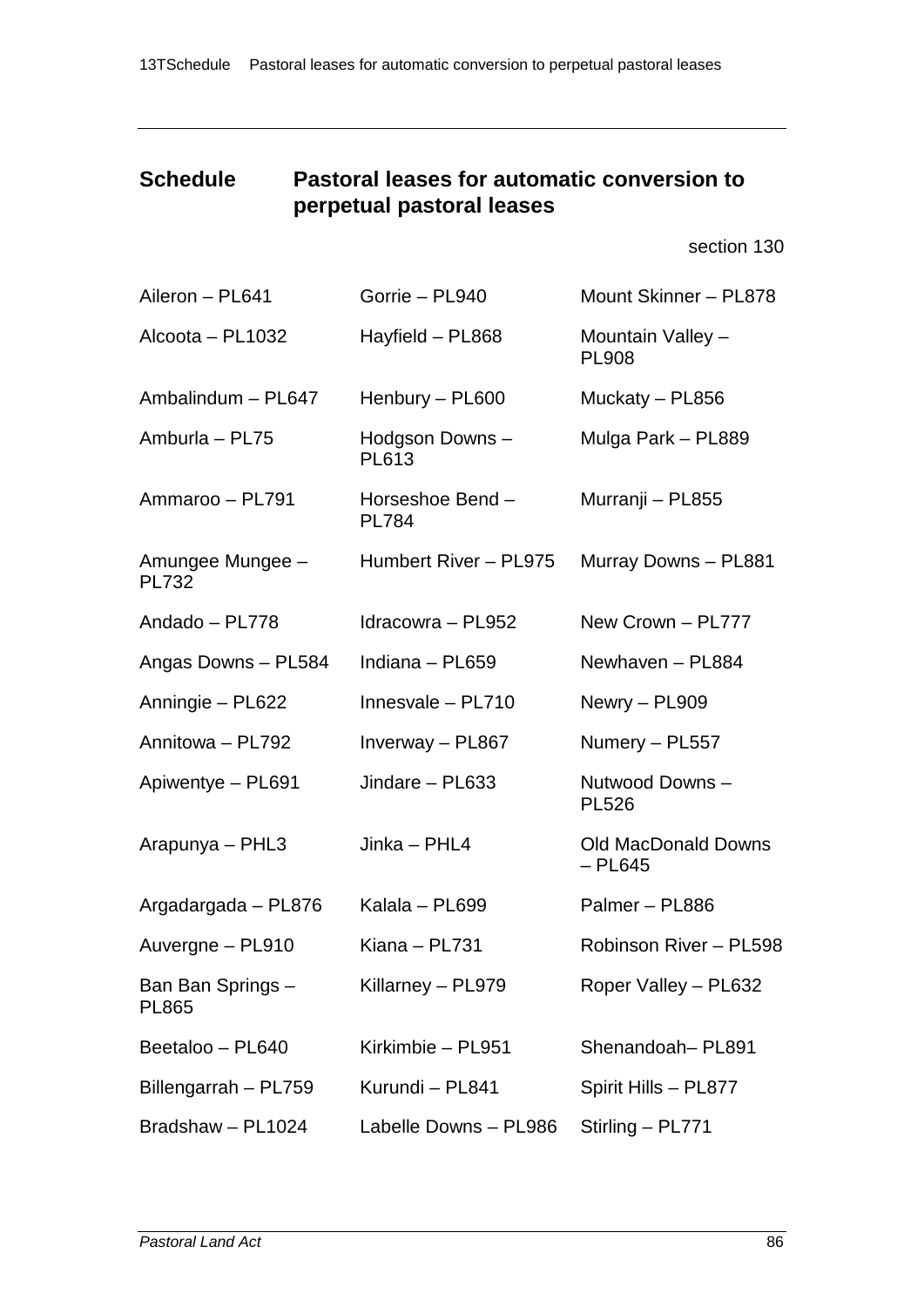## Schedule Pastoral leases for automatic conversion to perpetual pastoral leases

section 130

| | | |
|---|---|---|
| Aileron – PL641 | Gorrie – PL940 | Mount Skinner – PL878 |
| Alcoota – PL1032 | Hayfield – PL868 | Mountain Valley – PL908 |
| Ambalindum – PL647 | Henbury – PL600 | Muckaty – PL856 |
| Amburla – PL75 | Hodgson Downs – PL613 | Mulga Park – PL889 |
| Ammaroo – PL791 | Horseshoe Bend – PL784 | Murranji – PL855 |
| Amungee Mungee – PL732 | Humbert River – PL975 | Murray Downs – PL881 |
| Andado – PL778 | Idracowra – PL952 | New Crown – PL777 |
| Angas Downs – PL584 | Indiana – PL659 | Newhaven – PL884 |
| Anningie – PL622 | Innesvale – PL710 | Newry – PL909 |
| Annitowa – PL792 | Inverway – PL867 | Numery – PL557 |
| Apiwentye – PL691 | Jindare – PL633 | Nutwood Downs – PL526 |
| Arapunya – PHL3 | Jinka – PHL4 | Old MacDonald Downs – PL645 |
| Argadargada – PL876 | Kalala – PL699 | Palmer – PL886 |
| Auvergne – PL910 | Kiana – PL731 | Robinson River – PL598 |
| Ban Ban Springs – PL865 | Killarney – PL979 | Roper Valley – PL632 |
| Beetaloo – PL640 | Kirkimbie – PL951 | Shenandoah– PL891 |
| Billengarrah – PL759 | Kurundi – PL841 | Spirit Hills – PL877 |
| Bradshaw – PL1024 | Labelle Downs – PL986 | Stirling – PL771 |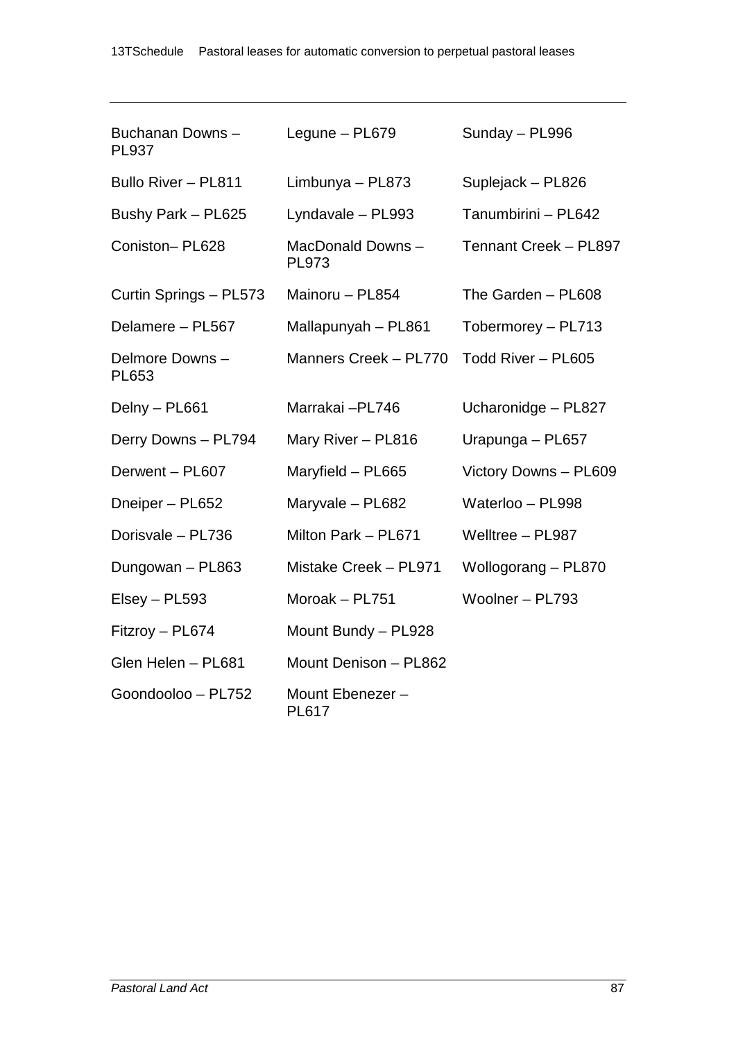| | | |
|---|---|---|
| Buchanan Downs – PL937 | Legune – PL679 | Sunday – PL996 |
| Bullo River – PL811 | Limbunya – PL873 | Suplejack – PL826 |
| Bushy Park – PL625 | Lyndavale – PL993 | Tanumbirini – PL642 |
| Coniston– PL628 | MacDonald Downs – PL973 | Tennant Creek – PL897 |
| Curtin Springs – PL573 | Mainoru – PL854 | The Garden – PL608 |
| Delamere – PL567 | Mallapunyah – PL861 | Tobermorey – PL713 |
| Delmore Downs – PL653 | Manners Creek – PL770 | Todd River – PL605 |
| Delny – PL661 | Marrakai –PL746 | Ucharonidge – PL827 |
| Derry Downs – PL794 | Mary River – PL816 | Urapunga – PL657 |
| Derwent – PL607 | Maryfield – PL665 | Victory Downs – PL609 |
| Dneiper – PL652 | Maryvale – PL682 | Waterloo – PL998 |
| Dorisvale – PL736 | Milton Park – PL671 | Welltree – PL987 |
| Dungowan – PL863 | Mistake Creek – PL971 | Wollogorang – PL870 |
| Elsey – PL593 | Moroak – PL751 | Woolner – PL793 |
| Fitzroy – PL674 | Mount Bundy – PL928 | |
| Glen Helen – PL681 | Mount Denison – PL862 | |
| Goondooloo – PL752 | Mount Ebenezer – PL617 | |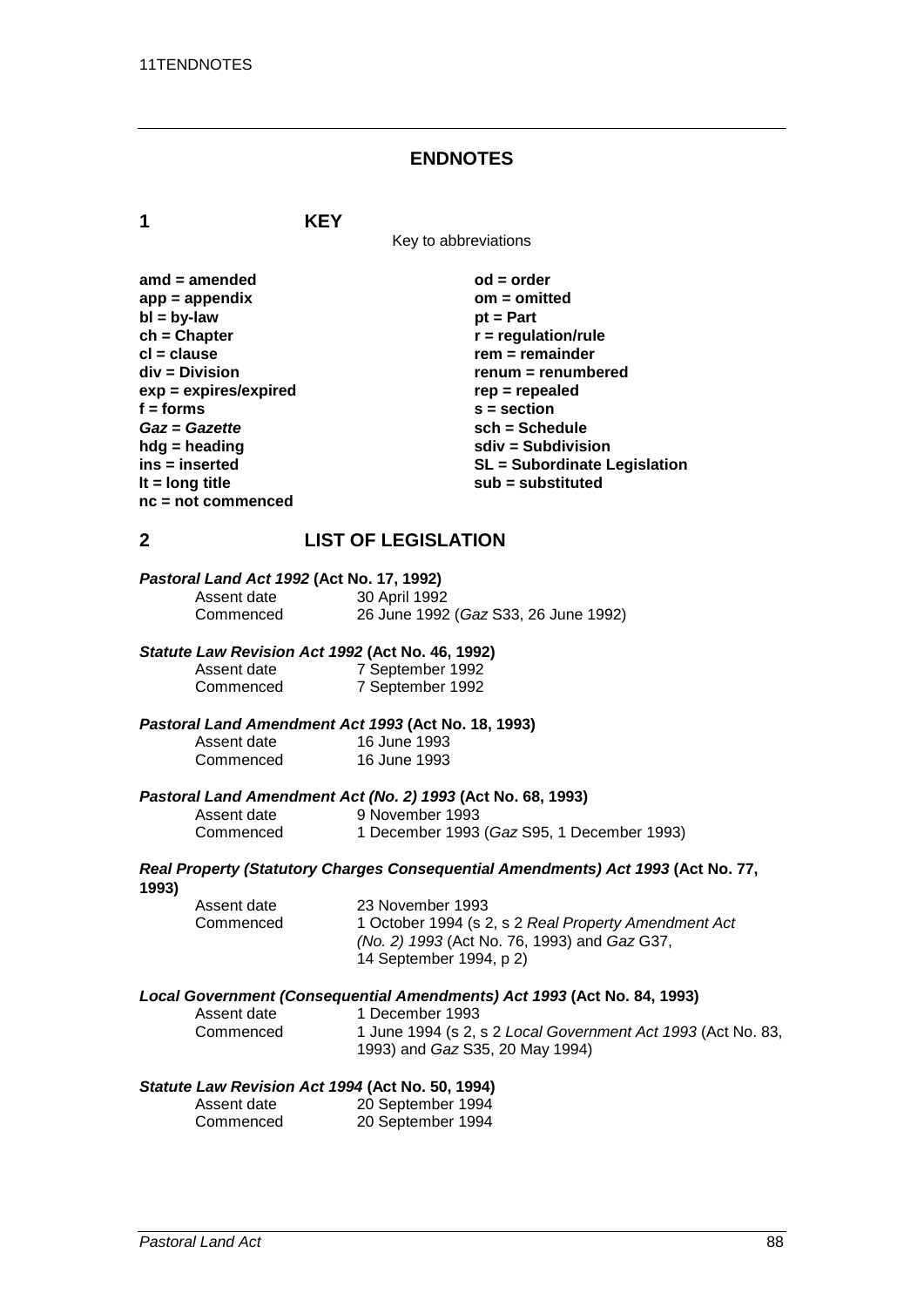## ENDNOTES

### 1 KEY

Key to abbreviations

| | |
|---|---|
| **amd = amended** | **od = order** |
| **app = appendix** | **om = omitted** |
| **bl = by-law** | **pt = Part** |
| **ch = Chapter** | **r = regulation/rule** |
| **cl = clause** | **rem = remainder** |
| **div = Division** | **renum = renumbered** |
| **exp = expires/expired** | **rep = repealed** |
| **f = forms** | **s = section** |
| ***Gaz = Gazette*** | **sch = Schedule** |
| **hdg = heading** | **sdiv = Subdivision** |
| **ins = inserted** | **SL = Subordinate Legislation** |
| **lt = long title** | **sub = substituted** |
| **nc = not commenced** | |

### 2 LIST OF LEGISLATION

***Pastoral Land Act 1992* (Act No. 17, 1992)**

Assent date: 30 April 1992
Commenced: 26 June 1992 (*Gaz* S33, 26 June 1992)

***Statute Law Revision Act 1992* (Act No. 46, 1992)**

Assent date: 7 September 1992
Commenced: 7 September 1992

***Pastoral Land Amendment Act 1993* (Act No. 18, 1993)**

Assent date: 16 June 1993
Commenced: 16 June 1993

***Pastoral Land Amendment Act (No. 2) 1993* (Act No. 68, 1993)**

Assent date: 9 November 1993
Commenced: 1 December 1993 (*Gaz* S95, 1 December 1993)

***Real Property (Statutory Charges Consequential Amendments) Act 1993* (Act No. 77, 1993)**

Assent date: 23 November 1993
Commenced: 1 October 1994 (s 2, s 2 *Real Property Amendment Act (No. 2) 1993* (Act No. 76, 1993) and *Gaz* G37, 14 September 1994, p 2)

***Local Government (Consequential Amendments) Act 1993* (Act No. 84, 1993)**

Assent date: 1 December 1993
Commenced: 1 June 1994 (s 2, s 2 *Local Government Act 1993* (Act No. 83, 1993) and *Gaz* S35, 20 May 1994)

***Statute Law Revision Act 1994* (Act No. 50, 1994)**

Assent date: 20 September 1994
Commenced: 20 September 1994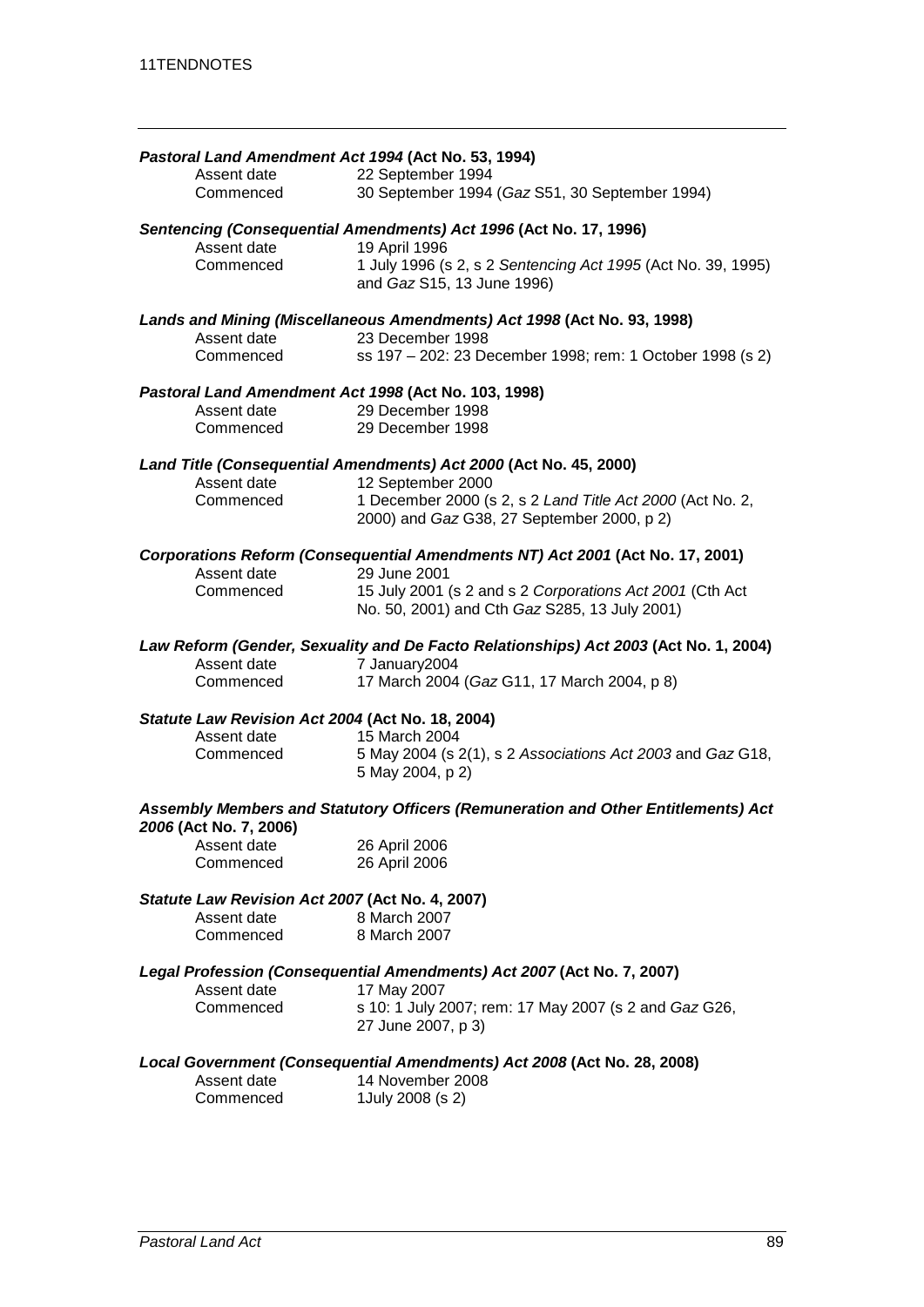***Pastoral Land Amendment Act 1994* (Act No. 53, 1994)**

| | |
|---|---|
| Assent date | 22 September 1994 |
| Commenced | 30 September 1994 (*Gaz* S51, 30 September 1994) |

***Sentencing (Consequential Amendments) Act 1996* (Act No. 17, 1996)**

| | |
|---|---|
| Assent date | 19 April 1996 |
| Commenced | 1 July 1996 (s 2, s 2 *Sentencing Act 1995* (Act No. 39, 1995) and *Gaz* S15, 13 June 1996) |

***Lands and Mining (Miscellaneous Amendments) Act 1998* (Act No. 93, 1998)**

| | |
|---|---|
| Assent date | 23 December 1998 |
| Commenced | ss 197 – 202: 23 December 1998; rem: 1 October 1998 (s 2) |

***Pastoral Land Amendment Act 1998* (Act No. 103, 1998)**

| | |
|---|---|
| Assent date | 29 December 1998 |
| Commenced | 29 December 1998 |

***Land Title (Consequential Amendments) Act 2000* (Act No. 45, 2000)**

| | |
|---|---|
| Assent date | 12 September 2000 |
| Commenced | 1 December 2000 (s 2, s 2 *Land Title Act 2000* (Act No. 2, 2000) and *Gaz* G38, 27 September 2000, p 2) |

***Corporations Reform (Consequential Amendments NT) Act 2001* (Act No. 17, 2001)**

| | |
|---|---|
| Assent date | 29 June 2001 |
| Commenced | 15 July 2001 (s 2 and s 2 *Corporations Act 2001* (Cth Act No. 50, 2001) and Cth *Gaz* S285, 13 July 2001) |

***Law Reform (Gender, Sexuality and De Facto Relationships) Act 2003* (Act No. 1, 2004)**

| | |
|---|---|
| Assent date | 7 January2004 |
| Commenced | 17 March 2004 (*Gaz* G11, 17 March 2004, p 8) |

***Statute Law Revision Act 2004* (Act No. 18, 2004)**

| | |
|---|---|
| Assent date | 15 March 2004 |
| Commenced | 5 May 2004 (s 2(1), s 2 *Associations Act 2003* and *Gaz* G18, 5 May 2004, p 2) |

***Assembly Members and Statutory Officers (Remuneration and Other Entitlements) Act 2006* (Act No. 7, 2006)**

| | |
|---|---|
| Assent date | 26 April 2006 |
| Commenced | 26 April 2006 |

***Statute Law Revision Act 2007* (Act No. 4, 2007)**

| | |
|---|---|
| Assent date | 8 March 2007 |
| Commenced | 8 March 2007 |

***Legal Profession (Consequential Amendments) Act 2007* (Act No. 7, 2007)**

| | |
|---|---|
| Assent date | 17 May 2007 |
| Commenced | s 10: 1 July 2007; rem: 17 May 2007 (s 2 and *Gaz* G26, 27 June 2007, p 3) |

***Local Government (Consequential Amendments) Act 2008* (Act No. 28, 2008)**

| | |
|---|---|
| Assent date | 14 November 2008 |
| Commenced | 1July 2008 (s 2) |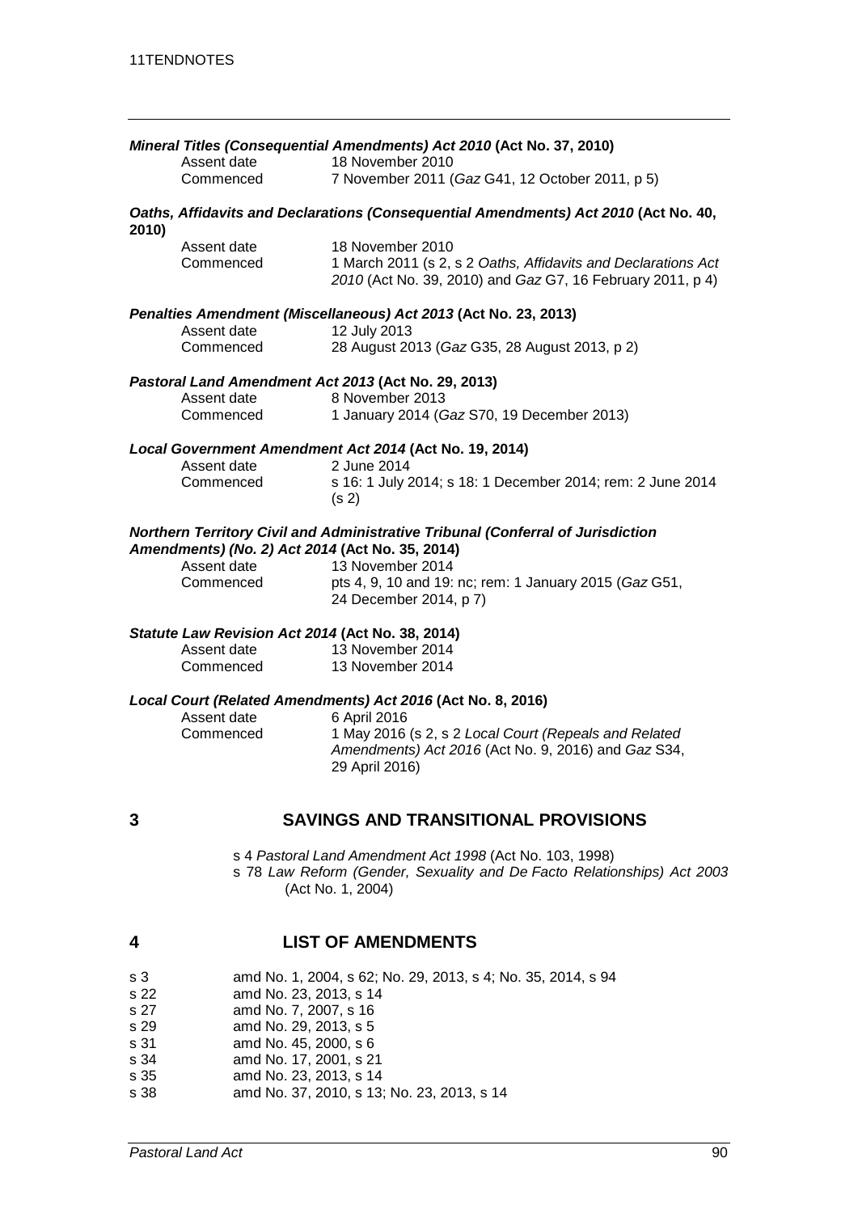***Mineral Titles (Consequential Amendments) Act 2010* (Act No. 37, 2010)**

| | |
|---|---|
| Assent date | 18 November 2010 |
| Commenced | 7 November 2011 (*Gaz* G41, 12 October 2011, p 5) |

***Oaths, Affidavits and Declarations (Consequential Amendments) Act 2010* (Act No. 40, 2010)**

| | |
|---|---|
| Assent date | 18 November 2010 |
| Commenced | 1 March 2011 (s 2, s 2 *Oaths, Affidavits and Declarations Act 2010* (Act No. 39, 2010) and *Gaz* G7, 16 February 2011, p 4) |

***Penalties Amendment (Miscellaneous) Act 2013* (Act No. 23, 2013)**

| | |
|---|---|
| Assent date | 12 July 2013 |
| Commenced | 28 August 2013 (*Gaz* G35, 28 August 2013, p 2) |

***Pastoral Land Amendment Act 2013* (Act No. 29, 2013)**

| | |
|---|---|
| Assent date | 8 November 2013 |
| Commenced | 1 January 2014 (*Gaz* S70, 19 December 2013) |

***Local Government Amendment Act 2014* (Act No. 19, 2014)**

| | |
|---|---|
| Assent date | 2 June 2014 |
| Commenced | s 16: 1 July 2014; s 18: 1 December 2014; rem: 2 June 2014 (s 2) |

***Northern Territory Civil and Administrative Tribunal (Conferral of Jurisdiction Amendments) (No. 2) Act 2014* (Act No. 35, 2014)**

| | |
|---|---|
| Assent date | 13 November 2014 |
| Commenced | pts 4, 9, 10 and 19: nc; rem: 1 January 2015 (*Gaz* G51, 24 December 2014, p 7) |

***Statute Law Revision Act 2014* (Act No. 38, 2014)**

| | |
|---|---|
| Assent date | 13 November 2014 |
| Commenced | 13 November 2014 |

***Local Court (Related Amendments) Act 2016* (Act No. 8, 2016)**

| | |
|---|---|
| Assent date | 6 April 2016 |
| Commenced | 1 May 2016 (s 2, s 2 *Local Court (Repeals and Related Amendments) Act 2016* (Act No. 9, 2016) and *Gaz* S34, 29 April 2016) |

## 3 SAVINGS AND TRANSITIONAL PROVISIONS

s 4 *Pastoral Land Amendment Act 1998* (Act No. 103, 1998)
s 78 *Law Reform (Gender, Sexuality and De Facto Relationships) Act 2003* (Act No. 1, 2004)

## 4 LIST OF AMENDMENTS

| | |
|---|---|
| s 3 | amd No. 1, 2004, s 62; No. 29, 2013, s 4; No. 35, 2014, s 94 |
| s 22 | amd No. 23, 2013, s 14 |
| s 27 | amd No. 7, 2007, s 16 |
| s 29 | amd No. 29, 2013, s 5 |
| s 31 | amd No. 45, 2000, s 6 |
| s 34 | amd No. 17, 2001, s 21 |
| s 35 | amd No. 23, 2013, s 14 |
| s 38 | amd No. 37, 2010, s 13; No. 23, 2013, s 14 |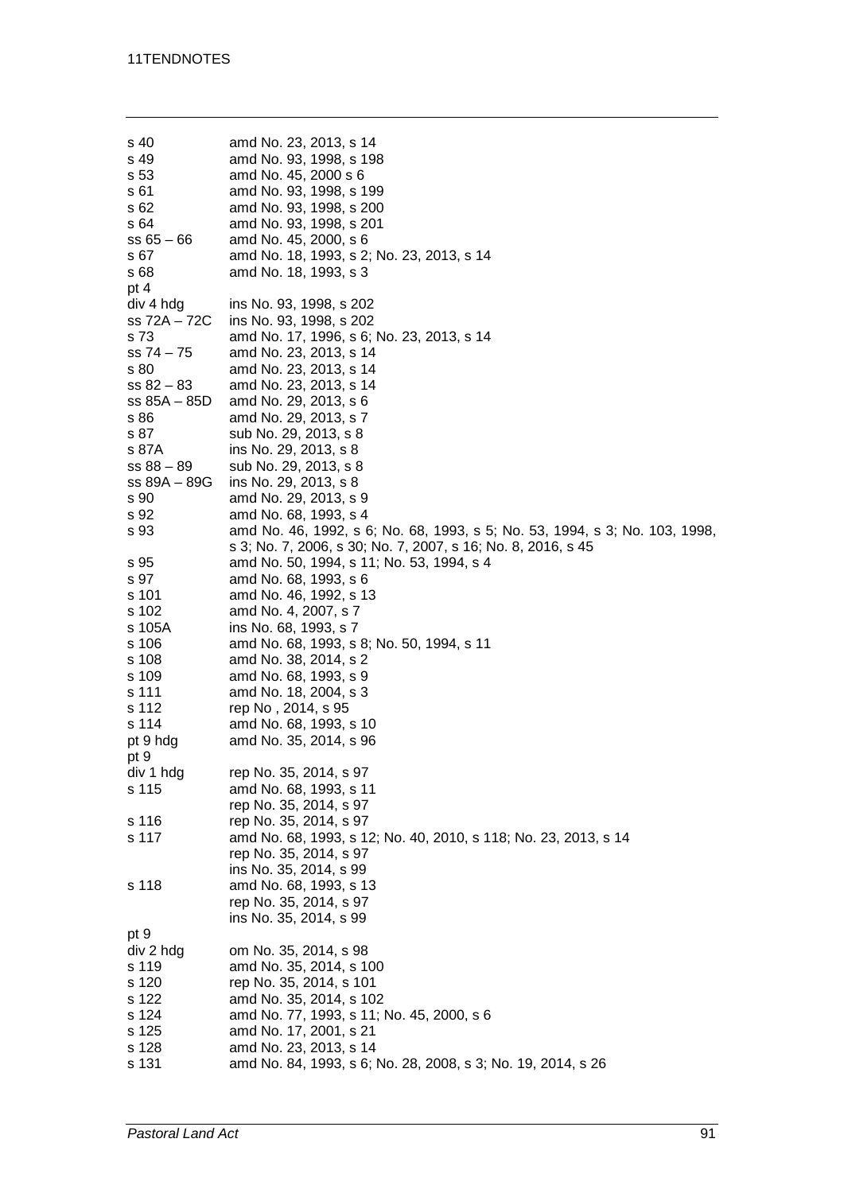| | |
|---|---|
| s 40 | amd No. 23, 2013, s 14 |
| s 49 | amd No. 93, 1998, s 198 |
| s 53 | amd No. 45, 2000 s 6 |
| s 61 | amd No. 93, 1998, s 199 |
| s 62 | amd No. 93, 1998, s 200 |
| s 64 | amd No. 93, 1998, s 201 |
| ss 65 – 66 | amd No. 45, 2000, s 6 |
| s 67 | amd No. 18, 1993, s 2; No. 23, 2013, s 14 |
| s 68 | amd No. 18, 1993, s 3 |
| pt 4 | |
| div 4 hdg | ins No. 93, 1998, s 202 |
| ss 72A – 72C | ins No. 93, 1998, s 202 |
| s 73 | amd No. 17, 1996, s 6; No. 23, 2013, s 14 |
| ss 74 – 75 | amd No. 23, 2013, s 14 |
| s 80 | amd No. 23, 2013, s 14 |
| ss 82 – 83 | amd No. 23, 2013, s 14 |
| ss 85A – 85D | amd No. 29, 2013, s 6 |
| s 86 | amd No. 29, 2013, s 7 |
| s 87 | sub No. 29, 2013, s 8 |
| s 87A | ins No. 29, 2013, s 8 |
| ss 88 – 89 | sub No. 29, 2013, s 8 |
| ss 89A – 89G | ins No. 29, 2013, s 8 |
| s 90 | amd No. 29, 2013, s 9 |
| s 92 | amd No. 68, 1993, s 4 |
| s 93 | amd No. 46, 1992, s 6; No. 68, 1993, s 5; No. 53, 1994, s 3; No. 103, 1998, s 3; No. 7, 2006, s 30; No. 7, 2007, s 16; No. 8, 2016, s 45 |
| s 95 | amd No. 50, 1994, s 11; No. 53, 1994, s 4 |
| s 97 | amd No. 68, 1993, s 6 |
| s 101 | amd No. 46, 1992, s 13 |
| s 102 | amd No. 4, 2007, s 7 |
| s 105A | ins No. 68, 1993, s 7 |
| s 106 | amd No. 68, 1993, s 8; No. 50, 1994, s 11 |
| s 108 | amd No. 38, 2014, s 2 |
| s 109 | amd No. 68, 1993, s 9 |
| s 111 | amd No. 18, 2004, s 3 |
| s 112 | rep No , 2014, s 95 |
| s 114 | amd No. 68, 1993, s 10 |
| pt 9 hdg | amd No. 35, 2014, s 96 |
| pt 9 | |
| div 1 hdg | rep No. 35, 2014, s 97 |
| s 115 | amd No. 68, 1993, s 11 |
| | rep No. 35, 2014, s 97 |
| s 116 | rep No. 35, 2014, s 97 |
| s 117 | amd No. 68, 1993, s 12; No. 40, 2010, s 118; No. 23, 2013, s 14 |
| | rep No. 35, 2014, s 97 |
| | ins No. 35, 2014, s 99 |
| s 118 | amd No. 68, 1993, s 13 |
| | rep No. 35, 2014, s 97 |
| | ins No. 35, 2014, s 99 |
| pt 9 | |
| div 2 hdg | om No. 35, 2014, s 98 |
| s 119 | amd No. 35, 2014, s 100 |
| s 120 | rep No. 35, 2014, s 101 |
| s 122 | amd No. 35, 2014, s 102 |
| s 124 | amd No. 77, 1993, s 11; No. 45, 2000, s 6 |
| s 125 | amd No. 17, 2001, s 21 |
| s 128 | amd No. 23, 2013, s 14 |
| s 131 | amd No. 84, 1993, s 6; No. 28, 2008, s 3; No. 19, 2014, s 26 |